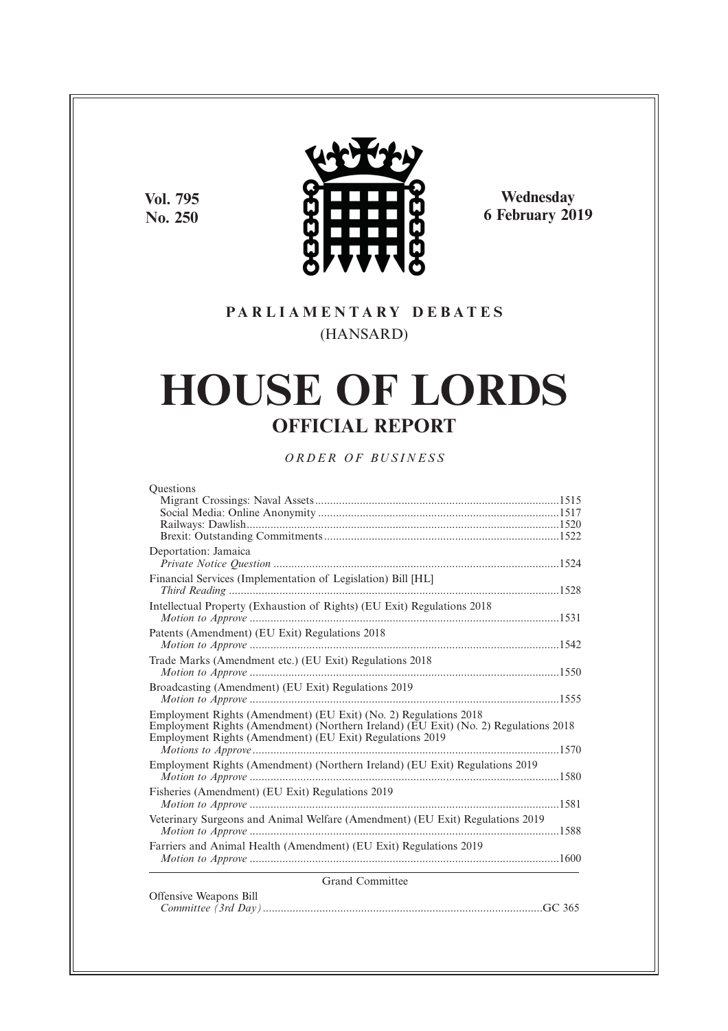Vol. 795
No. 250

Wednesday
6 February 2019

PARLIAMENTARY DEBATES
(HANSARD)

# HOUSE OF LORDS

## OFFICIAL REPORT

*ORDER OF BUSINESS*

Questions
Migrant Crossings: Naval Assets ....................................................................................1515
Social Media: Online Anonymity ..................................................................................1517
Railways: Dawlish..........................................................................................................1520
Brexit: Outstanding Commitments ................................................................................1522

Deportation: Jamaica
*Private Notice Question* ..................................................................................................1524

Financial Services (Implementation of Legislation) Bill [HL]
*Third Reading* ..................................................................................................................1528

Intellectual Property (Exhaustion of Rights) (EU Exit) Regulations 2018
*Motion to Approve* ..........................................................................................................1531

Patents (Amendment) (EU Exit) Regulations 2018
*Motion to Approve* ..........................................................................................................1542

Trade Marks (Amendment etc.) (EU Exit) Regulations 2018
*Motion to Approve* ..........................................................................................................1550

Broadcasting (Amendment) (EU Exit) Regulations 2019
*Motion to Approve* ..........................................................................................................1555

Employment Rights (Amendment) (EU Exit) (No. 2) Regulations 2018
Employment Rights (Amendment) (Northern Ireland) (EU Exit) (No. 2) Regulations 2018
Employment Rights (Amendment) (EU Exit) Regulations 2019
*Motions to Approve* ........................................................................................................1570

Employment Rights (Amendment) (Northern Ireland) (EU Exit) Regulations 2019
*Motion to Approve* ..........................................................................................................1580

Fisheries (Amendment) (EU Exit) Regulations 2019
*Motion to Approve* ..........................................................................................................1581

Veterinary Surgeons and Animal Welfare (Amendment) (EU Exit) Regulations 2019
*Motion to Approve* ..........................................................................................................1588

Farriers and Animal Health (Amendment) (EU Exit) Regulations 2019
*Motion to Approve* ..........................................................................................................1600

Grand Committee

Offensive Weapons Bill
*Committee (3rd Day)* ....................................................................................................GC 365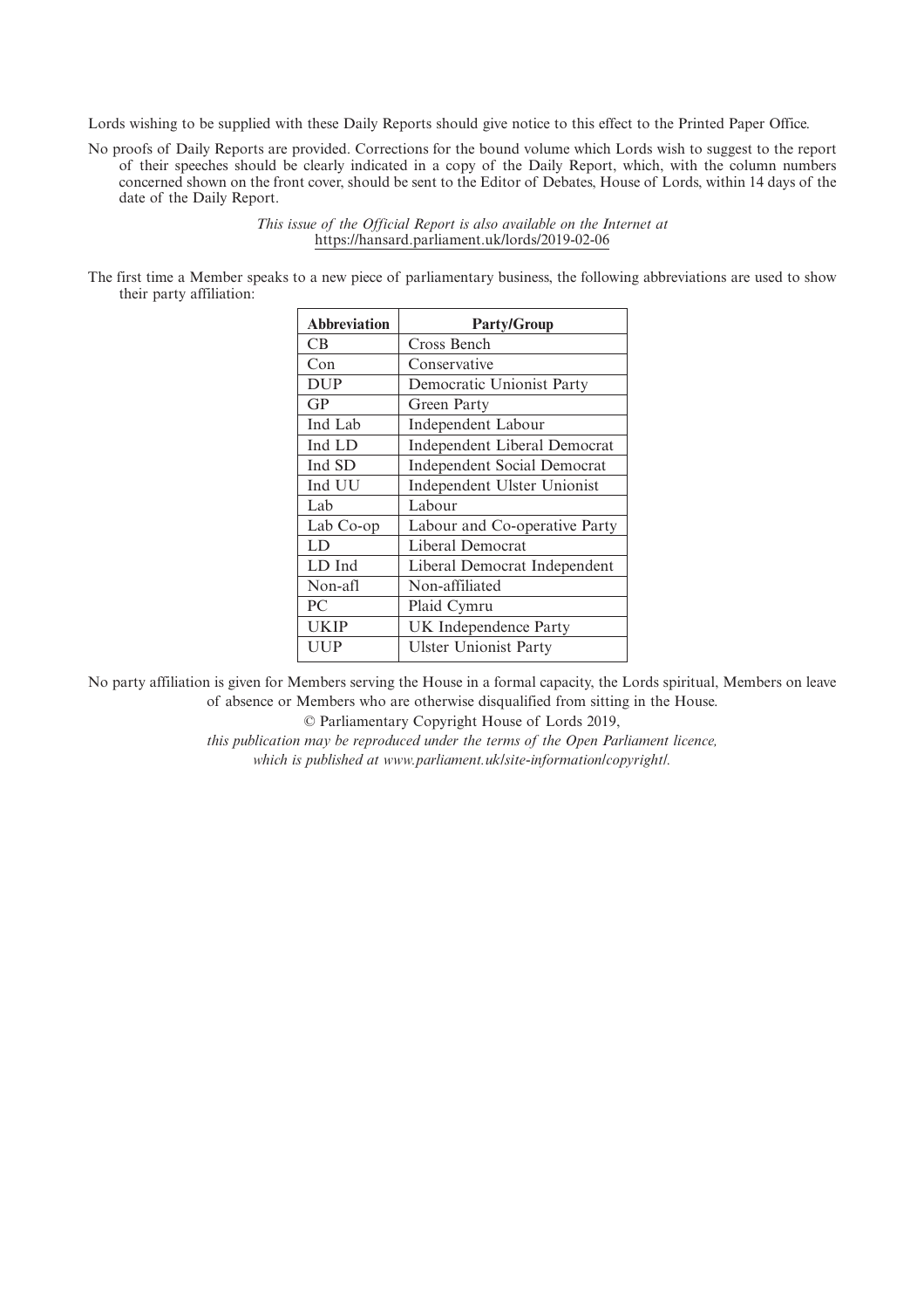Lords wishing to be supplied with these Daily Reports should give notice to this effect to the Printed Paper Office.

No proofs of Daily Reports are provided. Corrections for the bound volume which Lords wish to suggest to the report of their speeches should be clearly indicated in a copy of the Daily Report, which, with the column numbers concerned shown on the front cover, should be sent to the Editor of Debates, House of Lords, within 14 days of the date of the Daily Report.

*This issue of the Official Report is also available on the Internet at*
https://hansard.parliament.uk/lords/2019-02-06

The first time a Member speaks to a new piece of parliamentary business, the following abbreviations are used to show their party affiliation:

| Abbreviation | Party/Group |
|---|---|
| CB | Cross Bench |
| Con | Conservative |
| DUP | Democratic Unionist Party |
| GP | Green Party |
| Ind Lab | Independent Labour |
| Ind LD | Independent Liberal Democrat |
| Ind SD | Independent Social Democrat |
| Ind UU | Independent Ulster Unionist |
| Lab | Labour |
| Lab Co-op | Labour and Co-operative Party |
| LD | Liberal Democrat |
| LD Ind | Liberal Democrat Independent |
| Non-afl | Non-affiliated |
| PC | Plaid Cymru |
| UKIP | UK Independence Party |
| UUP | Ulster Unionist Party |

No party affiliation is given for Members serving the House in a formal capacity, the Lords spiritual, Members on leave of absence or Members who are otherwise disqualified from sitting in the House.

© Parliamentary Copyright House of Lords 2019,

*this publication may be reproduced under the terms of the Open Parliament licence, which is published at www.parliament.uk/site-information/copyright/.*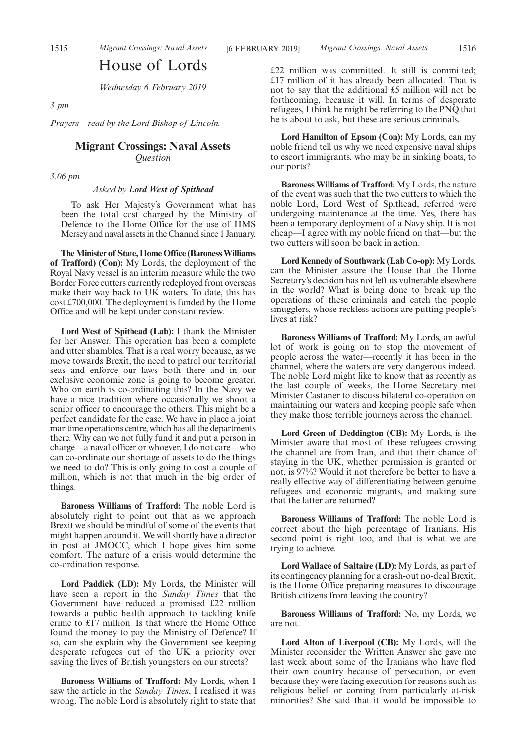# House of Lords

*Wednesday 6 February 2019*

*3 pm*

*Prayers—read by the Lord Bishop of Lincoln.*

## Migrant Crossings: Naval Assets

*Question*

*3.06 pm*

*Asked by* ***Lord West of Spithead***

To ask Her Majesty's Government what has been the total cost charged by the Ministry of Defence to the Home Office for the use of HMS Mersey and naval assets in the Channel since 1 January.

**The Minister of State, Home Office (Baroness Williams of Trafford) (Con):** My Lords, the deployment of the Royal Navy vessel is an interim measure while the two Border Force cutters currently redeployed from overseas make their way back to UK waters. To date, this has cost £700,000. The deployment is funded by the Home Office and will be kept under constant review.

**Lord West of Spithead (Lab):** I thank the Minister for her Answer. This operation has been a complete and utter shambles. That is a real worry because, as we move towards Brexit, the need to patrol our territorial seas and enforce our laws both there and in our exclusive economic zone is going to become greater. Who on earth is co-ordinating this? In the Navy we have a nice tradition where occasionally we shoot a senior officer to encourage the others. This might be a perfect candidate for the case. We have in place a joint maritime operations centre, which has all the departments there. Why can we not fully fund it and put a person in charge—a naval officer or whoever, I do not care—who can co-ordinate our shortage of assets to do the things we need to do? This is only going to cost a couple of million, which is not that much in the big order of things.

**Baroness Williams of Trafford:** The noble Lord is absolutely right to point out that as we approach Brexit we should be mindful of some of the events that might happen around it. We will shortly have a director in post at JMOCC, which I hope gives him some comfort. The nature of a crisis would determine the co-ordination response.

**Lord Paddick (LD):** My Lords, the Minister will have seen a report in the *Sunday Times* that the Government have reduced a promised £22 million towards a public health approach to tackling knife crime to £17 million. Is that where the Home Office found the money to pay the Ministry of Defence? If so, can she explain why the Government see keeping desperate refugees out of the UK a priority over saving the lives of British youngsters on our streets?

**Baroness Williams of Trafford:** My Lords, when I saw the article in the *Sunday Times*, I realised it was wrong. The noble Lord is absolutely right to state that £22 million was committed. It still is committed; £17 million of it has already been allocated. That is not to say that the additional £5 million will not be forthcoming, because it will. In terms of desperate refugees, I think he might be referring to the PNQ that he is about to ask, but these are serious criminals.

**Lord Hamilton of Epsom (Con):** My Lords, can my noble friend tell us why we need expensive naval ships to escort immigrants, who may be in sinking boats, to our ports?

**Baroness Williams of Trafford:** My Lords, the nature of the event was such that the two cutters to which the noble Lord, Lord West of Spithead, referred were undergoing maintenance at the time. Yes, there has been a temporary deployment of a Navy ship. It is not cheap—I agree with my noble friend on that—but the two cutters will soon be back in action.

**Lord Kennedy of Southwark (Lab Co-op):** My Lords, can the Minister assure the House that the Home Secretary's decision has not left us vulnerable elsewhere in the world? What is being done to break up the operations of these criminals and catch the people smugglers, whose reckless actions are putting people's lives at risk?

**Baroness Williams of Trafford:** My Lords, an awful lot of work is going on to stop the movement of people across the water—recently it has been in the channel, where the waters are very dangerous indeed. The noble Lord might like to know that as recently as the last couple of weeks, the Home Secretary met Minister Castaner to discuss bilateral co-operation on maintaining our waters and keeping people safe when they make those terrible journeys across the channel.

**Lord Green of Deddington (CB):** My Lords, is the Minister aware that most of these refugees crossing the channel are from Iran, and that their chance of staying in the UK, whether permission is granted or not, is 97%? Would it not therefore be better to have a really effective way of differentiating between genuine refugees and economic migrants, and making sure that the latter are returned?

**Baroness Williams of Trafford:** The noble Lord is correct about the high percentage of Iranians. His second point is right too, and that is what we are trying to achieve.

**Lord Wallace of Saltaire (LD):** My Lords, as part of its contingency planning for a crash-out no-deal Brexit, is the Home Office preparing measures to discourage British citizens from leaving the country?

**Baroness Williams of Trafford:** No, my Lords, we are not.

**Lord Alton of Liverpool (CB):** My Lords, will the Minister reconsider the Written Answer she gave me last week about some of the Iranians who have fled their own country because of persecution, or even because they were facing execution for reasons such as religious belief or coming from particularly at-risk minorities? She said that it would be impossible to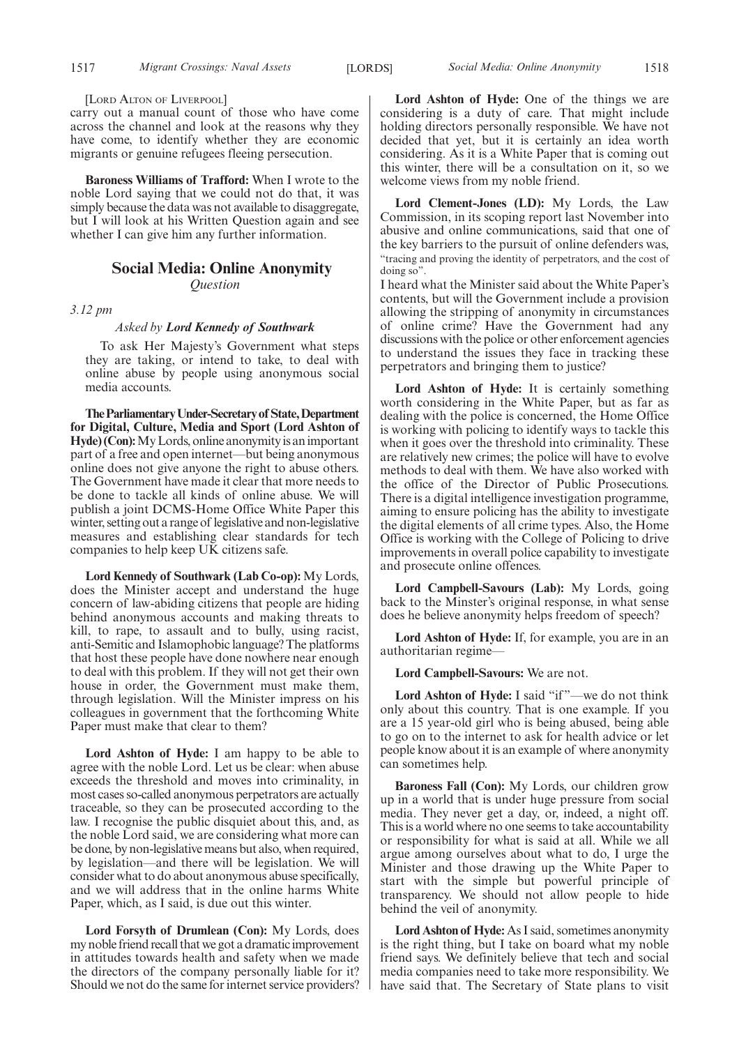[Lord Alton of Liverpool]

carry out a manual count of those who have come across the channel and look at the reasons why they have come, to identify whether they are economic migrants or genuine refugees fleeing persecution.

**Baroness Williams of Trafford:** When I wrote to the noble Lord saying that we could not do that, it was simply because the data was not available to disaggregate, but I will look at his Written Question again and see whether I can give him any further information.

## Social Media: Online Anonymity

*Question*

*3.12 pm*

*Asked by* ***Lord Kennedy of Southwark***

To ask Her Majesty's Government what steps they are taking, or intend to take, to deal with online abuse by people using anonymous social media accounts.

**The Parliamentary Under-Secretary of State, Department for Digital, Culture, Media and Sport (Lord Ashton of Hyde) (Con):** My Lords, online anonymity is an important part of a free and open internet—but being anonymous online does not give anyone the right to abuse others. The Government have made it clear that more needs to be done to tackle all kinds of online abuse. We will publish a joint DCMS-Home Office White Paper this winter, setting out a range of legislative and non-legislative measures and establishing clear standards for tech companies to help keep UK citizens safe.

**Lord Kennedy of Southwark (Lab Co-op):** My Lords, does the Minister accept and understand the huge concern of law-abiding citizens that people are hiding behind anonymous accounts and making threats to kill, to rape, to assault and to bully, using racist, anti-Semitic and Islamophobic language? The platforms that host these people have done nowhere near enough to deal with this problem. If they will not get their own house in order, the Government must make them, through legislation. Will the Minister impress on his colleagues in government that the forthcoming White Paper must make that clear to them?

**Lord Ashton of Hyde:** I am happy to be able to agree with the noble Lord. Let us be clear: when abuse exceeds the threshold and moves into criminality, in most cases so-called anonymous perpetrators are actually traceable, so they can be prosecuted according to the law. I recognise the public disquiet about this, and, as the noble Lord said, we are considering what more can be done, by non-legislative means but also, when required, by legislation—and there will be legislation. We will consider what to do about anonymous abuse specifically, and we will address that in the online harms White Paper, which, as I said, is due out this winter.

**Lord Forsyth of Drumlean (Con):** My Lords, does my noble friend recall that we got a dramatic improvement in attitudes towards health and safety when we made the directors of the company personally liable for it? Should we not do the same for internet service providers?

**Lord Ashton of Hyde:** One of the things we are considering is a duty of care. That might include holding directors personally responsible. We have not decided that yet, but it is certainly an idea worth considering. As it is a White Paper that is coming out this winter, there will be a consultation on it, so we welcome views from my noble friend.

**Lord Clement-Jones (LD):** My Lords, the Law Commission, in its scoping report last November into abusive and online communications, said that one of the key barriers to the pursuit of online defenders was,

"tracing and proving the identity of perpetrators, and the cost of doing so".

I heard what the Minister said about the White Paper's contents, but will the Government include a provision allowing the stripping of anonymity in circumstances of online crime? Have the Government had any discussions with the police or other enforcement agencies to understand the issues they face in tracking these perpetrators and bringing them to justice?

**Lord Ashton of Hyde:** It is certainly something worth considering in the White Paper, but as far as dealing with the police is concerned, the Home Office is working with policing to identify ways to tackle this when it goes over the threshold into criminality. These are relatively new crimes; the police will have to evolve methods to deal with them. We have also worked with the office of the Director of Public Prosecutions. There is a digital intelligence investigation programme, aiming to ensure policing has the ability to investigate the digital elements of all crime types. Also, the Home Office is working with the College of Policing to drive improvements in overall police capability to investigate and prosecute online offences.

**Lord Campbell-Savours (Lab):** My Lords, going back to the Minster's original response, in what sense does he believe anonymity helps freedom of speech?

**Lord Ashton of Hyde:** If, for example, you are in an authoritarian regime—

**Lord Campbell-Savours:** We are not.

**Lord Ashton of Hyde:** I said "if"—we do not think only about this country. That is one example. If you are a 15 year-old girl who is being abused, being able to go on to the internet to ask for health advice or let people know about it is an example of where anonymity can sometimes help.

**Baroness Fall (Con):** My Lords, our children grow up in a world that is under huge pressure from social media. They never get a day, or, indeed, a night off. This is a world where no one seems to take accountability or responsibility for what is said at all. While we all argue among ourselves about what to do, I urge the Minister and those drawing up the White Paper to start with the simple but powerful principle of transparency. We should not allow people to hide behind the veil of anonymity.

**Lord Ashton of Hyde:** As I said, sometimes anonymity is the right thing, but I take on board what my noble friend says. We definitely believe that tech and social media companies need to take more responsibility. We have said that. The Secretary of State plans to visit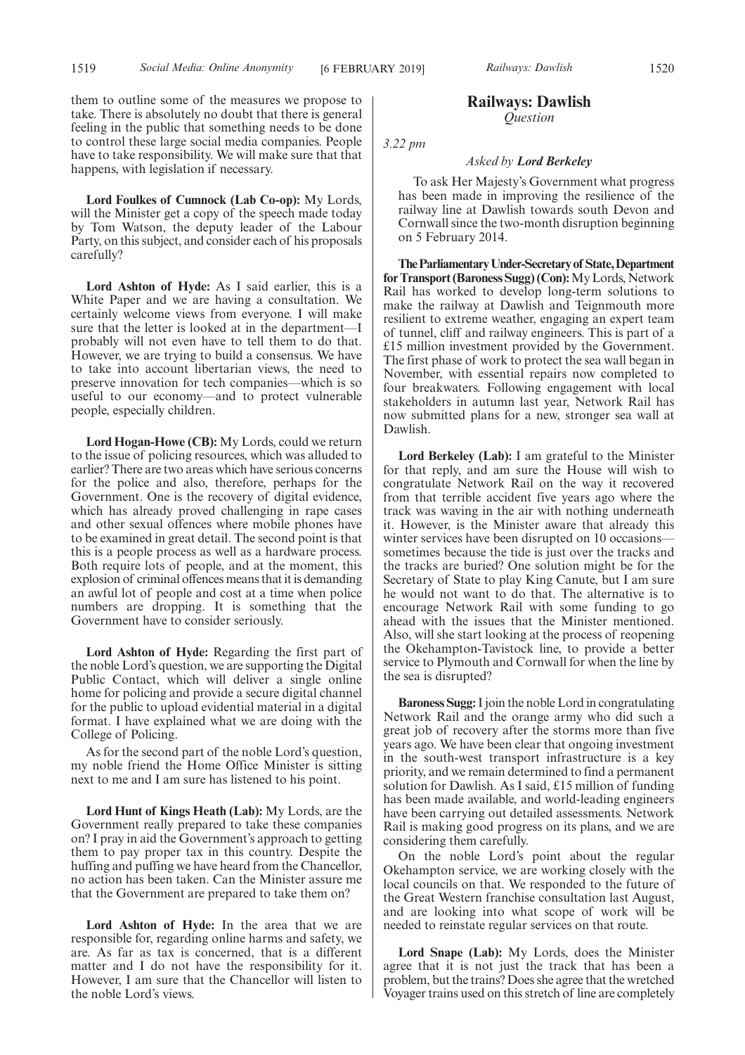them to outline some of the measures we propose to take. There is absolutely no doubt that there is general feeling in the public that something needs to be done to control these large social media companies. People have to take responsibility. We will make sure that that happens, with legislation if necessary.

**Lord Foulkes of Cumnock (Lab Co-op):** My Lords, will the Minister get a copy of the speech made today by Tom Watson, the deputy leader of the Labour Party, on this subject, and consider each of his proposals carefully?

**Lord Ashton of Hyde:** As I said earlier, this is a White Paper and we are having a consultation. We certainly welcome views from everyone. I will make sure that the letter is looked at in the department—I probably will not even have to tell them to do that. However, we are trying to build a consensus. We have to take into account libertarian views, the need to preserve innovation for tech companies—which is so useful to our economy—and to protect vulnerable people, especially children.

**Lord Hogan-Howe (CB):** My Lords, could we return to the issue of policing resources, which was alluded to earlier? There are two areas which have serious concerns for the police and also, therefore, perhaps for the Government. One is the recovery of digital evidence, which has already proved challenging in rape cases and other sexual offences where mobile phones have to be examined in great detail. The second point is that this is a people process as well as a hardware process. Both require lots of people, and at the moment, this explosion of criminal offences means that it is demanding an awful lot of people and cost at a time when police numbers are dropping. It is something that the Government have to consider seriously.

**Lord Ashton of Hyde:** Regarding the first part of the noble Lord's question, we are supporting the Digital Public Contact, which will deliver a single online home for policing and provide a secure digital channel for the public to upload evidential material in a digital format. I have explained what we are doing with the College of Policing.

As for the second part of the noble Lord's question, my noble friend the Home Office Minister is sitting next to me and I am sure has listened to his point.

**Lord Hunt of Kings Heath (Lab):** My Lords, are the Government really prepared to take these companies on? I pray in aid the Government's approach to getting them to pay proper tax in this country. Despite the huffing and puffing we have heard from the Chancellor, no action has been taken. Can the Minister assure me that the Government are prepared to take them on?

**Lord Ashton of Hyde:** In the area that we are responsible for, regarding online harms and safety, we are. As far as tax is concerned, that is a different matter and I do not have the responsibility for it. However, I am sure that the Chancellor will listen to the noble Lord's views.

## Railways: Dawlish

*Question*

*3.22 pm*

*Asked by* ***Lord Berkeley***

To ask Her Majesty's Government what progress has been made in improving the resilience of the railway line at Dawlish towards south Devon and Cornwall since the two-month disruption beginning on 5 February 2014.

**The Parliamentary Under-Secretary of State, Department for Transport (Baroness Sugg) (Con):** My Lords, Network Rail has worked to develop long-term solutions to make the railway at Dawlish and Teignmouth more resilient to extreme weather, engaging an expert team of tunnel, cliff and railway engineers. This is part of a £15 million investment provided by the Government. The first phase of work to protect the sea wall began in November, with essential repairs now completed to four breakwaters. Following engagement with local stakeholders in autumn last year, Network Rail has now submitted plans for a new, stronger sea wall at Dawlish.

**Lord Berkeley (Lab):** I am grateful to the Minister for that reply, and am sure the House will wish to congratulate Network Rail on the way it recovered from that terrible accident five years ago where the track was waving in the air with nothing underneath it. However, is the Minister aware that already this winter services have been disrupted on 10 occasions—sometimes because the tide is just over the tracks and the tracks are buried? One solution might be for the Secretary of State to play King Canute, but I am sure he would not want to do that. The alternative is to encourage Network Rail with some funding to go ahead with the issues that the Minister mentioned. Also, will she start looking at the process of reopening the Okehampton-Tavistock line, to provide a better service to Plymouth and Cornwall for when the line by the sea is disrupted?

**Baroness Sugg:** I join the noble Lord in congratulating Network Rail and the orange army who did such a great job of recovery after the storms more than five years ago. We have been clear that ongoing investment in the south-west transport infrastructure is a key priority, and we remain determined to find a permanent solution for Dawlish. As I said, £15 million of funding has been made available, and world-leading engineers have been carrying out detailed assessments. Network Rail is making good progress on its plans, and we are considering them carefully.

On the noble Lord's point about the regular Okehampton service, we are working closely with the local councils on that. We responded to the future of the Great Western franchise consultation last August, and are looking into what scope of work will be needed to reinstate regular services on that route.

**Lord Snape (Lab):** My Lords, does the Minister agree that it is not just the track that has been a problem, but the trains? Does she agree that the wretched Voyager trains used on this stretch of line are completely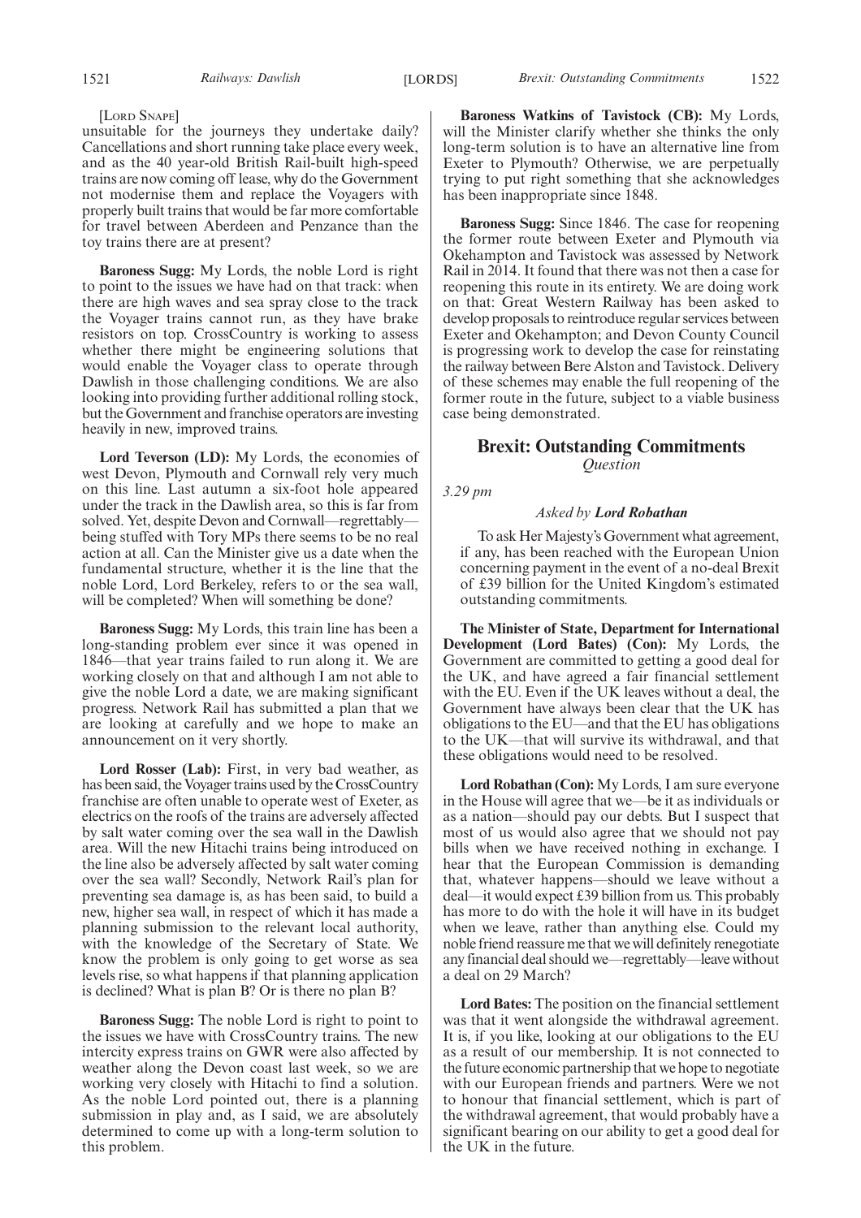[Lord Snape]

unsuitable for the journeys they undertake daily? Cancellations and short running take place every week, and as the 40 year-old British Rail-built high-speed trains are now coming off lease, why do the Government not modernise them and replace the Voyagers with properly built trains that would be far more comfortable for travel between Aberdeen and Penzance than the toy trains there are at present?

**Baroness Sugg:** My Lords, the noble Lord is right to point to the issues we have had on that track: when there are high waves and sea spray close to the track the Voyager trains cannot run, as they have brake resistors on top. CrossCountry is working to assess whether there might be engineering solutions that would enable the Voyager class to operate through Dawlish in those challenging conditions. We are also looking into providing further additional rolling stock, but the Government and franchise operators are investing heavily in new, improved trains.

**Lord Teverson (LD):** My Lords, the economies of west Devon, Plymouth and Cornwall rely very much on this line. Last autumn a six-foot hole appeared under the track in the Dawlish area, so this is far from solved. Yet, despite Devon and Cornwall—regrettably—being stuffed with Tory MPs there seems to be no real action at all. Can the Minister give us a date when the fundamental structure, whether it is the line that the noble Lord, Lord Berkeley, refers to or the sea wall, will be completed? When will something be done?

**Baroness Sugg:** My Lords, this train line has been a long-standing problem ever since it was opened in 1846—that year trains failed to run along it. We are working closely on that and although I am not able to give the noble Lord a date, we are making significant progress. Network Rail has submitted a plan that we are looking at carefully and we hope to make an announcement on it very shortly.

**Lord Rosser (Lab):** First, in very bad weather, as has been said, the Voyager trains used by the CrossCountry franchise are often unable to operate west of Exeter, as electrics on the roofs of the trains are adversely affected by salt water coming over the sea wall in the Dawlish area. Will the new Hitachi trains being introduced on the line also be adversely affected by salt water coming over the sea wall? Secondly, Network Rail's plan for preventing sea damage is, as has been said, to build a new, higher sea wall, in respect of which it has made a planning submission to the relevant local authority, with the knowledge of the Secretary of State. We know the problem is only going to get worse as sea levels rise, so what happens if that planning application is declined? What is plan B? Or is there no plan B?

**Baroness Sugg:** The noble Lord is right to point to the issues we have with CrossCountry trains. The new intercity express trains on GWR were also affected by weather along the Devon coast last week, so we are working very closely with Hitachi to find a solution. As the noble Lord pointed out, there is a planning submission in play and, as I said, we are absolutely determined to come up with a long-term solution to this problem.

**Baroness Watkins of Tavistock (CB):** My Lords, will the Minister clarify whether she thinks the only long-term solution is to have an alternative line from Exeter to Plymouth? Otherwise, we are perpetually trying to put right something that she acknowledges has been inappropriate since 1848.

**Baroness Sugg:** Since 1846. The case for reopening the former route between Exeter and Plymouth via Okehampton and Tavistock was assessed by Network Rail in 2014. It found that there was not then a case for reopening this route in its entirety. We are doing work on that: Great Western Railway has been asked to develop proposals to reintroduce regular services between Exeter and Okehampton; and Devon County Council is progressing work to develop the case for reinstating the railway between Bere Alston and Tavistock. Delivery of these schemes may enable the full reopening of the former route in the future, subject to a viable business case being demonstrated.

## Brexit: Outstanding Commitments

*Question*

*3.29 pm*

*Asked by **Lord Robathan***

To ask Her Majesty's Government what agreement, if any, has been reached with the European Union concerning payment in the event of a no-deal Brexit of £39 billion for the United Kingdom's estimated outstanding commitments.

**The Minister of State, Department for International Development (Lord Bates) (Con):** My Lords, the Government are committed to getting a good deal for the UK, and have agreed a fair financial settlement with the EU. Even if the UK leaves without a deal, the Government have always been clear that the UK has obligations to the EU—and that the EU has obligations to the UK—that will survive its withdrawal, and that these obligations would need to be resolved.

**Lord Robathan (Con):** My Lords, I am sure everyone in the House will agree that we—be it as individuals or as a nation—should pay our debts. But I suspect that most of us would also agree that we should not pay bills when we have received nothing in exchange. I hear that the European Commission is demanding that, whatever happens—should we leave without a deal—it would expect £39 billion from us. This probably has more to do with the hole it will have in its budget when we leave, rather than anything else. Could my noble friend reassure me that we will definitely renegotiate any financial deal should we—regrettably—leave without a deal on 29 March?

**Lord Bates:** The position on the financial settlement was that it went alongside the withdrawal agreement. It is, if you like, looking at our obligations to the EU as a result of our membership. It is not connected to the future economic partnership that we hope to negotiate with our European friends and partners. Were we not to honour that financial settlement, which is part of the withdrawal agreement, that would probably have a significant bearing on our ability to get a good deal for the UK in the future.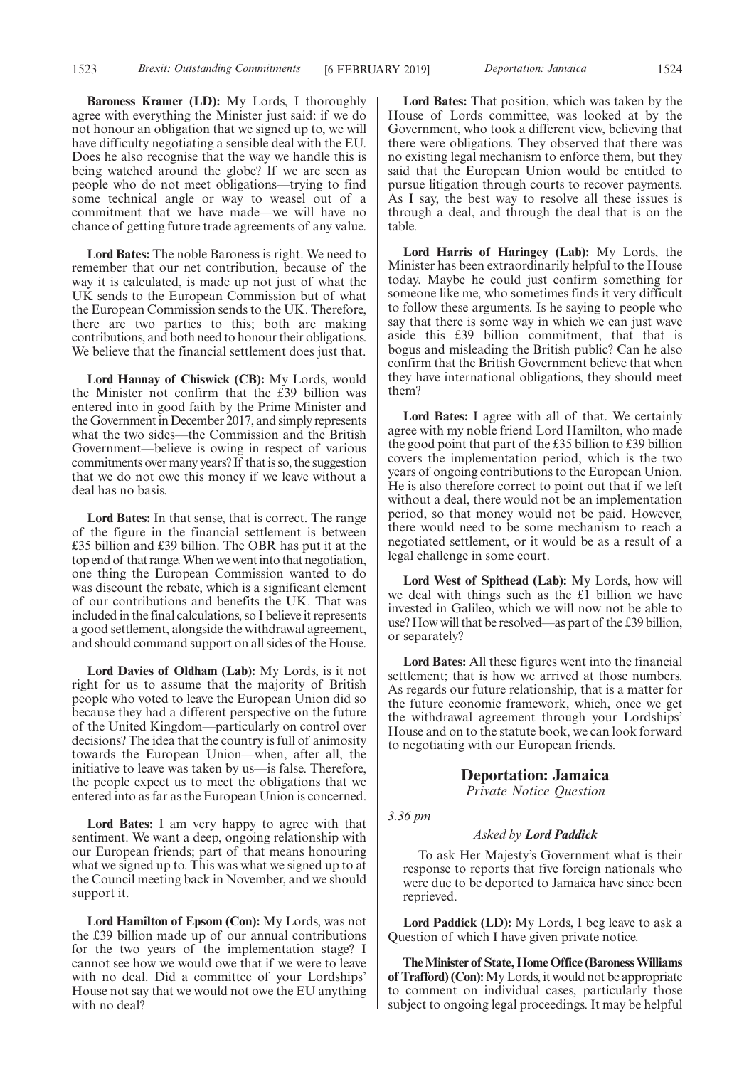**Baroness Kramer (LD):** My Lords, I thoroughly agree with everything the Minister just said: if we do not honour an obligation that we signed up to, we will have difficulty negotiating a sensible deal with the EU. Does he also recognise that the way we handle this is being watched around the globe? If we are seen as people who do not meet obligations—trying to find some technical angle or way to weasel out of a commitment that we have made—we will have no chance of getting future trade agreements of any value.

**Lord Bates:** The noble Baroness is right. We need to remember that our net contribution, because of the way it is calculated, is made up not just of what the UK sends to the European Commission but of what the European Commission sends to the UK. Therefore, there are two parties to this; both are making contributions, and both need to honour their obligations. We believe that the financial settlement does just that.

**Lord Hannay of Chiswick (CB):** My Lords, would the Minister not confirm that the £39 billion was entered into in good faith by the Prime Minister and the Government in December 2017, and simply represents what the two sides—the Commission and the British Government—believe is owing in respect of various commitments over many years? If that is so, the suggestion that we do not owe this money if we leave without a deal has no basis.

**Lord Bates:** In that sense, that is correct. The range of the figure in the financial settlement is between £35 billion and £39 billion. The OBR has put it at the top end of that range. When we went into that negotiation, one thing the European Commission wanted to do was discount the rebate, which is a significant element of our contributions and benefits the UK. That was included in the final calculations, so I believe it represents a good settlement, alongside the withdrawal agreement, and should command support on all sides of the House.

**Lord Davies of Oldham (Lab):** My Lords, is it not right for us to assume that the majority of British people who voted to leave the European Union did so because they had a different perspective on the future of the United Kingdom—particularly on control over decisions? The idea that the country is full of animosity towards the European Union—when, after all, the initiative to leave was taken by us—is false. Therefore, the people expect us to meet the obligations that we entered into as far as the European Union is concerned.

**Lord Bates:** I am very happy to agree with that sentiment. We want a deep, ongoing relationship with our European friends; part of that means honouring what we signed up to. This was what we signed up to at the Council meeting back in November, and we should support it.

**Lord Hamilton of Epsom (Con):** My Lords, was not the £39 billion made up of our annual contributions for the two years of the implementation stage? I cannot see how we would owe that if we were to leave with no deal. Did a committee of your Lordships' House not say that we would not owe the EU anything with no deal?

**Lord Bates:** That position, which was taken by the House of Lords committee, was looked at by the Government, who took a different view, believing that there were obligations. They observed that there was no existing legal mechanism to enforce them, but they said that the European Union would be entitled to pursue litigation through courts to recover payments. As I say, the best way to resolve all these issues is through a deal, and through the deal that is on the table.

**Lord Harris of Haringey (Lab):** My Lords, the Minister has been extraordinarily helpful to the House today. Maybe he could just confirm something for someone like me, who sometimes finds it very difficult to follow these arguments. Is he saying to people who say that there is some way in which we can just wave aside this £39 billion commitment, that that is bogus and misleading the British public? Can he also confirm that the British Government believe that when they have international obligations, they should meet them?

**Lord Bates:** I agree with all of that. We certainly agree with my noble friend Lord Hamilton, who made the good point that part of the £35 billion to £39 billion covers the implementation period, which is the two years of ongoing contributions to the European Union. He is also therefore correct to point out that if we left without a deal, there would not be an implementation period, so that money would not be paid. However, there would need to be some mechanism to reach a negotiated settlement, or it would be as a result of a legal challenge in some court.

**Lord West of Spithead (Lab):** My Lords, how will we deal with things such as the £1 billion we have invested in Galileo, which we will now not be able to use? How will that be resolved—as part of the £39 billion, or separately?

**Lord Bates:** All these figures went into the financial settlement; that is how we arrived at those numbers. As regards our future relationship, that is a matter for the future economic framework, which, once we get the withdrawal agreement through your Lordships' House and on to the statute book, we can look forward to negotiating with our European friends.

## Deportation: Jamaica

*Private Notice Question*

*3.36 pm*

*Asked by* ***Lord Paddick***

To ask Her Majesty's Government what is their response to reports that five foreign nationals who were due to be deported to Jamaica have since been reprieved.

**Lord Paddick (LD):** My Lords, I beg leave to ask a Question of which I have given private notice.

**The Minister of State, Home Office (Baroness Williams of Trafford) (Con):** My Lords, it would not be appropriate to comment on individual cases, particularly those subject to ongoing legal proceedings. It may be helpful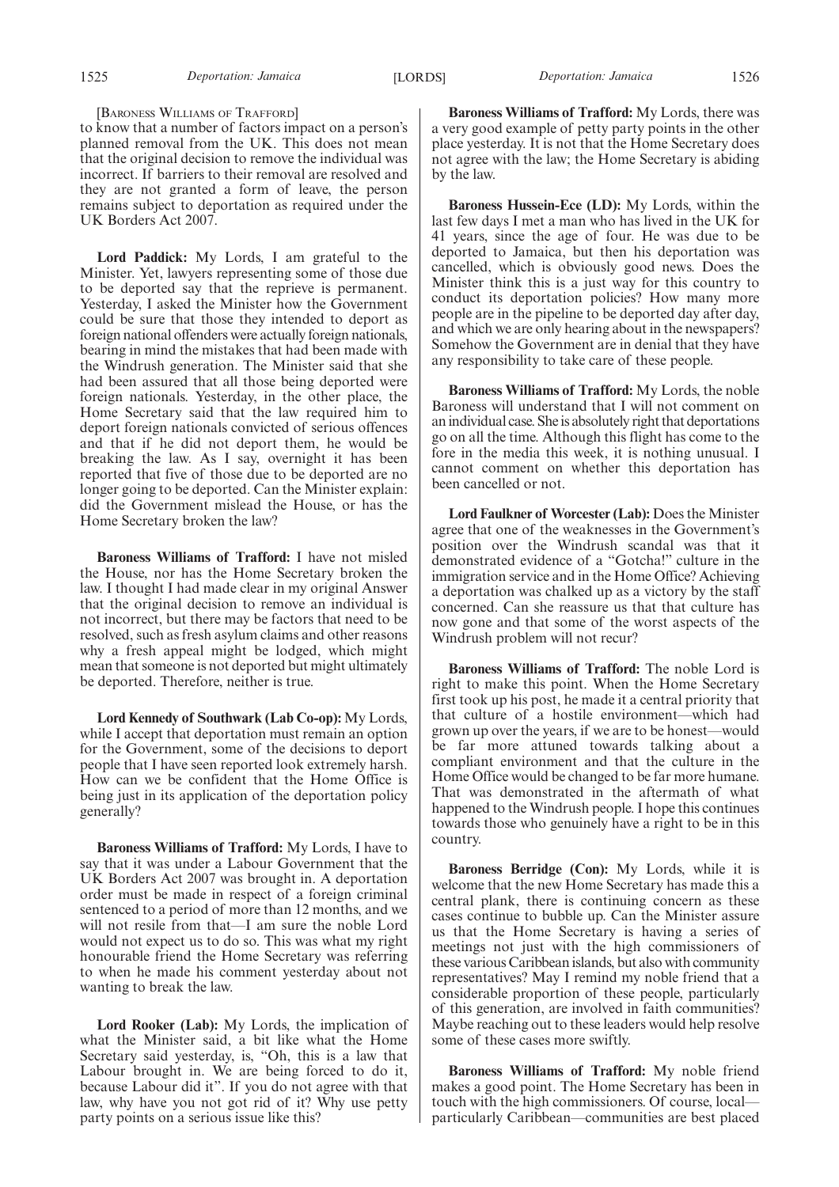[Baroness Williams of Trafford]

to know that a number of factors impact on a person's planned removal from the UK. This does not mean that the original decision to remove the individual was incorrect. If barriers to their removal are resolved and they are not granted a form of leave, the person remains subject to deportation as required under the UK Borders Act 2007.

**Lord Paddick:** My Lords, I am grateful to the Minister. Yet, lawyers representing some of those due to be deported say that the reprieve is permanent. Yesterday, I asked the Minister how the Government could be sure that those they intended to deport as foreign national offenders were actually foreign nationals, bearing in mind the mistakes that had been made with the Windrush generation. The Minister said that she had been assured that all those being deported were foreign nationals. Yesterday, in the other place, the Home Secretary said that the law required him to deport foreign nationals convicted of serious offences and that if he did not deport them, he would be breaking the law. As I say, overnight it has been reported that five of those due to be deported are no longer going to be deported. Can the Minister explain: did the Government mislead the House, or has the Home Secretary broken the law?

**Baroness Williams of Trafford:** I have not misled the House, nor has the Home Secretary broken the law. I thought I had made clear in my original Answer that the original decision to remove an individual is not incorrect, but there may be factors that need to be resolved, such as fresh asylum claims and other reasons why a fresh appeal might be lodged, which might mean that someone is not deported but might ultimately be deported. Therefore, neither is true.

**Lord Kennedy of Southwark (Lab Co-op):** My Lords, while I accept that deportation must remain an option for the Government, some of the decisions to deport people that I have seen reported look extremely harsh. How can we be confident that the Home Office is being just in its application of the deportation policy generally?

**Baroness Williams of Trafford:** My Lords, I have to say that it was under a Labour Government that the UK Borders Act 2007 was brought in. A deportation order must be made in respect of a foreign criminal sentenced to a period of more than 12 months, and we will not resile from that—I am sure the noble Lord would not expect us to do so. This was what my right honourable friend the Home Secretary was referring to when he made his comment yesterday about not wanting to break the law.

**Lord Rooker (Lab):** My Lords, the implication of what the Minister said, a bit like what the Home Secretary said yesterday, is, "Oh, this is a law that Labour brought in. We are being forced to do it, because Labour did it". If you do not agree with that law, why have you not got rid of it? Why use petty party points on a serious issue like this?

**Baroness Williams of Trafford:** My Lords, there was a very good example of petty party points in the other place yesterday. It is not that the Home Secretary does not agree with the law; the Home Secretary is abiding by the law.

**Baroness Hussein-Ece (LD):** My Lords, within the last few days I met a man who has lived in the UK for 41 years, since the age of four. He was due to be deported to Jamaica, but then his deportation was cancelled, which is obviously good news. Does the Minister think this is a just way for this country to conduct its deportation policies? How many more people are in the pipeline to be deported day after day, and which we are only hearing about in the newspapers? Somehow the Government are in denial that they have any responsibility to take care of these people.

**Baroness Williams of Trafford:** My Lords, the noble Baroness will understand that I will not comment on an individual case. She is absolutely right that deportations go on all the time. Although this flight has come to the fore in the media this week, it is nothing unusual. I cannot comment on whether this deportation has been cancelled or not.

**Lord Faulkner of Worcester (Lab):** Does the Minister agree that one of the weaknesses in the Government's position over the Windrush scandal was that it demonstrated evidence of a "Gotcha!" culture in the immigration service and in the Home Office? Achieving a deportation was chalked up as a victory by the staff concerned. Can she reassure us that that culture has now gone and that some of the worst aspects of the Windrush problem will not recur?

**Baroness Williams of Trafford:** The noble Lord is right to make this point. When the Home Secretary first took up his post, he made it a central priority that that culture of a hostile environment—which had grown up over the years, if we are to be honest—would be far more attuned towards talking about a compliant environment and that the culture in the Home Office would be changed to be far more humane. That was demonstrated in the aftermath of what happened to the Windrush people. I hope this continues towards those who genuinely have a right to be in this country.

**Baroness Berridge (Con):** My Lords, while it is welcome that the new Home Secretary has made this a central plank, there is continuing concern as these cases continue to bubble up. Can the Minister assure us that the Home Secretary is having a series of meetings not just with the high commissioners of these various Caribbean islands, but also with community representatives? May I remind my noble friend that a considerable proportion of these people, particularly of this generation, are involved in faith communities? Maybe reaching out to these leaders would help resolve some of these cases more swiftly.

**Baroness Williams of Trafford:** My noble friend makes a good point. The Home Secretary has been in touch with the high commissioners. Of course, local—particularly Caribbean—communities are best placed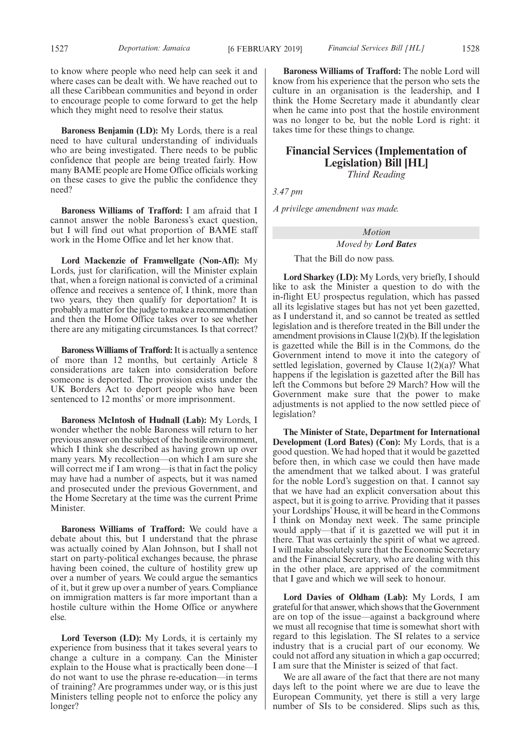to know where people who need help can seek it and where cases can be dealt with. We have reached out to all these Caribbean communities and beyond in order to encourage people to come forward to get the help which they might need to resolve their status.

**Baroness Benjamin (LD):** My Lords, there is a real need to have cultural understanding of individuals who are being investigated. There needs to be public confidence that people are being treated fairly. How many BAME people are Home Office officials working on these cases to give the public the confidence they need?

**Baroness Williams of Trafford:** I am afraid that I cannot answer the noble Baroness's exact question, but I will find out what proportion of BAME staff work in the Home Office and let her know that.

**Lord Mackenzie of Framwellgate (Non-Afl):** My Lords, just for clarification, will the Minister explain that, when a foreign national is convicted of a criminal offence and receives a sentence of, I think, more than two years, they then qualify for deportation? It is probably a matter for the judge to make a recommendation and then the Home Office takes over to see whether there are any mitigating circumstances. Is that correct?

**Baroness Williams of Trafford:** It is actually a sentence of more than 12 months, but certainly Article 8 considerations are taken into consideration before someone is deported. The provision exists under the UK Borders Act to deport people who have been sentenced to 12 months' or more imprisonment.

**Baroness McIntosh of Hudnall (Lab):** My Lords, I wonder whether the noble Baroness will return to her previous answer on the subject of the hostile environment, which I think she described as having grown up over many years. My recollection—on which I am sure she will correct me if I am wrong—is that in fact the policy may have had a number of aspects, but it was named and prosecuted under the previous Government, and the Home Secretary at the time was the current Prime Minister.

**Baroness Williams of Trafford:** We could have a debate about this, but I understand that the phrase was actually coined by Alan Johnson, but I shall not start on party-political exchanges because, the phrase having been coined, the culture of hostility grew up over a number of years. We could argue the semantics of it, but it grew up over a number of years. Compliance on immigration matters is far more important than a hostile culture within the Home Office or anywhere else.

**Lord Teverson (LD):** My Lords, it is certainly my experience from business that it takes several years to change a culture in a company. Can the Minister explain to the House what is practically been done—I do not want to use the phrase re-education—in terms of training? Are programmes under way, or is this just Ministers telling people not to enforce the policy any longer?

**Baroness Williams of Trafford:** The noble Lord will know from his experience that the person who sets the culture in an organisation is the leadership, and I think the Home Secretary made it abundantly clear when he came into post that the hostile environment was no longer to be, but the noble Lord is right: it takes time for these things to change.

## Financial Services (Implementation of Legislation) Bill [HL]

*Third Reading*

*3.47 pm*

*A privilege amendment was made.*

*Motion*

*Moved by* ***Lord Bates***

That the Bill do now pass.

**Lord Sharkey (LD):** My Lords, very briefly, I should like to ask the Minister a question to do with the in-flight EU prospectus regulation, which has passed all its legislative stages but has not yet been gazetted, as I understand it, and so cannot be treated as settled legislation and is therefore treated in the Bill under the amendment provisions in Clause 1(2)(b). If the legislation is gazetted while the Bill is in the Commons, do the Government intend to move it into the category of settled legislation, governed by Clause 1(2)(a)? What happens if the legislation is gazetted after the Bill has left the Commons but before 29 March? How will the Government make sure that the power to make adjustments is not applied to the now settled piece of legislation?

**The Minister of State, Department for International Development (Lord Bates) (Con):** My Lords, that is a good question. We had hoped that it would be gazetted before then, in which case we could then have made the amendment that we talked about. I was grateful for the noble Lord's suggestion on that. I cannot say that we have had an explicit conversation about this aspect, but it is going to arrive. Providing that it passes your Lordships' House, it will be heard in the Commons I think on Monday next week. The same principle would apply—that if it is gazetted we will put it in there. That was certainly the spirit of what we agreed. I will make absolutely sure that the Economic Secretary and the Financial Secretary, who are dealing with this in the other place, are apprised of the commitment that I gave and which we will seek to honour.

**Lord Davies of Oldham (Lab):** My Lords, I am grateful for that answer, which shows that the Government are on top of the issue—against a background where we must all recognise that time is somewhat short with regard to this legislation. The SI relates to a service industry that is a crucial part of our economy. We could not afford any situation in which a gap occurred; I am sure that the Minister is seized of that fact.

We are all aware of the fact that there are not many days left to the point where we are due to leave the European Community, yet there is still a very large number of SIs to be considered. Slips such as this,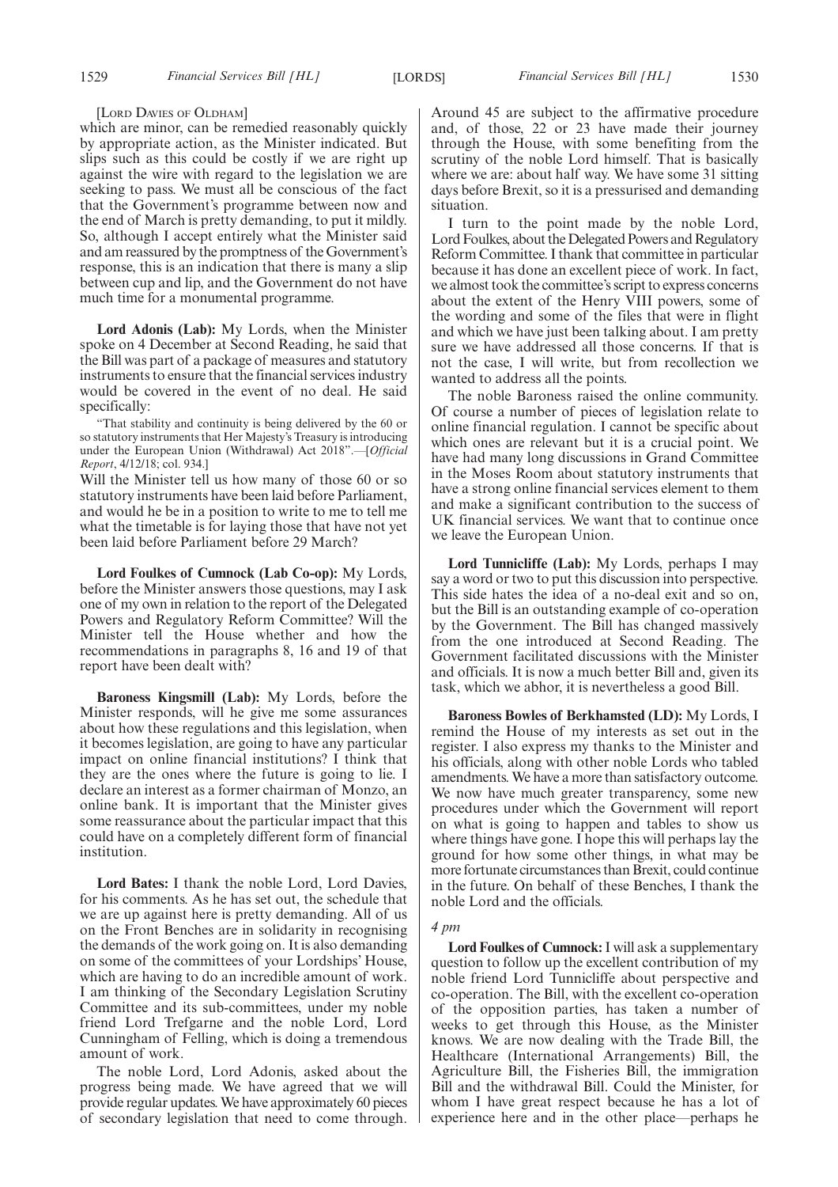[LORD DAVIES OF OLDHAM]

which are minor, can be remedied reasonably quickly by appropriate action, as the Minister indicated. But slips such as this could be costly if we are right up against the wire with regard to the legislation we are seeking to pass. We must all be conscious of the fact that the Government's programme between now and the end of March is pretty demanding, to put it mildly. So, although I accept entirely what the Minister said and am reassured by the promptness of the Government's response, this is an indication that there is many a slip between cup and lip, and the Government do not have much time for a monumental programme.

**Lord Adonis (Lab):** My Lords, when the Minister spoke on 4 December at Second Reading, he said that the Bill was part of a package of measures and statutory instruments to ensure that the financial services industry would be covered in the event of no deal. He said specifically:

"That stability and continuity is being delivered by the 60 or so statutory instruments that Her Majesty's Treasury is introducing under the European Union (Withdrawal) Act 2018".—[*Official Report*, 4/12/18; col. 934.]

Will the Minister tell us how many of those 60 or so statutory instruments have been laid before Parliament, and would he be in a position to write to me to tell me what the timetable is for laying those that have not yet been laid before Parliament before 29 March?

**Lord Foulkes of Cumnock (Lab Co-op):** My Lords, before the Minister answers those questions, may I ask one of my own in relation to the report of the Delegated Powers and Regulatory Reform Committee? Will the Minister tell the House whether and how the recommendations in paragraphs 8, 16 and 19 of that report have been dealt with?

**Baroness Kingsmill (Lab):** My Lords, before the Minister responds, will he give me some assurances about how these regulations and this legislation, when it becomes legislation, are going to have any particular impact on online financial institutions? I think that they are the ones where the future is going to lie. I declare an interest as a former chairman of Monzo, an online bank. It is important that the Minister gives some reassurance about the particular impact that this could have on a completely different form of financial institution.

**Lord Bates:** I thank the noble Lord, Lord Davies, for his comments. As he has set out, the schedule that we are up against here is pretty demanding. All of us on the Front Benches are in solidarity in recognising the demands of the work going on. It is also demanding on some of the committees of your Lordships' House, which are having to do an incredible amount of work. I am thinking of the Secondary Legislation Scrutiny Committee and its sub-committees, under my noble friend Lord Trefgarne and the noble Lord, Lord Cunningham of Felling, which is doing a tremendous amount of work.

The noble Lord, Lord Adonis, asked about the progress being made. We have agreed that we will provide regular updates. We have approximately 60 pieces of secondary legislation that need to come through. Around 45 are subject to the affirmative procedure and, of those, 22 or 23 have made their journey through the House, with some benefiting from the scrutiny of the noble Lord himself. That is basically where we are: about half way. We have some 31 sitting days before Brexit, so it is a pressurised and demanding situation.

I turn to the point made by the noble Lord, Lord Foulkes, about the Delegated Powers and Regulatory Reform Committee. I thank that committee in particular because it has done an excellent piece of work. In fact, we almost took the committee's script to express concerns about the extent of the Henry VIII powers, some of the wording and some of the files that were in flight and which we have just been talking about. I am pretty sure we have addressed all those concerns. If that is not the case, I will write, but from recollection we wanted to address all the points.

The noble Baroness raised the online community. Of course a number of pieces of legislation relate to online financial regulation. I cannot be specific about which ones are relevant but it is a crucial point. We have had many long discussions in Grand Committee in the Moses Room about statutory instruments that have a strong online financial services element to them and make a significant contribution to the success of UK financial services. We want that to continue once we leave the European Union.

**Lord Tunnicliffe (Lab):** My Lords, perhaps I may say a word or two to put this discussion into perspective. This side hates the idea of a no-deal exit and so on, but the Bill is an outstanding example of co-operation by the Government. The Bill has changed massively from the one introduced at Second Reading. The Government facilitated discussions with the Minister and officials. It is now a much better Bill and, given its task, which we abhor, it is nevertheless a good Bill.

**Baroness Bowles of Berkhamsted (LD):** My Lords, I remind the House of my interests as set out in the register. I also express my thanks to the Minister and his officials, along with other noble Lords who tabled amendments. We have a more than satisfactory outcome. We now have much greater transparency, some new procedures under which the Government will report on what is going to happen and tables to show us where things have gone. I hope this will perhaps lay the ground for how some other things, in what may be more fortunate circumstances than Brexit, could continue in the future. On behalf of these Benches, I thank the noble Lord and the officials.

*4 pm*

**Lord Foulkes of Cumnock:** I will ask a supplementary question to follow up the excellent contribution of my noble friend Lord Tunnicliffe about perspective and co-operation. The Bill, with the excellent co-operation of the opposition parties, has taken a number of weeks to get through this House, as the Minister knows. We are now dealing with the Trade Bill, the Healthcare (International Arrangements) Bill, the Agriculture Bill, the Fisheries Bill, the immigration Bill and the withdrawal Bill. Could the Minister, for whom I have great respect because he has a lot of experience here and in the other place—perhaps he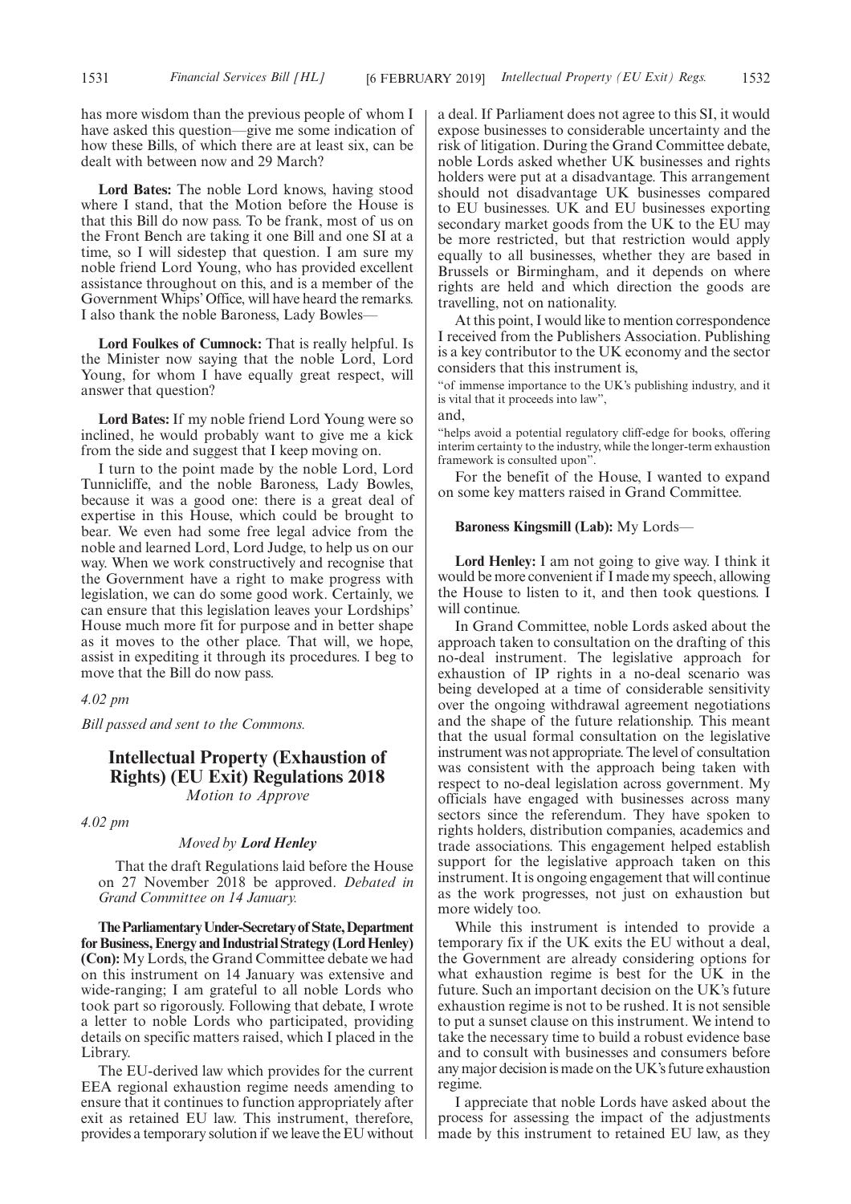has more wisdom than the previous people of whom I have asked this question—give me some indication of how these Bills, of which there are at least six, can be dealt with between now and 29 March?

**Lord Bates:** The noble Lord knows, having stood where I stand, that the Motion before the House is that this Bill do now pass. To be frank, most of us on the Front Bench are taking it one Bill and one SI at a time, so I will sidestep that question. I am sure my noble friend Lord Young, who has provided excellent assistance throughout on this, and is a member of the Government Whips' Office, will have heard the remarks. I also thank the noble Baroness, Lady Bowles—

**Lord Foulkes of Cumnock:** That is really helpful. Is the Minister now saying that the noble Lord, Lord Young, for whom I have equally great respect, will answer that question?

**Lord Bates:** If my noble friend Lord Young were so inclined, he would probably want to give me a kick from the side and suggest that I keep moving on.

I turn to the point made by the noble Lord, Lord Tunnicliffe, and the noble Baroness, Lady Bowles, because it was a good one: there is a great deal of expertise in this House, which could be brought to bear. We even had some free legal advice from the noble and learned Lord, Lord Judge, to help us on our way. When we work constructively and recognise that the Government have a right to make progress with legislation, we can do some good work. Certainly, we can ensure that this legislation leaves your Lordships' House much more fit for purpose and in better shape as it moves to the other place. That will, we hope, assist in expediting it through its procedures. I beg to move that the Bill do now pass.

*4.02 pm*

*Bill passed and sent to the Commons.*

## Intellectual Property (Exhaustion of Rights) (EU Exit) Regulations 2018

*Motion to Approve*

*4.02 pm*

*Moved by* ***Lord Henley***

That the draft Regulations laid before the House on 27 November 2018 be approved. *Debated in Grand Committee on 14 January.*

**The Parliamentary Under-Secretary of State, Department for Business, Energy and Industrial Strategy (Lord Henley) (Con):** My Lords, the Grand Committee debate we had on this instrument on 14 January was extensive and wide-ranging; I am grateful to all noble Lords who took part so rigorously. Following that debate, I wrote a letter to noble Lords who participated, providing details on specific matters raised, which I placed in the Library.

The EU-derived law which provides for the current EEA regional exhaustion regime needs amending to ensure that it continues to function appropriately after exit as retained EU law. This instrument, therefore, provides a temporary solution if we leave the EU without a deal. If Parliament does not agree to this SI, it would expose businesses to considerable uncertainty and the risk of litigation. During the Grand Committee debate, noble Lords asked whether UK businesses and rights holders were put at a disadvantage. This arrangement should not disadvantage UK businesses compared to EU businesses. UK and EU businesses exporting secondary market goods from the UK to the EU may be more restricted, but that restriction would apply equally to all businesses, whether they are based in Brussels or Birmingham, and it depends on where rights are held and which direction the goods are travelling, not on nationality.

At this point, I would like to mention correspondence I received from the Publishers Association. Publishing is a key contributor to the UK economy and the sector considers that this instrument is,

"of immense importance to the UK's publishing industry, and it is vital that it proceeds into law",

and,

"helps avoid a potential regulatory cliff-edge for books, offering interim certainty to the industry, while the longer-term exhaustion framework is consulted upon".

For the benefit of the House, I wanted to expand on some key matters raised in Grand Committee.

**Baroness Kingsmill (Lab):** My Lords—

**Lord Henley:** I am not going to give way. I think it would be more convenient if I made my speech, allowing the House to listen to it, and then took questions. I will continue.

In Grand Committee, noble Lords asked about the approach taken to consultation on the drafting of this no-deal instrument. The legislative approach for exhaustion of IP rights in a no-deal scenario was being developed at a time of considerable sensitivity over the ongoing withdrawal agreement negotiations and the shape of the future relationship. This meant that the usual formal consultation on the legislative instrument was not appropriate. The level of consultation was consistent with the approach being taken with respect to no-deal legislation across government. My officials have engaged with businesses across many sectors since the referendum. They have spoken to rights holders, distribution companies, academics and trade associations. This engagement helped establish support for the legislative approach taken on this instrument. It is ongoing engagement that will continue as the work progresses, not just on exhaustion but more widely too.

While this instrument is intended to provide a temporary fix if the UK exits the EU without a deal, the Government are already considering options for what exhaustion regime is best for the UK in the future. Such an important decision on the UK's future exhaustion regime is not to be rushed. It is not sensible to put a sunset clause on this instrument. We intend to take the necessary time to build a robust evidence base and to consult with businesses and consumers before any major decision is made on the UK's future exhaustion regime.

I appreciate that noble Lords have asked about the process for assessing the impact of the adjustments made by this instrument to retained EU law, as they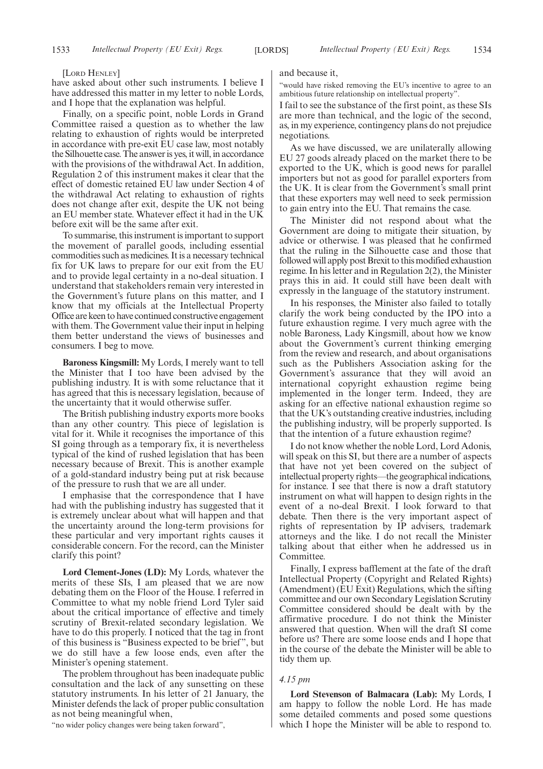[LORD HENLEY]

have asked about other such instruments. I believe I have addressed this matter in my letter to noble Lords, and I hope that the explanation was helpful.

Finally, on a specific point, noble Lords in Grand Committee raised a question as to whether the law relating to exhaustion of rights would be interpreted in accordance with pre-exit EU case law, most notably the Silhouette case. The answer is yes, it will, in accordance with the provisions of the withdrawal Act. In addition, Regulation 2 of this instrument makes it clear that the effect of domestic retained EU law under Section 4 of the withdrawal Act relating to exhaustion of rights does not change after exit, despite the UK not being an EU member state. Whatever effect it had in the UK before exit will be the same after exit.

To summarise, this instrument is important to support the movement of parallel goods, including essential commodities such as medicines. It is a necessary technical fix for UK laws to prepare for our exit from the EU and to provide legal certainty in a no-deal situation. I understand that stakeholders remain very interested in the Government's future plans on this matter, and I know that my officials at the Intellectual Property Office are keen to have continued constructive engagement with them. The Government value their input in helping them better understand the views of businesses and consumers. I beg to move.

**Baroness Kingsmill:** My Lords, I merely want to tell the Minister that I too have been advised by the publishing industry. It is with some reluctance that it has agreed that this is necessary legislation, because of the uncertainty that it would otherwise suffer.

The British publishing industry exports more books than any other country. This piece of legislation is vital for it. While it recognises the importance of this SI going through as a temporary fix, it is nevertheless typical of the kind of rushed legislation that has been necessary because of Brexit. This is another example of a gold-standard industry being put at risk because of the pressure to rush that we are all under.

I emphasise that the correspondence that I have had with the publishing industry has suggested that it is extremely unclear about what will happen and that the uncertainty around the long-term provisions for these particular and very important rights causes it considerable concern. For the record, can the Minister clarify this point?

**Lord Clement-Jones (LD):** My Lords, whatever the merits of these SIs, I am pleased that we are now debating them on the Floor of the House. I referred in Committee to what my noble friend Lord Tyler said about the critical importance of effective and timely scrutiny of Brexit-related secondary legislation. We have to do this properly. I noticed that the tag in front of this business is "Business expected to be brief", but we do still have a few loose ends, even after the Minister's opening statement.

The problem throughout has been inadequate public consultation and the lack of any sunsetting on these statutory instruments. In his letter of 21 January, the Minister defends the lack of proper public consultation as not being meaningful when,

"no wider policy changes were being taken forward",

and because it,

"would have risked removing the EU's incentive to agree to an ambitious future relationship on intellectual property".

I fail to see the substance of the first point, as these SIs are more than technical, and the logic of the second, as, in my experience, contingency plans do not prejudice negotiations.

As we have discussed, we are unilaterally allowing EU 27 goods already placed on the market there to be exported to the UK, which is good news for parallel importers but not as good for parallel exporters from the UK. It is clear from the Government's small print that these exporters may well need to seek permission to gain entry into the EU. That remains the case.

The Minister did not respond about what the Government are doing to mitigate their situation, by advice or otherwise. I was pleased that he confirmed that the ruling in the Silhouette case and those that followed will apply post Brexit to this modified exhaustion regime. In his letter and in Regulation 2(2), the Minister prays this in aid. It could still have been dealt with expressly in the language of the statutory instrument.

In his responses, the Minister also failed to totally clarify the work being conducted by the IPO into a future exhaustion regime. I very much agree with the noble Baroness, Lady Kingsmill, about how we know about the Government's current thinking emerging from the review and research, and about organisations such as the Publishers Association asking for the Government's assurance that they will avoid an international copyright exhaustion regime being implemented in the longer term. Indeed, they are asking for an effective national exhaustion regime so that the UK's outstanding creative industries, including the publishing industry, will be properly supported. Is that the intention of a future exhaustion regime?

I do not know whether the noble Lord, Lord Adonis, will speak on this SI, but there are a number of aspects that have not yet been covered on the subject of intellectual property rights—the geographical indications, for instance. I see that there is now a draft statutory instrument on what will happen to design rights in the event of a no-deal Brexit. I look forward to that debate. Then there is the very important aspect of rights of representation by IP advisers, trademark attorneys and the like. I do not recall the Minister talking about that either when he addressed us in Committee.

Finally, I express bafflement at the fate of the draft Intellectual Property (Copyright and Related Rights) (Amendment) (EU Exit) Regulations, which the sifting committee and our own Secondary Legislation Scrutiny Committee considered should be dealt with by the affirmative procedure. I do not think the Minister answered that question. When will the draft SI come before us? There are some loose ends and I hope that in the course of the debate the Minister will be able to tidy them up.

*4.15 pm*

**Lord Stevenson of Balmacara (Lab):** My Lords, I am happy to follow the noble Lord. He has made some detailed comments and posed some questions which I hope the Minister will be able to respond to.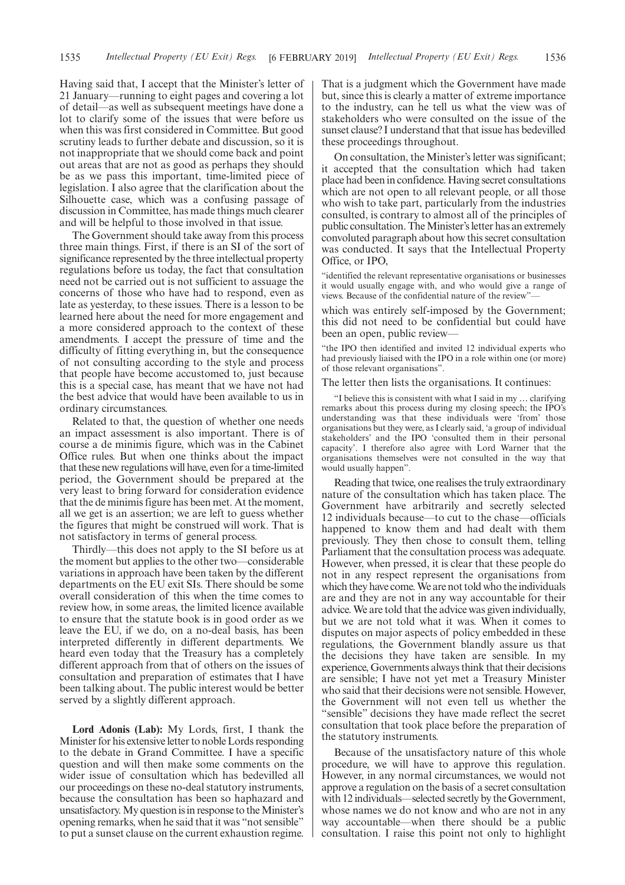Having said that, I accept that the Minister's letter of 21 January—running to eight pages and covering a lot of detail—as well as subsequent meetings have done a lot to clarify some of the issues that were before us when this was first considered in Committee. But good scrutiny leads to further debate and discussion, so it is not inappropriate that we should come back and point out areas that are not as good as perhaps they should be as we pass this important, time-limited piece of legislation. I also agree that the clarification about the Silhouette case, which was a confusing passage of discussion in Committee, has made things much clearer and will be helpful to those involved in that issue.

The Government should take away from this process three main things. First, if there is an SI of the sort of significance represented by the three intellectual property regulations before us today, the fact that consultation need not be carried out is not sufficient to assuage the concerns of those who have had to respond, even as late as yesterday, to these issues. There is a lesson to be learned here about the need for more engagement and a more considered approach to the context of these amendments. I accept the pressure of time and the difficulty of fitting everything in, but the consequence of not consulting according to the style and process that people have become accustomed to, just because this is a special case, has meant that we have not had the best advice that would have been available to us in ordinary circumstances.

Related to that, the question of whether one needs an impact assessment is also important. There is of course a de minimis figure, which was in the Cabinet Office rules. But when one thinks about the impact that these new regulations will have, even for a time-limited period, the Government should be prepared at the very least to bring forward for consideration evidence that the de minimis figure has been met. At the moment, all we get is an assertion; we are left to guess whether the figures that might be construed will work. That is not satisfactory in terms of general process.

Thirdly—this does not apply to the SI before us at the moment but applies to the other two—considerable variations in approach have been taken by the different departments on the EU exit SIs. There should be some overall consideration of this when the time comes to review how, in some areas, the limited licence available to ensure that the statute book is in good order as we leave the EU, if we do, on a no-deal basis, has been interpreted differently in different departments. We heard even today that the Treasury has a completely different approach from that of others on the issues of consultation and preparation of estimates that I have been talking about. The public interest would be better served by a slightly different approach.

**Lord Adonis (Lab):** My Lords, first, I thank the Minister for his extensive letter to noble Lords responding to the debate in Grand Committee. I have a specific question and will then make some comments on the wider issue of consultation which has bedevilled all our proceedings on these no-deal statutory instruments, because the consultation has been so haphazard and unsatisfactory. My question is in response to the Minister's opening remarks, when he said that it was "not sensible" to put a sunset clause on the current exhaustion regime. That is a judgment which the Government have made but, since this is clearly a matter of extreme importance to the industry, can he tell us what the view was of stakeholders who were consulted on the issue of the sunset clause? I understand that that issue has bedevilled these proceedings throughout.

On consultation, the Minister's letter was significant; it accepted that the consultation which had taken place had been in confidence. Having secret consultations which are not open to all relevant people, or all those who wish to take part, particularly from the industries consulted, is contrary to almost all of the principles of public consultation. The Minister's letter has an extremely convoluted paragraph about how this secret consultation was conducted. It says that the Intellectual Property Office, or IPO,

"identified the relevant representative organisations or businesses it would usually engage with, and who would give a range of views. Because of the confidential nature of the review"—

which was entirely self-imposed by the Government; this did not need to be confidential but could have been an open, public review—

"the IPO then identified and invited 12 individual experts who had previously liaised with the IPO in a role within one (or more) of those relevant organisations".

The letter then lists the organisations. It continues:

> "I believe this is consistent with what I said in my … clarifying remarks about this process during my closing speech; the IPO's understanding was that these individuals were 'from' those organisations but they were, as I clearly said, 'a group of individual stakeholders' and the IPO 'consulted them in their personal capacity'. I therefore also agree with Lord Warner that the organisations themselves were not consulted in the way that would usually happen".

Reading that twice, one realises the truly extraordinary nature of the consultation which has taken place. The Government have arbitrarily and secretly selected 12 individuals because—to cut to the chase—officials happened to know them and had dealt with them previously. They then chose to consult them, telling Parliament that the consultation process was adequate. However, when pressed, it is clear that these people do not in any respect represent the organisations from which they have come. We are not told who the individuals are and they are not in any way accountable for their advice. We are told that the advice was given individually, but we are not told what it was. When it comes to disputes on major aspects of policy embedded in these regulations, the Government blandly assure us that the decisions they have taken are sensible. In my experience, Governments always think that their decisions are sensible; I have not yet met a Treasury Minister who said that their decisions were not sensible. However, the Government will not even tell us whether the "sensible" decisions they have made reflect the secret consultation that took place before the preparation of the statutory instruments.

Because of the unsatisfactory nature of this whole procedure, we will have to approve this regulation. However, in any normal circumstances, we would not approve a regulation on the basis of a secret consultation with 12 individuals—selected secretly by the Government, whose names we do not know and who are not in any way accountable—when there should be a public consultation. I raise this point not only to highlight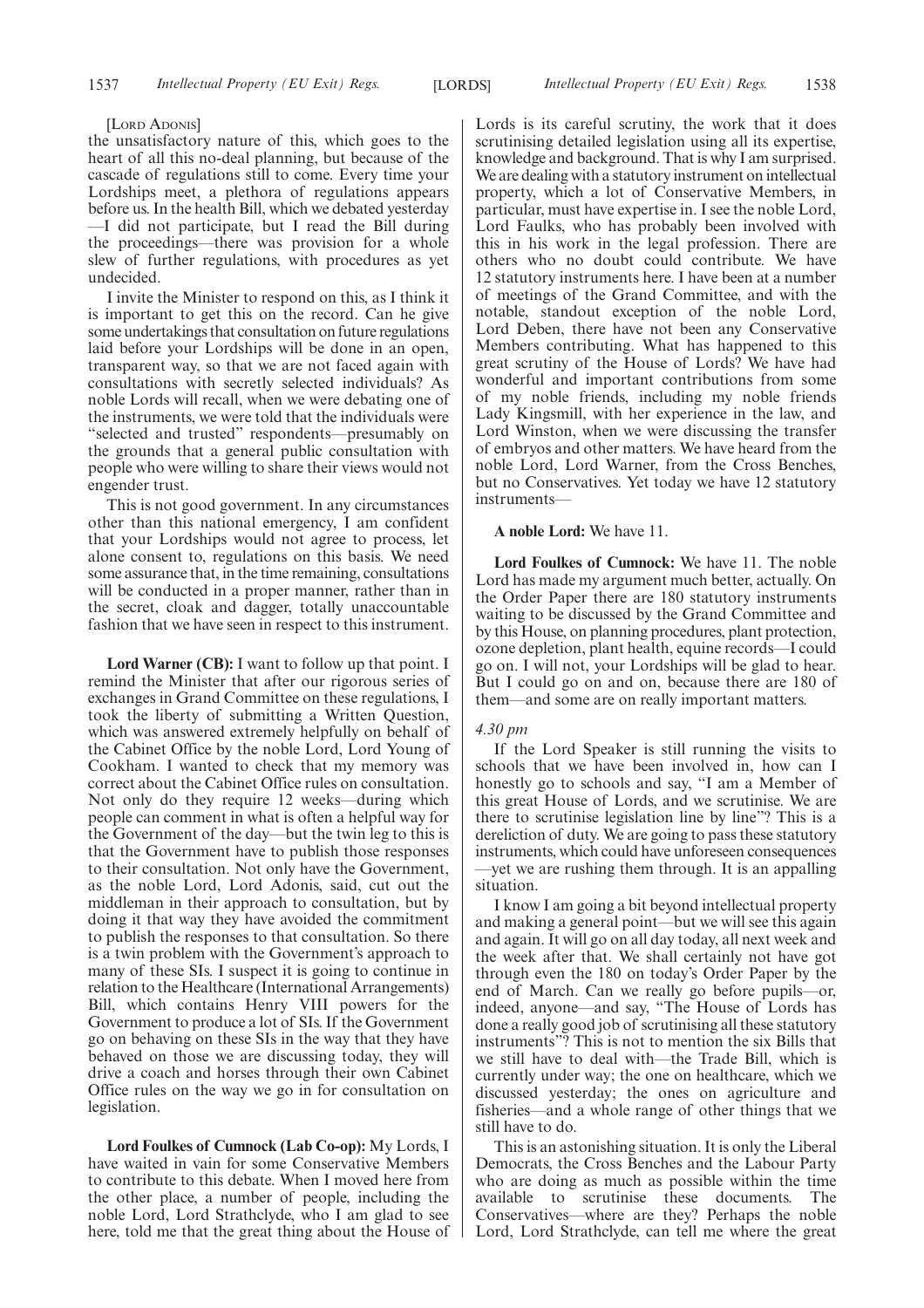[Lord Adonis]

the unsatisfactory nature of this, which goes to the heart of all this no-deal planning, but because of the cascade of regulations still to come. Every time your Lordships meet, a plethora of regulations appears before us. In the health Bill, which we debated yesterday —I did not participate, but I read the Bill during the proceedings—there was provision for a whole slew of further regulations, with procedures as yet undecided.

I invite the Minister to respond on this, as I think it is important to get this on the record. Can he give some undertakings that consultation on future regulations laid before your Lordships will be done in an open, transparent way, so that we are not faced again with consultations with secretly selected individuals? As noble Lords will recall, when we were debating one of the instruments, we were told that the individuals were "selected and trusted" respondents—presumably on the grounds that a general public consultation with people who were willing to share their views would not engender trust.

This is not good government. In any circumstances other than this national emergency, I am confident that your Lordships would not agree to process, let alone consent to, regulations on this basis. We need some assurance that, in the time remaining, consultations will be conducted in a proper manner, rather than in the secret, cloak and dagger, totally unaccountable fashion that we have seen in respect to this instrument.

**Lord Warner (CB):** I want to follow up that point. I remind the Minister that after our rigorous series of exchanges in Grand Committee on these regulations, I took the liberty of submitting a Written Question, which was answered extremely helpfully on behalf of the Cabinet Office by the noble Lord, Lord Young of Cookham. I wanted to check that my memory was correct about the Cabinet Office rules on consultation. Not only do they require 12 weeks—during which people can comment in what is often a helpful way for the Government of the day—but the twin leg to this is that the Government have to publish those responses to their consultation. Not only have the Government, as the noble Lord, Lord Adonis, said, cut out the middleman in their approach to consultation, but by doing it that way they have avoided the commitment to publish the responses to that consultation. So there is a twin problem with the Government's approach to many of these SIs. I suspect it is going to continue in relation to the Healthcare (International Arrangements) Bill, which contains Henry VIII powers for the Government to produce a lot of SIs. If the Government go on behaving on these SIs in the way that they have behaved on those we are discussing today, they will drive a coach and horses through their own Cabinet Office rules on the way we go in for consultation on legislation.

**Lord Foulkes of Cumnock (Lab Co-op):** My Lords, I have waited in vain for some Conservative Members to contribute to this debate. When I moved here from the other place, a number of people, including the noble Lord, Lord Strathclyde, who I am glad to see here, told me that the great thing about the House of Lords is its careful scrutiny, the work that it does scrutinising detailed legislation using all its expertise, knowledge and background. That is why I am surprised. We are dealing with a statutory instrument on intellectual property, which a lot of Conservative Members, in particular, must have expertise in. I see the noble Lord, Lord Faulks, who has probably been involved with this in his work in the legal profession. There are others who no doubt could contribute. We have 12 statutory instruments here. I have been at a number of meetings of the Grand Committee, and with the notable, standout exception of the noble Lord, Lord Deben, there have not been any Conservative Members contributing. What has happened to this great scrutiny of the House of Lords? We have had wonderful and important contributions from some of my noble friends, including my noble friends Lady Kingsmill, with her experience in the law, and Lord Winston, when we were discussing the transfer of embryos and other matters. We have heard from the noble Lord, Lord Warner, from the Cross Benches, but no Conservatives. Yet today we have 12 statutory instruments—

**A noble Lord:** We have 11.

**Lord Foulkes of Cumnock:** We have 11. The noble Lord has made my argument much better, actually. On the Order Paper there are 180 statutory instruments waiting to be discussed by the Grand Committee and by this House, on planning procedures, plant protection, ozone depletion, plant health, equine records—I could go on. I will not, your Lordships will be glad to hear. But I could go on and on, because there are 180 of them—and some are on really important matters.

*4.30 pm*

If the Lord Speaker is still running the visits to schools that we have been involved in, how can I honestly go to schools and say, "I am a Member of this great House of Lords, and we scrutinise. We are there to scrutinise legislation line by line"? This is a dereliction of duty. We are going to pass these statutory instruments, which could have unforeseen consequences —yet we are rushing them through. It is an appalling situation.

I know I am going a bit beyond intellectual property and making a general point—but we will see this again and again. It will go on all day today, all next week and the week after that. We shall certainly not have got through even the 180 on today's Order Paper by the end of March. Can we really go before pupils—or, indeed, anyone—and say, "The House of Lords has done a really good job of scrutinising all these statutory instruments"? This is not to mention the six Bills that we still have to deal with—the Trade Bill, which is currently under way; the one on healthcare, which we discussed yesterday; the ones on agriculture and fisheries—and a whole range of other things that we still have to do.

This is an astonishing situation. It is only the Liberal Democrats, the Cross Benches and the Labour Party who are doing as much as possible within the time available to scrutinise these documents. The Conservatives—where are they? Perhaps the noble Lord, Lord Strathclyde, can tell me where the great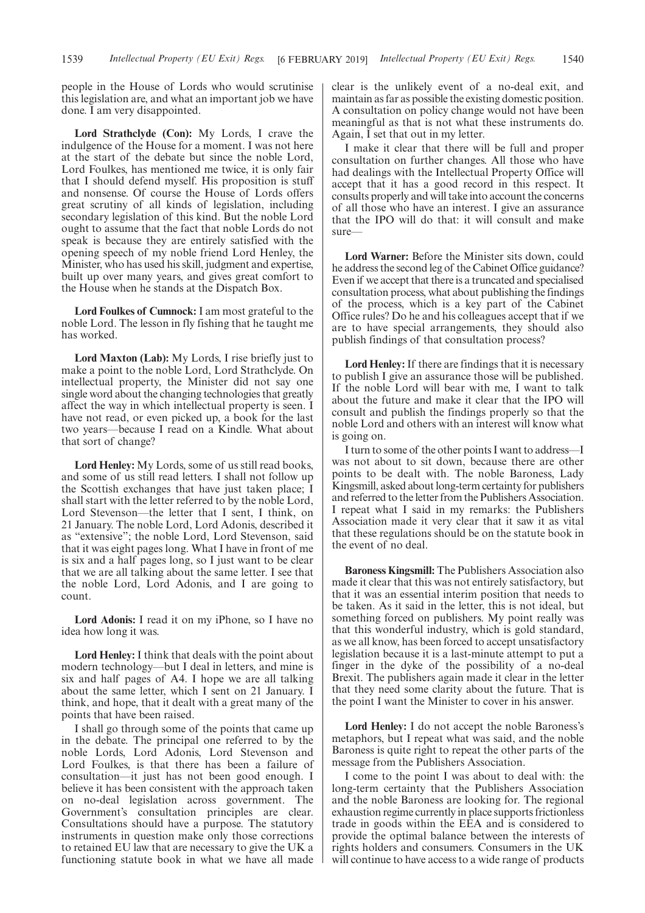people in the House of Lords who would scrutinise this legislation are, and what an important job we have done. I am very disappointed.

**Lord Strathclyde (Con):** My Lords, I crave the indulgence of the House for a moment. I was not here at the start of the debate but since the noble Lord, Lord Foulkes, has mentioned me twice, it is only fair that I should defend myself. His proposition is stuff and nonsense. Of course the House of Lords offers great scrutiny of all kinds of legislation, including secondary legislation of this kind. But the noble Lord ought to assume that the fact that noble Lords do not speak is because they are entirely satisfied with the opening speech of my noble friend Lord Henley, the Minister, who has used his skill, judgment and expertise, built up over many years, and gives great comfort to the House when he stands at the Dispatch Box.

**Lord Foulkes of Cumnock:** I am most grateful to the noble Lord. The lesson in fly fishing that he taught me has worked.

**Lord Maxton (Lab):** My Lords, I rise briefly just to make a point to the noble Lord, Lord Strathclyde. On intellectual property, the Minister did not say one single word about the changing technologies that greatly affect the way in which intellectual property is seen. I have not read, or even picked up, a book for the last two years—because I read on a Kindle. What about that sort of change?

**Lord Henley:** My Lords, some of us still read books, and some of us still read letters. I shall not follow up the Scottish exchanges that have just taken place; I shall start with the letter referred to by the noble Lord, Lord Stevenson—the letter that I sent, I think, on 21 January. The noble Lord, Lord Adonis, described it as "extensive"; the noble Lord, Lord Stevenson, said that it was eight pages long. What I have in front of me is six and a half pages long, so I just want to be clear that we are all talking about the same letter. I see that the noble Lord, Lord Adonis, and I are going to count.

**Lord Adonis:** I read it on my iPhone, so I have no idea how long it was.

**Lord Henley:** I think that deals with the point about modern technology—but I deal in letters, and mine is six and half pages of A4. I hope we are all talking about the same letter, which I sent on 21 January. I think, and hope, that it dealt with a great many of the points that have been raised.

I shall go through some of the points that came up in the debate. The principal one referred to by the noble Lords, Lord Adonis, Lord Stevenson and Lord Foulkes, is that there has been a failure of consultation—it just has not been good enough. I believe it has been consistent with the approach taken on no-deal legislation across government. The Government's consultation principles are clear. Consultations should have a purpose. The statutory instruments in question make only those corrections to retained EU law that are necessary to give the UK a functioning statute book in what we have all made clear is the unlikely event of a no-deal exit, and maintain as far as possible the existing domestic position. A consultation on policy change would not have been meaningful as that is not what these instruments do. Again, I set that out in my letter.

I make it clear that there will be full and proper consultation on further changes. All those who have had dealings with the Intellectual Property Office will accept that it has a good record in this respect. It consults properly and will take into account the concerns of all those who have an interest. I give an assurance that the IPO will do that: it will consult and make sure—

**Lord Warner:** Before the Minister sits down, could he address the second leg of the Cabinet Office guidance? Even if we accept that there is a truncated and specialised consultation process, what about publishing the findings of the process, which is a key part of the Cabinet Office rules? Do he and his colleagues accept that if we are to have special arrangements, they should also publish findings of that consultation process?

**Lord Henley:** If there are findings that it is necessary to publish I give an assurance those will be published. If the noble Lord will bear with me, I want to talk about the future and make it clear that the IPO will consult and publish the findings properly so that the noble Lord and others with an interest will know what is going on.

I turn to some of the other points I want to address—I was not about to sit down, because there are other points to be dealt with. The noble Baroness, Lady Kingsmill, asked about long-term certainty for publishers and referred to the letter from the Publishers Association. I repeat what I said in my remarks: the Publishers Association made it very clear that it saw it as vital that these regulations should be on the statute book in the event of no deal.

**Baroness Kingsmill:** The Publishers Association also made it clear that this was not entirely satisfactory, but that it was an essential interim position that needs to be taken. As it said in the letter, this is not ideal, but something forced on publishers. My point really was that this wonderful industry, which is gold standard, as we all know, has been forced to accept unsatisfactory legislation because it is a last-minute attempt to put a finger in the dyke of the possibility of a no-deal Brexit. The publishers again made it clear in the letter that they need some clarity about the future. That is the point I want the Minister to cover in his answer.

**Lord Henley:** I do not accept the noble Baroness's metaphors, but I repeat what was said, and the noble Baroness is quite right to repeat the other parts of the message from the Publishers Association.

I come to the point I was about to deal with: the long-term certainty that the Publishers Association and the noble Baroness are looking for. The regional exhaustion regime currently in place supports frictionless trade in goods within the EEA and is considered to provide the optimal balance between the interests of rights holders and consumers. Consumers in the UK will continue to have access to a wide range of products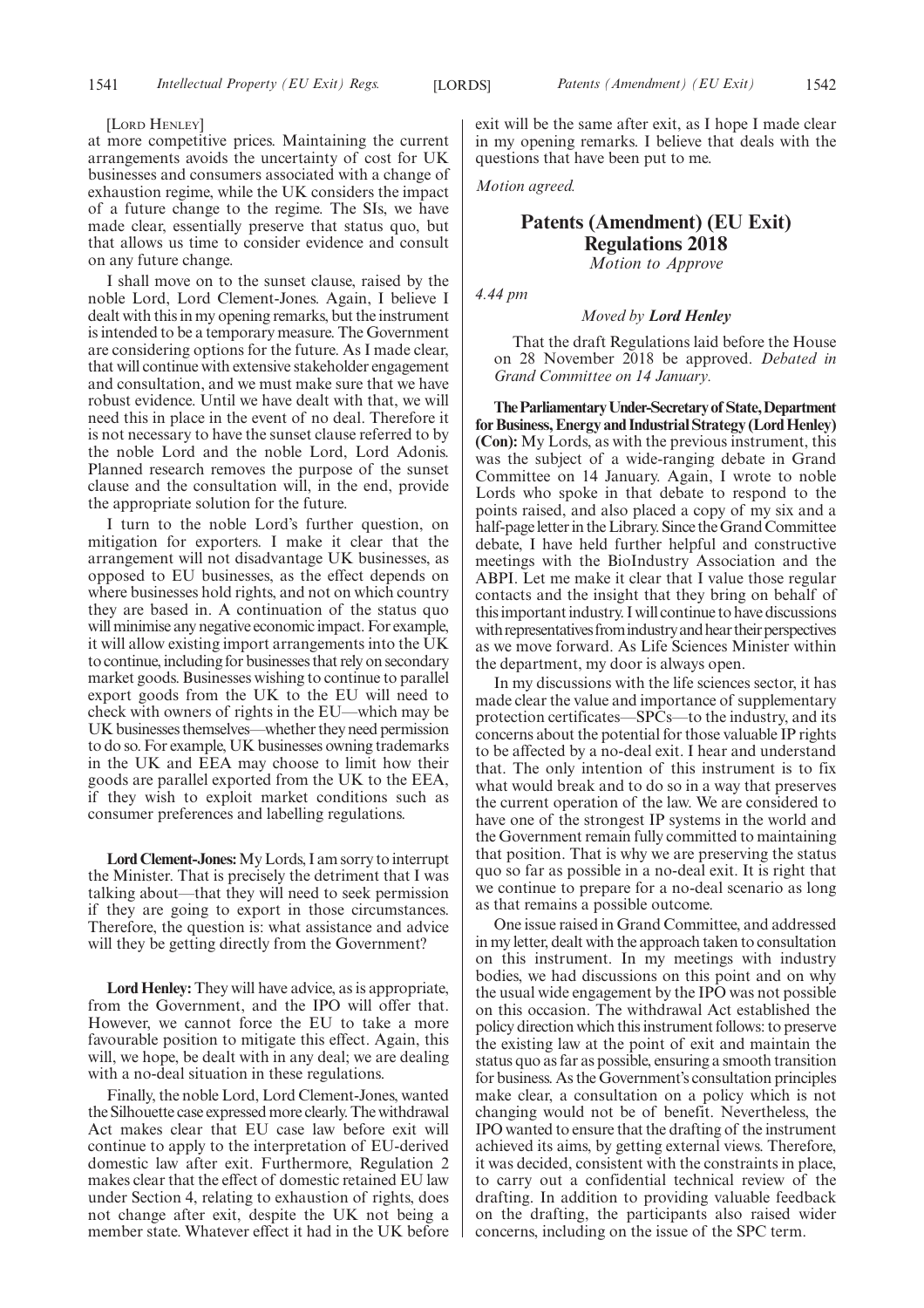[Lord Henley]

at more competitive prices. Maintaining the current arrangements avoids the uncertainty of cost for UK businesses and consumers associated with a change of exhaustion regime, while the UK considers the impact of a future change to the regime. The SIs, we have made clear, essentially preserve that status quo, but that allows us time to consider evidence and consult on any future change.

I shall move on to the sunset clause, raised by the noble Lord, Lord Clement-Jones. Again, I believe I dealt with this in my opening remarks, but the instrument is intended to be a temporary measure. The Government are considering options for the future. As I made clear, that will continue with extensive stakeholder engagement and consultation, and we must make sure that we have robust evidence. Until we have dealt with that, we will need this in place in the event of no deal. Therefore it is not necessary to have the sunset clause referred to by the noble Lord and the noble Lord, Lord Adonis. Planned research removes the purpose of the sunset clause and the consultation will, in the end, provide the appropriate solution for the future.

I turn to the noble Lord's further question, on mitigation for exporters. I make it clear that the arrangement will not disadvantage UK businesses, as opposed to EU businesses, as the effect depends on where businesses hold rights, and not on which country they are based in. A continuation of the status quo will minimise any negative economic impact. For example, it will allow existing import arrangements into the UK to continue, including for businesses that rely on secondary market goods. Businesses wishing to continue to parallel export goods from the UK to the EU will need to check with owners of rights in the EU—which may be UK businesses themselves—whether they need permission to do so. For example, UK businesses owning trademarks in the UK and EEA may choose to limit how their goods are parallel exported from the UK to the EEA, if they wish to exploit market conditions such as consumer preferences and labelling regulations.

**Lord Clement-Jones:** My Lords, I am sorry to interrupt the Minister. That is precisely the detriment that I was talking about—that they will need to seek permission if they are going to export in those circumstances. Therefore, the question is: what assistance and advice will they be getting directly from the Government?

**Lord Henley:** They will have advice, as is appropriate, from the Government, and the IPO will offer that. However, we cannot force the EU to take a more favourable position to mitigate this effect. Again, this will, we hope, be dealt with in any deal; we are dealing with a no-deal situation in these regulations.

Finally, the noble Lord, Lord Clement-Jones, wanted the Silhouette case expressed more clearly. The withdrawal Act makes clear that EU case law before exit will continue to apply to the interpretation of EU-derived domestic law after exit. Furthermore, Regulation 2 makes clear that the effect of domestic retained EU law under Section 4, relating to exhaustion of rights, does not change after exit, despite the UK not being a member state. Whatever effect it had in the UK before exit will be the same after exit, as I hope I made clear in my opening remarks. I believe that deals with the questions that have been put to me.

*Motion agreed.*

## Patents (Amendment) (EU Exit) Regulations 2018

*Motion to Approve*

*4.44 pm*

*Moved by* ***Lord Henley***

That the draft Regulations laid before the House on 28 November 2018 be approved. *Debated in Grand Committee on 14 January.*

**The Parliamentary Under-Secretary of State, Department for Business, Energy and Industrial Strategy (Lord Henley) (Con):** My Lords, as with the previous instrument, this was the subject of a wide-ranging debate in Grand Committee on 14 January. Again, I wrote to noble Lords who spoke in that debate to respond to the points raised, and also placed a copy of my six and a half-page letter in the Library. Since the Grand Committee debate, I have held further helpful and constructive meetings with the BioIndustry Association and the ABPI. Let me make it clear that I value those regular contacts and the insight that they bring on behalf of this important industry. I will continue to have discussions with representatives from industry and hear their perspectives as we move forward. As Life Sciences Minister within the department, my door is always open.

In my discussions with the life sciences sector, it has made clear the value and importance of supplementary protection certificates—SPCs—to the industry, and its concerns about the potential for those valuable IP rights to be affected by a no-deal exit. I hear and understand that. The only intention of this instrument is to fix what would break and to do so in a way that preserves the current operation of the law. We are considered to have one of the strongest IP systems in the world and the Government remain fully committed to maintaining that position. That is why we are preserving the status quo so far as possible in a no-deal exit. It is right that we continue to prepare for a no-deal scenario as long as that remains a possible outcome.

One issue raised in Grand Committee, and addressed in my letter, dealt with the approach taken to consultation on this instrument. In my meetings with industry bodies, we had discussions on this point and on why the usual wide engagement by the IPO was not possible on this occasion. The withdrawal Act established the policy direction which this instrument follows: to preserve the existing law at the point of exit and maintain the status quo as far as possible, ensuring a smooth transition for business. As the Government's consultation principles make clear, a consultation on a policy which is not changing would not be of benefit. Nevertheless, the IPO wanted to ensure that the drafting of the instrument achieved its aims, by getting external views. Therefore, it was decided, consistent with the constraints in place, to carry out a confidential technical review of the drafting. In addition to providing valuable feedback on the drafting, the participants also raised wider concerns, including on the issue of the SPC term.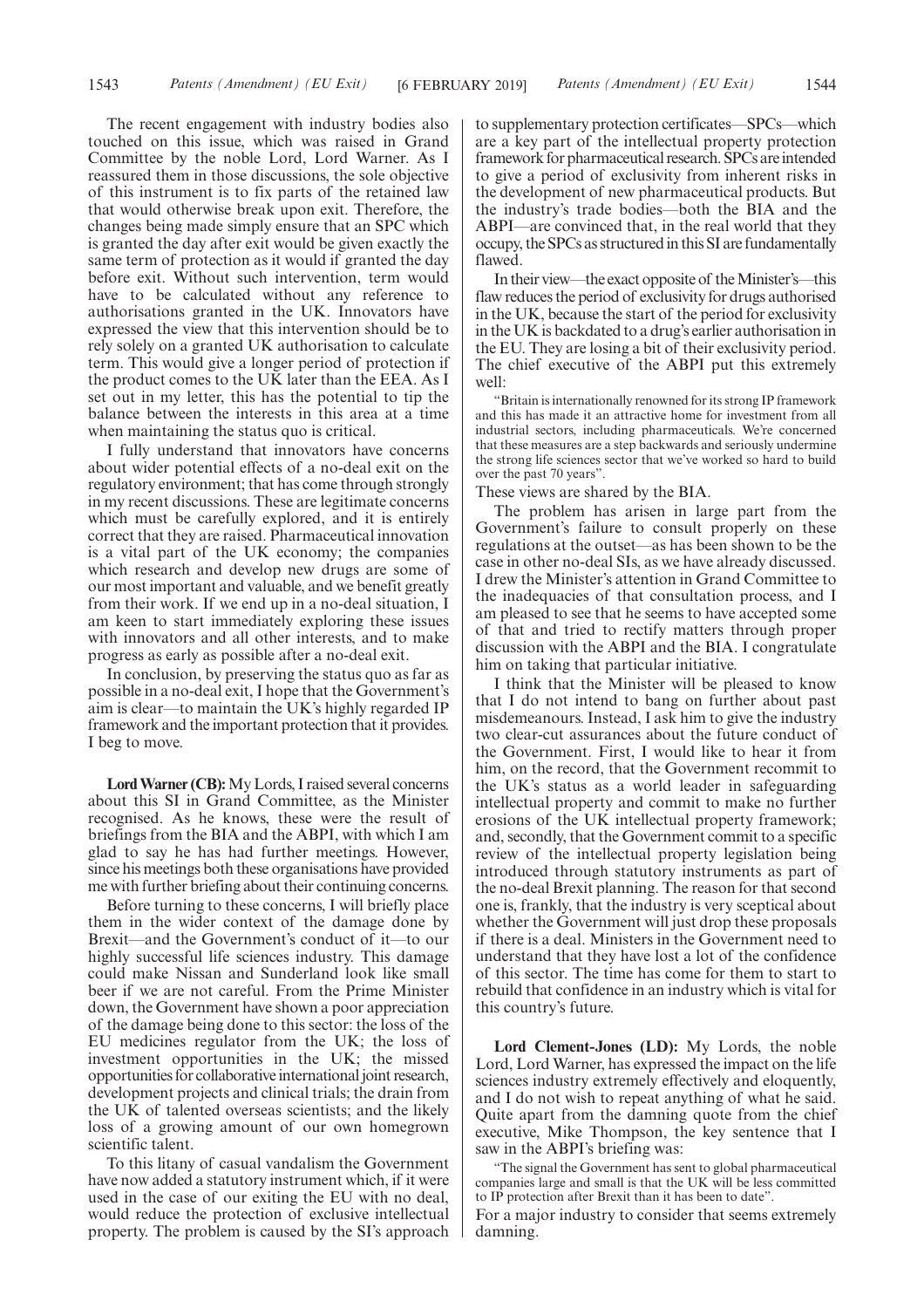The recent engagement with industry bodies also touched on this issue, which was raised in Grand Committee by the noble Lord, Lord Warner. As I reassured them in those discussions, the sole objective of this instrument is to fix parts of the retained law that would otherwise break upon exit. Therefore, the changes being made simply ensure that an SPC which is granted the day after exit would be given exactly the same term of protection as it would if granted the day before exit. Without such intervention, term would have to be calculated without any reference to authorisations granted in the UK. Innovators have expressed the view that this intervention should be to rely solely on a granted UK authorisation to calculate term. This would give a longer period of protection if the product comes to the UK later than the EEA. As I set out in my letter, this has the potential to tip the balance between the interests in this area at a time when maintaining the status quo is critical.

I fully understand that innovators have concerns about wider potential effects of a no-deal exit on the regulatory environment; that has come through strongly in my recent discussions. These are legitimate concerns which must be carefully explored, and it is entirely correct that they are raised. Pharmaceutical innovation is a vital part of the UK economy; the companies which research and develop new drugs are some of our most important and valuable, and we benefit greatly from their work. If we end up in a no-deal situation, I am keen to start immediately exploring these issues with innovators and all other interests, and to make progress as early as possible after a no-deal exit.

In conclusion, by preserving the status quo as far as possible in a no-deal exit, I hope that the Government's aim is clear—to maintain the UK's highly regarded IP framework and the important protection that it provides. I beg to move.

**Lord Warner (CB):** My Lords, I raised several concerns about this SI in Grand Committee, as the Minister recognised. As he knows, these were the result of briefings from the BIA and the ABPI, with which I am glad to say he has had further meetings. However, since his meetings both these organisations have provided me with further briefing about their continuing concerns.

Before turning to these concerns, I will briefly place them in the wider context of the damage done by Brexit—and the Government's conduct of it—to our highly successful life sciences industry. This damage could make Nissan and Sunderland look like small beer if we are not careful. From the Prime Minister down, the Government have shown a poor appreciation of the damage being done to this sector: the loss of the EU medicines regulator from the UK; the loss of investment opportunities in the UK; the missed opportunities for collaborative international joint research, development projects and clinical trials; the drain from the UK of talented overseas scientists; and the likely loss of a growing amount of our own homegrown scientific talent.

To this litany of casual vandalism the Government have now added a statutory instrument which, if it were used in the case of our exiting the EU with no deal, would reduce the protection of exclusive intellectual property. The problem is caused by the SI's approach to supplementary protection certificates—SPCs—which are a key part of the intellectual property protection framework for pharmaceutical research. SPCs are intended to give a period of exclusivity from inherent risks in the development of new pharmaceutical products. But the industry's trade bodies—both the BIA and the ABPI—are convinced that, in the real world that they occupy, the SPCs as structured in this SI are fundamentally flawed.

In their view—the exact opposite of the Minister's—this flaw reduces the period of exclusivity for drugs authorised in the UK, because the start of the period for exclusivity in the UK is backdated to a drug's earlier authorisation in the EU. They are losing a bit of their exclusivity period. The chief executive of the ABPI put this extremely well:

"Britain is internationally renowned for its strong IP framework and this has made it an attractive home for investment from all industrial sectors, including pharmaceuticals. We're concerned that these measures are a step backwards and seriously undermine the strong life sciences sector that we've worked so hard to build over the past 70 years".

These views are shared by the BIA.

The problem has arisen in large part from the Government's failure to consult properly on these regulations at the outset—as has been shown to be the case in other no-deal SIs, as we have already discussed. I drew the Minister's attention in Grand Committee to the inadequacies of that consultation process, and I am pleased to see that he seems to have accepted some of that and tried to rectify matters through proper discussion with the ABPI and the BIA. I congratulate him on taking that particular initiative.

I think that the Minister will be pleased to know that I do not intend to bang on further about past misdemeanours. Instead, I ask him to give the industry two clear-cut assurances about the future conduct of the Government. First, I would like to hear it from him, on the record, that the Government recommit to the UK's status as a world leader in safeguarding intellectual property and commit to make no further erosions of the UK intellectual property framework; and, secondly, that the Government commit to a specific review of the intellectual property legislation being introduced through statutory instruments as part of the no-deal Brexit planning. The reason for that second one is, frankly, that the industry is very sceptical about whether the Government will just drop these proposals if there is a deal. Ministers in the Government need to understand that they have lost a lot of the confidence of this sector. The time has come for them to start to rebuild that confidence in an industry which is vital for this country's future.

**Lord Clement-Jones (LD):** My Lords, the noble Lord, Lord Warner, has expressed the impact on the life sciences industry extremely effectively and eloquently, and I do not wish to repeat anything of what he said. Quite apart from the damning quote from the chief executive, Mike Thompson, the key sentence that I saw in the ABPI's briefing was:

"The signal the Government has sent to global pharmaceutical companies large and small is that the UK will be less committed to IP protection after Brexit than it has been to date".

For a major industry to consider that seems extremely damning.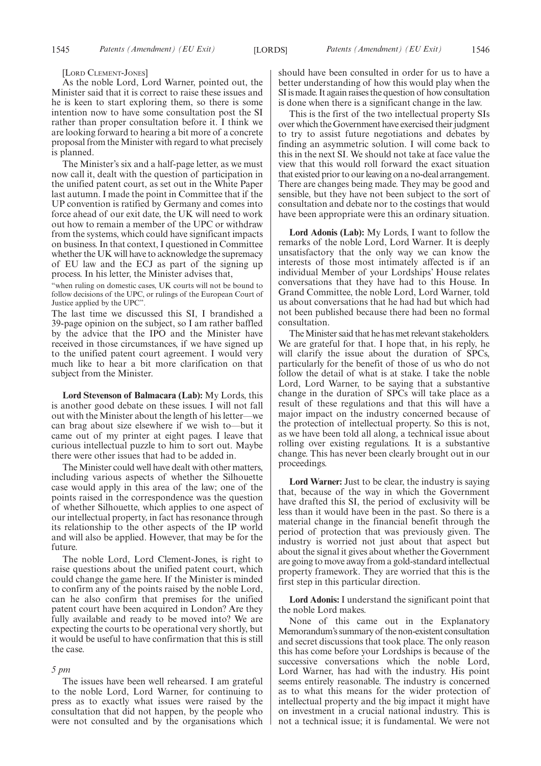[LORD CLEMENT-JONES]

As the noble Lord, Lord Warner, pointed out, the Minister said that it is correct to raise these issues and he is keen to start exploring them, so there is some intention now to have some consultation post the SI rather than proper consultation before it. I think we are looking forward to hearing a bit more of a concrete proposal from the Minister with regard to what precisely is planned.

The Minister's six and a half-page letter, as we must now call it, dealt with the question of participation in the unified patent court, as set out in the White Paper last autumn. I made the point in Committee that if the UP convention is ratified by Germany and comes into force ahead of our exit date, the UK will need to work out how to remain a member of the UPC or withdraw from the systems, which could have significant impacts on business. In that context, I questioned in Committee whether the UK will have to acknowledge the supremacy of EU law and the ECJ as part of the signing up process. In his letter, the Minister advises that,

"when ruling on domestic cases, UK courts will not be bound to follow decisions of the UPC, or rulings of the European Court of Justice applied by the UPC".

The last time we discussed this SI, I brandished a 39-page opinion on the subject, so I am rather baffled by the advice that the IPO and the Minister have received in those circumstances, if we have signed up to the unified patent court agreement. I would very much like to hear a bit more clarification on that subject from the Minister.

**Lord Stevenson of Balmacara (Lab):** My Lords, this is another good debate on these issues. I will not fall out with the Minister about the length of his letter—we can brag about size elsewhere if we wish to—but it came out of my printer at eight pages. I leave that curious intellectual puzzle to him to sort out. Maybe there were other issues that had to be added in.

The Minister could well have dealt with other matters, including various aspects of whether the Silhouette case would apply in this area of the law; one of the points raised in the correspondence was the question of whether Silhouette, which applies to one aspect of our intellectual property, in fact has resonance through its relationship to the other aspects of the IP world and will also be applied. However, that may be for the future.

The noble Lord, Lord Clement-Jones, is right to raise questions about the unified patent court, which could change the game here. If the Minister is minded to confirm any of the points raised by the noble Lord, can he also confirm that premises for the unified patent court have been acquired in London? Are they fully available and ready to be moved into? We are expecting the courts to be operational very shortly, but it would be useful to have confirmation that this is still the case.

*5 pm*

The issues have been well rehearsed. I am grateful to the noble Lord, Lord Warner, for continuing to press as to exactly what issues were raised by the consultation that did not happen, by the people who were not consulted and by the organisations which should have been consulted in order for us to have a better understanding of how this would play when the SI is made. It again raises the question of how consultation is done when there is a significant change in the law.

This is the first of the two intellectual property SIs over which the Government have exercised their judgment to try to assist future negotiations and debates by finding an asymmetric solution. I will come back to this in the next SI. We should not take at face value the view that this would roll forward the exact situation that existed prior to our leaving on a no-deal arrangement. There are changes being made. They may be good and sensible, but they have not been subject to the sort of consultation and debate nor to the costings that would have been appropriate were this an ordinary situation.

**Lord Adonis (Lab):** My Lords, I want to follow the remarks of the noble Lord, Lord Warner. It is deeply unsatisfactory that the only way we can know the interests of those most intimately affected is if an individual Member of your Lordships' House relates conversations that they have had to this House. In Grand Committee, the noble Lord, Lord Warner, told us about conversations that he had had but which had not been published because there had been no formal consultation.

The Minister said that he has met relevant stakeholders. We are grateful for that. I hope that, in his reply, he will clarify the issue about the duration of SPCs, particularly for the benefit of those of us who do not follow the detail of what is at stake. I take the noble Lord, Lord Warner, to be saying that a substantive change in the duration of SPCs will take place as a result of these regulations and that this will have a major impact on the industry concerned because of the protection of intellectual property. So this is not, as we have been told all along, a technical issue about rolling over existing regulations. It is a substantive change. This has never been clearly brought out in our proceedings.

**Lord Warner:** Just to be clear, the industry is saying that, because of the way in which the Government have drafted this SI, the period of exclusivity will be less than it would have been in the past. So there is a material change in the financial benefit through the period of protection that was previously given. The industry is worried not just about that aspect but about the signal it gives about whether the Government are going to move away from a gold-standard intellectual property framework. They are worried that this is the first step in this particular direction.

**Lord Adonis:** I understand the significant point that the noble Lord makes.

None of this came out in the Explanatory Memorandum's summary of the non-existent consultation and secret discussions that took place. The only reason this has come before your Lordships is because of the successive conversations which the noble Lord, Lord Warner, has had with the industry. His point seems entirely reasonable. The industry is concerned as to what this means for the wider protection of intellectual property and the big impact it might have on investment in a crucial national industry. This is not a technical issue; it is fundamental. We were not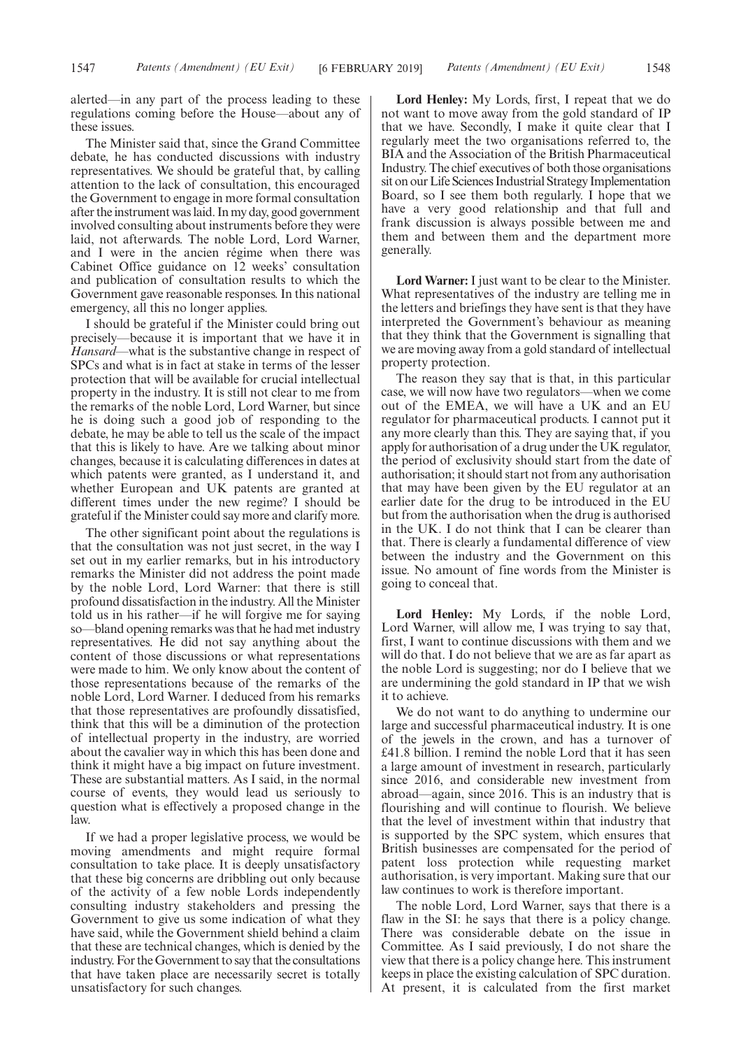alerted—in any part of the process leading to these regulations coming before the House—about any of these issues.

The Minister said that, since the Grand Committee debate, he has conducted discussions with industry representatives. We should be grateful that, by calling attention to the lack of consultation, this encouraged the Government to engage in more formal consultation after the instrument was laid. In my day, good government involved consulting about instruments before they were laid, not afterwards. The noble Lord, Lord Warner, and I were in the ancien régime when there was Cabinet Office guidance on 12 weeks' consultation and publication of consultation results to which the Government gave reasonable responses. In this national emergency, all this no longer applies.

I should be grateful if the Minister could bring out precisely—because it is important that we have it in *Hansard*—what is the substantive change in respect of SPCs and what is in fact at stake in terms of the lesser protection that will be available for crucial intellectual property in the industry. It is still not clear to me from the remarks of the noble Lord, Lord Warner, but since he is doing such a good job of responding to the debate, he may be able to tell us the scale of the impact that this is likely to have. Are we talking about minor changes, because it is calculating differences in dates at which patents were granted, as I understand it, and whether European and UK patents are granted at different times under the new regime? I should be grateful if the Minister could say more and clarify more.

The other significant point about the regulations is that the consultation was not just secret, in the way I set out in my earlier remarks, but in his introductory remarks the Minister did not address the point made by the noble Lord, Lord Warner: that there is still profound dissatisfaction in the industry. All the Minister told us in his rather—if he will forgive me for saying so—bland opening remarks was that he had met industry representatives. He did not say anything about the content of those discussions or what representations were made to him. We only know about the content of those representations because of the remarks of the noble Lord, Lord Warner. I deduced from his remarks that those representatives are profoundly dissatisfied, think that this will be a diminution of the protection of intellectual property in the industry, are worried about the cavalier way in which this has been done and think it might have a big impact on future investment. These are substantial matters. As I said, in the normal course of events, they would lead us seriously to question what is effectively a proposed change in the law.

If we had a proper legislative process, we would be moving amendments and might require formal consultation to take place. It is deeply unsatisfactory that these big concerns are dribbling out only because of the activity of a few noble Lords independently consulting industry stakeholders and pressing the Government to give us some indication of what they have said, while the Government shield behind a claim that these are technical changes, which is denied by the industry. For the Government to say that the consultations that have taken place are necessarily secret is totally unsatisfactory for such changes.

**Lord Henley:** My Lords, first, I repeat that we do not want to move away from the gold standard of IP that we have. Secondly, I make it quite clear that I regularly meet the two organisations referred to, the BIA and the Association of the British Pharmaceutical Industry. The chief executives of both those organisations sit on our Life Sciences Industrial Strategy Implementation Board, so I see them both regularly. I hope that we have a very good relationship and that full and frank discussion is always possible between me and them and between them and the department more generally.

**Lord Warner:** I just want to be clear to the Minister. What representatives of the industry are telling me in the letters and briefings they have sent is that they have interpreted the Government's behaviour as meaning that they think that the Government is signalling that we are moving away from a gold standard of intellectual property protection.

The reason they say that is that, in this particular case, we will now have two regulators—when we come out of the EMEA, we will have a UK and an EU regulator for pharmaceutical products. I cannot put it any more clearly than this. They are saying that, if you apply for authorisation of a drug under the UK regulator, the period of exclusivity should start from the date of authorisation; it should start not from any authorisation that may have been given by the EU regulator at an earlier date for the drug to be introduced in the EU but from the authorisation when the drug is authorised in the UK. I do not think that I can be clearer than that. There is clearly a fundamental difference of view between the industry and the Government on this issue. No amount of fine words from the Minister is going to conceal that.

**Lord Henley:** My Lords, if the noble Lord, Lord Warner, will allow me, I was trying to say that, first, I want to continue discussions with them and we will do that. I do not believe that we are as far apart as the noble Lord is suggesting; nor do I believe that we are undermining the gold standard in IP that we wish it to achieve.

We do not want to do anything to undermine our large and successful pharmaceutical industry. It is one of the jewels in the crown, and has a turnover of £41.8 billion. I remind the noble Lord that it has seen a large amount of investment in research, particularly since 2016, and considerable new investment from abroad—again, since 2016. This is an industry that is flourishing and will continue to flourish. We believe that the level of investment within that industry that is supported by the SPC system, which ensures that British businesses are compensated for the period of patent loss protection while requesting market authorisation, is very important. Making sure that our law continues to work is therefore important.

The noble Lord, Lord Warner, says that there is a flaw in the SI: he says that there is a policy change. There was considerable debate on the issue in Committee. As I said previously, I do not share the view that there is a policy change here. This instrument keeps in place the existing calculation of SPC duration. At present, it is calculated from the first market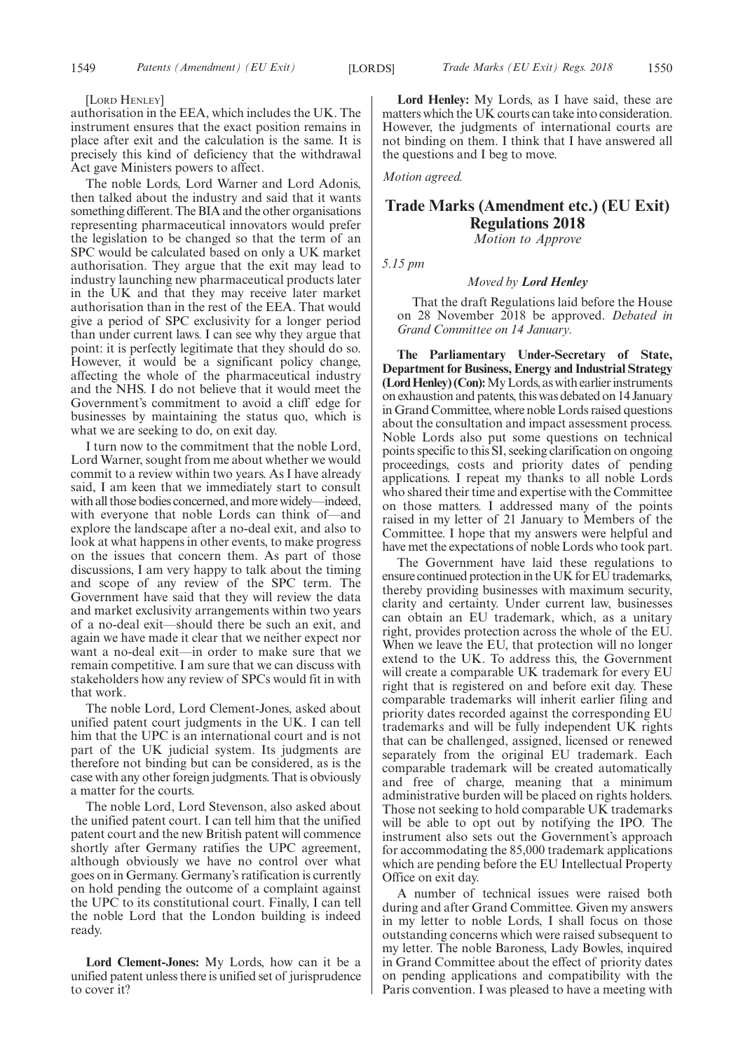[LORD HENLEY]

authorisation in the EEA, which includes the UK. The instrument ensures that the exact position remains in place after exit and the calculation is the same. It is precisely this kind of deficiency that the withdrawal Act gave Ministers powers to affect.

The noble Lords, Lord Warner and Lord Adonis, then talked about the industry and said that it wants something different. The BIA and the other organisations representing pharmaceutical innovators would prefer the legislation to be changed so that the term of an SPC would be calculated based on only a UK market authorisation. They argue that the exit may lead to industry launching new pharmaceutical products later in the UK and that they may receive later market authorisation than in the rest of the EEA. That would give a period of SPC exclusivity for a longer period than under current laws. I can see why they argue that point: it is perfectly legitimate that they should do so. However, it would be a significant policy change, affecting the whole of the pharmaceutical industry and the NHS. I do not believe that it would meet the Government's commitment to avoid a cliff edge for businesses by maintaining the status quo, which is what we are seeking to do, on exit day.

I turn now to the commitment that the noble Lord, Lord Warner, sought from me about whether we would commit to a review within two years. As I have already said, I am keen that we immediately start to consult with all those bodies concerned, and more widely—indeed, with everyone that noble Lords can think of—and explore the landscape after a no-deal exit, and also to look at what happens in other events, to make progress on the issues that concern them. As part of those discussions, I am very happy to talk about the timing and scope of any review of the SPC term. The Government have said that they will review the data and market exclusivity arrangements within two years of a no-deal exit—should there be such an exit, and again we have made it clear that we neither expect nor want a no-deal exit—in order to make sure that we remain competitive. I am sure that we can discuss with stakeholders how any review of SPCs would fit in with that work.

The noble Lord, Lord Clement-Jones, asked about unified patent court judgments in the UK. I can tell him that the UPC is an international court and is not part of the UK judicial system. Its judgments are therefore not binding but can be considered, as is the case with any other foreign judgments. That is obviously a matter for the courts.

The noble Lord, Lord Stevenson, also asked about the unified patent court. I can tell him that the unified patent court and the new British patent will commence shortly after Germany ratifies the UPC agreement, although obviously we have no control over what goes on in Germany. Germany's ratification is currently on hold pending the outcome of a complaint against the UPC to its constitutional court. Finally, I can tell the noble Lord that the London building is indeed ready.

**Lord Clement-Jones:** My Lords, how can it be a unified patent unless there is unified set of jurisprudence to cover it?

**Lord Henley:** My Lords, as I have said, these are matters which the UK courts can take into consideration. However, the judgments of international courts are not binding on them. I think that I have answered all the questions and I beg to move.

*Motion agreed.*

## Trade Marks (Amendment etc.) (EU Exit) Regulations 2018

*Motion to Approve*

*5.15 pm*

*Moved by* ***Lord Henley***

That the draft Regulations laid before the House on 28 November 2018 be approved. *Debated in Grand Committee on 14 January.*

**The Parliamentary Under-Secretary of State, Department for Business, Energy and Industrial Strategy (Lord Henley) (Con):** My Lords, as with earlier instruments on exhaustion and patents, this was debated on 14 January in Grand Committee, where noble Lords raised questions about the consultation and impact assessment process. Noble Lords also put some questions on technical points specific to this SI, seeking clarification on ongoing proceedings, costs and priority dates of pending applications. I repeat my thanks to all noble Lords who shared their time and expertise with the Committee on those matters. I addressed many of the points raised in my letter of 21 January to Members of the Committee. I hope that my answers were helpful and have met the expectations of noble Lords who took part.

The Government have laid these regulations to ensure continued protection in the UK for EU trademarks, thereby providing businesses with maximum security, clarity and certainty. Under current law, businesses can obtain an EU trademark, which, as a unitary right, provides protection across the whole of the EU. When we leave the EU, that protection will no longer extend to the UK. To address this, the Government will create a comparable UK trademark for every EU right that is registered on and before exit day. These comparable trademarks will inherit earlier filing and priority dates recorded against the corresponding EU trademarks and will be fully independent UK rights that can be challenged, assigned, licensed or renewed separately from the original EU trademark. Each comparable trademark will be created automatically and free of charge, meaning that a minimum administrative burden will be placed on rights holders. Those not seeking to hold comparable UK trademarks will be able to opt out by notifying the IPO. The instrument also sets out the Government's approach for accommodating the 85,000 trademark applications which are pending before the EU Intellectual Property Office on exit day.

A number of technical issues were raised both during and after Grand Committee. Given my answers in my letter to noble Lords, I shall focus on those outstanding concerns which were raised subsequent to my letter. The noble Baroness, Lady Bowles, inquired in Grand Committee about the effect of priority dates on pending applications and compatibility with the Paris convention. I was pleased to have a meeting with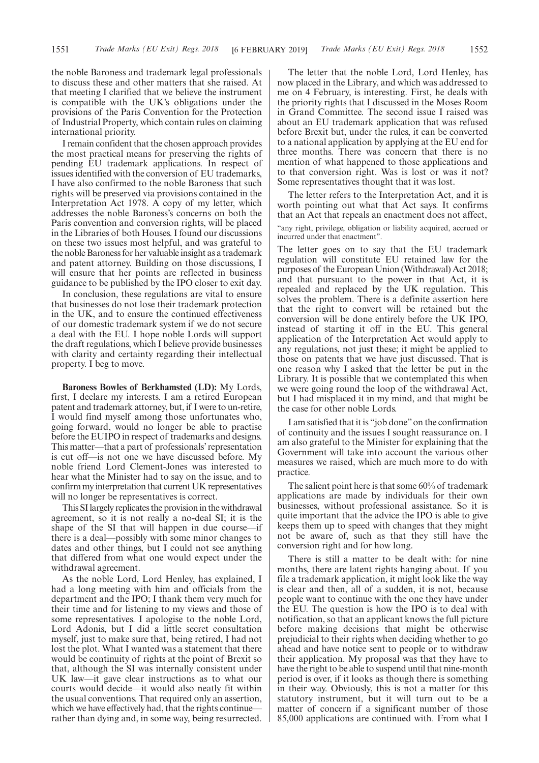the noble Baroness and trademark legal professionals to discuss these and other matters that she raised. At that meeting I clarified that we believe the instrument is compatible with the UK's obligations under the provisions of the Paris Convention for the Protection of Industrial Property, which contain rules on claiming international priority.

I remain confident that the chosen approach provides the most practical means for preserving the rights of pending EU trademark applications. In respect of issues identified with the conversion of EU trademarks, I have also confirmed to the noble Baroness that such rights will be preserved via provisions contained in the Interpretation Act 1978. A copy of my letter, which addresses the noble Baroness's concerns on both the Paris convention and conversion rights, will be placed in the Libraries of both Houses. I found our discussions on these two issues most helpful, and was grateful to the noble Baroness for her valuable insight as a trademark and patent attorney. Building on those discussions, I will ensure that her points are reflected in business guidance to be published by the IPO closer to exit day.

In conclusion, these regulations are vital to ensure that businesses do not lose their trademark protection in the UK, and to ensure the continued effectiveness of our domestic trademark system if we do not secure a deal with the EU. I hope noble Lords will support the draft regulations, which I believe provide businesses with clarity and certainty regarding their intellectual property. I beg to move.

**Baroness Bowles of Berkhamsted (LD):** My Lords, first, I declare my interests. I am a retired European patent and trademark attorney, but, if I were to un-retire, I would find myself among those unfortunates who, going forward, would no longer be able to practise before the EUIPO in respect of trademarks and designs. This matter—that a part of professionals' representation is cut off—is not one we have discussed before. My noble friend Lord Clement-Jones was interested to hear what the Minister had to say on the issue, and to confirm my interpretation that current UK representatives will no longer be representatives is correct.

This SI largely replicates the provision in the withdrawal agreement, so it is not really a no-deal SI; it is the shape of the SI that will happen in due course—if there is a deal—possibly with some minor changes to dates and other things, but I could not see anything that differed from what one would expect under the withdrawal agreement.

As the noble Lord, Lord Henley, has explained, I had a long meeting with him and officials from the department and the IPO; I thank them very much for their time and for listening to my views and those of some representatives. I apologise to the noble Lord, Lord Adonis, but I did a little secret consultation myself, just to make sure that, being retired, I had not lost the plot. What I wanted was a statement that there would be continuity of rights at the point of Brexit so that, although the SI was internally consistent under UK law—it gave clear instructions as to what our courts would decide—it would also neatly fit within the usual conventions. That required only an assertion, which we have effectively had, that the rights continue—rather than dying and, in some way, being resurrected.

The letter that the noble Lord, Lord Henley, has now placed in the Library, and which was addressed to me on 4 February, is interesting. First, he deals with the priority rights that I discussed in the Moses Room in Grand Committee. The second issue I raised was about an EU trademark application that was refused before Brexit but, under the rules, it can be converted to a national application by applying at the EU end for three months. There was concern that there is no mention of what happened to those applications and to that conversion right. Was is lost or was it not? Some representatives thought that it was lost.

The letter refers to the Interpretation Act, and it is worth pointing out what that Act says. It confirms that an Act that repeals an enactment does not affect,

"any right, privilege, obligation or liability acquired, accrued or incurred under that enactment".

The letter goes on to say that the EU trademark regulation will constitute EU retained law for the purposes of the European Union (Withdrawal) Act 2018; and that pursuant to the power in that Act, it is repealed and replaced by the UK regulation. This solves the problem. There is a definite assertion here that the right to convert will be retained but the conversion will be done entirely before the UK IPO, instead of starting it off in the EU. This general application of the Interpretation Act would apply to any regulations, not just these; it might be applied to those on patents that we have just discussed. That is one reason why I asked that the letter be put in the Library. It is possible that we contemplated this when we were going round the loop of the withdrawal Act, but I had misplaced it in my mind, and that might be the case for other noble Lords.

I am satisfied that it is "job done" on the confirmation of continuity and the issues I sought reassurance on. I am also grateful to the Minister for explaining that the Government will take into account the various other measures we raised, which are much more to do with practice.

The salient point here is that some 60% of trademark applications are made by individuals for their own businesses, without professional assistance. So it is quite important that the advice the IPO is able to give keeps them up to speed with changes that they might not be aware of, such as that they still have the conversion right and for how long.

There is still a matter to be dealt with: for nine months, there are latent rights hanging about. If you file a trademark application, it might look like the way is clear and then, all of a sudden, it is not, because people want to continue with the one they have under the EU. The question is how the IPO is to deal with notification, so that an applicant knows the full picture before making decisions that might be otherwise prejudicial to their rights when deciding whether to go ahead and have notice sent to people or to withdraw their application. My proposal was that they have to have the right to be able to suspend until that nine-month period is over, if it looks as though there is something in their way. Obviously, this is not a matter for this statutory instrument, but it will turn out to be a matter of concern if a significant number of those 85,000 applications are continued with. From what I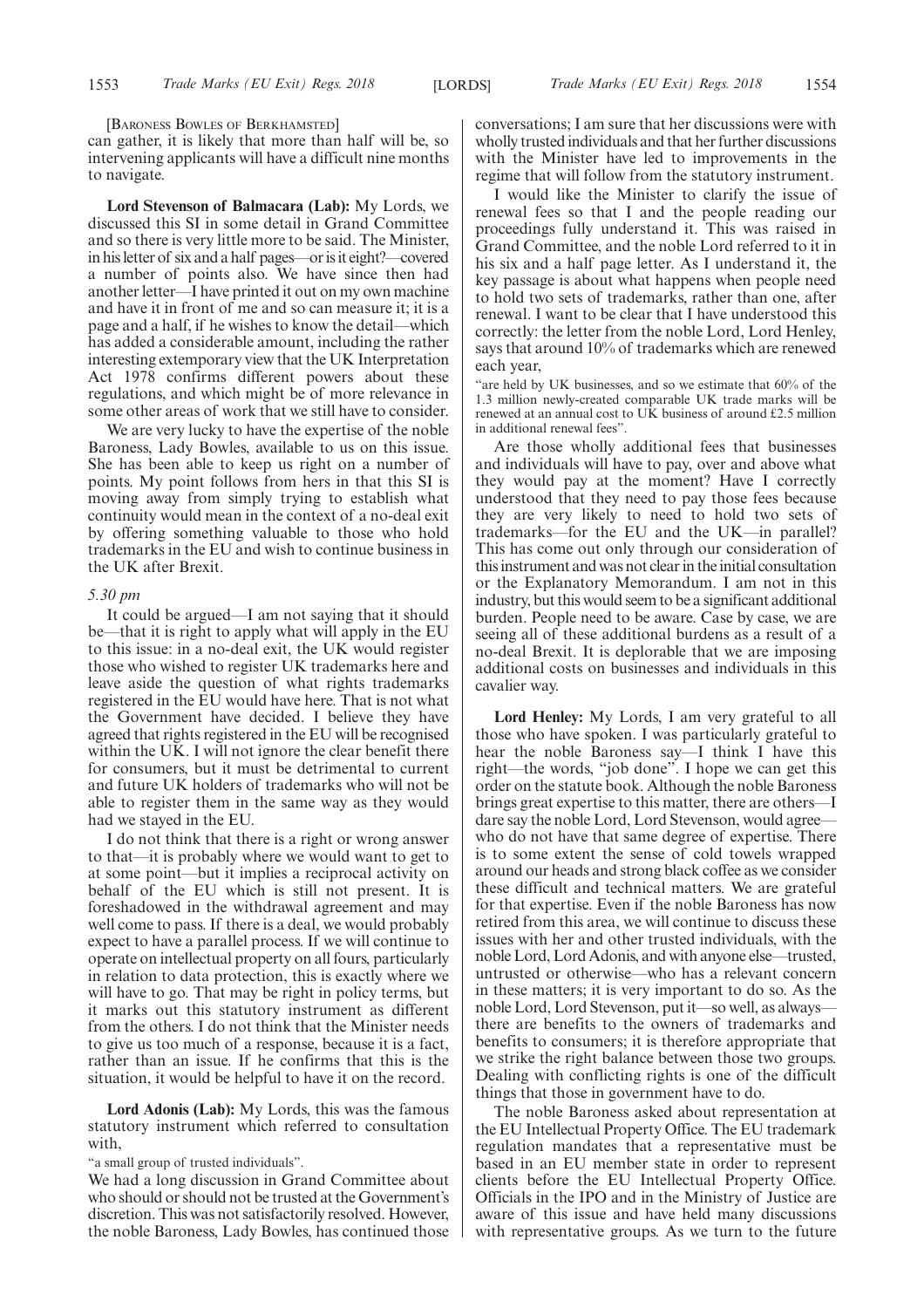[Baroness Bowles of Berkhamsted]

can gather, it is likely that more than half will be, so intervening applicants will have a difficult nine months to navigate.

**Lord Stevenson of Balmacara (Lab):** My Lords, we discussed this SI in some detail in Grand Committee and so there is very little more to be said. The Minister, in his letter of six and a half pages—or is it eight?—covered a number of points also. We have since then had another letter—I have printed it out on my own machine and have it in front of me and so can measure it; it is a page and a half, if he wishes to know the detail—which has added a considerable amount, including the rather interesting extemporary view that the UK Interpretation Act 1978 confirms different powers about these regulations, and which might be of more relevance in some other areas of work that we still have to consider.

We are very lucky to have the expertise of the noble Baroness, Lady Bowles, available to us on this issue. She has been able to keep us right on a number of points. My point follows from hers in that this SI is moving away from simply trying to establish what continuity would mean in the context of a no-deal exit by offering something valuable to those who hold trademarks in the EU and wish to continue business in the UK after Brexit.

*5.30 pm*

It could be argued—I am not saying that it should be—that it is right to apply what will apply in the EU to this issue: in a no-deal exit, the UK would register those who wished to register UK trademarks here and leave aside the question of what rights trademarks registered in the EU would have here. That is not what the Government have decided. I believe they have agreed that rights registered in the EU will be recognised within the UK. I will not ignore the clear benefit there for consumers, but it must be detrimental to current and future UK holders of trademarks who will not be able to register them in the same way as they would had we stayed in the EU.

I do not think that there is a right or wrong answer to that—it is probably where we would want to get to at some point—but it implies a reciprocal activity on behalf of the EU which is still not present. It is foreshadowed in the withdrawal agreement and may well come to pass. If there is a deal, we would probably expect to have a parallel process. If we will continue to operate on intellectual property on all fours, particularly in relation to data protection, this is exactly where we will have to go. That may be right in policy terms, but it marks out this statutory instrument as different from the others. I do not think that the Minister needs to give us too much of a response, because it is a fact, rather than an issue. If he confirms that this is the situation, it would be helpful to have it on the record.

**Lord Adonis (Lab):** My Lords, this was the famous statutory instrument which referred to consultation with,

"a small group of trusted individuals".

We had a long discussion in Grand Committee about who should or should not be trusted at the Government's discretion. This was not satisfactorily resolved. However, the noble Baroness, Lady Bowles, has continued those conversations; I am sure that her discussions were with wholly trusted individuals and that her further discussions with the Minister have led to improvements in the regime that will follow from the statutory instrument.

I would like the Minister to clarify the issue of renewal fees so that I and the people reading our proceedings fully understand it. This was raised in Grand Committee, and the noble Lord referred to it in his six and a half page letter. As I understand it, the key passage is about what happens when people need to hold two sets of trademarks, rather than one, after renewal. I want to be clear that I have understood this correctly: the letter from the noble Lord, Lord Henley, says that around 10% of trademarks which are renewed each year,

"are held by UK businesses, and so we estimate that 60% of the 1.3 million newly-created comparable UK trade marks will be renewed at an annual cost to UK business of around £2.5 million in additional renewal fees".

Are those wholly additional fees that businesses and individuals will have to pay, over and above what they would pay at the moment? Have I correctly understood that they need to pay those fees because they are very likely to need to hold two sets of trademarks—for the EU and the UK—in parallel? This has come out only through our consideration of this instrument and was not clear in the initial consultation or the Explanatory Memorandum. I am not in this industry, but this would seem to be a significant additional burden. People need to be aware. Case by case, we are seeing all of these additional burdens as a result of a no-deal Brexit. It is deplorable that we are imposing additional costs on businesses and individuals in this cavalier way.

**Lord Henley:** My Lords, I am very grateful to all those who have spoken. I was particularly grateful to hear the noble Baroness say—I think I have this right—the words, "job done". I hope we can get this order on the statute book. Although the noble Baroness brings great expertise to this matter, there are others—I dare say the noble Lord, Lord Stevenson, would agree—who do not have that same degree of expertise. There is to some extent the sense of cold towels wrapped around our heads and strong black coffee as we consider these difficult and technical matters. We are grateful for that expertise. Even if the noble Baroness has now retired from this area, we will continue to discuss these issues with her and other trusted individuals, with the noble Lord, Lord Adonis, and with anyone else—trusted, untrusted or otherwise—who has a relevant concern in these matters; it is very important to do so. As the noble Lord, Lord Stevenson, put it—so well, as always—there are benefits to the owners of trademarks and benefits to consumers; it is therefore appropriate that we strike the right balance between those two groups. Dealing with conflicting rights is one of the difficult things that those in government have to do.

The noble Baroness asked about representation at the EU Intellectual Property Office. The EU trademark regulation mandates that a representative must be based in an EU member state in order to represent clients before the EU Intellectual Property Office. Officials in the IPO and in the Ministry of Justice are aware of this issue and have held many discussions with representative groups. As we turn to the future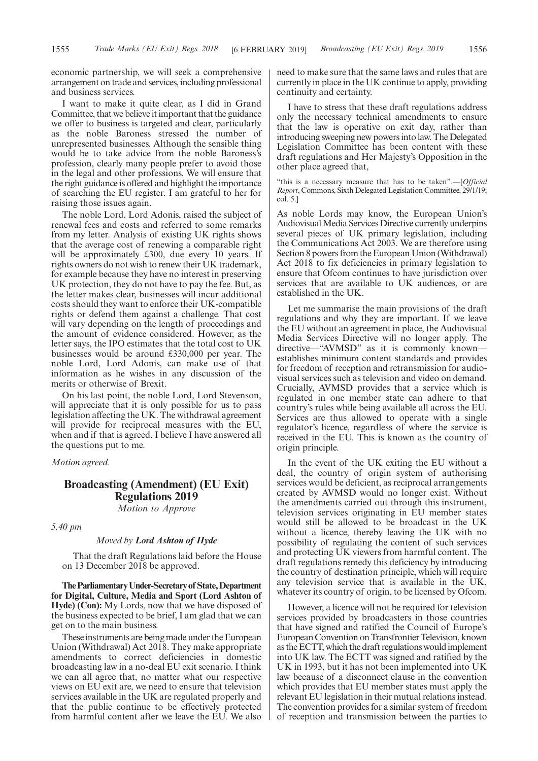economic partnership, we will seek a comprehensive arrangement on trade and services, including professional and business services.

I want to make it quite clear, as I did in Grand Committee, that we believe it important that the guidance we offer to business is targeted and clear, particularly as the noble Baroness stressed the number of unrepresented businesses. Although the sensible thing would be to take advice from the noble Baroness's profession, clearly many people prefer to avoid those in the legal and other professions. We will ensure that the right guidance is offered and highlight the importance of searching the EU register. I am grateful to her for raising those issues again.

The noble Lord, Lord Adonis, raised the subject of renewal fees and costs and referred to some remarks from my letter. Analysis of existing UK rights shows that the average cost of renewing a comparable right will be approximately £300, due every 10 years. If rights owners do not wish to renew their UK trademark, for example because they have no interest in preserving UK protection, they do not have to pay the fee. But, as the letter makes clear, businesses will incur additional costs should they want to enforce their UK-compatible rights or defend them against a challenge. That cost will vary depending on the length of proceedings and the amount of evidence considered. However, as the letter says, the IPO estimates that the total cost to UK businesses would be around £330,000 per year. The noble Lord, Lord Adonis, can make use of that information as he wishes in any discussion of the merits or otherwise of Brexit.

On his last point, the noble Lord, Lord Stevenson, will appreciate that it is only possible for us to pass legislation affecting the UK. The withdrawal agreement will provide for reciprocal measures with the EU, when and if that is agreed. I believe I have answered all the questions put to me.

*Motion agreed.*

## Broadcasting (Amendment) (EU Exit) Regulations 2019

*Motion to Approve*

*5.40 pm*

*Moved by* ***Lord Ashton of Hyde***

That the draft Regulations laid before the House on 13 December 2018 be approved.

**The Parliamentary Under-Secretary of State, Department for Digital, Culture, Media and Sport (Lord Ashton of Hyde) (Con):** My Lords, now that we have disposed of the business expected to be brief, I am glad that we can get on to the main business.

These instruments are being made under the European Union (Withdrawal) Act 2018. They make appropriate amendments to correct deficiencies in domestic broadcasting law in a no-deal EU exit scenario. I think we can all agree that, no matter what our respective views on EU exit are, we need to ensure that television services available in the UK are regulated properly and that the public continue to be effectively protected from harmful content after we leave the EU. We also need to make sure that the same laws and rules that are currently in place in the UK continue to apply, providing continuity and certainty.

I have to stress that these draft regulations address only the necessary technical amendments to ensure that the law is operative on exit day, rather than introducing sweeping new powers into law. The Delegated Legislation Committee has been content with these draft regulations and Her Majesty's Opposition in the other place agreed that,

"this is a necessary measure that has to be taken".—[*Official Report*, Commons, Sixth Delegated Legislation Committee, 29/1/19; col. 5.]

As noble Lords may know, the European Union's Audiovisual Media Services Directive currently underpins several pieces of UK primary legislation, including the Communications Act 2003. We are therefore using Section 8 powers from the European Union (Withdrawal) Act 2018 to fix deficiencies in primary legislation to ensure that Ofcom continues to have jurisdiction over services that are available to UK audiences, or are established in the UK.

Let me summarise the main provisions of the draft regulations and why they are important. If we leave the EU without an agreement in place, the Audiovisual Media Services Directive will no longer apply. The directive—"AVMSD" as it is commonly known—establishes minimum content standards and provides for freedom of reception and retransmission for audio-visual services such as television and video on demand. Crucially, AVMSD provides that a service which is regulated in one member state can adhere to that country's rules while being available all across the EU. Services are thus allowed to operate with a single regulator's licence, regardless of where the service is received in the EU. This is known as the country of origin principle.

In the event of the UK exiting the EU without a deal, the country of origin system of authorising services would be deficient, as reciprocal arrangements created by AVMSD would no longer exist. Without the amendments carried out through this instrument, television services originating in EU member states would still be allowed to be broadcast in the UK without a licence, thereby leaving the UK with no possibility of regulating the content of such services and protecting UK viewers from harmful content. The draft regulations remedy this deficiency by introducing the country of destination principle, which will require any television service that is available in the UK, whatever its country of origin, to be licensed by Ofcom.

However, a licence will not be required for television services provided by broadcasters in those countries that have signed and ratified the Council of Europe's European Convention on Transfrontier Television, known as the ECTT, which the draft regulations would implement into UK law. The ECTT was signed and ratified by the UK in 1993, but it has not been implemented into UK law because of a disconnect clause in the convention which provides that EU member states must apply the relevant EU legislation in their mutual relations instead. The convention provides for a similar system of freedom of reception and transmission between the parties to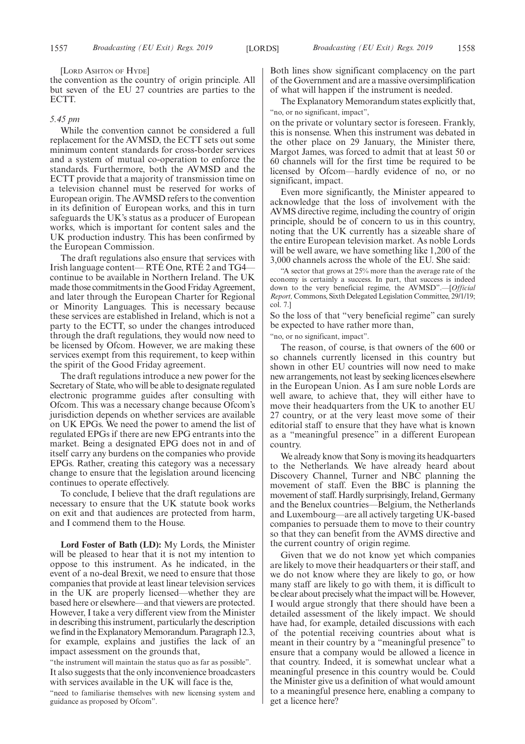[Lord Ashton of Hyde]

the convention as the country of origin principle. All but seven of the EU 27 countries are parties to the ECTT.

*5.45 pm*

While the convention cannot be considered a full replacement for the AVMSD, the ECTT sets out some minimum content standards for cross-border services and a system of mutual co-operation to enforce the standards. Furthermore, both the AVMSD and the ECTT provide that a majority of transmission time on a television channel must be reserved for works of European origin. The AVMSD refers to the convention in its definition of European works, and this in turn safeguards the UK's status as a producer of European works, which is important for content sales and the UK production industry. This has been confirmed by the European Commission.

The draft regulations also ensure that services with Irish language content— RTÉ One, RTÉ 2 and TG4— continue to be available in Northern Ireland. The UK made those commitments in the Good Friday Agreement, and later through the European Charter for Regional or Minority Languages. This is necessary because these services are established in Ireland, which is not a party to the ECTT, so under the changes introduced through the draft regulations, they would now need to be licensed by Ofcom. However, we are making these services exempt from this requirement, to keep within the spirit of the Good Friday agreement.

The draft regulations introduce a new power for the Secretary of State, who will be able to designate regulated electronic programme guides after consulting with Ofcom. This was a necessary change because Ofcom's jurisdiction depends on whether services are available on UK EPGs. We need the power to amend the list of regulated EPGs if there are new EPG entrants into the market. Being a designated EPG does not in and of itself carry any burdens on the companies who provide EPGs. Rather, creating this category was a necessary change to ensure that the legislation around licencing continues to operate effectively.

To conclude, I believe that the draft regulations are necessary to ensure that the UK statute book works on exit and that audiences are protected from harm, and I commend them to the House.

**Lord Foster of Bath (LD):** My Lords, the Minister will be pleased to hear that it is not my intention to oppose to this instrument. As he indicated, in the event of a no-deal Brexit, we need to ensure that those companies that provide at least linear television services in the UK are properly licensed—whether they are based here or elsewhere—and that viewers are protected. However, I take a very different view from the Minister in describing this instrument, particularly the description we find in the Explanatory Memorandum. Paragraph 12.3, for example, explains and justifies the lack of an impact assessment on the grounds that,

"the instrument will maintain the status quo as far as possible".

It also suggests that the only inconvenience broadcasters with services available in the UK will face is the,

"need to familiarise themselves with new licensing system and guidance as proposed by Ofcom".

Both lines show significant complacency on the part of the Government and are a massive oversimplification of what will happen if the instrument is needed.

The Explanatory Memorandum states explicitly that,

"no, or no significant, impact",

on the private or voluntary sector is foreseen. Frankly, this is nonsense. When this instrument was debated in the other place on 29 January, the Minister there, Margot James, was forced to admit that at least 50 or 60 channels will for the first time be required to be licensed by Ofcom—hardly evidence of no, or no significant, impact.

Even more significantly, the Minister appeared to acknowledge that the loss of involvement with the AVMS directive regime, including the country of origin principle, should be of concern to us in this country, noting that the UK currently has a sizeable share of the entire European television market. As noble Lords will be well aware, we have something like 1,200 of the 3,000 channels across the whole of the EU. She said:

"A sector that grows at 25% more than the average rate of the economy is certainly a success. In part, that success is indeed down to the very beneficial regime, the AVMSD".—[*Official Report*, Commons, Sixth Delegated Legislation Committee, 29/1/19; col. 7.]

So the loss of that "very beneficial regime" can surely be expected to have rather more than,

"no, or no significant, impact".

The reason, of course, is that owners of the 600 or so channels currently licensed in this country but shown in other EU countries will now need to make new arrangements, not least by seeking licences elsewhere in the European Union. As I am sure noble Lords are well aware, to achieve that, they will either have to move their headquarters from the UK to another EU 27 country, or at the very least move some of their editorial staff to ensure that they have what is known as a "meaningful presence" in a different European country.

We already know that Sony is moving its headquarters to the Netherlands. We have already heard about Discovery Channel, Turner and NBC planning the movement of staff. Even the BBC is planning the movement of staff. Hardly surprisingly, Ireland, Germany and the Benelux countries—Belgium, the Netherlands and Luxembourg—are all actively targeting UK-based companies to persuade them to move to their country so that they can benefit from the AVMS directive and the current country of origin regime.

Given that we do not know yet which companies are likely to move their headquarters or their staff, and we do not know where they are likely to go, or how many staff are likely to go with them, it is difficult to be clear about precisely what the impact will be. However, I would argue strongly that there should have been a detailed assessment of the likely impact. We should have had, for example, detailed discussions with each of the potential receiving countries about what is meant in their country by a "meaningful presence" to ensure that a company would be allowed a licence in that country. Indeed, it is somewhat unclear what a meaningful presence in this country would be. Could the Minister give us a definition of what would amount to a meaningful presence here, enabling a company to get a licence here?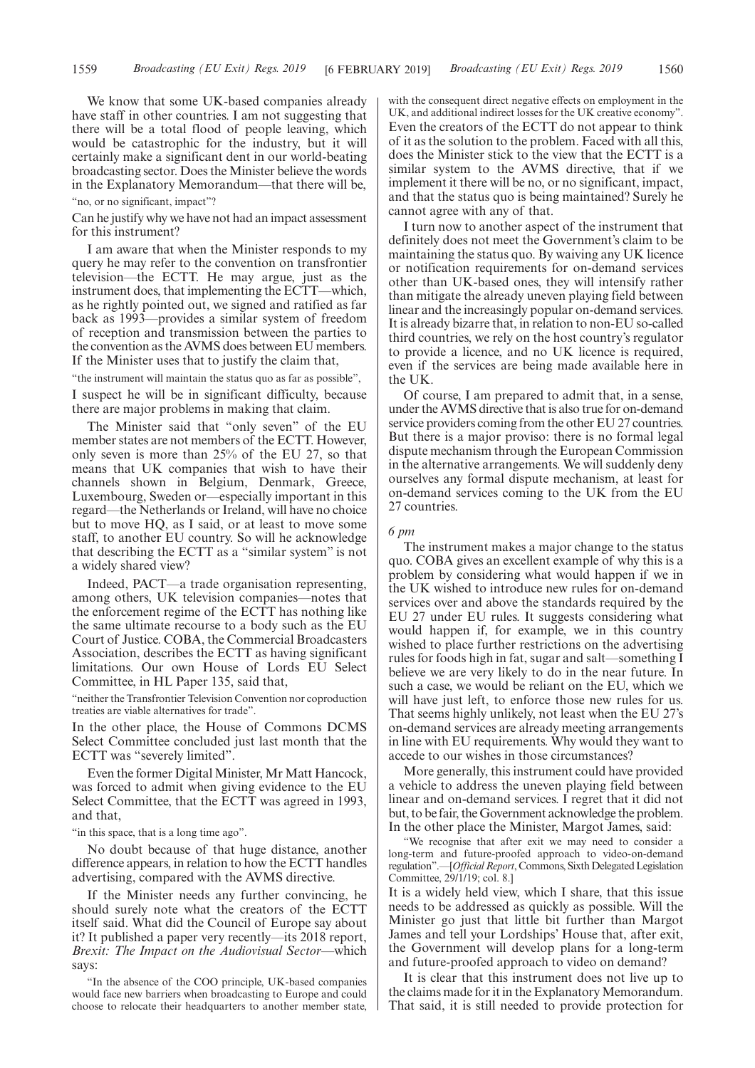We know that some UK-based companies already have staff in other countries. I am not suggesting that there will be a total flood of people leaving, which would be catastrophic for the industry, but it will certainly make a significant dent in our world-beating broadcasting sector. Does the Minister believe the words in the Explanatory Memorandum—that there will be,

"no, or no significant, impact"?

Can he justify why we have not had an impact assessment for this instrument?

I am aware that when the Minister responds to my query he may refer to the convention on transfrontier television—the ECTT. He may argue, just as the instrument does, that implementing the ECTT—which, as he rightly pointed out, we signed and ratified as far back as 1993—provides a similar system of freedom of reception and transmission between the parties to the convention as the AVMS does between EU members. If the Minister uses that to justify the claim that,

"the instrument will maintain the status quo as far as possible",

I suspect he will be in significant difficulty, because there are major problems in making that claim.

The Minister said that "only seven" of the EU member states are not members of the ECTT. However, only seven is more than 25% of the EU 27, so that means that UK companies that wish to have their channels shown in Belgium, Denmark, Greece, Luxembourg, Sweden or—especially important in this regard—the Netherlands or Ireland, will have no choice but to move HQ, as I said, or at least to move some staff, to another EU country. So will he acknowledge that describing the ECTT as a "similar system" is not a widely shared view?

Indeed, PACT—a trade organisation representing, among others, UK television companies—notes that the enforcement regime of the ECTT has nothing like the same ultimate recourse to a body such as the EU Court of Justice. COBA, the Commercial Broadcasters Association, describes the ECTT as having significant limitations. Our own House of Lords EU Select Committee, in HL Paper 135, said that,

"neither the Transfrontier Television Convention nor coproduction treaties are viable alternatives for trade".

In the other place, the House of Commons DCMS Select Committee concluded just last month that the ECTT was "severely limited".

Even the former Digital Minister, Mr Matt Hancock, was forced to admit when giving evidence to the EU Select Committee, that the ECTT was agreed in 1993, and that,

"in this space, that is a long time ago".

No doubt because of that huge distance, another difference appears, in relation to how the ECTT handles advertising, compared with the AVMS directive.

If the Minister needs any further convincing, he should surely note what the creators of the ECTT itself said. What did the Council of Europe say about it? It published a paper very recently—its 2018 report, *Brexit: The Impact on the Audiovisual Sector*—which says:

"In the absence of the COO principle, UK-based companies would face new barriers when broadcasting to Europe and could choose to relocate their headquarters to another member state, with the consequent direct negative effects on employment in the UK, and additional indirect losses for the UK creative economy".

Even the creators of the ECTT do not appear to think of it as the solution to the problem. Faced with all this, does the Minister stick to the view that the ECTT is a similar system to the AVMS directive, that if we implement it there will be no, or no significant, impact, and that the status quo is being maintained? Surely he cannot agree with any of that.

I turn now to another aspect of the instrument that definitely does not meet the Government's claim to be maintaining the status quo. By waiving any UK licence or notification requirements for on-demand services other than UK-based ones, they will intensify rather than mitigate the already uneven playing field between linear and the increasingly popular on-demand services. It is already bizarre that, in relation to non-EU so-called third countries, we rely on the host country's regulator to provide a licence, and no UK licence is required, even if the services are being made available here in the UK.

Of course, I am prepared to admit that, in a sense, under the AVMS directive that is also true for on-demand service providers coming from the other EU 27 countries. But there is a major proviso: there is no formal legal dispute mechanism through the European Commission in the alternative arrangements. We will suddenly deny ourselves any formal dispute mechanism, at least for on-demand services coming to the UK from the EU 27 countries.

*6 pm*

The instrument makes a major change to the status quo. COBA gives an excellent example of why this is a problem by considering what would happen if we in the UK wished to introduce new rules for on-demand services over and above the standards required by the EU 27 under EU rules. It suggests considering what would happen if, for example, we in this country wished to place further restrictions on the advertising rules for foods high in fat, sugar and salt—something I believe we are very likely to do in the near future. In such a case, we would be reliant on the EU, which we will have just left, to enforce those new rules for us. That seems highly unlikely, not least when the EU 27's on-demand services are already meeting arrangements in line with EU requirements. Why would they want to accede to our wishes in those circumstances?

More generally, this instrument could have provided a vehicle to address the uneven playing field between linear and on-demand services. I regret that it did not but, to be fair, the Government acknowledge the problem. In the other place the Minister, Margot James, said:

"We recognise that after exit we may need to consider a long-term and future-proofed approach to video-on-demand regulation".—[*Official Report*, Commons, Sixth Delegated Legislation Committee, 29/1/19; col. 8.]

It is a widely held view, which I share, that this issue needs to be addressed as quickly as possible. Will the Minister go just that little bit further than Margot James and tell your Lordships' House that, after exit, the Government will develop plans for a long-term and future-proofed approach to video on demand?

It is clear that this instrument does not live up to the claims made for it in the Explanatory Memorandum. That said, it is still needed to provide protection for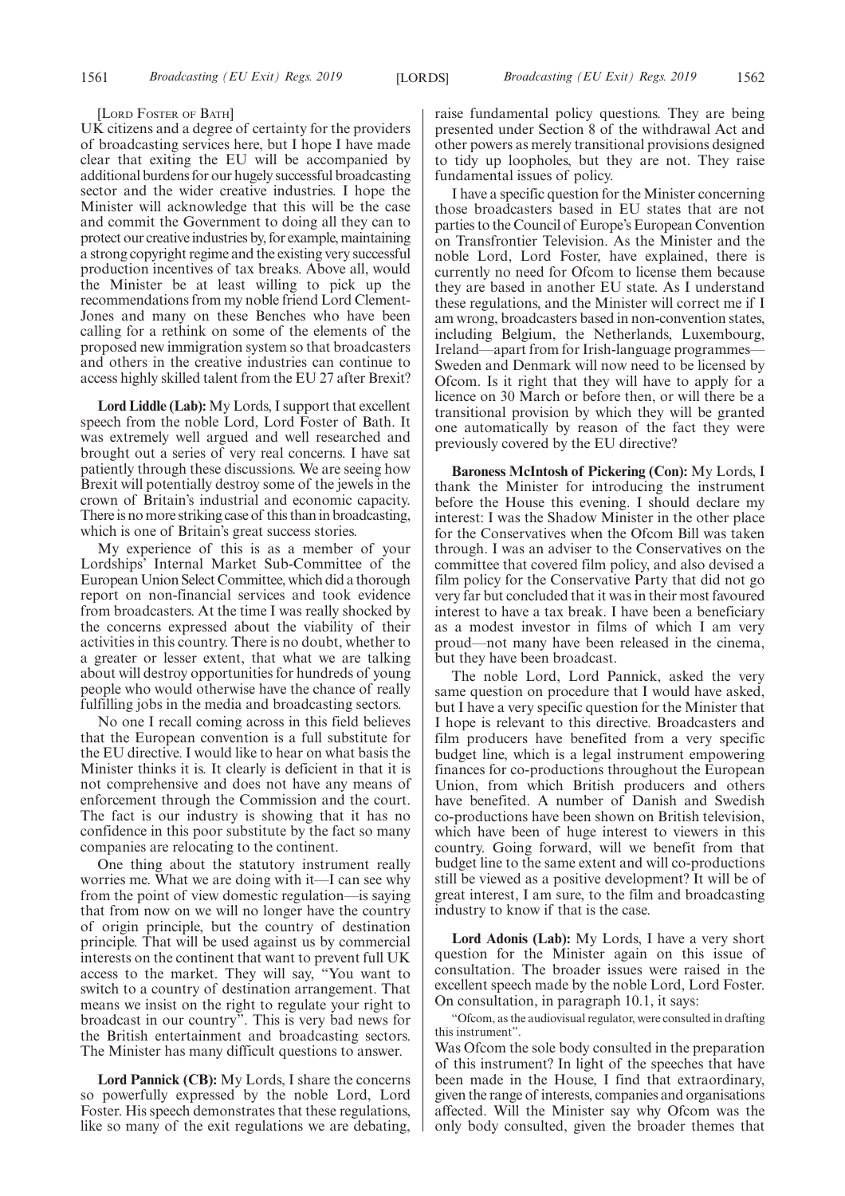[LORD FOSTER OF BATH]

UK citizens and a degree of certainty for the providers of broadcasting services here, but I hope I have made clear that exiting the EU will be accompanied by additional burdens for our hugely successful broadcasting sector and the wider creative industries. I hope the Minister will acknowledge that this will be the case and commit the Government to doing all they can to protect our creative industries by, for example, maintaining a strong copyright regime and the existing very successful production incentives of tax breaks. Above all, would the Minister be at least willing to pick up the recommendations from my noble friend Lord Clement-Jones and many on these Benches who have been calling for a rethink on some of the elements of the proposed new immigration system so that broadcasters and others in the creative industries can continue to access highly skilled talent from the EU 27 after Brexit?

**Lord Liddle (Lab):** My Lords, I support that excellent speech from the noble Lord, Lord Foster of Bath. It was extremely well argued and well researched and brought out a series of very real concerns. I have sat patiently through these discussions. We are seeing how Brexit will potentially destroy some of the jewels in the crown of Britain's industrial and economic capacity. There is no more striking case of this than in broadcasting, which is one of Britain's great success stories.

My experience of this is as a member of your Lordships' Internal Market Sub-Committee of the European Union Select Committee, which did a thorough report on non-financial services and took evidence from broadcasters. At the time I was really shocked by the concerns expressed about the viability of their activities in this country. There is no doubt, whether to a greater or lesser extent, that what we are talking about will destroy opportunities for hundreds of young people who would otherwise have the chance of really fulfilling jobs in the media and broadcasting sectors.

No one I recall coming across in this field believes that the European convention is a full substitute for the EU directive. I would like to hear on what basis the Minister thinks it is. It clearly is deficient in that it is not comprehensive and does not have any means of enforcement through the Commission and the court. The fact is our industry is showing that it has no confidence in this poor substitute by the fact so many companies are relocating to the continent.

One thing about the statutory instrument really worries me. What we are doing with it—I can see why from the point of view domestic regulation—is saying that from now on we will no longer have the country of origin principle, but the country of destination principle. That will be used against us by commercial interests on the continent that want to prevent full UK access to the market. They will say, "You want to switch to a country of destination arrangement. That means we insist on the right to regulate your right to broadcast in our country". This is very bad news for the British entertainment and broadcasting sectors. The Minister has many difficult questions to answer.

**Lord Pannick (CB):** My Lords, I share the concerns so powerfully expressed by the noble Lord, Lord Foster. His speech demonstrates that these regulations, like so many of the exit regulations we are debating, raise fundamental policy questions. They are being presented under Section 8 of the withdrawal Act and other powers as merely transitional provisions designed to tidy up loopholes, but they are not. They raise fundamental issues of policy.

I have a specific question for the Minister concerning those broadcasters based in EU states that are not parties to the Council of Europe's European Convention on Transfrontier Television. As the Minister and the noble Lord, Lord Foster, have explained, there is currently no need for Ofcom to license them because they are based in another EU state. As I understand these regulations, and the Minister will correct me if I am wrong, broadcasters based in non-convention states, including Belgium, the Netherlands, Luxembourg, Ireland—apart from for Irish-language programmes—Sweden and Denmark will now need to be licensed by Ofcom. Is it right that they will have to apply for a licence on 30 March or before then, or will there be a transitional provision by which they will be granted one automatically by reason of the fact they were previously covered by the EU directive?

**Baroness McIntosh of Pickering (Con):** My Lords, I thank the Minister for introducing the instrument before the House this evening. I should declare my interest: I was the Shadow Minister in the other place for the Conservatives when the Ofcom Bill was taken through. I was an adviser to the Conservatives on the committee that covered film policy, and also devised a film policy for the Conservative Party that did not go very far but concluded that it was in their most favoured interest to have a tax break. I have been a beneficiary as a modest investor in films of which I am very proud—not many have been released in the cinema, but they have been broadcast.

The noble Lord, Lord Pannick, asked the very same question on procedure that I would have asked, but I have a very specific question for the Minister that I hope is relevant to this directive. Broadcasters and film producers have benefited from a very specific budget line, which is a legal instrument empowering finances for co-productions throughout the European Union, from which British producers and others have benefited. A number of Danish and Swedish co-productions have been shown on British television, which have been of huge interest to viewers in this country. Going forward, will we benefit from that budget line to the same extent and will co-productions still be viewed as a positive development? It will be of great interest, I am sure, to the film and broadcasting industry to know if that is the case.

**Lord Adonis (Lab):** My Lords, I have a very short question for the Minister again on this issue of consultation. The broader issues were raised in the excellent speech made by the noble Lord, Lord Foster. On consultation, in paragraph 10.1, it says:

"Ofcom, as the audiovisual regulator, were consulted in drafting this instrument".

Was Ofcom the sole body consulted in the preparation of this instrument? In light of the speeches that have been made in the House, I find that extraordinary, given the range of interests, companies and organisations affected. Will the Minister say why Ofcom was the only body consulted, given the broader themes that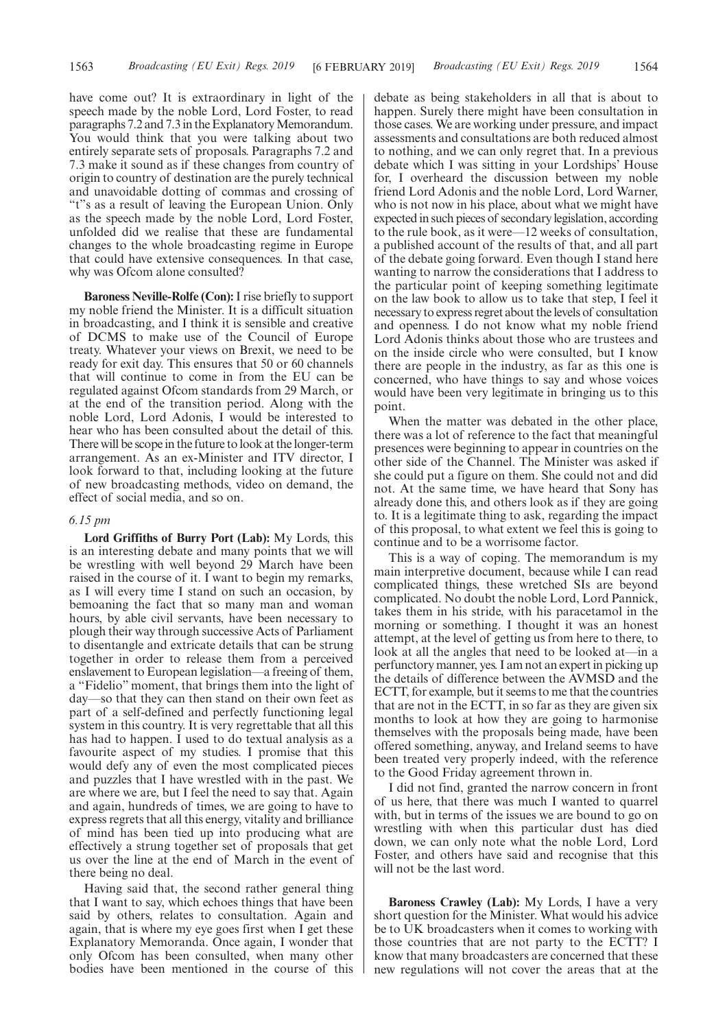have come out? It is extraordinary in light of the speech made by the noble Lord, Lord Foster, to read paragraphs 7.2 and 7.3 in the Explanatory Memorandum. You would think that you were talking about two entirely separate sets of proposals. Paragraphs 7.2 and 7.3 make it sound as if these changes from country of origin to country of destination are the purely technical and unavoidable dotting of commas and crossing of "t"s as a result of leaving the European Union. Only as the speech made by the noble Lord, Lord Foster, unfolded did we realise that these are fundamental changes to the whole broadcasting regime in Europe that could have extensive consequences. In that case, why was Ofcom alone consulted?

**Baroness Neville-Rolfe (Con):** I rise briefly to support my noble friend the Minister. It is a difficult situation in broadcasting, and I think it is sensible and creative of DCMS to make use of the Council of Europe treaty. Whatever your views on Brexit, we need to be ready for exit day. This ensures that 50 or 60 channels that will continue to come in from the EU can be regulated against Ofcom standards from 29 March, or at the end of the transition period. Along with the noble Lord, Lord Adonis, I would be interested to hear who has been consulted about the detail of this. There will be scope in the future to look at the longer-term arrangement. As an ex-Minister and ITV director, I look forward to that, including looking at the future of new broadcasting methods, video on demand, the effect of social media, and so on.

*6.15 pm*

**Lord Griffiths of Burry Port (Lab):** My Lords, this is an interesting debate and many points that we will be wrestling with well beyond 29 March have been raised in the course of it. I want to begin my remarks, as I will every time I stand on such an occasion, by bemoaning the fact that so many man and woman hours, by able civil servants, have been necessary to plough their way through successive Acts of Parliament to disentangle and extricate details that can be strung together in order to release them from a perceived enslavement to European legislation—a freeing of them, a "Fidelio" moment, that brings them into the light of day—so that they can then stand on their own feet as part of a self-defined and perfectly functioning legal system in this country. It is very regrettable that all this has had to happen. I used to do textual analysis as a favourite aspect of my studies. I promise that this would defy any of even the most complicated pieces and puzzles that I have wrestled with in the past. We are where we are, but I feel the need to say that. Again and again, hundreds of times, we are going to have to express regrets that all this energy, vitality and brilliance of mind has been tied up into producing what are effectively a strung together set of proposals that get us over the line at the end of March in the event of there being no deal.

Having said that, the second rather general thing that I want to say, which echoes things that have been said by others, relates to consultation. Again and again, that is where my eye goes first when I get these Explanatory Memoranda. Once again, I wonder that only Ofcom has been consulted, when many other bodies have been mentioned in the course of this debate as being stakeholders in all that is about to happen. Surely there might have been consultation in those cases. We are working under pressure, and impact assessments and consultations are both reduced almost to nothing, and we can only regret that. In a previous debate which I was sitting in your Lordships' House for, I overheard the discussion between my noble friend Lord Adonis and the noble Lord, Lord Warner, who is not now in his place, about what we might have expected in such pieces of secondary legislation, according to the rule book, as it were—12 weeks of consultation, a published account of the results of that, and all part of the debate going forward. Even though I stand here wanting to narrow the considerations that I address to the particular point of keeping something legitimate on the law book to allow us to take that step, I feel it necessary to express regret about the levels of consultation and openness. I do not know what my noble friend Lord Adonis thinks about those who are trustees and on the inside circle who were consulted, but I know there are people in the industry, as far as this one is concerned, who have things to say and whose voices would have been very legitimate in bringing us to this point.

When the matter was debated in the other place, there was a lot of reference to the fact that meaningful presences were beginning to appear in countries on the other side of the Channel. The Minister was asked if she could put a figure on them. She could not and did not. At the same time, we have heard that Sony has already done this, and others look as if they are going to. It is a legitimate thing to ask, regarding the impact of this proposal, to what extent we feel this is going to continue and to be a worrisome factor.

This is a way of coping. The memorandum is my main interpretive document, because while I can read complicated things, these wretched SIs are beyond complicated. No doubt the noble Lord, Lord Pannick, takes them in his stride, with his paracetamol in the morning or something. I thought it was an honest attempt, at the level of getting us from here to there, to look at all the angles that need to be looked at—in a perfunctory manner, yes. I am not an expert in picking up the details of difference between the AVMSD and the ECTT, for example, but it seems to me that the countries that are not in the ECTT, in so far as they are given six months to look at how they are going to harmonise themselves with the proposals being made, have been offered something, anyway, and Ireland seems to have been treated very properly indeed, with the reference to the Good Friday agreement thrown in.

I did not find, granted the narrow concern in front of us here, that there was much I wanted to quarrel with, but in terms of the issues we are bound to go on wrestling with when this particular dust has died down, we can only note what the noble Lord, Lord Foster, and others have said and recognise that this will not be the last word.

**Baroness Crawley (Lab):** My Lords, I have a very short question for the Minister. What would his advice be to UK broadcasters when it comes to working with those countries that are not party to the ECTT? I know that many broadcasters are concerned that these new regulations will not cover the areas that at the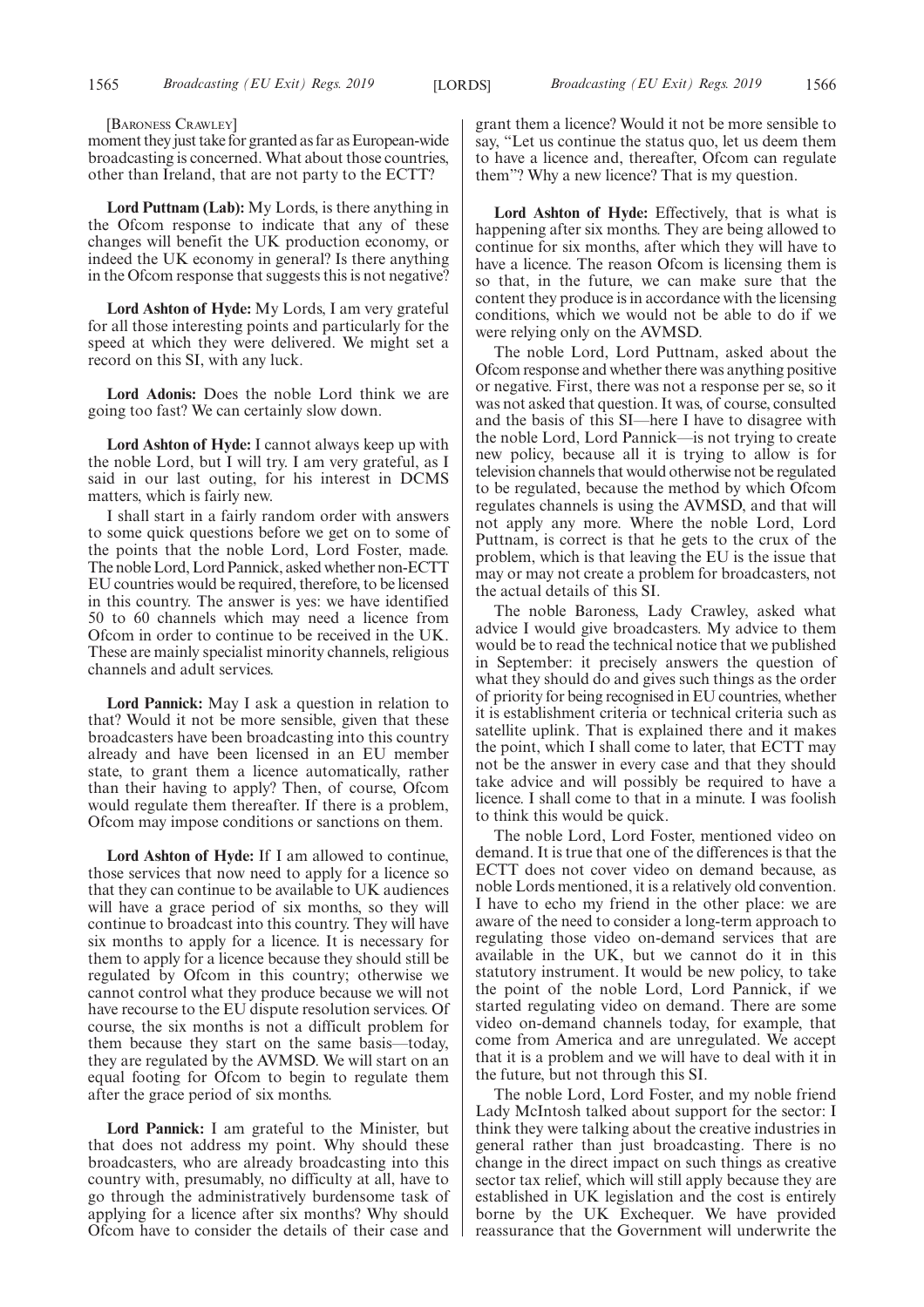[BARONESS CRAWLEY]

moment they just take for granted as far as European-wide broadcasting is concerned. What about those countries, other than Ireland, that are not party to the ECTT?

**Lord Puttnam (Lab):** My Lords, is there anything in the Ofcom response to indicate that any of these changes will benefit the UK production economy, or indeed the UK economy in general? Is there anything in the Ofcom response that suggests this is not negative?

**Lord Ashton of Hyde:** My Lords, I am very grateful for all those interesting points and particularly for the speed at which they were delivered. We might set a record on this SI, with any luck.

**Lord Adonis:** Does the noble Lord think we are going too fast? We can certainly slow down.

**Lord Ashton of Hyde:** I cannot always keep up with the noble Lord, but I will try. I am very grateful, as I said in our last outing, for his interest in DCMS matters, which is fairly new.

I shall start in a fairly random order with answers to some quick questions before we get on to some of the points that the noble Lord, Lord Foster, made. The noble Lord, Lord Pannick, asked whether non-ECTT EU countries would be required, therefore, to be licensed in this country. The answer is yes: we have identified 50 to 60 channels which may need a licence from Ofcom in order to continue to be received in the UK. These are mainly specialist minority channels, religious channels and adult services.

**Lord Pannick:** May I ask a question in relation to that? Would it not be more sensible, given that these broadcasters have been broadcasting into this country already and have been licensed in an EU member state, to grant them a licence automatically, rather than their having to apply? Then, of course, Ofcom would regulate them thereafter. If there is a problem, Ofcom may impose conditions or sanctions on them.

**Lord Ashton of Hyde:** If I am allowed to continue, those services that now need to apply for a licence so that they can continue to be available to UK audiences will have a grace period of six months, so they will continue to broadcast into this country. They will have six months to apply for a licence. It is necessary for them to apply for a licence because they should still be regulated by Ofcom in this country; otherwise we cannot control what they produce because we will not have recourse to the EU dispute resolution services. Of course, the six months is not a difficult problem for them because they start on the same basis—today, they are regulated by the AVMSD. We will start on an equal footing for Ofcom to begin to regulate them after the grace period of six months.

**Lord Pannick:** I am grateful to the Minister, but that does not address my point. Why should these broadcasters, who are already broadcasting into this country with, presumably, no difficulty at all, have to go through the administratively burdensome task of applying for a licence after six months? Why should Ofcom have to consider the details of their case and grant them a licence? Would it not be more sensible to say, "Let us continue the status quo, let us deem them to have a licence and, thereafter, Ofcom can regulate them"? Why a new licence? That is my question.

**Lord Ashton of Hyde:** Effectively, that is what is happening after six months. They are being allowed to continue for six months, after which they will have to have a licence. The reason Ofcom is licensing them is so that, in the future, we can make sure that the content they produce is in accordance with the licensing conditions, which we would not be able to do if we were relying only on the AVMSD.

The noble Lord, Lord Puttnam, asked about the Ofcom response and whether there was anything positive or negative. First, there was not a response per se, so it was not asked that question. It was, of course, consulted and the basis of this SI—here I have to disagree with the noble Lord, Lord Pannick—is not trying to create new policy, because all it is trying to allow is for television channels that would otherwise not be regulated to be regulated, because the method by which Ofcom regulates channels is using the AVMSD, and that will not apply any more. Where the noble Lord, Lord Puttnam, is correct is that he gets to the crux of the problem, which is that leaving the EU is the issue that may or may not create a problem for broadcasters, not the actual details of this SI.

The noble Baroness, Lady Crawley, asked what advice I would give broadcasters. My advice to them would be to read the technical notice that we published in September: it precisely answers the question of what they should do and gives such things as the order of priority for being recognised in EU countries, whether it is establishment criteria or technical criteria such as satellite uplink. That is explained there and it makes the point, which I shall come to later, that ECTT may not be the answer in every case and that they should take advice and will possibly be required to have a licence. I shall come to that in a minute. I was foolish to think this would be quick.

The noble Lord, Lord Foster, mentioned video on demand. It is true that one of the differences is that the ECTT does not cover video on demand because, as noble Lords mentioned, it is a relatively old convention. I have to echo my friend in the other place: we are aware of the need to consider a long-term approach to regulating those video on-demand services that are available in the UK, but we cannot do it in this statutory instrument. It would be new policy, to take the point of the noble Lord, Lord Pannick, if we started regulating video on demand. There are some video on-demand channels today, for example, that come from America and are unregulated. We accept that it is a problem and we will have to deal with it in the future, but not through this SI.

The noble Lord, Lord Foster, and my noble friend Lady McIntosh talked about support for the sector: I think they were talking about the creative industries in general rather than just broadcasting. There is no change in the direct impact on such things as creative sector tax relief, which will still apply because they are established in UK legislation and the cost is entirely borne by the UK Exchequer. We have provided reassurance that the Government will underwrite the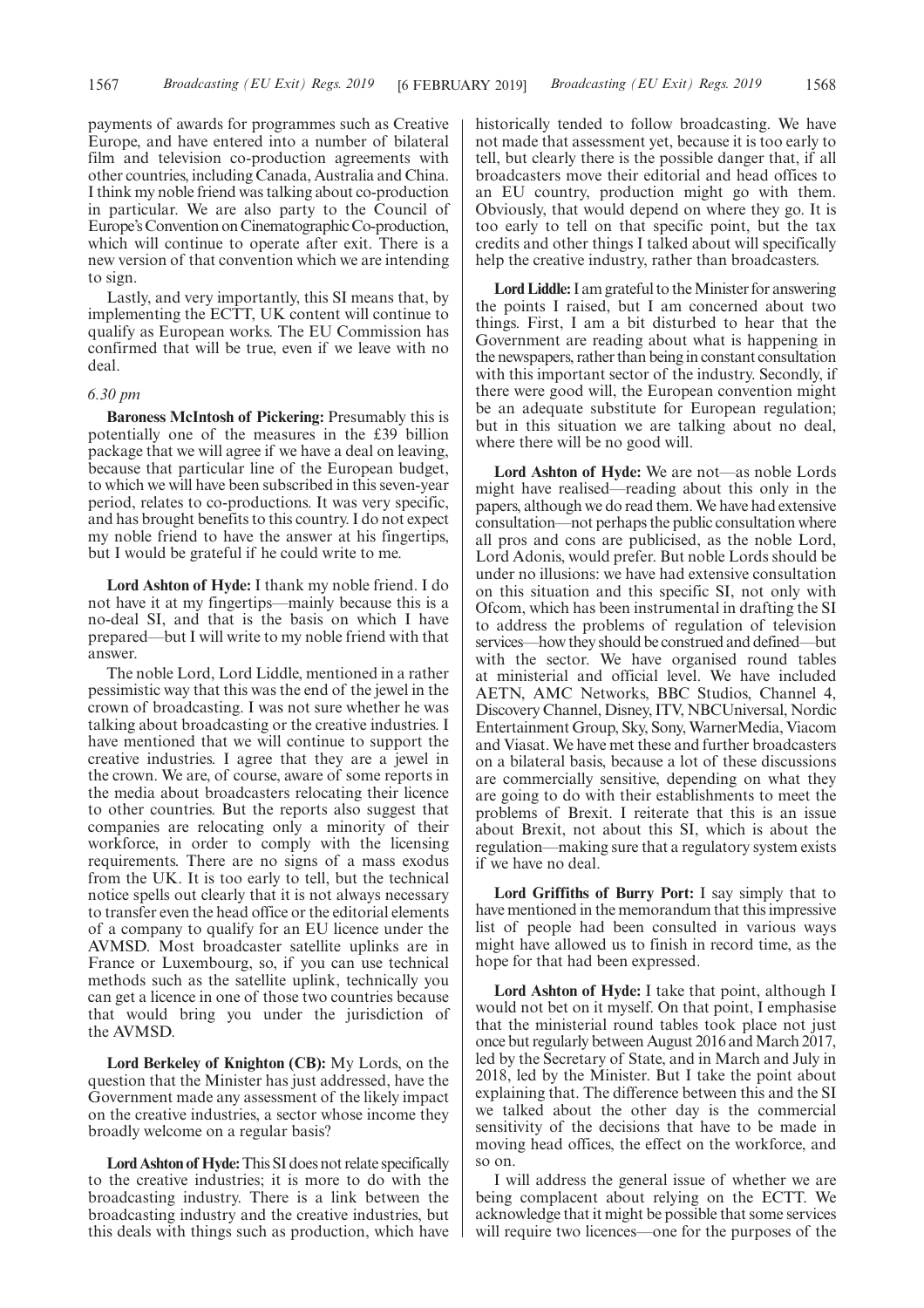payments of awards for programmes such as Creative Europe, and have entered into a number of bilateral film and television co-production agreements with other countries, including Canada, Australia and China. I think my noble friend was talking about co-production in particular. We are also party to the Council of Europe's Convention on Cinematographic Co-production, which will continue to operate after exit. There is a new version of that convention which we are intending to sign.

Lastly, and very importantly, this SI means that, by implementing the ECTT, UK content will continue to qualify as European works. The EU Commission has confirmed that will be true, even if we leave with no deal.

*6.30 pm*

**Baroness McIntosh of Pickering:** Presumably this is potentially one of the measures in the £39 billion package that we will agree if we have a deal on leaving, because that particular line of the European budget, to which we will have been subscribed in this seven-year period, relates to co-productions. It was very specific, and has brought benefits to this country. I do not expect my noble friend to have the answer at his fingertips, but I would be grateful if he could write to me.

**Lord Ashton of Hyde:** I thank my noble friend. I do not have it at my fingertips—mainly because this is a no-deal SI, and that is the basis on which I have prepared—but I will write to my noble friend with that answer.

The noble Lord, Lord Liddle, mentioned in a rather pessimistic way that this was the end of the jewel in the crown of broadcasting. I was not sure whether he was talking about broadcasting or the creative industries. I have mentioned that we will continue to support the creative industries. I agree that they are a jewel in the crown. We are, of course, aware of some reports in the media about broadcasters relocating their licence to other countries. But the reports also suggest that companies are relocating only a minority of their workforce, in order to comply with the licensing requirements. There are no signs of a mass exodus from the UK. It is too early to tell, but the technical notice spells out clearly that it is not always necessary to transfer even the head office or the editorial elements of a company to qualify for an EU licence under the AVMSD. Most broadcaster satellite uplinks are in France or Luxembourg, so, if you can use technical methods such as the satellite uplink, technically you can get a licence in one of those two countries because that would bring you under the jurisdiction of the AVMSD.

**Lord Berkeley of Knighton (CB):** My Lords, on the question that the Minister has just addressed, have the Government made any assessment of the likely impact on the creative industries, a sector whose income they broadly welcome on a regular basis?

**Lord Ashton of Hyde:** This SI does not relate specifically to the creative industries; it is more to do with the broadcasting industry. There is a link between the broadcasting industry and the creative industries, but this deals with things such as production, which have historically tended to follow broadcasting. We have not made that assessment yet, because it is too early to tell, but clearly there is the possible danger that, if all broadcasters move their editorial and head offices to an EU country, production might go with them. Obviously, that would depend on where they go. It is too early to tell on that specific point, but the tax credits and other things I talked about will specifically help the creative industry, rather than broadcasters.

**Lord Liddle:** I am grateful to the Minister for answering the points I raised, but I am concerned about two things. First, I am a bit disturbed to hear that the Government are reading about what is happening in the newspapers, rather than being in constant consultation with this important sector of the industry. Secondly, if there were good will, the European convention might be an adequate substitute for European regulation; but in this situation we are talking about no deal, where there will be no good will.

**Lord Ashton of Hyde:** We are not—as noble Lords might have realised—reading about this only in the papers, although we do read them. We have had extensive consultation—not perhaps the public consultation where all pros and cons are publicised, as the noble Lord, Lord Adonis, would prefer. But noble Lords should be under no illusions: we have had extensive consultation on this situation and this specific SI, not only with Ofcom, which has been instrumental in drafting the SI to address the problems of regulation of television services—how they should be construed and defined—but with the sector. We have organised round tables at ministerial and official level. We have included AETN, AMC Networks, BBC Studios, Channel 4, Discovery Channel, Disney, ITV, NBCUniversal, Nordic Entertainment Group, Sky, Sony, WarnerMedia, Viacom and Viasat. We have met these and further broadcasters on a bilateral basis, because a lot of these discussions are commercially sensitive, depending on what they are going to do with their establishments to meet the problems of Brexit. I reiterate that this is an issue about Brexit, not about this SI, which is about the regulation—making sure that a regulatory system exists if we have no deal.

**Lord Griffiths of Burry Port:** I say simply that to have mentioned in the memorandum that this impressive list of people had been consulted in various ways might have allowed us to finish in record time, as the hope for that had been expressed.

**Lord Ashton of Hyde:** I take that point, although I would not bet on it myself. On that point, I emphasise that the ministerial round tables took place not just once but regularly between August 2016 and March 2017, led by the Secretary of State, and in March and July in 2018, led by the Minister. But I take the point about explaining that. The difference between this and the SI we talked about the other day is the commercial sensitivity of the decisions that have to be made in moving head offices, the effect on the workforce, and so on.

I will address the general issue of whether we are being complacent about relying on the ECTT. We acknowledge that it might be possible that some services will require two licences—one for the purposes of the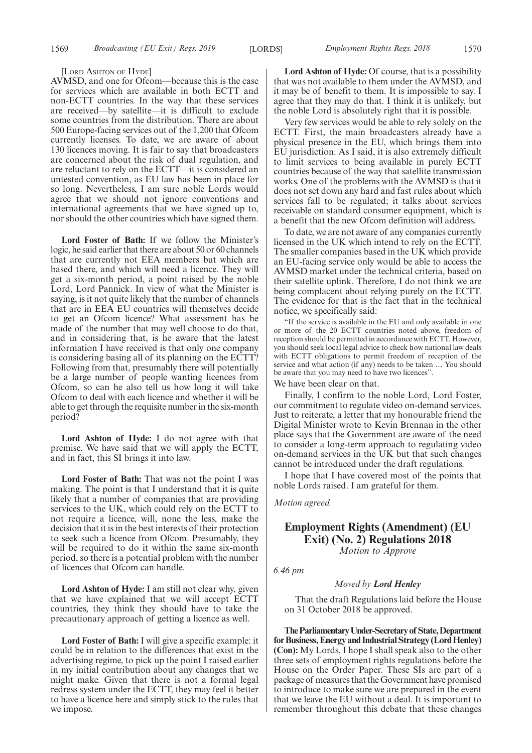[Lord Ashton of Hyde]

AVMSD, and one for Ofcom—because this is the case for services which are available in both ECTT and non-ECTT countries. In the way that these services are received—by satellite—it is difficult to exclude some countries from the distribution. There are about 500 Europe-facing services out of the 1,200 that Ofcom currently licenses. To date, we are aware of about 130 licences moving. It is fair to say that broadcasters are concerned about the risk of dual regulation, and are reluctant to rely on the ECTT—it is considered an untested convention, as EU law has been in place for so long. Nevertheless, I am sure noble Lords would agree that we should not ignore conventions and international agreements that we have signed up to, nor should the other countries which have signed them.

**Lord Foster of Bath:** If we follow the Minister's logic, he said earlier that there are about 50 or 60 channels that are currently not EEA members but which are based there, and which will need a licence. They will get a six-month period, a point raised by the noble Lord, Lord Pannick. In view of what the Minister is saying, is it not quite likely that the number of channels that are in EEA EU countries will themselves decide to get an Ofcom licence? What assessment has he made of the number that may well choose to do that, and in considering that, is he aware that the latest information I have received is that only one company is considering basing all of its planning on the ECTT? Following from that, presumably there will potentially be a large number of people wanting licences from Ofcom, so can he also tell us how long it will take Ofcom to deal with each licence and whether it will be able to get through the requisite number in the six-month period?

**Lord Ashton of Hyde:** I do not agree with that premise. We have said that we will apply the ECTT, and in fact, this SI brings it into law.

**Lord Foster of Bath:** That was not the point I was making. The point is that I understand that it is quite likely that a number of companies that are providing services to the UK, which could rely on the ECTT to not require a licence, will, none the less, make the decision that it is in the best interests of their protection to seek such a licence from Ofcom. Presumably, they will be required to do it within the same six-month period, so there is a potential problem with the number of licences that Ofcom can handle.

**Lord Ashton of Hyde:** I am still not clear why, given that we have explained that we will accept ECTT countries, they think they should have to take the precautionary approach of getting a licence as well.

**Lord Foster of Bath:** I will give a specific example: it could be in relation to the differences that exist in the advertising regime, to pick up the point I raised earlier in my initial contribution about any changes that we might make. Given that there is not a formal legal redress system under the ECTT, they may feel it better to have a licence here and simply stick to the rules that we impose.

**Lord Ashton of Hyde:** Of course, that is a possibility that was not available to them under the AVMSD, and it may be of benefit to them. It is impossible to say. I agree that they may do that. I think it is unlikely, but the noble Lord is absolutely right that it is possible.

Very few services would be able to rely solely on the ECTT. First, the main broadcasters already have a physical presence in the EU, which brings them into EU jurisdiction. As I said, it is also extremely difficult to limit services to being available in purely ECTT countries because of the way that satellite transmission works. One of the problems with the AVMSD is that it does not set down any hard and fast rules about which services fall to be regulated; it talks about services receivable on standard consumer equipment, which is a benefit that the new Ofcom definition will address.

To date, we are not aware of any companies currently licensed in the UK which intend to rely on the ECTT. The smaller companies based in the UK which provide an EU-facing service only would be able to access the AVMSD market under the technical criteria, based on their satellite uplink. Therefore, I do not think we are being complacent about relying purely on the ECTT. The evidence for that is the fact that in the technical notice, we specifically said:

> "If the service is available in the EU and only available in one or more of the 20 ECTT countries noted above, freedom of reception should be permitted in accordance with ECTT. However, you should seek local legal advice to check how national law deals with ECTT obligations to permit freedom of reception of the service and what action (if any) needs to be taken … You should be aware that you may need to have two licences".

We have been clear on that.

Finally, I confirm to the noble Lord, Lord Foster, our commitment to regulate video on-demand services. Just to reiterate, a letter that my honourable friend the Digital Minister wrote to Kevin Brennan in the other place says that the Government are aware of the need to consider a long-term approach to regulating video on-demand services in the UK but that such changes cannot be introduced under the draft regulations.

I hope that I have covered most of the points that noble Lords raised. I am grateful for them.

*Motion agreed.*

## Employment Rights (Amendment) (EU Exit) (No. 2) Regulations 2018

*Motion to Approve*

*6.46 pm*

*Moved by* ***Lord Henley***

That the draft Regulations laid before the House on 31 October 2018 be approved.

**The Parliamentary Under-Secretary of State, Department for Business, Energy and Industrial Strategy (Lord Henley) (Con):** My Lords, I hope I shall speak also to the other three sets of employment rights regulations before the House on the Order Paper. These SIs are part of a package of measures that the Government have promised to introduce to make sure we are prepared in the event that we leave the EU without a deal. It is important to remember throughout this debate that these changes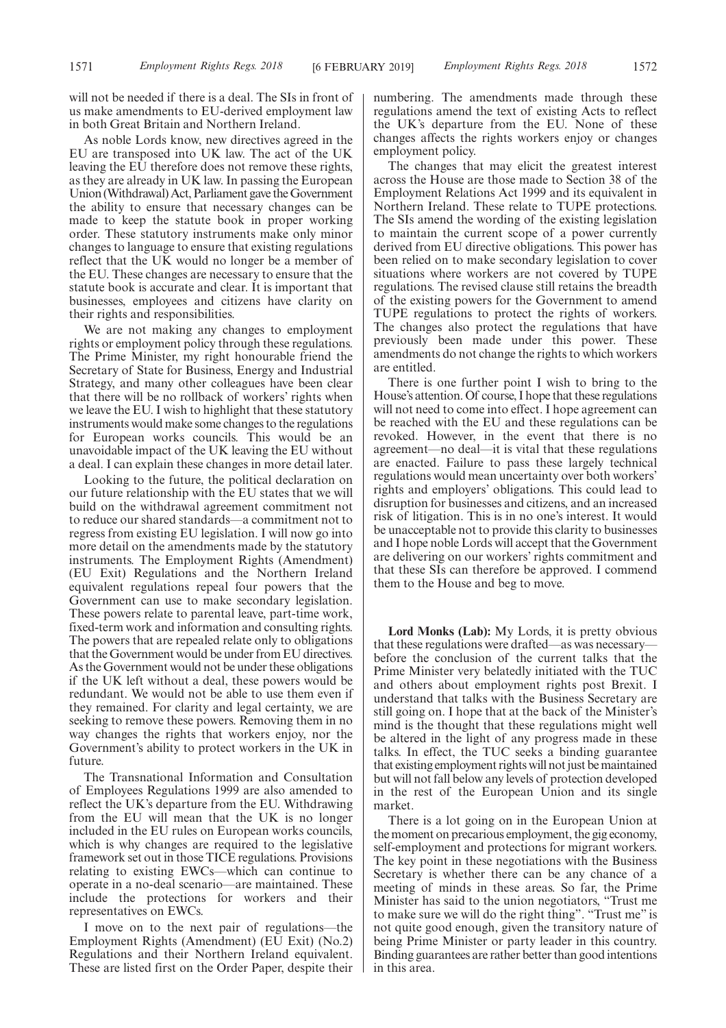will not be needed if there is a deal. The SIs in front of us make amendments to EU-derived employment law in both Great Britain and Northern Ireland.

As noble Lords know, new directives agreed in the EU are transposed into UK law. The act of the UK leaving the EU therefore does not remove these rights, as they are already in UK law. In passing the European Union (Withdrawal) Act, Parliament gave the Government the ability to ensure that necessary changes can be made to keep the statute book in proper working order. These statutory instruments make only minor changes to language to ensure that existing regulations reflect that the UK would no longer be a member of the EU. These changes are necessary to ensure that the statute book is accurate and clear. It is important that businesses, employees and citizens have clarity on their rights and responsibilities.

We are not making any changes to employment rights or employment policy through these regulations. The Prime Minister, my right honourable friend the Secretary of State for Business, Energy and Industrial Strategy, and many other colleagues have been clear that there will be no rollback of workers' rights when we leave the EU. I wish to highlight that these statutory instruments would make some changes to the regulations for European works councils. This would be an unavoidable impact of the UK leaving the EU without a deal. I can explain these changes in more detail later.

Looking to the future, the political declaration on our future relationship with the EU states that we will build on the withdrawal agreement commitment not to reduce our shared standards—a commitment not to regress from existing EU legislation. I will now go into more detail on the amendments made by the statutory instruments. The Employment Rights (Amendment) (EU Exit) Regulations and the Northern Ireland equivalent regulations repeal four powers that the Government can use to make secondary legislation. These powers relate to parental leave, part-time work, fixed-term work and information and consulting rights. The powers that are repealed relate only to obligations that the Government would be under from EU directives. As the Government would not be under these obligations if the UK left without a deal, these powers would be redundant. We would not be able to use them even if they remained. For clarity and legal certainty, we are seeking to remove these powers. Removing them in no way changes the rights that workers enjoy, nor the Government's ability to protect workers in the UK in future.

The Transnational Information and Consultation of Employees Regulations 1999 are also amended to reflect the UK's departure from the EU. Withdrawing from the EU will mean that the UK is no longer included in the EU rules on European works councils, which is why changes are required to the legislative framework set out in those TICE regulations. Provisions relating to existing EWCs—which can continue to operate in a no-deal scenario—are maintained. These include the protections for workers and their representatives on EWCs.

I move on to the next pair of regulations—the Employment Rights (Amendment) (EU Exit) (No.2) Regulations and their Northern Ireland equivalent. These are listed first on the Order Paper, despite their numbering. The amendments made through these regulations amend the text of existing Acts to reflect the UK's departure from the EU. None of these changes affects the rights workers enjoy or changes employment policy.

The changes that may elicit the greatest interest across the House are those made to Section 38 of the Employment Relations Act 1999 and its equivalent in Northern Ireland. These relate to TUPE protections. The SIs amend the wording of the existing legislation to maintain the current scope of a power currently derived from EU directive obligations. This power has been relied on to make secondary legislation to cover situations where workers are not covered by TUPE regulations. The revised clause still retains the breadth of the existing powers for the Government to amend TUPE regulations to protect the rights of workers. The changes also protect the regulations that have previously been made under this power. These amendments do not change the rights to which workers are entitled.

There is one further point I wish to bring to the House's attention. Of course, I hope that these regulations will not need to come into effect. I hope agreement can be reached with the EU and these regulations can be revoked. However, in the event that there is no agreement—no deal—it is vital that these regulations are enacted. Failure to pass these largely technical regulations would mean uncertainty over both workers' rights and employers' obligations. This could lead to disruption for businesses and citizens, and an increased risk of litigation. This is in no one's interest. It would be unacceptable not to provide this clarity to businesses and I hope noble Lords will accept that the Government are delivering on our workers' rights commitment and that these SIs can therefore be approved. I commend them to the House and beg to move.

**Lord Monks (Lab):** My Lords, it is pretty obvious that these regulations were drafted—as was necessary—before the conclusion of the current talks that the Prime Minister very belatedly initiated with the TUC and others about employment rights post Brexit. I understand that talks with the Business Secretary are still going on. I hope that at the back of the Minister's mind is the thought that these regulations might well be altered in the light of any progress made in these talks. In effect, the TUC seeks a binding guarantee that existing employment rights will not just be maintained but will not fall below any levels of protection developed in the rest of the European Union and its single market.

There is a lot going on in the European Union at the moment on precarious employment, the gig economy, self-employment and protections for migrant workers. The key point in these negotiations with the Business Secretary is whether there can be any chance of a meeting of minds in these areas. So far, the Prime Minister has said to the union negotiators, "Trust me to make sure we will do the right thing". "Trust me" is not quite good enough, given the transitory nature of being Prime Minister or party leader in this country. Binding guarantees are rather better than good intentions in this area.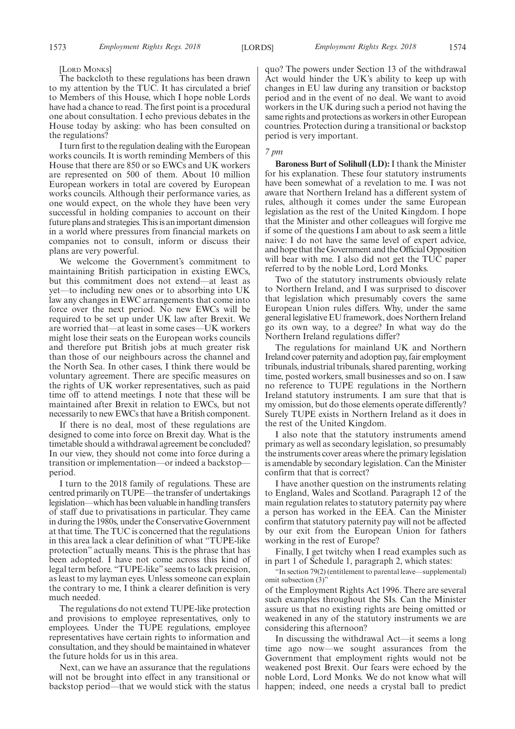[Lord Monks]

The backcloth to these regulations has been drawn to my attention by the TUC. It has circulated a brief to Members of this House, which I hope noble Lords have had a chance to read. The first point is a procedural one about consultation. I echo previous debates in the House today by asking: who has been consulted on the regulations?

I turn first to the regulation dealing with the European works councils. It is worth reminding Members of this House that there are 850 or so EWCs and UK workers are represented on 500 of them. About 10 million European workers in total are covered by European works councils. Although their performance varies, as one would expect, on the whole they have been very successful in holding companies to account on their future plans and strategies. This is an important dimension in a world where pressures from financial markets on companies not to consult, inform or discuss their plans are very powerful.

We welcome the Government's commitment to maintaining British participation in existing EWCs, but this commitment does not extend—at least as yet—to including new ones or to absorbing into UK law any changes in EWC arrangements that come into force over the next period. No new EWCs will be required to be set up under UK law after Brexit. We are worried that—at least in some cases—UK workers might lose their seats on the European works councils and therefore put British jobs at much greater risk than those of our neighbours across the channel and the North Sea. In other cases, I think there would be voluntary agreement. There are specific measures on the rights of UK worker representatives, such as paid time off to attend meetings. I note that these will be maintained after Brexit in relation to EWCs, but not necessarily to new EWCs that have a British component.

If there is no deal, most of these regulations are designed to come into force on Brexit day. What is the timetable should a withdrawal agreement be concluded? In our view, they should not come into force during a transition or implementation—or indeed a backstop—period.

I turn to the 2018 family of regulations. These are centred primarily on TUPE—the transfer of undertakings legislation—which has been valuable in handling transfers of staff due to privatisations in particular. They came in during the 1980s, under the Conservative Government at that time. The TUC is concerned that the regulations in this area lack a clear definition of what "TUPE-like protection" actually means. This is the phrase that has been adopted. I have not come across this kind of legal term before. "TUPE-like" seems to lack precision, as least to my layman eyes. Unless someone can explain the contrary to me, I think a clearer definition is very much needed.

The regulations do not extend TUPE-like protection and provisions to employee representatives, only to employees. Under the TUPE regulations, employee representatives have certain rights to information and consultation, and they should be maintained in whatever the future holds for us in this area.

Next, can we have an assurance that the regulations will not be brought into effect in any transitional or backstop period—that we would stick with the status quo? The powers under Section 13 of the withdrawal Act would hinder the UK's ability to keep up with changes in EU law during any transition or backstop period and in the event of no deal. We want to avoid workers in the UK during such a period not having the same rights and protections as workers in other European countries. Protection during a transitional or backstop period is very important.

*7 pm*

**Baroness Burt of Solihull (LD):** I thank the Minister for his explanation. These four statutory instruments have been somewhat of a revelation to me. I was not aware that Northern Ireland has a different system of rules, although it comes under the same European legislation as the rest of the United Kingdom. I hope that the Minister and other colleagues will forgive me if some of the questions I am about to ask seem a little naive: I do not have the same level of expert advice, and hope that the Government and the Official Opposition will bear with me. I also did not get the TUC paper referred to by the noble Lord, Lord Monks.

Two of the statutory instruments obviously relate to Northern Ireland, and I was surprised to discover that legislation which presumably covers the same European Union rules differs. Why, under the same general legislative EU framework, does Northern Ireland go its own way, to a degree? In what way do the Northern Ireland regulations differ?

The regulations for mainland UK and Northern Ireland cover paternity and adoption pay, fair employment tribunals, industrial tribunals, shared parenting, working time, posted workers, small businesses and so on. I saw no reference to TUPE regulations in the Northern Ireland statutory instruments. I am sure that that is my omission, but do those elements operate differently? Surely TUPE exists in Northern Ireland as it does in the rest of the United Kingdom.

I also note that the statutory instruments amend primary as well as secondary legislation, so presumably the instruments cover areas where the primary legislation is amendable by secondary legislation. Can the Minister confirm that that is correct?

I have another question on the instruments relating to England, Wales and Scotland. Paragraph 12 of the main regulation relates to statutory paternity pay where a person has worked in the EEA. Can the Minister confirm that statutory paternity pay will not be affected by our exit from the European Union for fathers working in the rest of Europe?

Finally, I get twitchy when I read examples such as in part 1 of Schedule 1, paragraph 2, which states:

"In section 79(2) (entitlement to parental leave—supplemental) omit subsection (3)"

of the Employment Rights Act 1996. There are several such examples throughout the SIs. Can the Minister assure us that no existing rights are being omitted or weakened in any of the statutory instruments we are considering this afternoon?

In discussing the withdrawal Act—it seems a long time ago now—we sought assurances from the Government that employment rights would not be weakened post Brexit. Our fears were echoed by the noble Lord, Lord Monks. We do not know what will happen; indeed, one needs a crystal ball to predict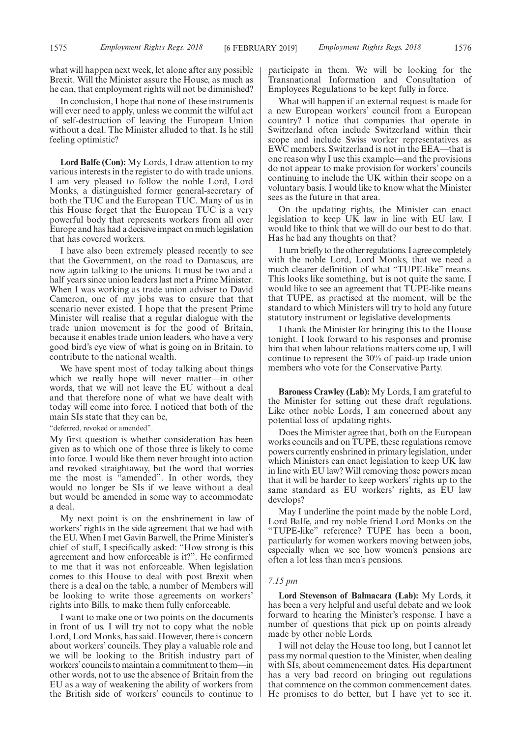what will happen next week, let alone after any possible Brexit. Will the Minister assure the House, as much as he can, that employment rights will not be diminished?

In conclusion, I hope that none of these instruments will ever need to apply, unless we commit the wilful act of self-destruction of leaving the European Union without a deal. The Minister alluded to that. Is he still feeling optimistic?

**Lord Balfe (Con):** My Lords, I draw attention to my various interests in the register to do with trade unions. I am very pleased to follow the noble Lord, Lord Monks, a distinguished former general-secretary of both the TUC and the European TUC. Many of us in this House forget that the European TUC is a very powerful body that represents workers from all over Europe and has had a decisive impact on much legislation that has covered workers.

I have also been extremely pleased recently to see that the Government, on the road to Damascus, are now again talking to the unions. It must be two and a half years since union leaders last met a Prime Minister. When I was working as trade union adviser to David Cameron, one of my jobs was to ensure that that scenario never existed. I hope that the present Prime Minister will realise that a regular dialogue with the trade union movement is for the good of Britain, because it enables trade union leaders, who have a very good bird's eye view of what is going on in Britain, to contribute to the national wealth.

We have spent most of today talking about things which we really hope will never matter—in other words, that we will not leave the EU without a deal and that therefore none of what we have dealt with today will come into force. I noticed that both of the main SIs state that they can be,

"deferred, revoked or amended".

My first question is whether consideration has been given as to which one of those three is likely to come into force. I would like them never brought into action and revoked straightaway, but the word that worries me the most is "amended". In other words, they would no longer be SIs if we leave without a deal but would be amended in some way to accommodate a deal.

My next point is on the enshrinement in law of workers' rights in the side agreement that we had with the EU. When I met Gavin Barwell, the Prime Minister's chief of staff, I specifically asked: "How strong is this agreement and how enforceable is it?". He confirmed to me that it was not enforceable. When legislation comes to this House to deal with post Brexit when there is a deal on the table, a number of Members will be looking to write those agreements on workers' rights into Bills, to make them fully enforceable.

I want to make one or two points on the documents in front of us. I will try not to copy what the noble Lord, Lord Monks, has said. However, there is concern about workers' councils. They play a valuable role and we will be looking to the British industry part of workers' councils to maintain a commitment to them—in other words, not to use the absence of Britain from the EU as a way of weakening the ability of workers from the British side of workers' councils to continue to participate in them. We will be looking for the Transnational Information and Consultation of Employees Regulations to be kept fully in force.

What will happen if an external request is made for a new European workers' council from a European country? I notice that companies that operate in Switzerland often include Switzerland within their scope and include Swiss worker representatives as EWC members. Switzerland is not in the EEA—that is one reason why I use this example—and the provisions do not appear to make provision for workers' councils continuing to include the UK within their scope on a voluntary basis. I would like to know what the Minister sees as the future in that area.

On the updating rights, the Minister can enact legislation to keep UK law in line with EU law. I would like to think that we will do our best to do that. Has he had any thoughts on that?

I turn briefly to the other regulations. I agree completely with the noble Lord, Lord Monks, that we need a much clearer definition of what "TUPE-like" means. This looks like something, but is not quite the same. I would like to see an agreement that TUPE-like means that TUPE, as practised at the moment, will be the standard to which Ministers will try to hold any future statutory instrument or legislative developments.

I thank the Minister for bringing this to the House tonight. I look forward to his responses and promise him that when labour relations matters come up, I will continue to represent the 30% of paid-up trade union members who vote for the Conservative Party.

**Baroness Crawley (Lab):** My Lords, I am grateful to the Minister for setting out these draft regulations. Like other noble Lords, I am concerned about any potential loss of updating rights.

Does the Minister agree that, both on the European works councils and on TUPE, these regulations remove powers currently enshrined in primary legislation, under which Ministers can enact legislation to keep UK law in line with EU law? Will removing those powers mean that it will be harder to keep workers' rights up to the same standard as EU workers' rights, as EU law develops?

May I underline the point made by the noble Lord, Lord Balfe, and my noble friend Lord Monks on the "TUPE-like" reference? TUPE has been a boon, particularly for women workers moving between jobs, especially when we see how women's pensions are often a lot less than men's pensions.

*7.15 pm*

**Lord Stevenson of Balmacara (Lab):** My Lords, it has been a very helpful and useful debate and we look forward to hearing the Minister's response. I have a number of questions that pick up on points already made by other noble Lords.

I will not delay the House too long, but I cannot let pass my normal question to the Minister, when dealing with SIs, about commencement dates. His department has a very bad record on bringing out regulations that commence on the common commencement dates. He promises to do better, but I have yet to see it.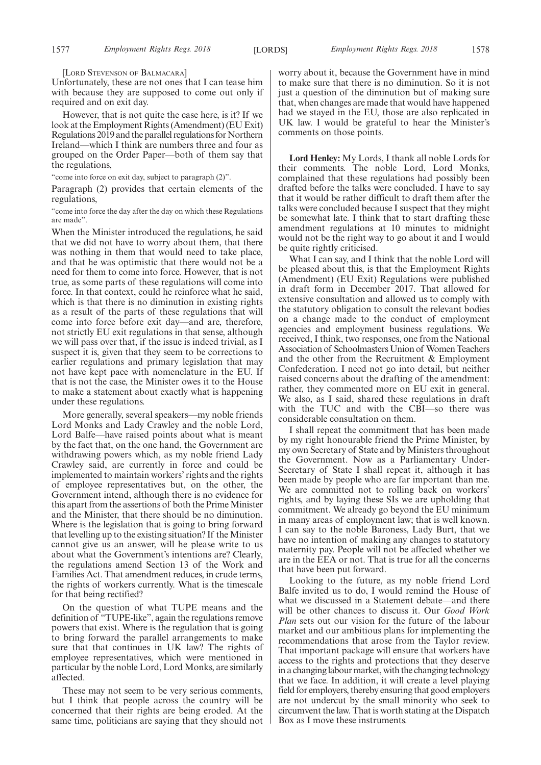[LORD STEVENSON OF BALMACARA]

Unfortunately, these are not ones that I can tease him with because they are supposed to come out only if required and on exit day.

However, that is not quite the case here, is it? If we look at the Employment Rights (Amendment) (EU Exit) Regulations 2019 and the parallel regulations for Northern Ireland—which I think are numbers three and four as grouped on the Order Paper—both of them say that the regulations,

"come into force on exit day, subject to paragraph (2)".

Paragraph (2) provides that certain elements of the regulations,

"come into force the day after the day on which these Regulations are made".

When the Minister introduced the regulations, he said that we did not have to worry about them, that there was nothing in them that would need to take place, and that he was optimistic that there would not be a need for them to come into force. However, that is not true, as some parts of these regulations will come into force. In that context, could he reinforce what he said, which is that there is no diminution in existing rights as a result of the parts of these regulations that will come into force before exit day—and are, therefore, not strictly EU exit regulations in that sense, although we will pass over that, if the issue is indeed trivial, as I suspect it is, given that they seem to be corrections to earlier regulations and primary legislation that may not have kept pace with nomenclature in the EU. If that is not the case, the Minister owes it to the House to make a statement about exactly what is happening under these regulations.

More generally, several speakers—my noble friends Lord Monks and Lady Crawley and the noble Lord, Lord Balfe—have raised points about what is meant by the fact that, on the one hand, the Government are withdrawing powers which, as my noble friend Lady Crawley said, are currently in force and could be implemented to maintain workers' rights and the rights of employee representatives but, on the other, the Government intend, although there is no evidence for this apart from the assertions of both the Prime Minister and the Minister, that there should be no diminution. Where is the legislation that is going to bring forward that levelling up to the existing situation? If the Minister cannot give us an answer, will he please write to us about what the Government's intentions are? Clearly, the regulations amend Section 13 of the Work and Families Act. That amendment reduces, in crude terms, the rights of workers currently. What is the timescale for that being rectified?

On the question of what TUPE means and the definition of "TUPE-like", again the regulations remove powers that exist. Where is the regulation that is going to bring forward the parallel arrangements to make sure that that continues in UK law? The rights of employee representatives, which were mentioned in particular by the noble Lord, Lord Monks, are similarly affected.

These may not seem to be very serious comments, but I think that people across the country will be concerned that their rights are being eroded. At the same time, politicians are saying that they should not worry about it, because the Government have in mind to make sure that there is no diminution. So it is not just a question of the diminution but of making sure that, when changes are made that would have happened had we stayed in the EU, those are also replicated in UK law. I would be grateful to hear the Minister's comments on those points.

**Lord Henley:** My Lords, I thank all noble Lords for their comments. The noble Lord, Lord Monks, complained that these regulations had possibly been drafted before the talks were concluded. I have to say that it would be rather difficult to draft them after the talks were concluded because I suspect that they might be somewhat late. I think that to start drafting these amendment regulations at 10 minutes to midnight would not be the right way to go about it and I would be quite rightly criticised.

What I can say, and I think that the noble Lord will be pleased about this, is that the Employment Rights (Amendment) (EU Exit) Regulations were published in draft form in December 2017. That allowed for extensive consultation and allowed us to comply with the statutory obligation to consult the relevant bodies on a change made to the conduct of employment agencies and employment business regulations. We received, I think, two responses, one from the National Association of Schoolmasters Union of Women Teachers and the other from the Recruitment & Employment Confederation. I need not go into detail, but neither raised concerns about the drafting of the amendment: rather, they commented more on EU exit in general. We also, as I said, shared these regulations in draft with the TUC and with the CBI—so there was considerable consultation on them.

I shall repeat the commitment that has been made by my right honourable friend the Prime Minister, by my own Secretary of State and by Ministers throughout the Government. Now as a Parliamentary Under-Secretary of State I shall repeat it, although it has been made by people who are far important than me. We are committed not to rolling back on workers' rights, and by laying these SIs we are upholding that commitment. We already go beyond the EU minimum in many areas of employment law; that is well known. I can say to the noble Baroness, Lady Burt, that we have no intention of making any changes to statutory maternity pay. People will not be affected whether we are in the EEA or not. That is true for all the concerns that have been put forward.

Looking to the future, as my noble friend Lord Balfe invited us to do, I would remind the House of what we discussed in a Statement debate—and there will be other chances to discuss it. Our *Good Work Plan* sets out our vision for the future of the labour market and our ambitious plans for implementing the recommendations that arose from the Taylor review. That important package will ensure that workers have access to the rights and protections that they deserve in a changing labour market, with the changing technology that we face. In addition, it will create a level playing field for employers, thereby ensuring that good employers are not undercut by the small minority who seek to circumvent the law. That is worth stating at the Dispatch Box as I move these instruments.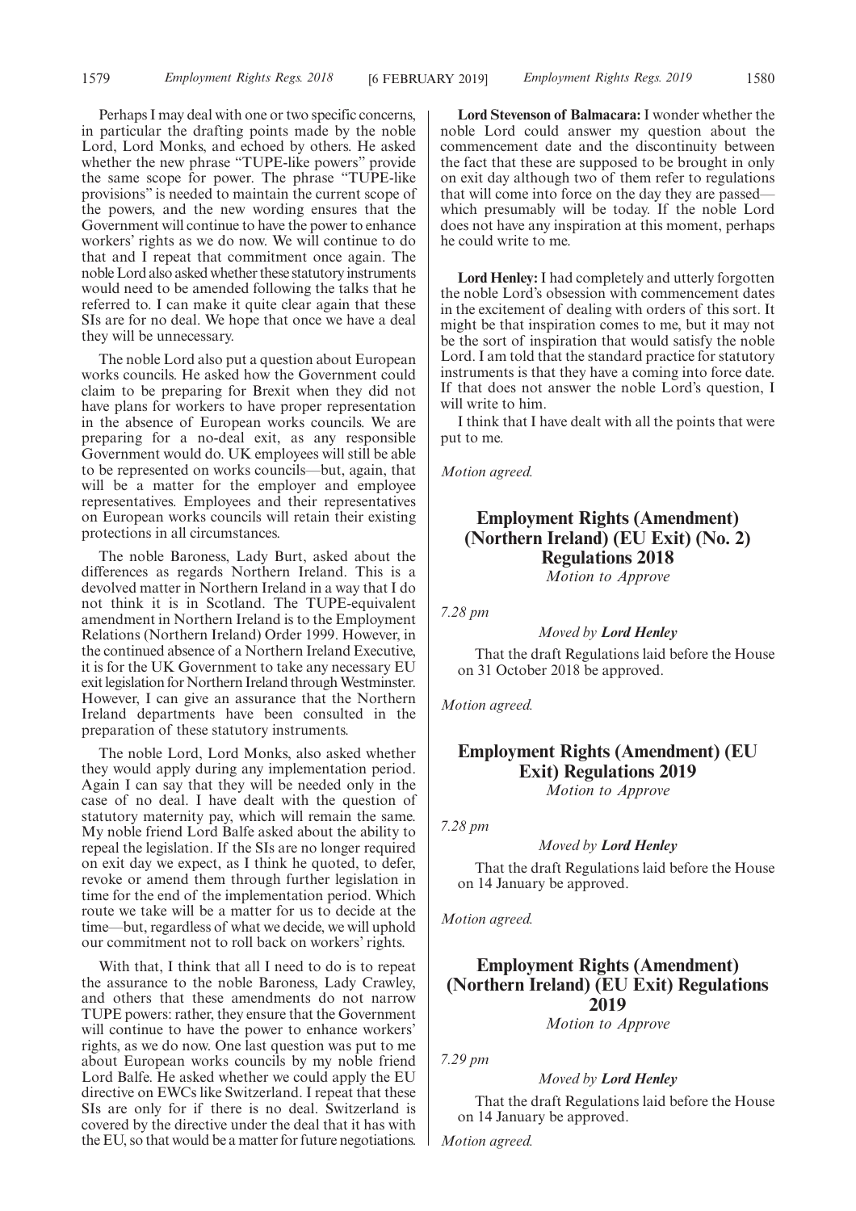Perhaps I may deal with one or two specific concerns, in particular the drafting points made by the noble Lord, Lord Monks, and echoed by others. He asked whether the new phrase "TUPE-like powers" provide the same scope for power. The phrase "TUPE-like provisions" is needed to maintain the current scope of the powers, and the new wording ensures that the Government will continue to have the power to enhance workers' rights as we do now. We will continue to do that and I repeat that commitment once again. The noble Lord also asked whether these statutory instruments would need to be amended following the talks that he referred to. I can make it quite clear again that these SIs are for no deal. We hope that once we have a deal they will be unnecessary.

The noble Lord also put a question about European works councils. He asked how the Government could claim to be preparing for Brexit when they did not have plans for workers to have proper representation in the absence of European works councils. We are preparing for a no-deal exit, as any responsible Government would do. UK employees will still be able to be represented on works councils—but, again, that will be a matter for the employer and employee representatives. Employees and their representatives on European works councils will retain their existing protections in all circumstances.

The noble Baroness, Lady Burt, asked about the differences as regards Northern Ireland. This is a devolved matter in Northern Ireland in a way that I do not think it is in Scotland. The TUPE-equivalent amendment in Northern Ireland is to the Employment Relations (Northern Ireland) Order 1999. However, in the continued absence of a Northern Ireland Executive, it is for the UK Government to take any necessary EU exit legislation for Northern Ireland through Westminster. However, I can give an assurance that the Northern Ireland departments have been consulted in the preparation of these statutory instruments.

The noble Lord, Lord Monks, also asked whether they would apply during any implementation period. Again I can say that they will be needed only in the case of no deal. I have dealt with the question of statutory maternity pay, which will remain the same. My noble friend Lord Balfe asked about the ability to repeal the legislation. If the SIs are no longer required on exit day we expect, as I think he quoted, to defer, revoke or amend them through further legislation in time for the end of the implementation period. Which route we take will be a matter for us to decide at the time—but, regardless of what we decide, we will uphold our commitment not to roll back on workers' rights.

With that, I think that all I need to do is to repeat the assurance to the noble Baroness, Lady Crawley, and others that these amendments do not narrow TUPE powers: rather, they ensure that the Government will continue to have the power to enhance workers' rights, as we do now. One last question was put to me about European works councils by my noble friend Lord Balfe. He asked whether we could apply the EU directive on EWCs like Switzerland. I repeat that these SIs are only for if there is no deal. Switzerland is covered by the directive under the deal that it has with the EU, so that would be a matter for future negotiations.

**Lord Stevenson of Balmacara:** I wonder whether the noble Lord could answer my question about the commencement date and the discontinuity between the fact that these are supposed to be brought in only on exit day although two of them refer to regulations that will come into force on the day they are passed—which presumably will be today. If the noble Lord does not have any inspiration at this moment, perhaps he could write to me.

**Lord Henley:** I had completely and utterly forgotten the noble Lord's obsession with commencement dates in the excitement of dealing with orders of this sort. It might be that inspiration comes to me, but it may not be the sort of inspiration that would satisfy the noble Lord. I am told that the standard practice for statutory instruments is that they have a coming into force date. If that does not answer the noble Lord's question, I will write to him.

I think that I have dealt with all the points that were put to me.

*Motion agreed.*

## Employment Rights (Amendment) (Northern Ireland) (EU Exit) (No. 2) Regulations 2018

*Motion to Approve*

*7.28 pm*

*Moved by* ***Lord Henley***

That the draft Regulations laid before the House on 31 October 2018 be approved.

*Motion agreed.*

## Employment Rights (Amendment) (EU Exit) Regulations 2019

*Motion to Approve*

*7.28 pm*

*Moved by* ***Lord Henley***

That the draft Regulations laid before the House on 14 January be approved.

*Motion agreed.*

## Employment Rights (Amendment) (Northern Ireland) (EU Exit) Regulations 2019

*Motion to Approve*

*7.29 pm*

*Moved by* ***Lord Henley***

That the draft Regulations laid before the House on 14 January be approved.

*Motion agreed.*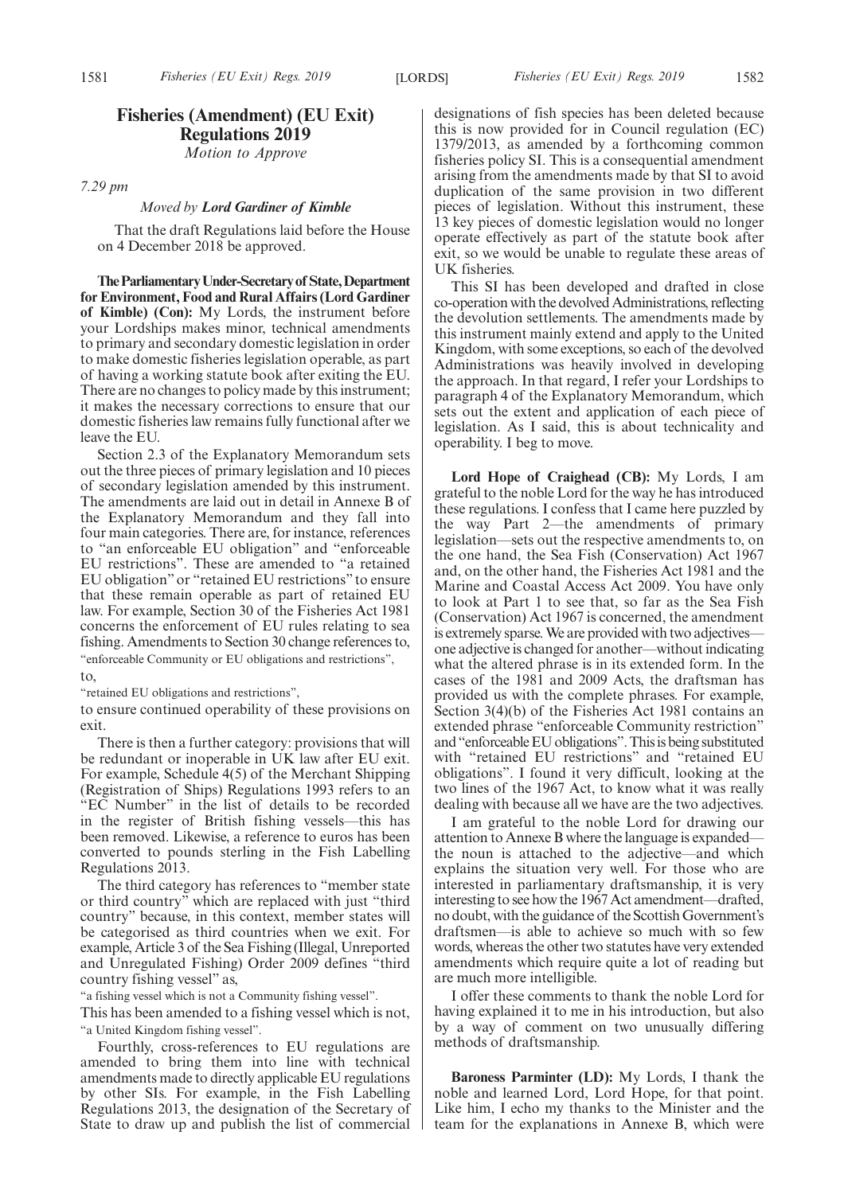## Fisheries (Amendment) (EU Exit) Regulations 2019

*Motion to Approve*

*7.29 pm*

*Moved by* ***Lord Gardiner of Kimble***

That the draft Regulations laid before the House on 4 December 2018 be approved.

**The Parliamentary Under-Secretary of State, Department for Environment, Food and Rural Affairs (Lord Gardiner of Kimble) (Con):** My Lords, the instrument before your Lordships makes minor, technical amendments to primary and secondary domestic legislation in order to make domestic fisheries legislation operable, as part of having a working statute book after exiting the EU. There are no changes to policy made by this instrument; it makes the necessary corrections to ensure that our domestic fisheries law remains fully functional after we leave the EU.

Section 2.3 of the Explanatory Memorandum sets out the three pieces of primary legislation and 10 pieces of secondary legislation amended by this instrument. The amendments are laid out in detail in Annexe B of the Explanatory Memorandum and they fall into four main categories. There are, for instance, references to "an enforceable EU obligation" and "enforceable EU restrictions". These are amended to "a retained EU obligation" or "retained EU restrictions" to ensure that these remain operable as part of retained EU law. For example, Section 30 of the Fisheries Act 1981 concerns the enforcement of EU rules relating to sea fishing. Amendments to Section 30 change references to,

"enforceable Community or EU obligations and restrictions",

to,

"retained EU obligations and restrictions",

to ensure continued operability of these provisions on exit.

There is then a further category: provisions that will be redundant or inoperable in UK law after EU exit. For example, Schedule 4(5) of the Merchant Shipping (Registration of Ships) Regulations 1993 refers to an "EC Number" in the list of details to be recorded in the register of British fishing vessels—this has been removed. Likewise, a reference to euros has been converted to pounds sterling in the Fish Labelling Regulations 2013.

The third category has references to "member state or third country" which are replaced with just "third country" because, in this context, member states will be categorised as third countries when we exit. For example, Article 3 of the Sea Fishing (Illegal, Unreported and Unregulated Fishing) Order 2009 defines "third country fishing vessel" as,

"a fishing vessel which is not a Community fishing vessel".

This has been amended to a fishing vessel which is not,

"a United Kingdom fishing vessel".

Fourthly, cross-references to EU regulations are amended to bring them into line with technical amendments made to directly applicable EU regulations by other SIs. For example, in the Fish Labelling Regulations 2013, the designation of the Secretary of State to draw up and publish the list of commercial designations of fish species has been deleted because this is now provided for in Council regulation (EC) 1379/2013, as amended by a forthcoming common fisheries policy SI. This is a consequential amendment arising from the amendments made by that SI to avoid duplication of the same provision in two different pieces of legislation. Without this instrument, these 13 key pieces of domestic legislation would no longer operate effectively as part of the statute book after exit, so we would be unable to regulate these areas of UK fisheries.

This SI has been developed and drafted in close co-operation with the devolved Administrations, reflecting the devolution settlements. The amendments made by this instrument mainly extend and apply to the United Kingdom, with some exceptions, so each of the devolved Administrations was heavily involved in developing the approach. In that regard, I refer your Lordships to paragraph 4 of the Explanatory Memorandum, which sets out the extent and application of each piece of legislation. As I said, this is about technicality and operability. I beg to move.

**Lord Hope of Craighead (CB):** My Lords, I am grateful to the noble Lord for the way he has introduced these regulations. I confess that I came here puzzled by the way Part 2—the amendments of primary legislation—sets out the respective amendments to, on the one hand, the Sea Fish (Conservation) Act 1967 and, on the other hand, the Fisheries Act 1981 and the Marine and Coastal Access Act 2009. You have only to look at Part 1 to see that, so far as the Sea Fish (Conservation) Act 1967 is concerned, the amendment is extremely sparse. We are provided with two adjectives—one adjective is changed for another—without indicating what the altered phrase is in its extended form. In the cases of the 1981 and 2009 Acts, the draftsman has provided us with the complete phrases. For example, Section 3(4)(b) of the Fisheries Act 1981 contains an extended phrase "enforceable Community restriction" and "enforceable EU obligations". This is being substituted with "retained EU restrictions" and "retained EU obligations". I found it very difficult, looking at the two lines of the 1967 Act, to know what it was really dealing with because all we have are the two adjectives.

I am grateful to the noble Lord for drawing our attention to Annexe B where the language is expanded—the noun is attached to the adjective—and which explains the situation very well. For those who are interested in parliamentary draftsmanship, it is very interesting to see how the 1967 Act amendment—drafted, no doubt, with the guidance of the Scottish Government's draftsmen—is able to achieve so much with so few words, whereas the other two statutes have very extended amendments which require quite a lot of reading but are much more intelligible.

I offer these comments to thank the noble Lord for having explained it to me in his introduction, but also by a way of comment on two unusually differing methods of draftsmanship.

**Baroness Parminter (LD):** My Lords, I thank the noble and learned Lord, Lord Hope, for that point. Like him, I echo my thanks to the Minister and the team for the explanations in Annexe B, which were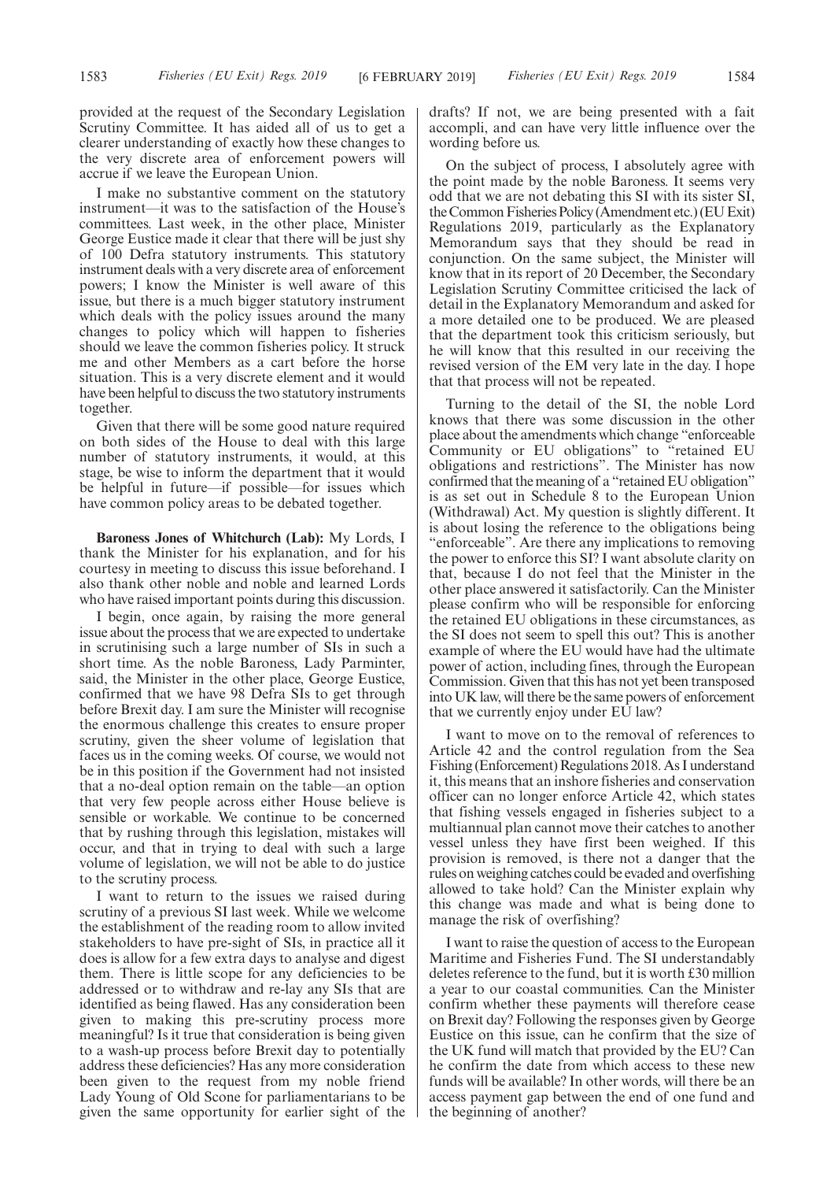provided at the request of the Secondary Legislation Scrutiny Committee. It has aided all of us to get a clearer understanding of exactly how these changes to the very discrete area of enforcement powers will accrue if we leave the European Union.

I make no substantive comment on the statutory instrument—it was to the satisfaction of the House's committees. Last week, in the other place, Minister George Eustice made it clear that there will be just shy of 100 Defra statutory instruments. This statutory instrument deals with a very discrete area of enforcement powers; I know the Minister is well aware of this issue, but there is a much bigger statutory instrument which deals with the policy issues around the many changes to policy which will happen to fisheries should we leave the common fisheries policy. It struck me and other Members as a cart before the horse situation. This is a very discrete element and it would have been helpful to discuss the two statutory instruments together.

Given that there will be some good nature required on both sides of the House to deal with this large number of statutory instruments, it would, at this stage, be wise to inform the department that it would be helpful in future—if possible—for issues which have common policy areas to be debated together.

**Baroness Jones of Whitchurch (Lab):** My Lords, I thank the Minister for his explanation, and for his courtesy in meeting to discuss this issue beforehand. I also thank other noble and noble and learned Lords who have raised important points during this discussion.

I begin, once again, by raising the more general issue about the process that we are expected to undertake in scrutinising such a large number of SIs in such a short time. As the noble Baroness, Lady Parminter, said, the Minister in the other place, George Eustice, confirmed that we have 98 Defra SIs to get through before Brexit day. I am sure the Minister will recognise the enormous challenge this creates to ensure proper scrutiny, given the sheer volume of legislation that faces us in the coming weeks. Of course, we would not be in this position if the Government had not insisted that a no-deal option remain on the table—an option that very few people across either House believe is sensible or workable. We continue to be concerned that by rushing through this legislation, mistakes will occur, and that in trying to deal with such a large volume of legislation, we will not be able to do justice to the scrutiny process.

I want to return to the issues we raised during scrutiny of a previous SI last week. While we welcome the establishment of the reading room to allow invited stakeholders to have pre-sight of SIs, in practice all it does is allow for a few extra days to analyse and digest them. There is little scope for any deficiencies to be addressed or to withdraw and re-lay any SIs that are identified as being flawed. Has any consideration been given to making this pre-scrutiny process more meaningful? Is it true that consideration is being given to a wash-up process before Brexit day to potentially address these deficiencies? Has any more consideration been given to the request from my noble friend Lady Young of Old Scone for parliamentarians to be given the same opportunity for earlier sight of the drafts? If not, we are being presented with a fait accompli, and can have very little influence over the wording before us.

On the subject of process, I absolutely agree with the point made by the noble Baroness. It seems very odd that we are not debating this SI with its sister SI, the Common Fisheries Policy (Amendment etc.) (EU Exit) Regulations 2019, particularly as the Explanatory Memorandum says that they should be read in conjunction. On the same subject, the Minister will know that in its report of 20 December, the Secondary Legislation Scrutiny Committee criticised the lack of detail in the Explanatory Memorandum and asked for a more detailed one to be produced. We are pleased that the department took this criticism seriously, but he will know that this resulted in our receiving the revised version of the EM very late in the day. I hope that that process will not be repeated.

Turning to the detail of the SI, the noble Lord knows that there was some discussion in the other place about the amendments which change "enforceable Community or EU obligations" to "retained EU obligations and restrictions". The Minister has now confirmed that the meaning of a "retained EU obligation" is as set out in Schedule 8 to the European Union (Withdrawal) Act. My question is slightly different. It is about losing the reference to the obligations being "enforceable". Are there any implications to removing the power to enforce this SI? I want absolute clarity on that, because I do not feel that the Minister in the other place answered it satisfactorily. Can the Minister please confirm who will be responsible for enforcing the retained EU obligations in these circumstances, as the SI does not seem to spell this out? This is another example of where the EU would have had the ultimate power of action, including fines, through the European Commission. Given that this has not yet been transposed into UK law, will there be the same powers of enforcement that we currently enjoy under EU law?

I want to move on to the removal of references to Article 42 and the control regulation from the Sea Fishing (Enforcement) Regulations 2018. As I understand it, this means that an inshore fisheries and conservation officer can no longer enforce Article 42, which states that fishing vessels engaged in fisheries subject to a multiannual plan cannot move their catches to another vessel unless they have first been weighed. If this provision is removed, is there not a danger that the rules on weighing catches could be evaded and overfishing allowed to take hold? Can the Minister explain why this change was made and what is being done to manage the risk of overfishing?

I want to raise the question of access to the European Maritime and Fisheries Fund. The SI understandably deletes reference to the fund, but it is worth £30 million a year to our coastal communities. Can the Minister confirm whether these payments will therefore cease on Brexit day? Following the responses given by George Eustice on this issue, can he confirm that the size of the UK fund will match that provided by the EU? Can he confirm the date from which access to these new funds will be available? In other words, will there be an access payment gap between the end of one fund and the beginning of another?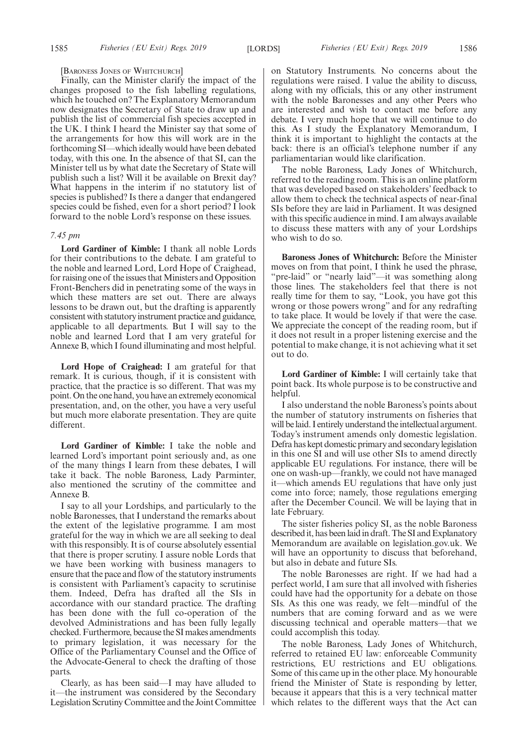[BARONESS JONES OF WHITCHURCH]

Finally, can the Minister clarify the impact of the changes proposed to the fish labelling regulations, which he touched on? The Explanatory Memorandum now designates the Secretary of State to draw up and publish the list of commercial fish species accepted in the UK. I think I heard the Minister say that some of the arrangements for how this will work are in the forthcoming SI—which ideally would have been debated today, with this one. In the absence of that SI, can the Minister tell us by what date the Secretary of State will publish such a list? Will it be available on Brexit day? What happens in the interim if no statutory list of species is published? Is there a danger that endangered species could be fished, even for a short period? I look forward to the noble Lord's response on these issues.

*7.45 pm*

**Lord Gardiner of Kimble:** I thank all noble Lords for their contributions to the debate. I am grateful to the noble and learned Lord, Lord Hope of Craighead, for raising one of the issues that Ministers and Opposition Front-Benchers did in penetrating some of the ways in which these matters are set out. There are always lessons to be drawn out, but the drafting is apparently consistent with statutory instrument practice and guidance, applicable to all departments. But I will say to the noble and learned Lord that I am very grateful for Annexe B, which I found illuminating and most helpful.

**Lord Hope of Craighead:** I am grateful for that remark. It is curious, though, if it is consistent with practice, that the practice is so different. That was my point. On the one hand, you have an extremely economical presentation, and, on the other, you have a very useful but much more elaborate presentation. They are quite different.

**Lord Gardiner of Kimble:** I take the noble and learned Lord's important point seriously and, as one of the many things I learn from these debates, I will take it back. The noble Baroness, Lady Parminter, also mentioned the scrutiny of the committee and Annexe B.

I say to all your Lordships, and particularly to the noble Baronesses, that I understand the remarks about the extent of the legislative programme. I am most grateful for the way in which we are all seeking to deal with this responsibly. It is of course absolutely essential that there is proper scrutiny. I assure noble Lords that we have been working with business managers to ensure that the pace and flow of the statutory instruments is consistent with Parliament's capacity to scrutinise them. Indeed, Defra has drafted all the SIs in accordance with our standard practice. The drafting has been done with the full co-operation of the devolved Administrations and has been fully legally checked. Furthermore, because the SI makes amendments to primary legislation, it was necessary for the Office of the Parliamentary Counsel and the Office of the Advocate-General to check the drafting of those parts.

Clearly, as has been said—I may have alluded to it—the instrument was considered by the Secondary Legislation Scrutiny Committee and the Joint Committee on Statutory Instruments. No concerns about the regulations were raised. I value the ability to discuss, along with my officials, this or any other instrument with the noble Baronesses and any other Peers who are interested and wish to contact me before any debate. I very much hope that we will continue to do this. As I study the Explanatory Memorandum, I think it is important to highlight the contacts at the back: there is an official's telephone number if any parliamentarian would like clarification.

The noble Baroness, Lady Jones of Whitchurch, referred to the reading room. This is an online platform that was developed based on stakeholders' feedback to allow them to check the technical aspects of near-final SIs before they are laid in Parliament. It was designed with this specific audience in mind. I am always available to discuss these matters with any of your Lordships who wish to do so.

**Baroness Jones of Whitchurch:** Before the Minister moves on from that point, I think he used the phrase, "pre-laid" or "nearly laid"—it was something along those lines. The stakeholders feel that there is not really time for them to say, "Look, you have got this wrong or those powers wrong" and for any redrafting to take place. It would be lovely if that were the case. We appreciate the concept of the reading room, but if it does not result in a proper listening exercise and the potential to make change, it is not achieving what it set out to do.

**Lord Gardiner of Kimble:** I will certainly take that point back. Its whole purpose is to be constructive and helpful.

I also understand the noble Baroness's points about the number of statutory instruments on fisheries that will be laid. I entirely understand the intellectual argument. Today's instrument amends only domestic legislation. Defra has kept domestic primary and secondary legislation in this one SI and will use other SIs to amend directly applicable EU regulations. For instance, there will be one on wash-up—frankly, we could not have managed it—which amends EU regulations that have only just come into force; namely, those regulations emerging after the December Council. We will be laying that in late February.

The sister fisheries policy SI, as the noble Baroness described it, has been laid in draft. The SI and Explanatory Memorandum are available on legislation.gov.uk. We will have an opportunity to discuss that beforehand, but also in debate and future SIs.

The noble Baronesses are right. If we had had a perfect world, I am sure that all involved with fisheries could have had the opportunity for a debate on those SIs. As this one was ready, we felt—mindful of the numbers that are coming forward and as we were discussing technical and operable matters—that we could accomplish this today.

The noble Baroness, Lady Jones of Whitchurch, referred to retained EU law: enforceable Community restrictions, EU restrictions and EU obligations. Some of this came up in the other place. My honourable friend the Minister of State is responding by letter, because it appears that this is a very technical matter which relates to the different ways that the Act can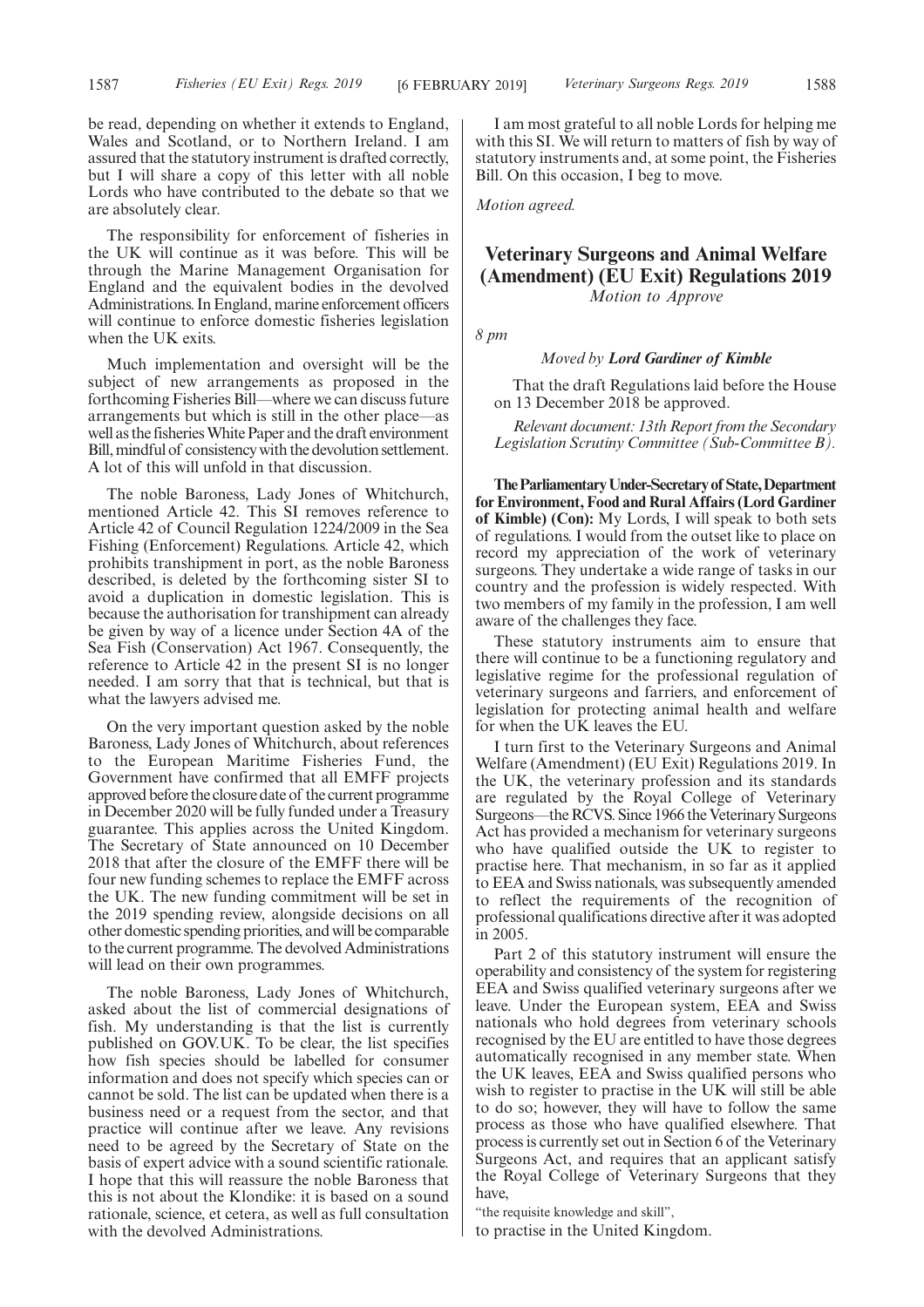be read, depending on whether it extends to England, Wales and Scotland, or to Northern Ireland. I am assured that the statutory instrument is drafted correctly, but I will share a copy of this letter with all noble Lords who have contributed to the debate so that we are absolutely clear.

The responsibility for enforcement of fisheries in the UK will continue as it was before. This will be through the Marine Management Organisation for England and the equivalent bodies in the devolved Administrations. In England, marine enforcement officers will continue to enforce domestic fisheries legislation when the UK exits.

Much implementation and oversight will be the subject of new arrangements as proposed in the forthcoming Fisheries Bill—where we can discuss future arrangements but which is still in the other place—as well as the fisheries White Paper and the draft environment Bill, mindful of consistency with the devolution settlement. A lot of this will unfold in that discussion.

The noble Baroness, Lady Jones of Whitchurch, mentioned Article 42. This SI removes reference to Article 42 of Council Regulation 1224/2009 in the Sea Fishing (Enforcement) Regulations. Article 42, which prohibits transhipment in port, as the noble Baroness described, is deleted by the forthcoming sister SI to avoid a duplication in domestic legislation. This is because the authorisation for transhipment can already be given by way of a licence under Section 4A of the Sea Fish (Conservation) Act 1967. Consequently, the reference to Article 42 in the present SI is no longer needed. I am sorry that that is technical, but that is what the lawyers advised me.

On the very important question asked by the noble Baroness, Lady Jones of Whitchurch, about references to the European Maritime Fisheries Fund, the Government have confirmed that all EMFF projects approved before the closure date of the current programme in December 2020 will be fully funded under a Treasury guarantee. This applies across the United Kingdom. The Secretary of State announced on 10 December 2018 that after the closure of the EMFF there will be four new funding schemes to replace the EMFF across the UK. The new funding commitment will be set in the 2019 spending review, alongside decisions on all other domestic spending priorities, and will be comparable to the current programme. The devolved Administrations will lead on their own programmes.

The noble Baroness, Lady Jones of Whitchurch, asked about the list of commercial designations of fish. My understanding is that the list is currently published on GOV.UK. To be clear, the list specifies how fish species should be labelled for consumer information and does not specify which species can or cannot be sold. The list can be updated when there is a business need or a request from the sector, and that practice will continue after we leave. Any revisions need to be agreed by the Secretary of State on the basis of expert advice with a sound scientific rationale. I hope that this will reassure the noble Baroness that this is not about the Klondike: it is based on a sound rationale, science, et cetera, as well as full consultation with the devolved Administrations.

I am most grateful to all noble Lords for helping me with this SI. We will return to matters of fish by way of statutory instruments and, at some point, the Fisheries Bill. On this occasion, I beg to move.

*Motion agreed.*

## Veterinary Surgeons and Animal Welfare (Amendment) (EU Exit) Regulations 2019

*Motion to Approve*

*8 pm*

*Moved by* ***Lord Gardiner of Kimble***

That the draft Regulations laid before the House on 13 December 2018 be approved.

*Relevant document: 13th Report from the Secondary Legislation Scrutiny Committee (Sub-Committee B).*

**The Parliamentary Under-Secretary of State, Department for Environment, Food and Rural Affairs (Lord Gardiner of Kimble) (Con):** My Lords, I will speak to both sets of regulations. I would from the outset like to place on record my appreciation of the work of veterinary surgeons. They undertake a wide range of tasks in our country and the profession is widely respected. With two members of my family in the profession, I am well aware of the challenges they face.

These statutory instruments aim to ensure that there will continue to be a functioning regulatory and legislative regime for the professional regulation of veterinary surgeons and farriers, and enforcement of legislation for protecting animal health and welfare for when the UK leaves the EU.

I turn first to the Veterinary Surgeons and Animal Welfare (Amendment) (EU Exit) Regulations 2019. In the UK, the veterinary profession and its standards are regulated by the Royal College of Veterinary Surgeons—the RCVS. Since 1966 the Veterinary Surgeons Act has provided a mechanism for veterinary surgeons who have qualified outside the UK to register to practise here. That mechanism, in so far as it applied to EEA and Swiss nationals, was subsequently amended to reflect the requirements of the recognition of professional qualifications directive after it was adopted in 2005.

Part 2 of this statutory instrument will ensure the operability and consistency of the system for registering EEA and Swiss qualified veterinary surgeons after we leave. Under the European system, EEA and Swiss nationals who hold degrees from veterinary schools recognised by the EU are entitled to have those degrees automatically recognised in any member state. When the UK leaves, EEA and Swiss qualified persons who wish to register to practise in the UK will still be able to do so; however, they will have to follow the same process as those who have qualified elsewhere. That process is currently set out in Section 6 of the Veterinary Surgeons Act, and requires that an applicant satisfy the Royal College of Veterinary Surgeons that they have,

"the requisite knowledge and skill",

to practise in the United Kingdom.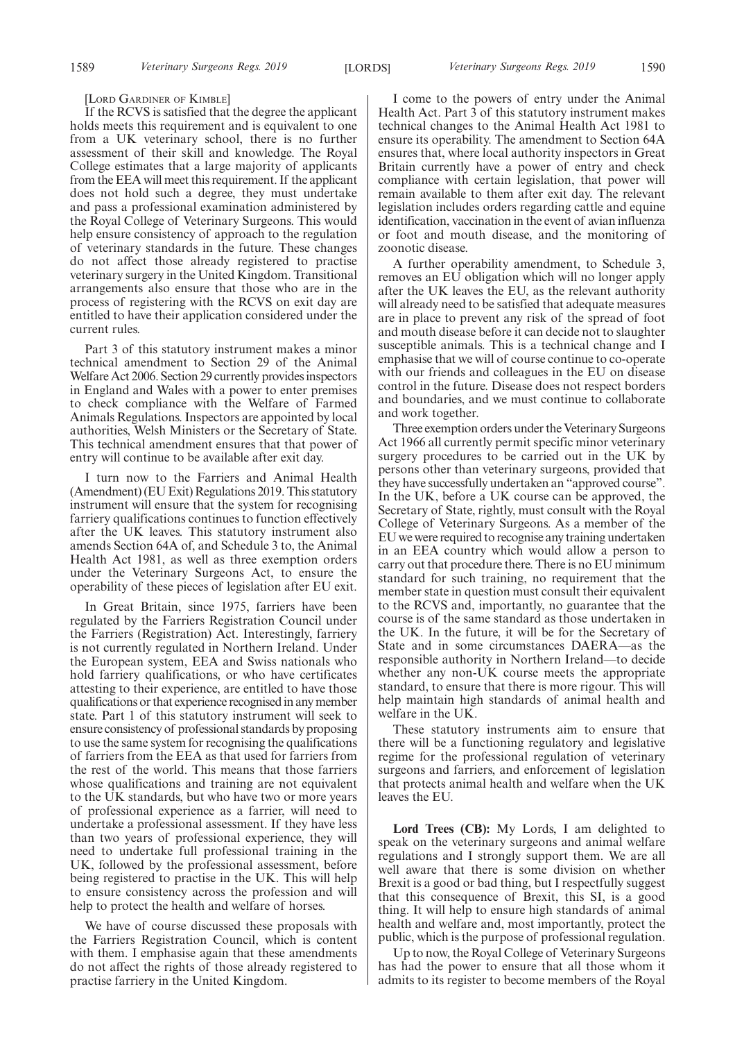[LORD GARDINER OF KIMBLE]

If the RCVS is satisfied that the degree the applicant holds meets this requirement and is equivalent to one from a UK veterinary school, there is no further assessment of their skill and knowledge. The Royal College estimates that a large majority of applicants from the EEA will meet this requirement. If the applicant does not hold such a degree, they must undertake and pass a professional examination administered by the Royal College of Veterinary Surgeons. This would help ensure consistency of approach to the regulation of veterinary standards in the future. These changes do not affect those already registered to practise veterinary surgery in the United Kingdom. Transitional arrangements also ensure that those who are in the process of registering with the RCVS on exit day are entitled to have their application considered under the current rules.

Part 3 of this statutory instrument makes a minor technical amendment to Section 29 of the Animal Welfare Act 2006. Section 29 currently provides inspectors in England and Wales with a power to enter premises to check compliance with the Welfare of Farmed Animals Regulations. Inspectors are appointed by local authorities, Welsh Ministers or the Secretary of State. This technical amendment ensures that that power of entry will continue to be available after exit day.

I turn now to the Farriers and Animal Health (Amendment) (EU Exit) Regulations 2019. This statutory instrument will ensure that the system for recognising farriery qualifications continues to function effectively after the UK leaves. This statutory instrument also amends Section 64A of, and Schedule 3 to, the Animal Health Act 1981, as well as three exemption orders under the Veterinary Surgeons Act, to ensure the operability of these pieces of legislation after EU exit.

In Great Britain, since 1975, farriers have been regulated by the Farriers Registration Council under the Farriers (Registration) Act. Interestingly, farriery is not currently regulated in Northern Ireland. Under the European system, EEA and Swiss nationals who hold farriery qualifications, or who have certificates attesting to their experience, are entitled to have those qualifications or that experience recognised in any member state. Part 1 of this statutory instrument will seek to ensure consistency of professional standards by proposing to use the same system for recognising the qualifications of farriers from the EEA as that used for farriers from the rest of the world. This means that those farriers whose qualifications and training are not equivalent to the UK standards, but who have two or more years of professional experience as a farrier, will need to undertake a professional assessment. If they have less than two years of professional experience, they will need to undertake full professional training in the UK, followed by the professional assessment, before being registered to practise in the UK. This will help to ensure consistency across the profession and will help to protect the health and welfare of horses.

We have of course discussed these proposals with the Farriers Registration Council, which is content with them. I emphasise again that these amendments do not affect the rights of those already registered to practise farriery in the United Kingdom.

I come to the powers of entry under the Animal Health Act. Part 3 of this statutory instrument makes technical changes to the Animal Health Act 1981 to ensure its operability. The amendment to Section 64A ensures that, where local authority inspectors in Great Britain currently have a power of entry and check compliance with certain legislation, that power will remain available to them after exit day. The relevant legislation includes orders regarding cattle and equine identification, vaccination in the event of avian influenza or foot and mouth disease, and the monitoring of zoonotic disease.

A further operability amendment, to Schedule 3, removes an EU obligation which will no longer apply after the UK leaves the EU, as the relevant authority will already need to be satisfied that adequate measures are in place to prevent any risk of the spread of foot and mouth disease before it can decide not to slaughter susceptible animals. This is a technical change and I emphasise that we will of course continue to co-operate with our friends and colleagues in the EU on disease control in the future. Disease does not respect borders and boundaries, and we must continue to collaborate and work together.

Three exemption orders under the Veterinary Surgeons Act 1966 all currently permit specific minor veterinary surgery procedures to be carried out in the UK by persons other than veterinary surgeons, provided that they have successfully undertaken an "approved course". In the UK, before a UK course can be approved, the Secretary of State, rightly, must consult with the Royal College of Veterinary Surgeons. As a member of the EU we were required to recognise any training undertaken in an EEA country which would allow a person to carry out that procedure there. There is no EU minimum standard for such training, no requirement that the member state in question must consult their equivalent to the RCVS and, importantly, no guarantee that the course is of the same standard as those undertaken in the UK. In the future, it will be for the Secretary of State and in some circumstances DAERA—as the responsible authority in Northern Ireland—to decide whether any non-UK course meets the appropriate standard, to ensure that there is more rigour. This will help maintain high standards of animal health and welfare in the UK.

These statutory instruments aim to ensure that there will be a functioning regulatory and legislative regime for the professional regulation of veterinary surgeons and farriers, and enforcement of legislation that protects animal health and welfare when the UK leaves the EU.

**Lord Trees (CB):** My Lords, I am delighted to speak on the veterinary surgeons and animal welfare regulations and I strongly support them. We are all well aware that there is some division on whether Brexit is a good or bad thing, but I respectfully suggest that this consequence of Brexit, this SI, is a good thing. It will help to ensure high standards of animal health and welfare and, most importantly, protect the public, which is the purpose of professional regulation.

Up to now, the Royal College of Veterinary Surgeons has had the power to ensure that all those whom it admits to its register to become members of the Royal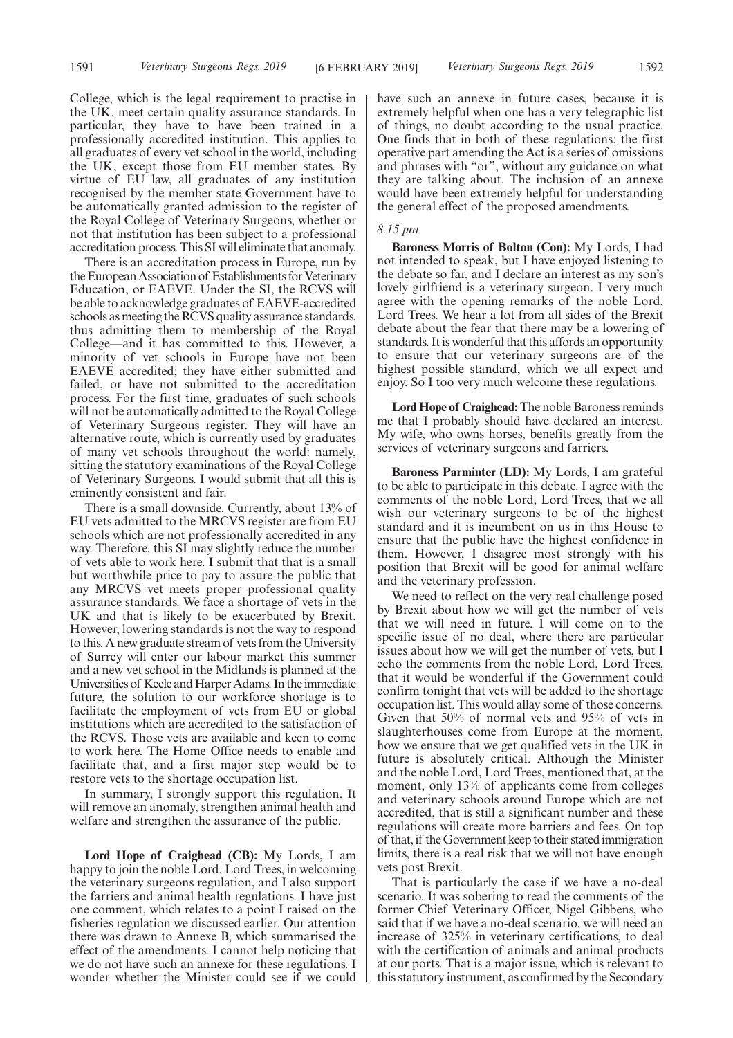College, which is the legal requirement to practise in the UK, meet certain quality assurance standards. In particular, they have to have been trained in a professionally accredited institution. This applies to all graduates of every vet school in the world, including the UK, except those from EU member states. By virtue of EU law, all graduates of any institution recognised by the member state Government have to be automatically granted admission to the register of the Royal College of Veterinary Surgeons, whether or not that institution has been subject to a professional accreditation process. This SI will eliminate that anomaly.

There is an accreditation process in Europe, run by the European Association of Establishments for Veterinary Education, or EAEVE. Under the SI, the RCVS will be able to acknowledge graduates of EAEVE-accredited schools as meeting the RCVS quality assurance standards, thus admitting them to membership of the Royal College—and it has committed to this. However, a minority of vet schools in Europe have not been EAEVE accredited; they have either submitted and failed, or have not submitted to the accreditation process. For the first time, graduates of such schools will not be automatically admitted to the Royal College of Veterinary Surgeons register. They will have an alternative route, which is currently used by graduates of many vet schools throughout the world: namely, sitting the statutory examinations of the Royal College of Veterinary Surgeons. I would submit that all this is eminently consistent and fair.

There is a small downside. Currently, about 13% of EU vets admitted to the MRCVS register are from EU schools which are not professionally accredited in any way. Therefore, this SI may slightly reduce the number of vets able to work here. I submit that that is a small but worthwhile price to pay to assure the public that any MRCVS vet meets proper professional quality assurance standards. We face a shortage of vets in the UK and that is likely to be exacerbated by Brexit. However, lowering standards is not the way to respond to this. A new graduate stream of vets from the University of Surrey will enter our labour market this summer and a new vet school in the Midlands is planned at the Universities of Keele and Harper Adams. In the immediate future, the solution to our workforce shortage is to facilitate the employment of vets from EU or global institutions which are accredited to the satisfaction of the RCVS. Those vets are available and keen to come to work here. The Home Office needs to enable and facilitate that, and a first major step would be to restore vets to the shortage occupation list.

In summary, I strongly support this regulation. It will remove an anomaly, strengthen animal health and welfare and strengthen the assurance of the public.

**Lord Hope of Craighead (CB):** My Lords, I am happy to join the noble Lord, Lord Trees, in welcoming the veterinary surgeons regulation, and I also support the farriers and animal health regulations. I have just one comment, which relates to a point I raised on the fisheries regulation we discussed earlier. Our attention there was drawn to Annexe B, which summarised the effect of the amendments. I cannot help noticing that we do not have such an annexe for these regulations. I wonder whether the Minister could see if we could have such an annexe in future cases, because it is extremely helpful when one has a very telegraphic list of things, no doubt according to the usual practice. One finds that in both of these regulations; the first operative part amending the Act is a series of omissions and phrases with "or", without any guidance on what they are talking about. The inclusion of an annexe would have been extremely helpful for understanding the general effect of the proposed amendments.

*8.15 pm*

**Baroness Morris of Bolton (Con):** My Lords, I had not intended to speak, but I have enjoyed listening to the debate so far, and I declare an interest as my son's lovely girlfriend is a veterinary surgeon. I very much agree with the opening remarks of the noble Lord, Lord Trees. We hear a lot from all sides of the Brexit debate about the fear that there may be a lowering of standards. It is wonderful that this affords an opportunity to ensure that our veterinary surgeons are of the highest possible standard, which we all expect and enjoy. So I too very much welcome these regulations.

**Lord Hope of Craighead:** The noble Baroness reminds me that I probably should have declared an interest. My wife, who owns horses, benefits greatly from the services of veterinary surgeons and farriers.

**Baroness Parminter (LD):** My Lords, I am grateful to be able to participate in this debate. I agree with the comments of the noble Lord, Lord Trees, that we all wish our veterinary surgeons to be of the highest standard and it is incumbent on us in this House to ensure that the public have the highest confidence in them. However, I disagree most strongly with his position that Brexit will be good for animal welfare and the veterinary profession.

We need to reflect on the very real challenge posed by Brexit about how we will get the number of vets that we will need in future. I will come on to the specific issue of no deal, where there are particular issues about how we will get the number of vets, but I echo the comments from the noble Lord, Lord Trees, that it would be wonderful if the Government could confirm tonight that vets will be added to the shortage occupation list. This would allay some of those concerns. Given that 50% of normal vets and 95% of vets in slaughterhouses come from Europe at the moment, how we ensure that we get qualified vets in the UK in future is absolutely critical. Although the Minister and the noble Lord, Lord Trees, mentioned that, at the moment, only 13% of applicants come from colleges and veterinary schools around Europe which are not accredited, that is still a significant number and these regulations will create more barriers and fees. On top of that, if the Government keep to their stated immigration limits, there is a real risk that we will not have enough vets post Brexit.

That is particularly the case if we have a no-deal scenario. It was sobering to read the comments of the former Chief Veterinary Officer, Nigel Gibbens, who said that if we have a no-deal scenario, we will need an increase of 325% in veterinary certifications, to deal with the certification of animals and animal products at our ports. That is a major issue, which is relevant to this statutory instrument, as confirmed by the Secondary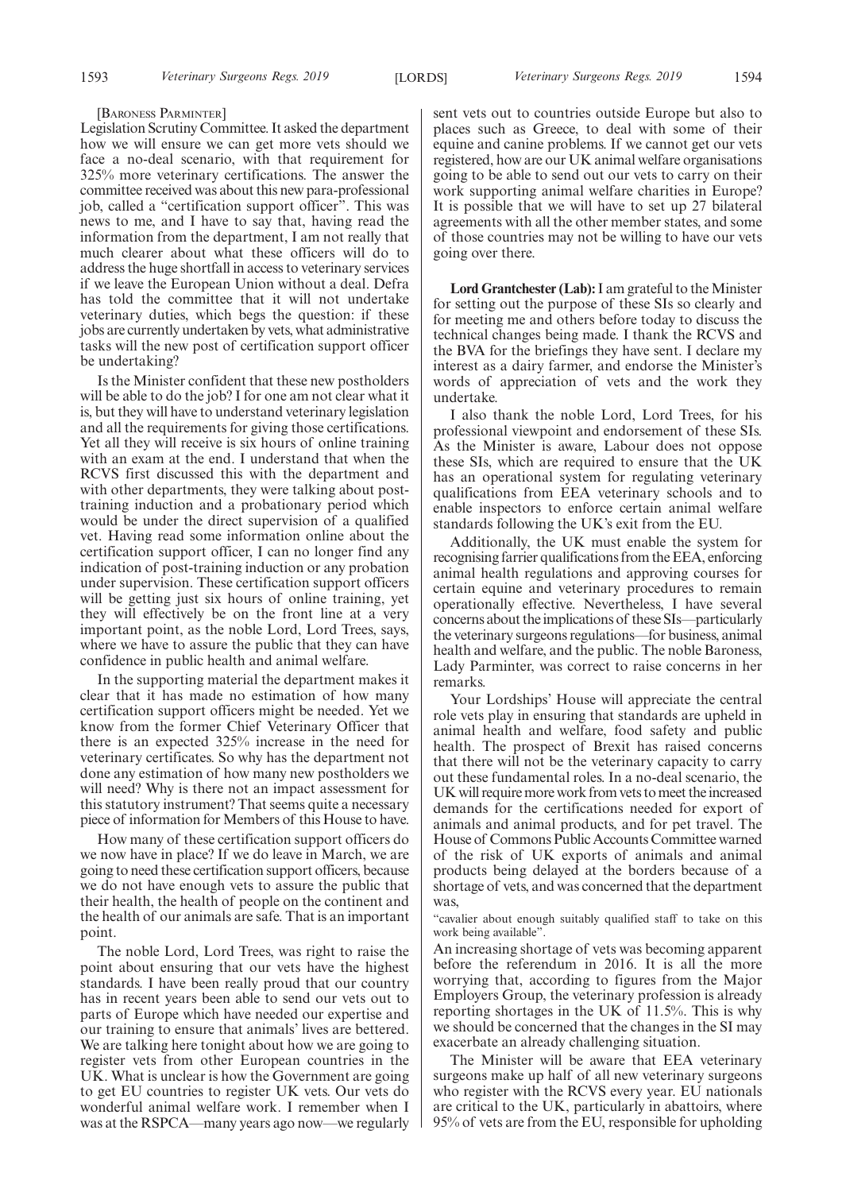[BARONESS PARMINTER]

Legislation Scrutiny Committee. It asked the department how we will ensure we can get more vets should we face a no-deal scenario, with that requirement for 325% more veterinary certifications. The answer the committee received was about this new para-professional job, called a "certification support officer". This was news to me, and I have to say that, having read the information from the department, I am not really that much clearer about what these officers will do to address the huge shortfall in access to veterinary services if we leave the European Union without a deal. Defra has told the committee that it will not undertake veterinary duties, which begs the question: if these jobs are currently undertaken by vets, what administrative tasks will the new post of certification support officer be undertaking?

Is the Minister confident that these new postholders will be able to do the job? I for one am not clear what it is, but they will have to understand veterinary legislation and all the requirements for giving those certifications. Yet all they will receive is six hours of online training with an exam at the end. I understand that when the RCVS first discussed this with the department and with other departments, they were talking about post-training induction and a probationary period which would be under the direct supervision of a qualified vet. Having read some information online about the certification support officer, I can no longer find any indication of post-training induction or any probation under supervision. These certification support officers will be getting just six hours of online training, yet they will effectively be on the front line at a very important point, as the noble Lord, Lord Trees, says, where we have to assure the public that they can have confidence in public health and animal welfare.

In the supporting material the department makes it clear that it has made no estimation of how many certification support officers might be needed. Yet we know from the former Chief Veterinary Officer that there is an expected 325% increase in the need for veterinary certificates. So why has the department not done any estimation of how many new postholders we will need? Why is there not an impact assessment for this statutory instrument? That seems quite a necessary piece of information for Members of this House to have.

How many of these certification support officers do we now have in place? If we do leave in March, we are going to need these certification support officers, because we do not have enough vets to assure the public that their health, the health of people on the continent and the health of our animals are safe. That is an important point.

The noble Lord, Lord Trees, was right to raise the point about ensuring that our vets have the highest standards. I have been really proud that our country has in recent years been able to send our vets out to parts of Europe which have needed our expertise and our training to ensure that animals' lives are bettered. We are talking here tonight about how we are going to register vets from other European countries in the UK. What is unclear is how the Government are going to get EU countries to register UK vets. Our vets do wonderful animal welfare work. I remember when I was at the RSPCA—many years ago now—we regularly sent vets out to countries outside Europe but also to places such as Greece, to deal with some of their equine and canine problems. If we cannot get our vets registered, how are our UK animal welfare organisations going to be able to send out our vets to carry on their work supporting animal welfare charities in Europe? It is possible that we will have to set up 27 bilateral agreements with all the other member states, and some of those countries may not be willing to have our vets going over there.

**Lord Grantchester (Lab):** I am grateful to the Minister for setting out the purpose of these SIs so clearly and for meeting me and others before today to discuss the technical changes being made. I thank the RCVS and the BVA for the briefings they have sent. I declare my interest as a dairy farmer, and endorse the Minister's words of appreciation of vets and the work they undertake.

I also thank the noble Lord, Lord Trees, for his professional viewpoint and endorsement of these SIs. As the Minister is aware, Labour does not oppose these SIs, which are required to ensure that the UK has an operational system for regulating veterinary qualifications from EEA veterinary schools and to enable inspectors to enforce certain animal welfare standards following the UK's exit from the EU.

Additionally, the UK must enable the system for recognising farrier qualifications from the EEA, enforcing animal health regulations and approving courses for certain equine and veterinary procedures to remain operationally effective. Nevertheless, I have several concerns about the implications of these SIs—particularly the veterinary surgeons regulations—for business, animal health and welfare, and the public. The noble Baroness, Lady Parminter, was correct to raise concerns in her remarks.

Your Lordships' House will appreciate the central role vets play in ensuring that standards are upheld in animal health and welfare, food safety and public health. The prospect of Brexit has raised concerns that there will not be the veterinary capacity to carry out these fundamental roles. In a no-deal scenario, the UK will require more work from vets to meet the increased demands for the certifications needed for export of animals and animal products, and for pet travel. The House of Commons Public Accounts Committee warned of the risk of UK exports of animals and animal products being delayed at the borders because of a shortage of vets, and was concerned that the department was,

"cavalier about enough suitably qualified staff to take on this work being available".

An increasing shortage of vets was becoming apparent before the referendum in 2016. It is all the more worrying that, according to figures from the Major Employers Group, the veterinary profession is already reporting shortages in the UK of 11.5%. This is why we should be concerned that the changes in the SI may exacerbate an already challenging situation.

The Minister will be aware that EEA veterinary surgeons make up half of all new veterinary surgeons who register with the RCVS every year. EU nationals are critical to the UK, particularly in abattoirs, where 95% of vets are from the EU, responsible for upholding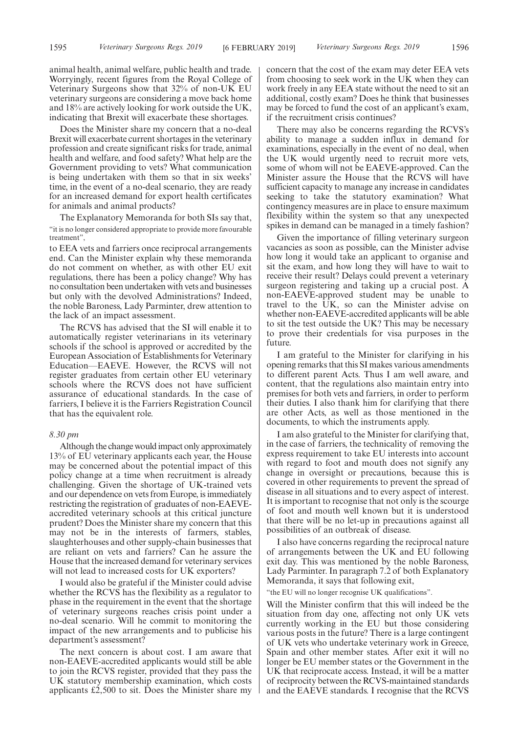animal health, animal welfare, public health and trade. Worryingly, recent figures from the Royal College of Veterinary Surgeons show that 32% of non-UK EU veterinary surgeons are considering a move back home and 18% are actively looking for work outside the UK, indicating that Brexit will exacerbate these shortages.

Does the Minister share my concern that a no-deal Brexit will exacerbate current shortages in the veterinary profession and create significant risks for trade, animal health and welfare, and food safety? What help are the Government providing to vets? What communication is being undertaken with them so that in six weeks' time, in the event of a no-deal scenario, they are ready for an increased demand for export health certificates for animals and animal products?

The Explanatory Memoranda for both SIs say that,

"it is no longer considered appropriate to provide more favourable treatment",

to EEA vets and farriers once reciprocal arrangements end. Can the Minister explain why these memoranda do not comment on whether, as with other EU exit regulations, there has been a policy change? Why has no consultation been undertaken with vets and businesses but only with the devolved Administrations? Indeed, the noble Baroness, Lady Parminter, drew attention to the lack of an impact assessment.

The RCVS has advised that the SI will enable it to automatically register veterinarians in its veterinary schools if the school is approved or accredited by the European Association of Establishments for Veterinary Education—EAEVE. However, the RCVS will not register graduates from certain other EU veterinary schools where the RCVS does not have sufficient assurance of educational standards. In the case of farriers, I believe it is the Farriers Registration Council that has the equivalent role.

*8.30 pm*

Although the change would impact only approximately 13% of EU veterinary applicants each year, the House may be concerned about the potential impact of this policy change at a time when recruitment is already challenging. Given the shortage of UK-trained vets and our dependence on vets from Europe, is immediately restricting the registration of graduates of non-EAEVE-accredited veterinary schools at this critical juncture prudent? Does the Minister share my concern that this may not be in the interests of farmers, stables, slaughterhouses and other supply-chain businesses that are reliant on vets and farriers? Can he assure the House that the increased demand for veterinary services will not lead to increased costs for UK exporters?

I would also be grateful if the Minister could advise whether the RCVS has the flexibility as a regulator to phase in the requirement in the event that the shortage of veterinary surgeons reaches crisis point under a no-deal scenario. Will he commit to monitoring the impact of the new arrangements and to publicise his department's assessment?

The next concern is about cost. I am aware that non-EAEVE-accredited applicants would still be able to join the RCVS register, provided that they pass the UK statutory membership examination, which costs applicants £2,500 to sit. Does the Minister share my concern that the cost of the exam may deter EEA vets from choosing to seek work in the UK when they can work freely in any EEA state without the need to sit an additional, costly exam? Does he think that businesses may be forced to fund the cost of an applicant's exam, if the recruitment crisis continues?

There may also be concerns regarding the RCVS's ability to manage a sudden influx in demand for examinations, especially in the event of no deal, when the UK would urgently need to recruit more vets, some of whom will not be EAEVE-approved. Can the Minister assure the House that the RCVS will have sufficient capacity to manage any increase in candidates seeking to take the statutory examination? What contingency measures are in place to ensure maximum flexibility within the system so that any unexpected spikes in demand can be managed in a timely fashion?

Given the importance of filling veterinary surgeon vacancies as soon as possible, can the Minister advise how long it would take an applicant to organise and sit the exam, and how long they will have to wait to receive their result? Delays could prevent a veterinary surgeon registering and taking up a crucial post. A non-EAEVE-approved student may be unable to travel to the UK, so can the Minister advise on whether non-EAEVE-accredited applicants will be able to sit the test outside the UK? This may be necessary to prove their credentials for visa purposes in the future.

I am grateful to the Minister for clarifying in his opening remarks that this SI makes various amendments to different parent Acts. Thus I am well aware, and content, that the regulations also maintain entry into premises for both vets and farriers, in order to perform their duties. I also thank him for clarifying that there are other Acts, as well as those mentioned in the documents, to which the instruments apply.

I am also grateful to the Minister for clarifying that, in the case of farriers, the technicality of removing the express requirement to take EU interests into account with regard to foot and mouth does not signify any change in oversight or precautions, because this is covered in other requirements to prevent the spread of disease in all situations and to every aspect of interest. It is important to recognise that not only is the scourge of foot and mouth well known but it is understood that there will be no let-up in precautions against all possibilities of an outbreak of disease.

I also have concerns regarding the reciprocal nature of arrangements between the UK and EU following exit day. This was mentioned by the noble Baroness, Lady Parminter. In paragraph 7.2 of both Explanatory Memoranda, it says that following exit,

"the EU will no longer recognise UK qualifications".

Will the Minister confirm that this will indeed be the situation from day one, affecting not only UK vets currently working in the EU but those considering various posts in the future? There is a large contingent of UK vets who undertake veterinary work in Greece, Spain and other member states. After exit it will no longer be EU member states or the Government in the UK that reciprocate access. Instead, it will be a matter of reciprocity between the RCVS-maintained standards and the EAEVE standards. I recognise that the RCVS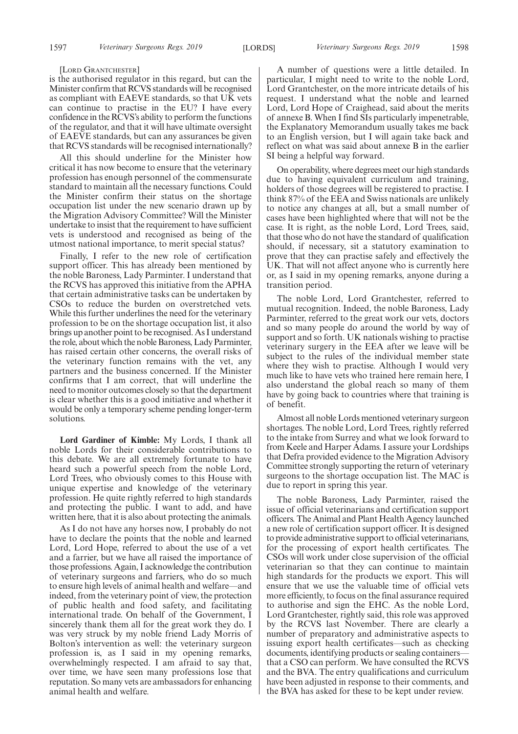[LORD GRANTCHESTER]

is the authorised regulator in this regard, but can the Minister confirm that RCVS standards will be recognised as compliant with EAEVE standards, so that UK vets can continue to practise in the EU? I have every confidence in the RCVS's ability to perform the functions of the regulator, and that it will have ultimate oversight of EAEVE standards, but can any assurances be given that RCVS standards will be recognised internationally?

All this should underline for the Minister how critical it has now become to ensure that the veterinary profession has enough personnel of the commensurate standard to maintain all the necessary functions. Could the Minister confirm their status on the shortage occupation list under the new scenario drawn up by the Migration Advisory Committee? Will the Minister undertake to insist that the requirement to have sufficient vets is understood and recognised as being of the utmost national importance, to merit special status?

Finally, I refer to the new role of certification support officer. This has already been mentioned by the noble Baroness, Lady Parminter. I understand that the RCVS has approved this initiative from the APHA that certain administrative tasks can be undertaken by CSOs to reduce the burden on overstretched vets. While this further underlines the need for the veterinary profession to be on the shortage occupation list, it also brings up another point to be recognised. As I understand the role, about which the noble Baroness, Lady Parminter, has raised certain other concerns, the overall risks of the veterinary function remains with the vet, any partners and the business concerned. If the Minister confirms that I am correct, that will underline the need to monitor outcomes closely so that the department is clear whether this is a good initiative and whether it would be only a temporary scheme pending longer-term solutions.

**Lord Gardiner of Kimble:** My Lords, I thank all noble Lords for their considerable contributions to this debate. We are all extremely fortunate to have heard such a powerful speech from the noble Lord, Lord Trees, who obviously comes to this House with unique expertise and knowledge of the veterinary profession. He quite rightly referred to high standards and protecting the public. I want to add, and have written here, that it is also about protecting the animals.

As I do not have any horses now, I probably do not have to declare the points that the noble and learned Lord, Lord Hope, referred to about the use of a vet and a farrier, but we have all raised the importance of those professions. Again, I acknowledge the contribution of veterinary surgeons and farriers, who do so much to ensure high levels of animal health and welfare—and indeed, from the veterinary point of view, the protection of public health and food safety, and facilitating international trade. On behalf of the Government, I sincerely thank them all for the great work they do. I was very struck by my noble friend Lady Morris of Bolton's intervention as well: the veterinary surgeon profession is, as I said in my opening remarks, overwhelmingly respected. I am afraid to say that, over time, we have seen many professions lose that reputation. So many vets are ambassadors for enhancing animal health and welfare.

A number of questions were a little detailed. In particular, I might need to write to the noble Lord, Lord Grantchester, on the more intricate details of his request. I understand what the noble and learned Lord, Lord Hope of Craighead, said about the merits of annexe B. When I find SIs particularly impenetrable, the Explanatory Memorandum usually takes me back to an English version, but I will again take back and reflect on what was said about annexe B in the earlier SI being a helpful way forward.

On operability, where degrees meet our high standards due to having equivalent curriculum and training, holders of those degrees will be registered to practise. I think 87% of the EEA and Swiss nationals are unlikely to notice any changes at all, but a small number of cases have been highlighted where that will not be the case. It is right, as the noble Lord, Lord Trees, said, that those who do not have the standard of qualification should, if necessary, sit a statutory examination to prove that they can practise safely and effectively the UK. That will not affect anyone who is currently here or, as I said in my opening remarks, anyone during a transition period.

The noble Lord, Lord Grantchester, referred to mutual recognition. Indeed, the noble Baroness, Lady Parminter, referred to the great work our vets, doctors and so many people do around the world by way of support and so forth. UK nationals wishing to practise veterinary surgery in the EEA after we leave will be subject to the rules of the individual member state where they wish to practise. Although I would very much like to have vets who trained here remain here, I also understand the global reach so many of them have by going back to countries where that training is of benefit.

Almost all noble Lords mentioned veterinary surgeon shortages. The noble Lord, Lord Trees, rightly referred to the intake from Surrey and what we look forward to from Keele and Harper Adams. I assure your Lordships that Defra provided evidence to the Migration Advisory Committee strongly supporting the return of veterinary surgeons to the shortage occupation list. The MAC is due to report in spring this year.

The noble Baroness, Lady Parminter, raised the issue of official veterinarians and certification support officers. The Animal and Plant Health Agency launched a new role of certification support officer. It is designed to provide administrative support to official veterinarians, for the processing of export health certificates. The CSOs will work under close supervision of the official veterinarian so that they can continue to maintain high standards for the products we export. This will ensure that we use the valuable time of official vets more efficiently, to focus on the final assurance required to authorise and sign the EHC. As the noble Lord, Lord Grantchester, rightly said, this role was approved by the RCVS last November. There are clearly a number of preparatory and administrative aspects to issuing export health certificates—such as checking documents, identifying products or sealing containers—that a CSO can perform. We have consulted the RCVS and the BVA. The entry qualifications and curriculum have been adjusted in response to their comments, and the BVA has asked for these to be kept under review.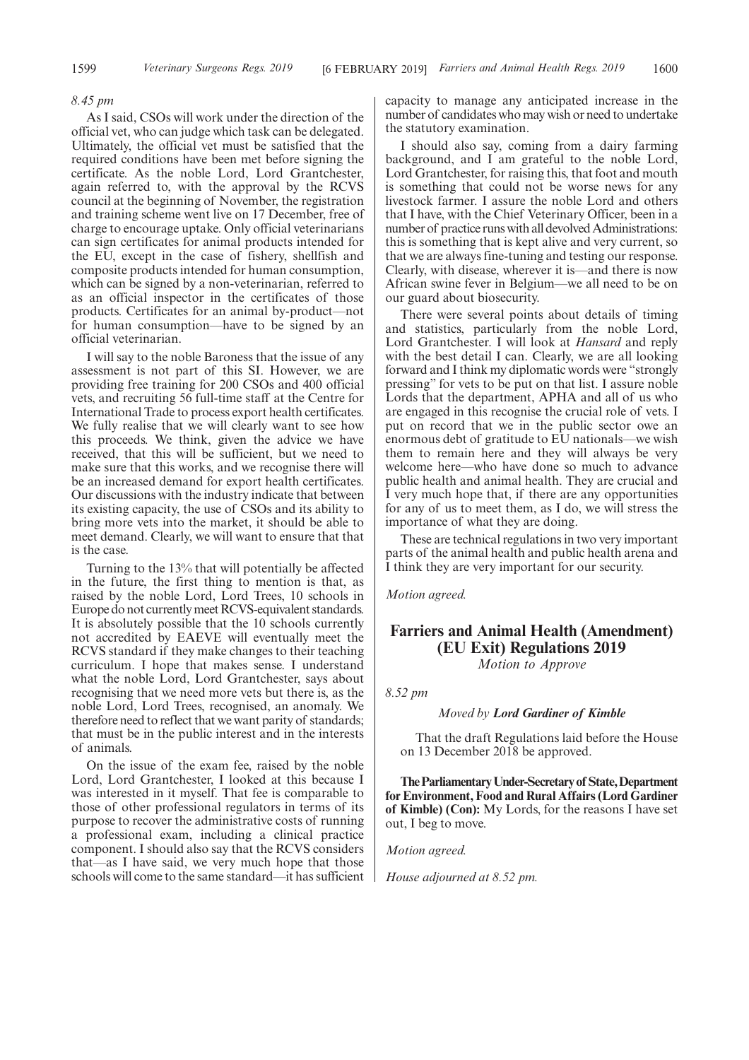*8.45 pm*

As I said, CSOs will work under the direction of the official vet, who can judge which task can be delegated. Ultimately, the official vet must be satisfied that the required conditions have been met before signing the certificate. As the noble Lord, Lord Grantchester, again referred to, with the approval by the RCVS council at the beginning of November, the registration and training scheme went live on 17 December, free of charge to encourage uptake. Only official veterinarians can sign certificates for animal products intended for the EU, except in the case of fishery, shellfish and composite products intended for human consumption, which can be signed by a non-veterinarian, referred to as an official inspector in the certificates of those products. Certificates for an animal by-product—not for human consumption—have to be signed by an official veterinarian.

I will say to the noble Baroness that the issue of any assessment is not part of this SI. However, we are providing free training for 200 CSOs and 400 official vets, and recruiting 56 full-time staff at the Centre for International Trade to process export health certificates. We fully realise that we will clearly want to see how this proceeds. We think, given the advice we have received, that this will be sufficient, but we need to make sure that this works, and we recognise there will be an increased demand for export health certificates. Our discussions with the industry indicate that between its existing capacity, the use of CSOs and its ability to bring more vets into the market, it should be able to meet demand. Clearly, we will want to ensure that that is the case.

Turning to the 13% that will potentially be affected in the future, the first thing to mention is that, as raised by the noble Lord, Lord Trees, 10 schools in Europe do not currently meet RCVS-equivalent standards. It is absolutely possible that the 10 schools currently not accredited by EAEVE will eventually meet the RCVS standard if they make changes to their teaching curriculum. I hope that makes sense. I understand what the noble Lord, Lord Grantchester, says about recognising that we need more vets but there is, as the noble Lord, Lord Trees, recognised, an anomaly. We therefore need to reflect that we want parity of standards; that must be in the public interest and in the interests of animals.

On the issue of the exam fee, raised by the noble Lord, Lord Grantchester, I looked at this because I was interested in it myself. That fee is comparable to those of other professional regulators in terms of its purpose to recover the administrative costs of running a professional exam, including a clinical practice component. I should also say that the RCVS considers that—as I have said, we very much hope that those schools will come to the same standard—it has sufficient capacity to manage any anticipated increase in the number of candidates who may wish or need to undertake the statutory examination.

I should also say, coming from a dairy farming background, and I am grateful to the noble Lord, Lord Grantchester, for raising this, that foot and mouth is something that could not be worse news for any livestock farmer. I assure the noble Lord and others that I have, with the Chief Veterinary Officer, been in a number of practice runs with all devolved Administrations: this is something that is kept alive and very current, so that we are always fine-tuning and testing our response. Clearly, with disease, wherever it is—and there is now African swine fever in Belgium—we all need to be on our guard about biosecurity.

There were several points about details of timing and statistics, particularly from the noble Lord, Lord Grantchester. I will look at *Hansard* and reply with the best detail I can. Clearly, we are all looking forward and I think my diplomatic words were "strongly pressing" for vets to be put on that list. I assure noble Lords that the department, APHA and all of us who are engaged in this recognise the crucial role of vets. I put on record that we in the public sector owe an enormous debt of gratitude to EU nationals—we wish them to remain here and they will always be very welcome here—who have done so much to advance public health and animal health. They are crucial and I very much hope that, if there are any opportunities for any of us to meet them, as I do, we will stress the importance of what they are doing.

These are technical regulations in two very important parts of the animal health and public health arena and I think they are very important for our security.

*Motion agreed.*

## Farriers and Animal Health (Amendment) (EU Exit) Regulations 2019

*Motion to Approve*

*8.52 pm*

*Moved by* ***Lord Gardiner of Kimble***

That the draft Regulations laid before the House on 13 December 2018 be approved.

**The Parliamentary Under-Secretary of State, Department for Environment, Food and Rural Affairs (Lord Gardiner of Kimble) (Con):** My Lords, for the reasons I have set out, I beg to move.

*Motion agreed.*

*House adjourned at 8.52 pm.*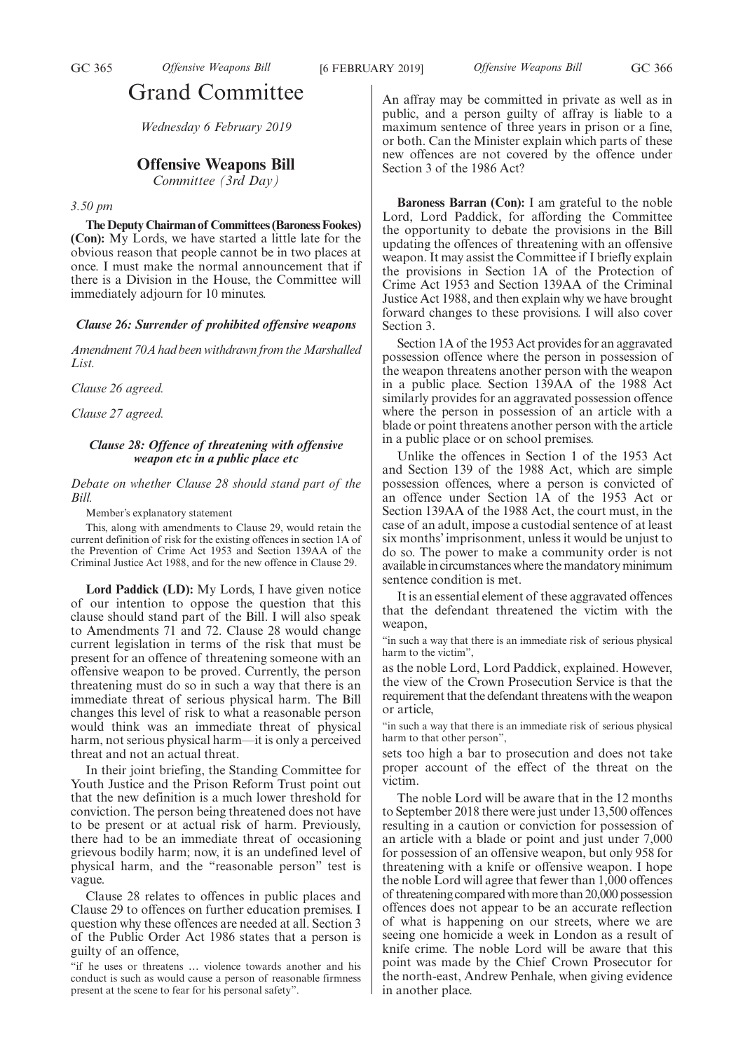# Grand Committee

*Wednesday 6 February 2019*

## Offensive Weapons Bill

*Committee (3rd Day)*

*3.50 pm*

**The Deputy Chairman of Committees (Baroness Fookes) (Con):** My Lords, we have started a little late for the obvious reason that people cannot be in two places at once. I must make the normal announcement that if there is a Division in the House, the Committee will immediately adjourn for 10 minutes.

### *Clause 26: Surrender of prohibited offensive weapons*

*Amendment 70A had been withdrawn from the Marshalled List.*

*Clause 26 agreed.*

*Clause 27 agreed.*

### *Clause 28: Offence of threatening with offensive weapon etc in a public place etc*

*Debate on whether Clause 28 should stand part of the Bill.*

Member's explanatory statement

This, along with amendments to Clause 29, would retain the current definition of risk for the existing offences in section 1A of the Prevention of Crime Act 1953 and Section 139AA of the Criminal Justice Act 1988, and for the new offence in Clause 29.

**Lord Paddick (LD):** My Lords, I have given notice of our intention to oppose the question that this clause should stand part of the Bill. I will also speak to Amendments 71 and 72. Clause 28 would change current legislation in terms of the risk that must be present for an offence of threatening someone with an offensive weapon to be proved. Currently, the person threatening must do so in such a way that there is an immediate threat of serious physical harm. The Bill changes this level of risk to what a reasonable person would think was an immediate threat of physical harm, not serious physical harm—it is only a perceived threat and not an actual threat.

In their joint briefing, the Standing Committee for Youth Justice and the Prison Reform Trust point out that the new definition is a much lower threshold for conviction. The person being threatened does not have to be present or at actual risk of harm. Previously, there had to be an immediate threat of occasioning grievous bodily harm; now, it is an undefined level of physical harm, and the "reasonable person" test is vague.

Clause 28 relates to offences in public places and Clause 29 to offences on further education premises. I question why these offences are needed at all. Section 3 of the Public Order Act 1986 states that a person is guilty of an offence,

"if he uses or threatens … violence towards another and his conduct is such as would cause a person of reasonable firmness present at the scene to fear for his personal safety".

An affray may be committed in private as well as in public, and a person guilty of affray is liable to a maximum sentence of three years in prison or a fine, or both. Can the Minister explain which parts of these new offences are not covered by the offence under Section 3 of the 1986 Act?

**Baroness Barran (Con):** I am grateful to the noble Lord, Lord Paddick, for affording the Committee the opportunity to debate the provisions in the Bill updating the offences of threatening with an offensive weapon. It may assist the Committee if I briefly explain the provisions in Section 1A of the Protection of Crime Act 1953 and Section 139AA of the Criminal Justice Act 1988, and then explain why we have brought forward changes to these provisions. I will also cover Section 3.

Section 1A of the 1953 Act provides for an aggravated possession offence where the person in possession of the weapon threatens another person with the weapon in a public place. Section 139AA of the 1988 Act similarly provides for an aggravated possession offence where the person in possession of an article with a blade or point threatens another person with the article in a public place or on school premises.

Unlike the offences in Section 1 of the 1953 Act and Section 139 of the 1988 Act, which are simple possession offences, where a person is convicted of an offence under Section 1A of the 1953 Act or Section 139AA of the 1988 Act, the court must, in the case of an adult, impose a custodial sentence of at least six months' imprisonment, unless it would be unjust to do so. The power to make a community order is not available in circumstances where the mandatory minimum sentence condition is met.

It is an essential element of these aggravated offences that the defendant threatened the victim with the weapon,

"in such a way that there is an immediate risk of serious physical harm to the victim",

as the noble Lord, Lord Paddick, explained. However, the view of the Crown Prosecution Service is that the requirement that the defendant threatens with the weapon or article,

"in such a way that there is an immediate risk of serious physical harm to that other person",

sets too high a bar to prosecution and does not take proper account of the effect of the threat on the victim.

The noble Lord will be aware that in the 12 months to September 2018 there were just under 13,500 offences resulting in a caution or conviction for possession of an article with a blade or point and just under 7,000 for possession of an offensive weapon, but only 958 for threatening with a knife or offensive weapon. I hope the noble Lord will agree that fewer than 1,000 offences of threatening compared with more than 20,000 possession offences does not appear to be an accurate reflection of what is happening on our streets, where we are seeing one homicide a week in London as a result of knife crime. The noble Lord will be aware that this point was made by the Chief Crown Prosecutor for the north-east, Andrew Penhale, when giving evidence in another place.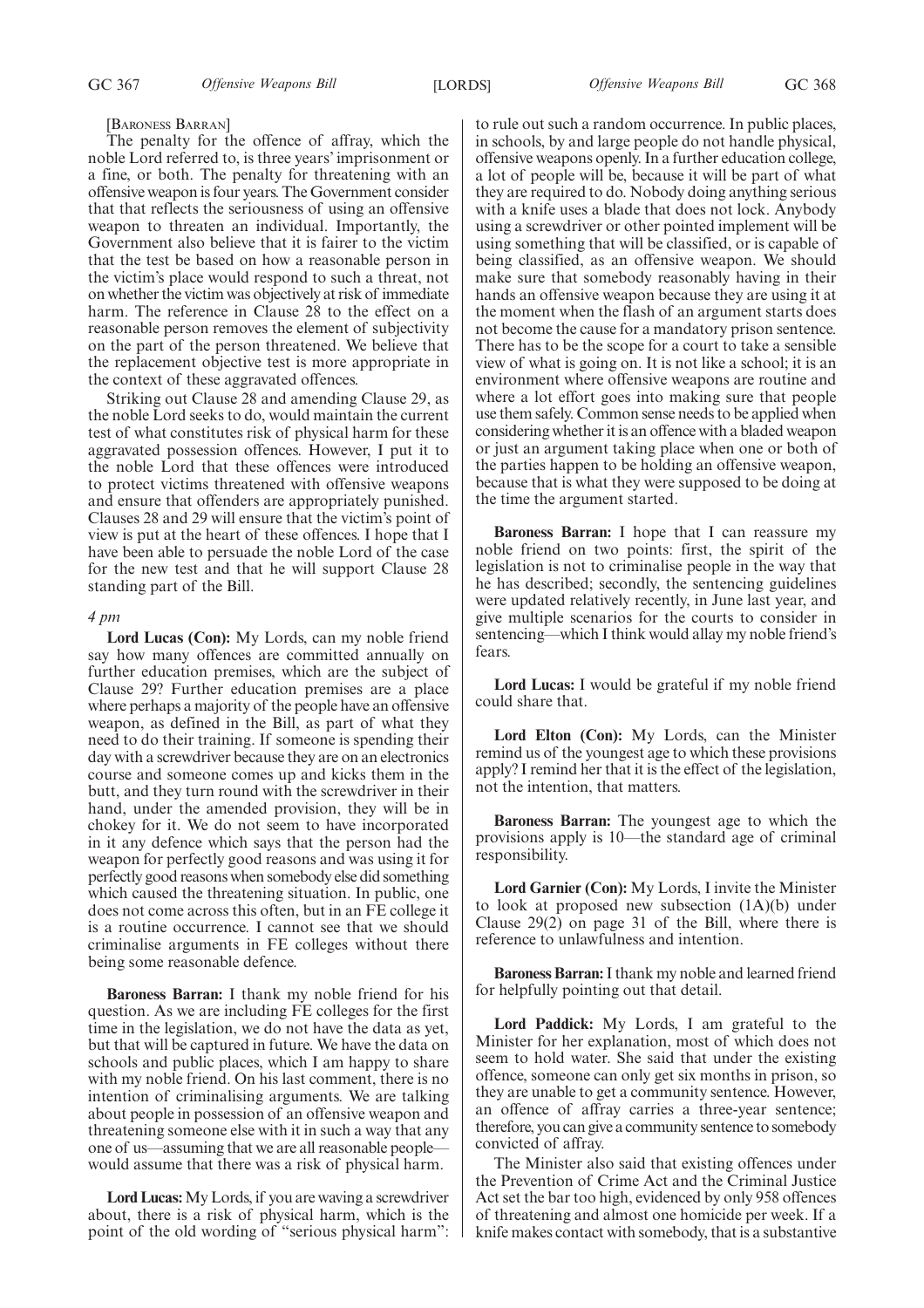[BARONESS BARRAN]

The penalty for the offence of affray, which the noble Lord referred to, is three years' imprisonment or a fine, or both. The penalty for threatening with an offensive weapon is four years. The Government consider that that reflects the seriousness of using an offensive weapon to threaten an individual. Importantly, the Government also believe that it is fairer to the victim that the test be based on how a reasonable person in the victim's place would respond to such a threat, not on whether the victim was objectively at risk of immediate harm. The reference in Clause 28 to the effect on a reasonable person removes the element of subjectivity on the part of the person threatened. We believe that the replacement objective test is more appropriate in the context of these aggravated offences.

Striking out Clause 28 and amending Clause 29, as the noble Lord seeks to do, would maintain the current test of what constitutes risk of physical harm for these aggravated possession offences. However, I put it to the noble Lord that these offences were introduced to protect victims threatened with offensive weapons and ensure that offenders are appropriately punished. Clauses 28 and 29 will ensure that the victim's point of view is put at the heart of these offences. I hope that I have been able to persuade the noble Lord of the case for the new test and that he will support Clause 28 standing part of the Bill.

*4 pm*

**Lord Lucas (Con):** My Lords, can my noble friend say how many offences are committed annually on further education premises, which are the subject of Clause 29? Further education premises are a place where perhaps a majority of the people have an offensive weapon, as defined in the Bill, as part of what they need to do their training. If someone is spending their day with a screwdriver because they are on an electronics course and someone comes up and kicks them in the butt, and they turn round with the screwdriver in their hand, under the amended provision, they will be in chokey for it. We do not seem to have incorporated in it any defence which says that the person had the weapon for perfectly good reasons and was using it for perfectly good reasons when somebody else did something which caused the threatening situation. In public, one does not come across this often, but in an FE college it is a routine occurrence. I cannot see that we should criminalise arguments in FE colleges without there being some reasonable defence.

**Baroness Barran:** I thank my noble friend for his question. As we are including FE colleges for the first time in the legislation, we do not have the data as yet, but that will be captured in future. We have the data on schools and public places, which I am happy to share with my noble friend. On his last comment, there is no intention of criminalising arguments. We are talking about people in possession of an offensive weapon and threatening someone else with it in such a way that any one of us—assuming that we are all reasonable people—would assume that there was a risk of physical harm.

**Lord Lucas:** My Lords, if you are waving a screwdriver about, there is a risk of physical harm, which is the point of the old wording of "serious physical harm": to rule out such a random occurrence. In public places, in schools, by and large people do not handle physical, offensive weapons openly. In a further education college, a lot of people will be, because it will be part of what they are required to do. Nobody doing anything serious with a knife uses a blade that does not lock. Anybody using a screwdriver or other pointed implement will be using something that will be classified, or is capable of being classified, as an offensive weapon. We should make sure that somebody reasonably having in their hands an offensive weapon because they are using it at the moment when the flash of an argument starts does not become the cause for a mandatory prison sentence. There has to be the scope for a court to take a sensible view of what is going on. It is not like a school; it is an environment where offensive weapons are routine and where a lot effort goes into making sure that people use them safely. Common sense needs to be applied when considering whether it is an offence with a bladed weapon or just an argument taking place when one or both of the parties happen to be holding an offensive weapon, because that is what they were supposed to be doing at the time the argument started.

**Baroness Barran:** I hope that I can reassure my noble friend on two points: first, the spirit of the legislation is not to criminalise people in the way that he has described; secondly, the sentencing guidelines were updated relatively recently, in June last year, and give multiple scenarios for the courts to consider in sentencing—which I think would allay my noble friend's fears.

**Lord Lucas:** I would be grateful if my noble friend could share that.

**Lord Elton (Con):** My Lords, can the Minister remind us of the youngest age to which these provisions apply? I remind her that it is the effect of the legislation, not the intention, that matters.

**Baroness Barran:** The youngest age to which the provisions apply is 10—the standard age of criminal responsibility.

**Lord Garnier (Con):** My Lords, I invite the Minister to look at proposed new subsection (1A)(b) under Clause 29(2) on page 31 of the Bill, where there is reference to unlawfulness and intention.

**Baroness Barran:** I thank my noble and learned friend for helpfully pointing out that detail.

**Lord Paddick:** My Lords, I am grateful to the Minister for her explanation, most of which does not seem to hold water. She said that under the existing offence, someone can only get six months in prison, so they are unable to get a community sentence. However, an offence of affray carries a three-year sentence; therefore, you can give a community sentence to somebody convicted of affray.

The Minister also said that existing offences under the Prevention of Crime Act and the Criminal Justice Act set the bar too high, evidenced by only 958 offences of threatening and almost one homicide per week. If a knife makes contact with somebody, that is a substantive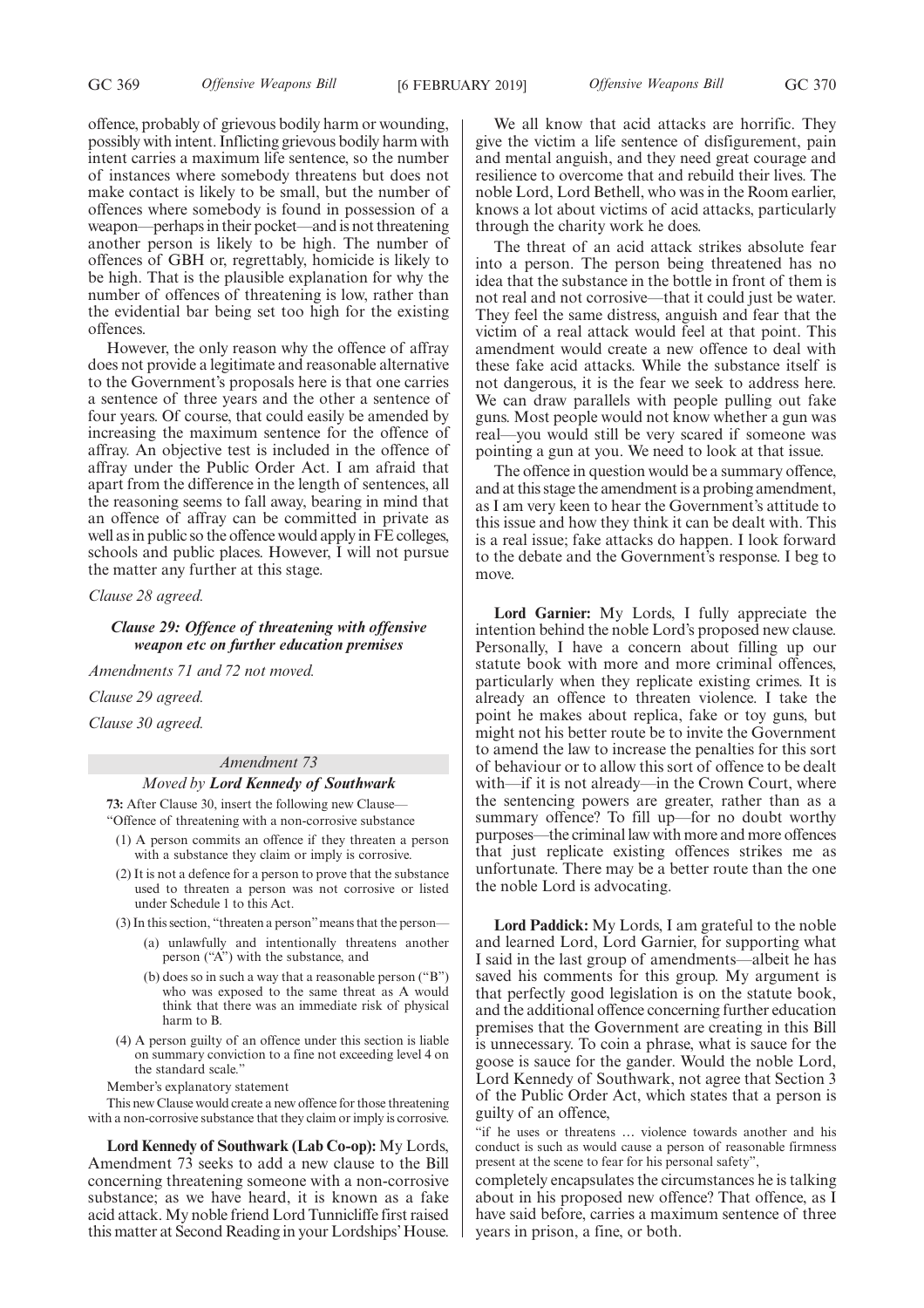offence, probably of grievous bodily harm or wounding, possibly with intent. Inflicting grievous bodily harm with intent carries a maximum life sentence, so the number of instances where somebody threatens but does not make contact is likely to be small, but the number of offences where somebody is found in possession of a weapon—perhaps in their pocket—and is not threatening another person is likely to be high. The number of offences of GBH or, regrettably, homicide is likely to be high. That is the plausible explanation for why the number of offences of threatening is low, rather than the evidential bar being set too high for the existing offences.

However, the only reason why the offence of affray does not provide a legitimate and reasonable alternative to the Government's proposals here is that one carries a sentence of three years and the other a sentence of four years. Of course, that could easily be amended by increasing the maximum sentence for the offence of affray. An objective test is included in the offence of affray under the Public Order Act. I am afraid that apart from the difference in the length of sentences, all the reasoning seems to fall away, bearing in mind that an offence of affray can be committed in private as well as in public so the offence would apply in FE colleges, schools and public places. However, I will not pursue the matter any further at this stage.

*Clause 28 agreed.*

***Clause 29: Offence of threatening with offensive weapon etc on further education premises***

*Amendments 71 and 72 not moved.*

*Clause 29 agreed.*

*Clause 30 agreed.*

*Amendment 73*

*Moved by* ***Lord Kennedy of Southwark***

**73:** After Clause 30, insert the following new Clause—

"Offence of threatening with a non-corrosive substance

(1) A person commits an offence if they threaten a person with a substance they claim or imply is corrosive.

(2) It is not a defence for a person to prove that the substance used to threaten a person was not corrosive or listed under Schedule 1 to this Act.

(3) In this section, "threaten a person" means that the person—

(a) unlawfully and intentionally threatens another person ("A") with the substance, and

(b) does so in such a way that a reasonable person ("B") who was exposed to the same threat as A would think that there was an immediate risk of physical harm to B.

(4) A person guilty of an offence under this section is liable on summary conviction to a fine not exceeding level 4 on the standard scale."

Member's explanatory statement

This new Clause would create a new offence for those threatening with a non-corrosive substance that they claim or imply is corrosive.

**Lord Kennedy of Southwark (Lab Co-op):** My Lords, Amendment 73 seeks to add a new clause to the Bill concerning threatening someone with a non-corrosive substance; as we have heard, it is known as a fake acid attack. My noble friend Lord Tunnicliffe first raised this matter at Second Reading in your Lordships' House.

We all know that acid attacks are horrific. They give the victim a life sentence of disfigurement, pain and mental anguish, and they need great courage and resilience to overcome that and rebuild their lives. The noble Lord, Lord Bethell, who was in the Room earlier, knows a lot about victims of acid attacks, particularly through the charity work he does.

The threat of an acid attack strikes absolute fear into a person. The person being threatened has no idea that the substance in the bottle in front of them is not real and not corrosive—that it could just be water. They feel the same distress, anguish and fear that the victim of a real attack would feel at that point. This amendment would create a new offence to deal with these fake acid attacks. While the substance itself is not dangerous, it is the fear we seek to address here. We can draw parallels with people pulling out fake guns. Most people would not know whether a gun was real—you would still be very scared if someone was pointing a gun at you. We need to look at that issue.

The offence in question would be a summary offence, and at this stage the amendment is a probing amendment, as I am very keen to hear the Government's attitude to this issue and how they think it can be dealt with. This is a real issue; fake attacks do happen. I look forward to the debate and the Government's response. I beg to move.

**Lord Garnier:** My Lords, I fully appreciate the intention behind the noble Lord's proposed new clause. Personally, I have a concern about filling up our statute book with more and more criminal offences, particularly when they replicate existing crimes. It is already an offence to threaten violence. I take the point he makes about replica, fake or toy guns, but might not his better route be to invite the Government to amend the law to increase the penalties for this sort of behaviour or to allow this sort of offence to be dealt with—if it is not already—in the Crown Court, where the sentencing powers are greater, rather than as a summary offence? To fill up—for no doubt worthy purposes—the criminal law with more and more offences that just replicate existing offences strikes me as unfortunate. There may be a better route than the one the noble Lord is advocating.

**Lord Paddick:** My Lords, I am grateful to the noble and learned Lord, Lord Garnier, for supporting what I said in the last group of amendments—albeit he has saved his comments for this group. My argument is that perfectly good legislation is on the statute book, and the additional offence concerning further education premises that the Government are creating in this Bill is unnecessary. To coin a phrase, what is sauce for the goose is sauce for the gander. Would the noble Lord, Lord Kennedy of Southwark, not agree that Section 3 of the Public Order Act, which states that a person is guilty of an offence,

"if he uses or threatens … violence towards another and his conduct is such as would cause a person of reasonable firmness present at the scene to fear for his personal safety",

completely encapsulates the circumstances he is talking about in his proposed new offence? That offence, as I have said before, carries a maximum sentence of three years in prison, a fine, or both.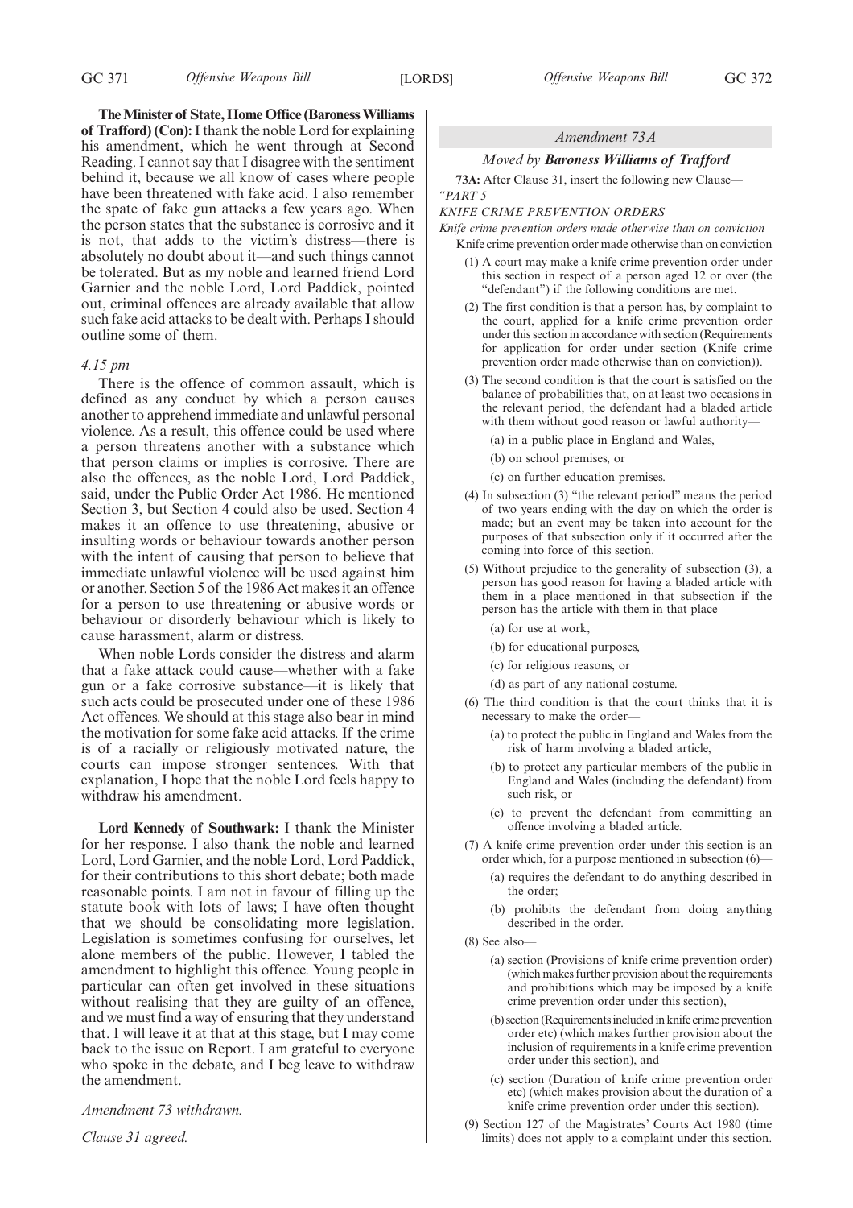**The Minister of State, Home Office (Baroness Williams of Trafford) (Con):** I thank the noble Lord for explaining his amendment, which he went through at Second Reading. I cannot say that I disagree with the sentiment behind it, because we all know of cases where people have been threatened with fake acid. I also remember the spate of fake gun attacks a few years ago. When the person states that the substance is corrosive and it is not, that adds to the victim's distress—there is absolutely no doubt about it—and such things cannot be tolerated. But as my noble and learned friend Lord Garnier and the noble Lord, Lord Paddick, pointed out, criminal offences are already available that allow such fake acid attacks to be dealt with. Perhaps I should outline some of them.

*4.15 pm*

There is the offence of common assault, which is defined as any conduct by which a person causes another to apprehend immediate and unlawful personal violence. As a result, this offence could be used where a person threatens another with a substance which that person claims or implies is corrosive. There are also the offences, as the noble Lord, Lord Paddick, said, under the Public Order Act 1986. He mentioned Section 3, but Section 4 could also be used. Section 4 makes it an offence to use threatening, abusive or insulting words or behaviour towards another person with the intent of causing that person to believe that immediate unlawful violence will be used against him or another. Section 5 of the 1986 Act makes it an offence for a person to use threatening or abusive words or behaviour or disorderly behaviour which is likely to cause harassment, alarm or distress.

When noble Lords consider the distress and alarm that a fake attack could cause—whether with a fake gun or a fake corrosive substance—it is likely that such acts could be prosecuted under one of these 1986 Act offences. We should at this stage also bear in mind the motivation for some fake acid attacks. If the crime is of a racially or religiously motivated nature, the courts can impose stronger sentences. With that explanation, I hope that the noble Lord feels happy to withdraw his amendment.

**Lord Kennedy of Southwark:** I thank the Minister for her response. I also thank the noble and learned Lord, Lord Garnier, and the noble Lord, Lord Paddick, for their contributions to this short debate; both made reasonable points. I am not in favour of filling up the statute book with lots of laws; I have often thought that we should be consolidating more legislation. Legislation is sometimes confusing for ourselves, let alone members of the public. However, I tabled the amendment to highlight this offence. Young people in particular can often get involved in these situations without realising that they are guilty of an offence, and we must find a way of ensuring that they understand that. I will leave it at that at this stage, but I may come back to the issue on Report. I am grateful to everyone who spoke in the debate, and I beg leave to withdraw the amendment.

*Amendment 73 withdrawn.*

*Clause 31 agreed.*

*Amendment 73A*

*Moved by* ***Baroness Williams of Trafford***

**73A:** After Clause 31, insert the following new Clause—

*"PART 5*

*KNIFE CRIME PREVENTION ORDERS*

*Knife crime prevention orders made otherwise than on conviction*

Knife crime prevention order made otherwise than on conviction

(1) A court may make a knife crime prevention order under this section in respect of a person aged 12 or over (the "defendant") if the following conditions are met.

(2) The first condition is that a person has, by complaint to the court, applied for a knife crime prevention order under this section in accordance with section (Requirements for application for order under section (Knife crime prevention order made otherwise than on conviction)).

(3) The second condition is that the court is satisfied on the balance of probabilities that, on at least two occasions in the relevant period, the defendant had a bladed article with them without good reason or lawful authority—

(a) in a public place in England and Wales,

(b) on school premises, or

(c) on further education premises.

(4) In subsection (3) "the relevant period" means the period of two years ending with the day on which the order is made; but an event may be taken into account for the purposes of that subsection only if it occurred after the coming into force of this section.

(5) Without prejudice to the generality of subsection (3), a person has good reason for having a bladed article with them in a place mentioned in that subsection if the person has the article with them in that place—

(a) for use at work,

(b) for educational purposes,

(c) for religious reasons, or

(d) as part of any national costume.

(6) The third condition is that the court thinks that it is necessary to make the order—

(a) to protect the public in England and Wales from the risk of harm involving a bladed article,

(b) to protect any particular members of the public in England and Wales (including the defendant) from such risk, or

(c) to prevent the defendant from committing an offence involving a bladed article.

(7) A knife crime prevention order under this section is an order which, for a purpose mentioned in subsection (6)—

(a) requires the defendant to do anything described in the order;

(b) prohibits the defendant from doing anything described in the order.

(8) See also—

(a) section (Provisions of knife crime prevention order) (which makes further provision about the requirements and prohibitions which may be imposed by a knife crime prevention order under this section),

(b) section (Requirements included in knife crime prevention order etc) (which makes further provision about the inclusion of requirements in a knife crime prevention order under this section), and

(c) section (Duration of knife crime prevention order etc) (which makes provision about the duration of a knife crime prevention order under this section).

(9) Section 127 of the Magistrates' Courts Act 1980 (time limits) does not apply to a complaint under this section.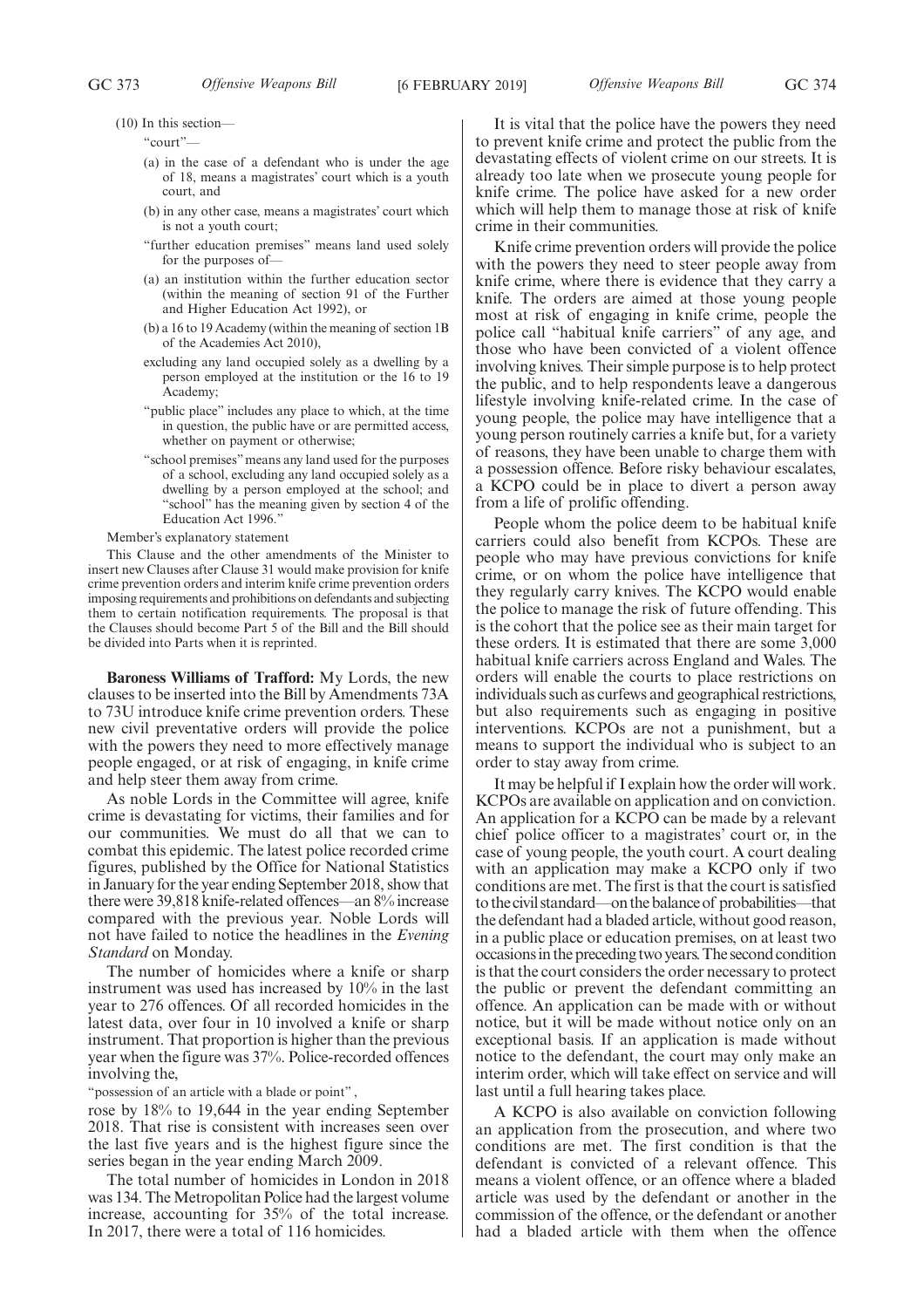(10) In this section—

"court"—

(a) in the case of a defendant who is under the age of 18, means a magistrates' court which is a youth court, and

(b) in any other case, means a magistrates' court which is not a youth court;

"further education premises" means land used solely for the purposes of—

(a) an institution within the further education sector (within the meaning of section 91 of the Further and Higher Education Act 1992), or

(b) a 16 to 19 Academy (within the meaning of section 1B of the Academies Act 2010),

excluding any land occupied solely as a dwelling by a person employed at the institution or the 16 to 19 Academy;

"public place" includes any place to which, at the time in question, the public have or are permitted access, whether on payment or otherwise;

"school premises" means any land used for the purposes of a school, excluding any land occupied solely as a dwelling by a person employed at the school; and "school" has the meaning given by section 4 of the Education Act 1996."

Member's explanatory statement

This Clause and the other amendments of the Minister to insert new Clauses after Clause 31 would make provision for knife crime prevention orders and interim knife crime prevention orders imposing requirements and prohibitions on defendants and subjecting them to certain notification requirements. The proposal is that the Clauses should become Part 5 of the Bill and the Bill should be divided into Parts when it is reprinted.

**Baroness Williams of Trafford:** My Lords, the new clauses to be inserted into the Bill by Amendments 73A to 73U introduce knife crime prevention orders. These new civil preventative orders will provide the police with the powers they need to more effectively manage people engaged, or at risk of engaging, in knife crime and help steer them away from crime.

As noble Lords in the Committee will agree, knife crime is devastating for victims, their families and for our communities. We must do all that we can to combat this epidemic. The latest police recorded crime figures, published by the Office for National Statistics in January for the year ending September 2018, show that there were 39,818 knife-related offences—an 8% increase compared with the previous year. Noble Lords will not have failed to notice the headlines in the *Evening Standard* on Monday.

The number of homicides where a knife or sharp instrument was used has increased by 10% in the last year to 276 offences. Of all recorded homicides in the latest data, over four in 10 involved a knife or sharp instrument. That proportion is higher than the previous year when the figure was 37%. Police-recorded offences involving the,

"possession of an article with a blade or point",

rose by 18% to 19,644 in the year ending September 2018. That rise is consistent with increases seen over the last five years and is the highest figure since the series began in the year ending March 2009.

The total number of homicides in London in 2018 was 134. The Metropolitan Police had the largest volume increase, accounting for 35% of the total increase. In 2017, there were a total of 116 homicides.

It is vital that the police have the powers they need to prevent knife crime and protect the public from the devastating effects of violent crime on our streets. It is already too late when we prosecute young people for knife crime. The police have asked for a new order which will help them to manage those at risk of knife crime in their communities.

Knife crime prevention orders will provide the police with the powers they need to steer people away from knife crime, where there is evidence that they carry a knife. The orders are aimed at those young people most at risk of engaging in knife crime, people the police call "habitual knife carriers" of any age, and those who have been convicted of a violent offence involving knives. Their simple purpose is to help protect the public, and to help respondents leave a dangerous lifestyle involving knife-related crime. In the case of young people, the police may have intelligence that a young person routinely carries a knife but, for a variety of reasons, they have been unable to charge them with a possession offence. Before risky behaviour escalates, a KCPO could be in place to divert a person away from a life of prolific offending.

People whom the police deem to be habitual knife carriers could also benefit from KCPOs. These are people who may have previous convictions for knife crime, or on whom the police have intelligence that they regularly carry knives. The KCPO would enable the police to manage the risk of future offending. This is the cohort that the police see as their main target for these orders. It is estimated that there are some 3,000 habitual knife carriers across England and Wales. The orders will enable the courts to place restrictions on individuals such as curfews and geographical restrictions, but also requirements such as engaging in positive interventions. KCPOs are not a punishment, but a means to support the individual who is subject to an order to stay away from crime.

It may be helpful if I explain how the order will work. KCPOs are available on application and on conviction. An application for a KCPO can be made by a relevant chief police officer to a magistrates' court or, in the case of young people, the youth court. A court dealing with an application may make a KCPO only if two conditions are met. The first is that the court is satisfied to the civil standard—on the balance of probabilities—that the defendant had a bladed article, without good reason, in a public place or education premises, on at least two occasions in the preceding two years. The second condition is that the court considers the order necessary to protect the public or prevent the defendant committing an offence. An application can be made with or without notice, but it will be made without notice only on an exceptional basis. If an application is made without notice to the defendant, the court may only make an interim order, which will take effect on service and will last until a full hearing takes place.

A KCPO is also available on conviction following an application from the prosecution, and where two conditions are met. The first condition is that the defendant is convicted of a relevant offence. This means a violent offence, or an offence where a bladed article was used by the defendant or another in the commission of the offence, or the defendant or another had a bladed article with them when the offence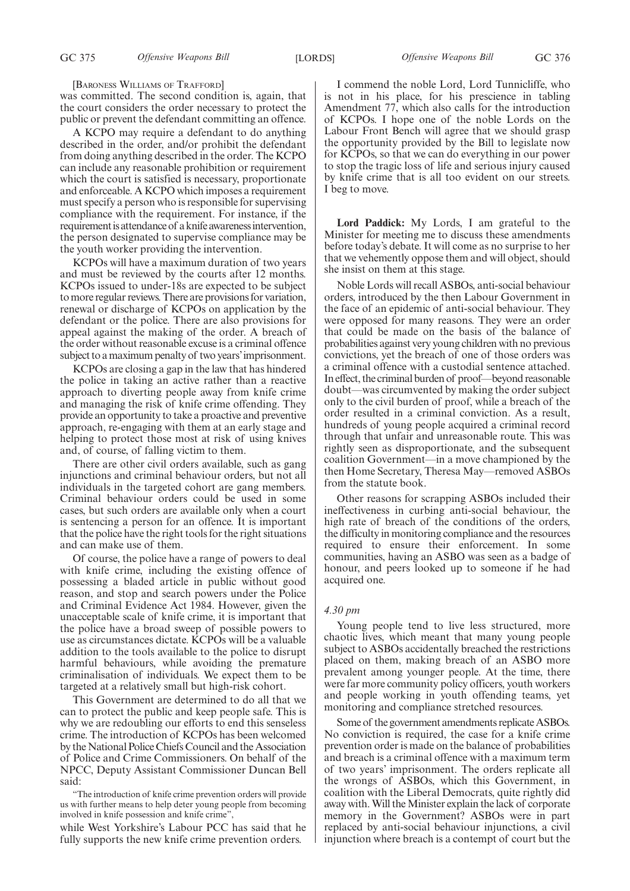[BARONESS WILLIAMS OF TRAFFORD]

was committed. The second condition is, again, that the court considers the order necessary to protect the public or prevent the defendant committing an offence.

A KCPO may require a defendant to do anything described in the order, and/or prohibit the defendant from doing anything described in the order. The KCPO can include any reasonable prohibition or requirement which the court is satisfied is necessary, proportionate and enforceable. A KCPO which imposes a requirement must specify a person who is responsible for supervising compliance with the requirement. For instance, if the requirement is attendance of a knife awareness intervention, the person designated to supervise compliance may be the youth worker providing the intervention.

KCPOs will have a maximum duration of two years and must be reviewed by the courts after 12 months. KCPOs issued to under-18s are expected to be subject to more regular reviews. There are provisions for variation, renewal or discharge of KCPOs on application by the defendant or the police. There are also provisions for appeal against the making of the order. A breach of the order without reasonable excuse is a criminal offence subject to a maximum penalty of two years' imprisonment.

KCPOs are closing a gap in the law that has hindered the police in taking an active rather than a reactive approach to diverting people away from knife crime and managing the risk of knife crime offending. They provide an opportunity to take a proactive and preventive approach, re-engaging with them at an early stage and helping to protect those most at risk of using knives and, of course, of falling victim to them.

There are other civil orders available, such as gang injunctions and criminal behaviour orders, but not all individuals in the targeted cohort are gang members. Criminal behaviour orders could be used in some cases, but such orders are available only when a court is sentencing a person for an offence. It is important that the police have the right tools for the right situations and can make use of them.

Of course, the police have a range of powers to deal with knife crime, including the existing offence of possessing a bladed article in public without good reason, and stop and search powers under the Police and Criminal Evidence Act 1984. However, given the unacceptable scale of knife crime, it is important that the police have a broad sweep of possible powers to use as circumstances dictate. KCPOs will be a valuable addition to the tools available to the police to disrupt harmful behaviours, while avoiding the premature criminalisation of individuals. We expect them to be targeted at a relatively small but high-risk cohort.

This Government are determined to do all that we can to protect the public and keep people safe. This is why we are redoubling our efforts to end this senseless crime. The introduction of KCPOs has been welcomed by the National Police Chiefs Council and the Association of Police and Crime Commissioners. On behalf of the NPCC, Deputy Assistant Commissioner Duncan Bell said:

"The introduction of knife crime prevention orders will provide us with further means to help deter young people from becoming involved in knife possession and knife crime",

while West Yorkshire's Labour PCC has said that he fully supports the new knife crime prevention orders.

I commend the noble Lord, Lord Tunnicliffe, who is not in his place, for his prescience in tabling Amendment 77, which also calls for the introduction of KCPOs. I hope one of the noble Lords on the Labour Front Bench will agree that we should grasp the opportunity provided by the Bill to legislate now for KCPOs, so that we can do everything in our power to stop the tragic loss of life and serious injury caused by knife crime that is all too evident on our streets. I beg to move.

**Lord Paddick:** My Lords, I am grateful to the Minister for meeting me to discuss these amendments before today's debate. It will come as no surprise to her that we vehemently oppose them and will object, should she insist on them at this stage.

Noble Lords will recall ASBOs, anti-social behaviour orders, introduced by the then Labour Government in the face of an epidemic of anti-social behaviour. They were opposed for many reasons. They were an order that could be made on the basis of the balance of probabilities against very young children with no previous convictions, yet the breach of one of those orders was a criminal offence with a custodial sentence attached. In effect, the criminal burden of proof—beyond reasonable doubt—was circumvented by making the order subject only to the civil burden of proof, while a breach of the order resulted in a criminal conviction. As a result, hundreds of young people acquired a criminal record through that unfair and unreasonable route. This was rightly seen as disproportionate, and the subsequent coalition Government—in a move championed by the then Home Secretary, Theresa May—removed ASBOs from the statute book.

Other reasons for scrapping ASBOs included their ineffectiveness in curbing anti-social behaviour, the high rate of breach of the conditions of the orders, the difficulty in monitoring compliance and the resources required to ensure their enforcement. In some communities, having an ASBO was seen as a badge of honour, and peers looked up to someone if he had acquired one.

*4.30 pm*

Young people tend to live less structured, more chaotic lives, which meant that many young people subject to ASBOs accidentally breached the restrictions placed on them, making breach of an ASBO more prevalent among younger people. At the time, there were far more community policy officers, youth workers and people working in youth offending teams, yet monitoring and compliance stretched resources.

Some of the government amendments replicate ASBOs. No conviction is required, the case for a knife crime prevention order is made on the balance of probabilities and breach is a criminal offence with a maximum term of two years' imprisonment. The orders replicate all the wrongs of ASBOs, which this Government, in coalition with the Liberal Democrats, quite rightly did away with. Will the Minister explain the lack of corporate memory in the Government? ASBOs were in part replaced by anti-social behaviour injunctions, a civil injunction where breach is a contempt of court but the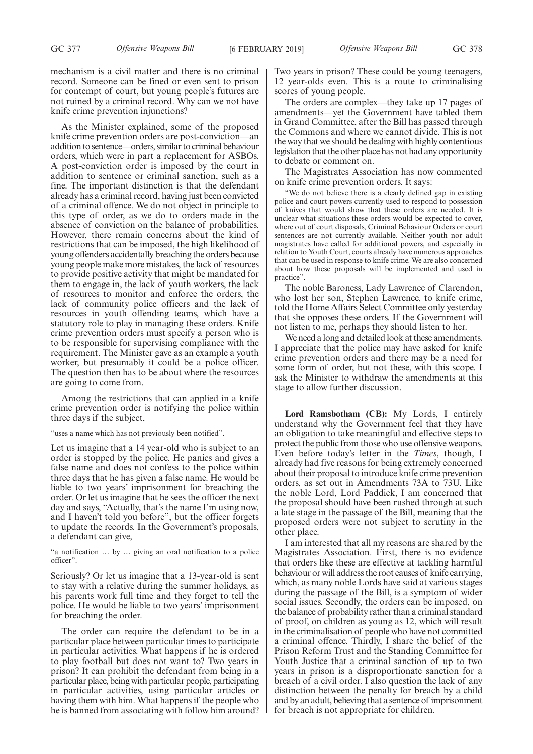mechanism is a civil matter and there is no criminal record. Someone can be fined or even sent to prison for contempt of court, but young people's futures are not ruined by a criminal record. Why can we not have knife crime prevention injunctions?

As the Minister explained, some of the proposed knife crime prevention orders are post-conviction—an addition to sentence—orders, similar to criminal behaviour orders, which were in part a replacement for ASBOs. A post-conviction order is imposed by the court in addition to sentence or criminal sanction, such as a fine. The important distinction is that the defendant already has a criminal record, having just been convicted of a criminal offence. We do not object in principle to this type of order, as we do to orders made in the absence of conviction on the balance of probabilities. However, there remain concerns about the kind of restrictions that can be imposed, the high likelihood of young offenders accidentally breaching the orders because young people make more mistakes, the lack of resources to provide positive activity that might be mandated for them to engage in, the lack of youth workers, the lack of resources to monitor and enforce the orders, the lack of community police officers and the lack of resources in youth offending teams, which have a statutory role to play in managing these orders. Knife crime prevention orders must specify a person who is to be responsible for supervising compliance with the requirement. The Minister gave as an example a youth worker, but presumably it could be a police officer. The question then has to be about where the resources are going to come from.

Among the restrictions that can applied in a knife crime prevention order is notifying the police within three days if the subject,

"uses a name which has not previously been notified".

Let us imagine that a 14 year-old who is subject to an order is stopped by the police. He panics and gives a false name and does not confess to the police within three days that he has given a false name. He would be liable to two years' imprisonment for breaching the order. Or let us imagine that he sees the officer the next day and says, "Actually, that's the name I'm using now, and I haven't told you before", but the officer forgets to update the records. In the Government's proposals, a defendant can give,

"a notification … by … giving an oral notification to a police officer".

Seriously? Or let us imagine that a 13-year-old is sent to stay with a relative during the summer holidays, as his parents work full time and they forget to tell the police. He would be liable to two years' imprisonment for breaching the order.

The order can require the defendant to be in a particular place between particular times to participate in particular activities. What happens if he is ordered to play football but does not want to? Two years in prison? It can prohibit the defendant from being in a particular place, being with particular people, participating in particular activities, using particular articles or having them with him. What happens if the people who he is banned from associating with follow him around? Two years in prison? These could be young teenagers, 12 year-olds even. This is a route to criminalising scores of young people.

The orders are complex—they take up 17 pages of amendments—yet the Government have tabled them in Grand Committee, after the Bill has passed through the Commons and where we cannot divide. This is not the way that we should be dealing with highly contentious legislation that the other place has not had any opportunity to debate or comment on.

The Magistrates Association has now commented on knife crime prevention orders. It says:

"We do not believe there is a clearly defined gap in existing police and court powers currently used to respond to possession of knives that would show that these orders are needed. It is unclear what situations these orders would be expected to cover, where out of court disposals, Criminal Behaviour Orders or court sentences are not currently available. Neither youth nor adult magistrates have called for additional powers, and especially in relation to Youth Court, courts already have numerous approaches that can be used in response to knife crime. We are also concerned about how these proposals will be implemented and used in practice".

The noble Baroness, Lady Lawrence of Clarendon, who lost her son, Stephen Lawrence, to knife crime, told the Home Affairs Select Committee only yesterday that she opposes these orders. If the Government will not listen to me, perhaps they should listen to her.

We need a long and detailed look at these amendments. I appreciate that the police may have asked for knife crime prevention orders and there may be a need for some form of order, but not these, with this scope. I ask the Minister to withdraw the amendments at this stage to allow further discussion.

**Lord Ramsbotham (CB):** My Lords, I entirely understand why the Government feel that they have an obligation to take meaningful and effective steps to protect the public from those who use offensive weapons. Even before today's letter in the *Times*, though, I already had five reasons for being extremely concerned about their proposal to introduce knife crime prevention orders, as set out in Amendments 73A to 73U. Like the noble Lord, Lord Paddick, I am concerned that the proposal should have been rushed through at such a late stage in the passage of the Bill, meaning that the proposed orders were not subject to scrutiny in the other place.

I am interested that all my reasons are shared by the Magistrates Association. First, there is no evidence that orders like these are effective at tackling harmful behaviour or will address the root causes of knife carrying, which, as many noble Lords have said at various stages during the passage of the Bill, is a symptom of wider social issues. Secondly, the orders can be imposed, on the balance of probability rather than a criminal standard of proof, on children as young as 12, which will result in the criminalisation of people who have not committed a criminal offence. Thirdly, I share the belief of the Prison Reform Trust and the Standing Committee for Youth Justice that a criminal sanction of up to two years in prison is a disproportionate sanction for a breach of a civil order. I also question the lack of any distinction between the penalty for breach by a child and by an adult, believing that a sentence of imprisonment for breach is not appropriate for children.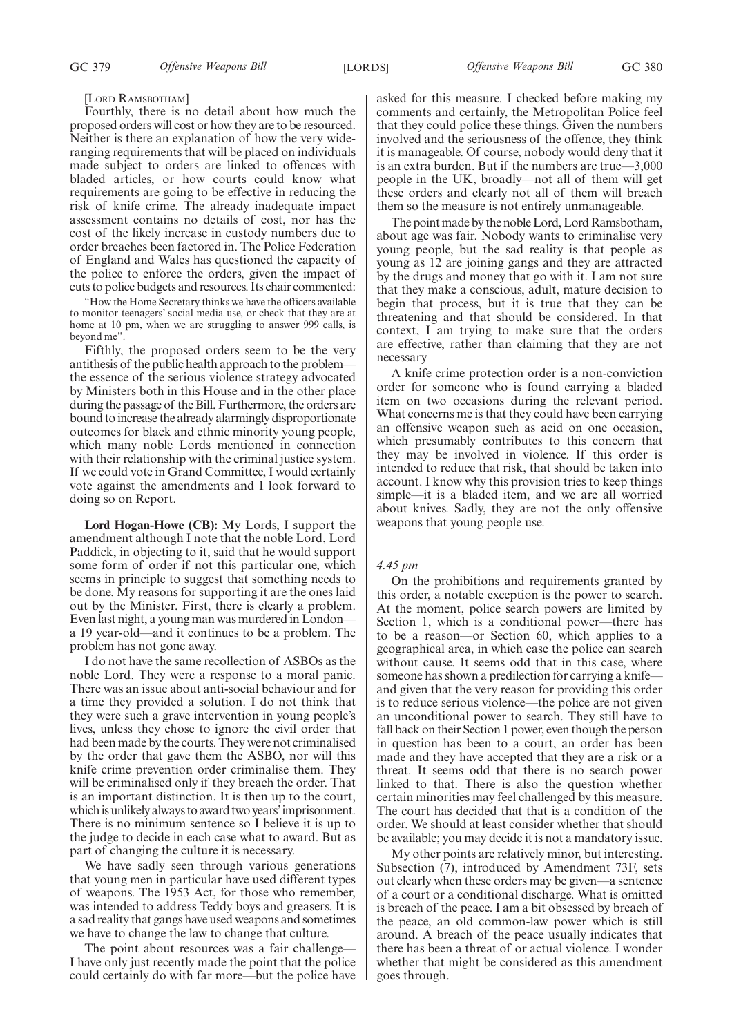[LORD RAMSBOTHAM]

Fourthly, there is no detail about how much the proposed orders will cost or how they are to be resourced. Neither is there an explanation of how the very wide-ranging requirements that will be placed on individuals made subject to orders are linked to offences with bladed articles, or how courts could know what requirements are going to be effective in reducing the risk of knife crime. The already inadequate impact assessment contains no details of cost, nor has the cost of the likely increase in custody numbers due to order breaches been factored in. The Police Federation of England and Wales has questioned the capacity of the police to enforce the orders, given the impact of cuts to police budgets and resources. Its chair commented:

"How the Home Secretary thinks we have the officers available to monitor teenagers' social media use, or check that they are at home at 10 pm, when we are struggling to answer 999 calls, is beyond me".

Fifthly, the proposed orders seem to be the very antithesis of the public health approach to the problem—the essence of the serious violence strategy advocated by Ministers both in this House and in the other place during the passage of the Bill. Furthermore, the orders are bound to increase the already alarmingly disproportionate outcomes for black and ethnic minority young people, which many noble Lords mentioned in connection with their relationship with the criminal justice system. If we could vote in Grand Committee, I would certainly vote against the amendments and I look forward to doing so on Report.

**Lord Hogan-Howe (CB):** My Lords, I support the amendment although I note that the noble Lord, Lord Paddick, in objecting to it, said that he would support some form of order if not this particular one, which seems in principle to suggest that something needs to be done. My reasons for supporting it are the ones laid out by the Minister. First, there is clearly a problem. Even last night, a young man was murdered in London—a 19 year-old—and it continues to be a problem. The problem has not gone away.

I do not have the same recollection of ASBOs as the noble Lord. They were a response to a moral panic. There was an issue about anti-social behaviour and for a time they provided a solution. I do not think that they were such a grave intervention in young people's lives, unless they chose to ignore the civil order that had been made by the courts. They were not criminalised by the order that gave them the ASBO, nor will this knife crime prevention order criminalise them. They will be criminalised only if they breach the order. That is an important distinction. It is then up to the court, which is unlikely always to award two years' imprisonment. There is no minimum sentence so I believe it is up to the judge to decide in each case what to award. But as part of changing the culture it is necessary.

We have sadly seen through various generations that young men in particular have used different types of weapons. The 1953 Act, for those who remember, was intended to address Teddy boys and greasers. It is a sad reality that gangs have used weapons and sometimes we have to change the law to change that culture.

The point about resources was a fair challenge—I have only just recently made the point that the police could certainly do with far more—but the police have asked for this measure. I checked before making my comments and certainly, the Metropolitan Police feel that they could police these things. Given the numbers involved and the seriousness of the offence, they think it is manageable. Of course, nobody would deny that it is an extra burden. But if the numbers are true—3,000 people in the UK, broadly—not all of them will get these orders and clearly not all of them will breach them so the measure is not entirely unmanageable.

The point made by the noble Lord, Lord Ramsbotham, about age was fair. Nobody wants to criminalise very young people, but the sad reality is that people as young as 12 are joining gangs and they are attracted by the drugs and money that go with it. I am not sure that they make a conscious, adult, mature decision to begin that process, but it is true that they can be threatening and that should be considered. In that context, I am trying to make sure that the orders are effective, rather than claiming that they are not necessary

A knife crime protection order is a non-conviction order for someone who is found carrying a bladed item on two occasions during the relevant period. What concerns me is that they could have been carrying an offensive weapon such as acid on one occasion, which presumably contributes to this concern that they may be involved in violence. If this order is intended to reduce that risk, that should be taken into account. I know why this provision tries to keep things simple—it is a bladed item, and we are all worried about knives. Sadly, they are not the only offensive weapons that young people use.

*4.45 pm*

On the prohibitions and requirements granted by this order, a notable exception is the power to search. At the moment, police search powers are limited by Section 1, which is a conditional power—there has to be a reason—or Section 60, which applies to a geographical area, in which case the police can search without cause. It seems odd that in this case, where someone has shown a predilection for carrying a knife—and given that the very reason for providing this order is to reduce serious violence—the police are not given an unconditional power to search. They still have to fall back on their Section 1 power, even though the person in question has been to a court, an order has been made and they have accepted that they are a risk or a threat. It seems odd that there is no search power linked to that. There is also the question whether certain minorities may feel challenged by this measure. The court has decided that that is a condition of the order. We should at least consider whether that should be available; you may decide it is not a mandatory issue.

My other points are relatively minor, but interesting. Subsection (7), introduced by Amendment 73F, sets out clearly when these orders may be given—a sentence of a court or a conditional discharge. What is omitted is breach of the peace. I am a bit obsessed by breach of the peace, an old common-law power which is still around. A breach of the peace usually indicates that there has been a threat of or actual violence. I wonder whether that might be considered as this amendment goes through.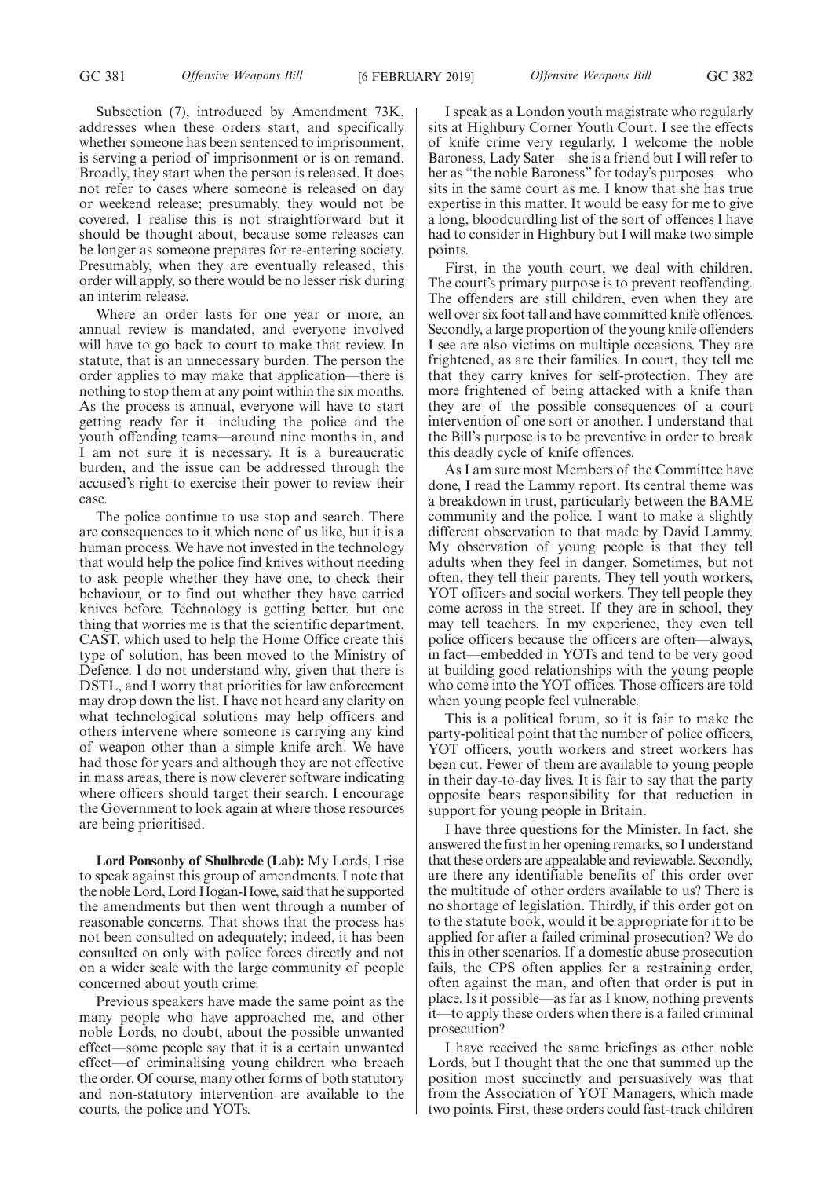Subsection (7), introduced by Amendment 73K, addresses when these orders start, and specifically whether someone has been sentenced to imprisonment, is serving a period of imprisonment or is on remand. Broadly, they start when the person is released. It does not refer to cases where someone is released on day or weekend release; presumably, they would not be covered. I realise this is not straightforward but it should be thought about, because some releases can be longer as someone prepares for re-entering society. Presumably, when they are eventually released, this order will apply, so there would be no lesser risk during an interim release.

Where an order lasts for one year or more, an annual review is mandated, and everyone involved will have to go back to court to make that review. In statute, that is an unnecessary burden. The person the order applies to may make that application—there is nothing to stop them at any point within the six months. As the process is annual, everyone will have to start getting ready for it—including the police and the youth offending teams—around nine months in, and I am not sure it is necessary. It is a bureaucratic burden, and the issue can be addressed through the accused's right to exercise their power to review their case.

The police continue to use stop and search. There are consequences to it which none of us like, but it is a human process. We have not invested in the technology that would help the police find knives without needing to ask people whether they have one, to check their behaviour, or to find out whether they have carried knives before. Technology is getting better, but one thing that worries me is that the scientific department, CAST, which used to help the Home Office create this type of solution, has been moved to the Ministry of Defence. I do not understand why, given that there is DSTL, and I worry that priorities for law enforcement may drop down the list. I have not heard any clarity on what technological solutions may help officers and others intervene where someone is carrying any kind of weapon other than a simple knife arch. We have had those for years and although they are not effective in mass areas, there is now cleverer software indicating where officers should target their search. I encourage the Government to look again at where those resources are being prioritised.

**Lord Ponsonby of Shulbrede (Lab):** My Lords, I rise to speak against this group of amendments. I note that the noble Lord, Lord Hogan-Howe, said that he supported the amendments but then went through a number of reasonable concerns. That shows that the process has not been consulted on adequately; indeed, it has been consulted on only with police forces directly and not on a wider scale with the large community of people concerned about youth crime.

Previous speakers have made the same point as the many people who have approached me, and other noble Lords, no doubt, about the possible unwanted effect—some people say that it is a certain unwanted effect—of criminalising young children who breach the order. Of course, many other forms of both statutory and non-statutory intervention are available to the courts, the police and YOTs.

I speak as a London youth magistrate who regularly sits at Highbury Corner Youth Court. I see the effects of knife crime very regularly. I welcome the noble Baroness, Lady Sater—she is a friend but I will refer to her as "the noble Baroness" for today's purposes—who sits in the same court as me. I know that she has true expertise in this matter. It would be easy for me to give a long, bloodcurdling list of the sort of offences I have had to consider in Highbury but I will make two simple points.

First, in the youth court, we deal with children. The court's primary purpose is to prevent reoffending. The offenders are still children, even when they are well over six foot tall and have committed knife offences. Secondly, a large proportion of the young knife offenders I see are also victims on multiple occasions. They are frightened, as are their families. In court, they tell me that they carry knives for self-protection. They are more frightened of being attacked with a knife than they are of the possible consequences of a court intervention of one sort or another. I understand that the Bill's purpose is to be preventive in order to break this deadly cycle of knife offences.

As I am sure most Members of the Committee have done, I read the Lammy report. Its central theme was a breakdown in trust, particularly between the BAME community and the police. I want to make a slightly different observation to that made by David Lammy. My observation of young people is that they tell adults when they feel in danger. Sometimes, but not often, they tell their parents. They tell youth workers, YOT officers and social workers. They tell people they come across in the street. If they are in school, they may tell teachers. In my experience, they even tell police officers because the officers are often—always, in fact—embedded in YOTs and tend to be very good at building good relationships with the young people who come into the YOT offices. Those officers are told when young people feel vulnerable.

This is a political forum, so it is fair to make the party-political point that the number of police officers, YOT officers, youth workers and street workers has been cut. Fewer of them are available to young people in their day-to-day lives. It is fair to say that the party opposite bears responsibility for that reduction in support for young people in Britain.

I have three questions for the Minister. In fact, she answered the first in her opening remarks, so I understand that these orders are appealable and reviewable. Secondly, are there any identifiable benefits of this order over the multitude of other orders available to us? There is no shortage of legislation. Thirdly, if this order got on to the statute book, would it be appropriate for it to be applied for after a failed criminal prosecution? We do this in other scenarios. If a domestic abuse prosecution fails, the CPS often applies for a restraining order, often against the man, and often that order is put in place. Is it possible—as far as I know, nothing prevents it—to apply these orders when there is a failed criminal prosecution?

I have received the same briefings as other noble Lords, but I thought that the one that summed up the position most succinctly and persuasively was that from the Association of YOT Managers, which made two points. First, these orders could fast-track children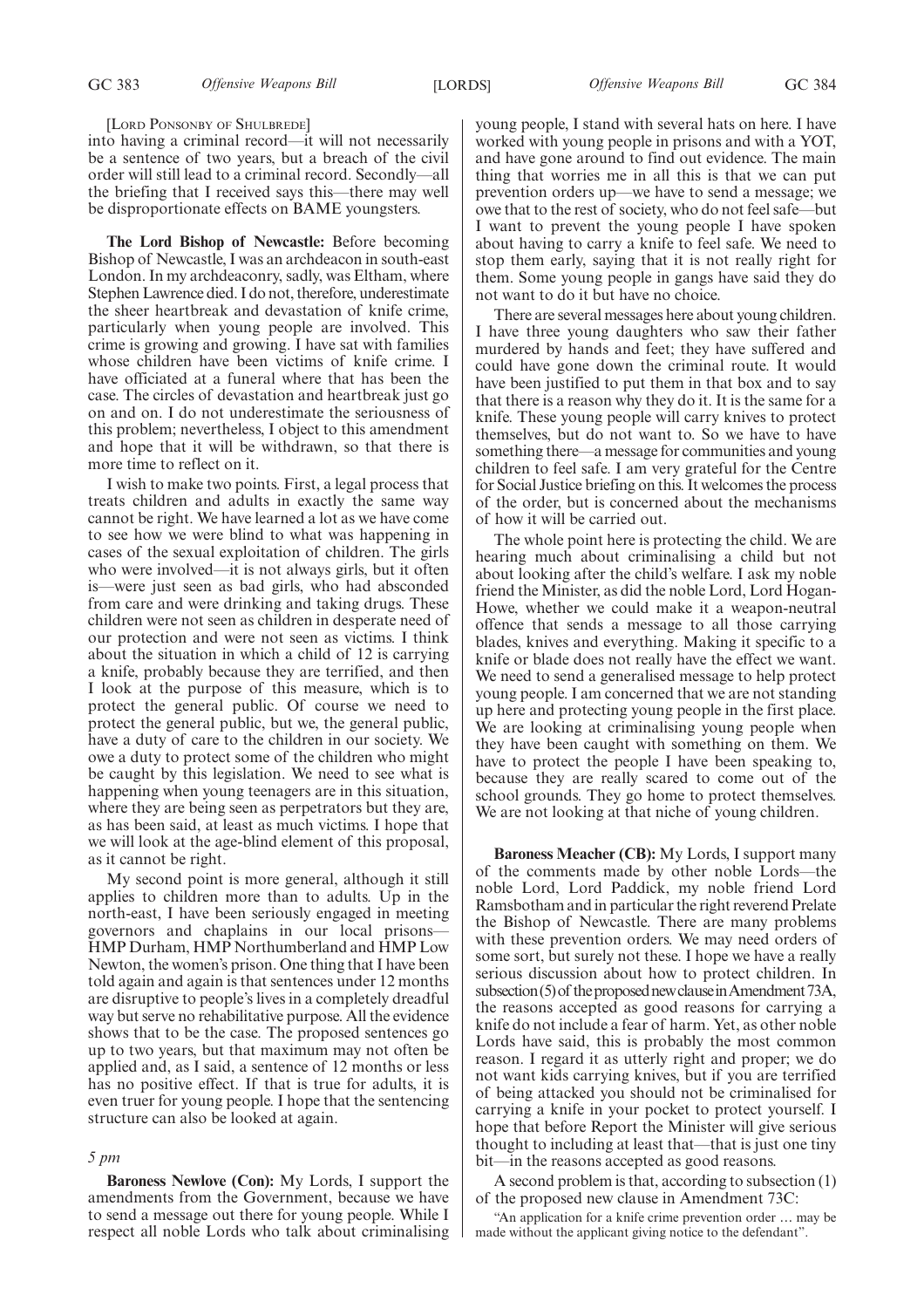[Lord Ponsonby of Shulbrede]

into having a criminal record—it will not necessarily be a sentence of two years, but a breach of the civil order will still lead to a criminal record. Secondly—all the briefing that I received says this—there may well be disproportionate effects on BAME youngsters.

**The Lord Bishop of Newcastle:** Before becoming Bishop of Newcastle, I was an archdeacon in south-east London. In my archdeaconry, sadly, was Eltham, where Stephen Lawrence died. I do not, therefore, underestimate the sheer heartbreak and devastation of knife crime, particularly when young people are involved. This crime is growing and growing. I have sat with families whose children have been victims of knife crime. I have officiated at a funeral where that has been the case. The circles of devastation and heartbreak just go on and on. I do not underestimate the seriousness of this problem; nevertheless, I object to this amendment and hope that it will be withdrawn, so that there is more time to reflect on it.

I wish to make two points. First, a legal process that treats children and adults in exactly the same way cannot be right. We have learned a lot as we have come to see how we were blind to what was happening in cases of the sexual exploitation of children. The girls who were involved—it is not always girls, but it often is—were just seen as bad girls, who had absconded from care and were drinking and taking drugs. These children were not seen as children in desperate need of our protection and were not seen as victims. I think about the situation in which a child of 12 is carrying a knife, probably because they are terrified, and then I look at the purpose of this measure, which is to protect the general public. Of course we need to protect the general public, but we, the general public, have a duty of care to the children in our society. We owe a duty to protect some of the children who might be caught by this legislation. We need to see what is happening when young teenagers are in this situation, where they are being seen as perpetrators but they are, as has been said, at least as much victims. I hope that we will look at the age-blind element of this proposal, as it cannot be right.

My second point is more general, although it still applies to children more than to adults. Up in the north-east, I have been seriously engaged in meeting governors and chaplains in our local prisons—HMP Durham, HMP Northumberland and HMP Low Newton, the women's prison. One thing that I have been told again and again is that sentences under 12 months are disruptive to people's lives in a completely dreadful way but serve no rehabilitative purpose. All the evidence shows that to be the case. The proposed sentences go up to two years, but that maximum may not often be applied and, as I said, a sentence of 12 months or less has no positive effect. If that is true for adults, it is even truer for young people. I hope that the sentencing structure can also be looked at again.

*5 pm*

**Baroness Newlove (Con):** My Lords, I support the amendments from the Government, because we have to send a message out there for young people. While I respect all noble Lords who talk about criminalising young people, I stand with several hats on here. I have worked with young people in prisons and with a YOT, and have gone around to find out evidence. The main thing that worries me in all this is that we can put prevention orders up—we have to send a message; we owe that to the rest of society, who do not feel safe—but I want to prevent the young people I have spoken about having to carry a knife to feel safe. We need to stop them early, saying that it is not really right for them. Some young people in gangs have said they do not want to do it but have no choice.

There are several messages here about young children. I have three young daughters who saw their father murdered by hands and feet; they have suffered and could have gone down the criminal route. It would have been justified to put them in that box and to say that there is a reason why they do it. It is the same for a knife. These young people will carry knives to protect themselves, but do not want to. So we have to have something there—a message for communities and young children to feel safe. I am very grateful for the Centre for Social Justice briefing on this. It welcomes the process of the order, but is concerned about the mechanisms of how it will be carried out.

The whole point here is protecting the child. We are hearing much about criminalising a child but not about looking after the child's welfare. I ask my noble friend the Minister, as did the noble Lord, Lord Hogan-Howe, whether we could make it a weapon-neutral offence that sends a message to all those carrying blades, knives and everything. Making it specific to a knife or blade does not really have the effect we want. We need to send a generalised message to help protect young people. I am concerned that we are not standing up here and protecting young people in the first place. We are looking at criminalising young people when they have been caught with something on them. We have to protect the people I have been speaking to, because they are really scared to come out of the school grounds. They go home to protect themselves. We are not looking at that niche of young children.

**Baroness Meacher (CB):** My Lords, I support many of the comments made by other noble Lords—the noble Lord, Lord Paddick, my noble friend Lord Ramsbotham and in particular the right reverend Prelate the Bishop of Newcastle. There are many problems with these prevention orders. We may need orders of some sort, but surely not these. I hope we have a really serious discussion about how to protect children. In subsection (5) of the proposed new clause in Amendment 73A, the reasons accepted as good reasons for carrying a knife do not include a fear of harm. Yet, as other noble Lords have said, this is probably the most common reason. I regard it as utterly right and proper; we do not want kids carrying knives, but if you are terrified of being attacked you should not be criminalised for carrying a knife in your pocket to protect yourself. I hope that before Report the Minister will give serious thought to including at least that—that is just one tiny bit—in the reasons accepted as good reasons.

A second problem is that, according to subsection (1) of the proposed new clause in Amendment 73C:

"An application for a knife crime prevention order … may be made without the applicant giving notice to the defendant".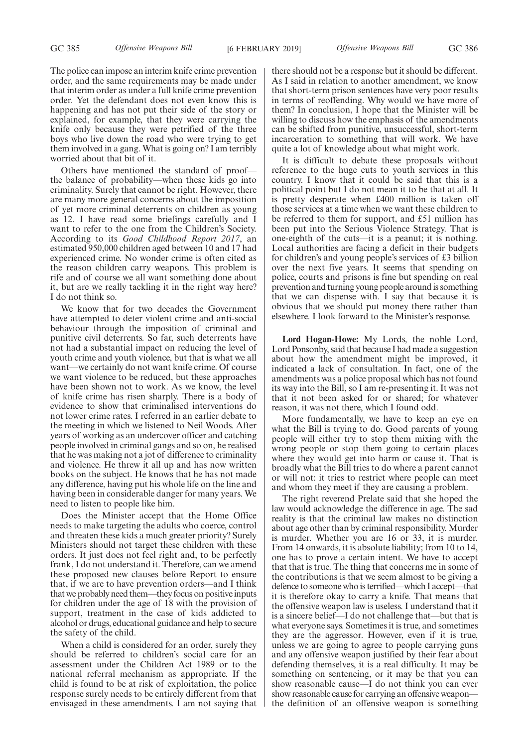The police can impose an interim knife crime prevention order, and the same requirements may be made under that interim order as under a full knife crime prevention order. Yet the defendant does not even know this is happening and has not put their side of the story or explained, for example, that they were carrying the knife only because they were petrified of the three boys who live down the road who were trying to get them involved in a gang. What is going on? I am terribly worried about that bit of it.

Others have mentioned the standard of proof—the balance of probability—when these kids go into criminality. Surely that cannot be right. However, there are many more general concerns about the imposition of yet more criminal deterrents on children as young as 12. I have read some briefings carefully and I want to refer to the one from the Children's Society. According to its *Good Childhood Report 2017*, an estimated 950,000 children aged between 10 and 17 had experienced crime. No wonder crime is often cited as the reason children carry weapons. This problem is rife and of course we all want something done about it, but are we really tackling it in the right way here? I do not think so.

We know that for two decades the Government have attempted to deter violent crime and anti-social behaviour through the imposition of criminal and punitive civil deterrents. So far, such deterrents have not had a substantial impact on reducing the level of youth crime and youth violence, but that is what we all want—we certainly do not want knife crime. Of course we want violence to be reduced, but these approaches have been shown not to work. As we know, the level of knife crime has risen sharply. There is a body of evidence to show that criminalised interventions do not lower crime rates. I referred in an earlier debate to the meeting in which we listened to Neil Woods. After years of working as an undercover officer and catching people involved in criminal gangs and so on, he realised that he was making not a jot of difference to criminality and violence. He threw it all up and has now written books on the subject. He knows that he has not made any difference, having put his whole life on the line and having been in considerable danger for many years. We need to listen to people like him.

Does the Minister accept that the Home Office needs to make targeting the adults who coerce, control and threaten these kids a much greater priority? Surely Ministers should not target these children with these orders. It just does not feel right and, to be perfectly frank, I do not understand it. Therefore, can we amend these proposed new clauses before Report to ensure that, if we are to have prevention orders—and I think that we probably need them—they focus on positive inputs for children under the age of 18 with the provision of support, treatment in the case of kids addicted to alcohol or drugs, educational guidance and help to secure the safety of the child.

When a child is considered for an order, surely they should be referred to children's social care for an assessment under the Children Act 1989 or to the national referral mechanism as appropriate. If the child is found to be at risk of exploitation, the police response surely needs to be entirely different from that envisaged in these amendments. I am not saying that there should not be a response but it should be different. As I said in relation to another amendment, we know that short-term prison sentences have very poor results in terms of reoffending. Why would we have more of them? In conclusion, I hope that the Minister will be willing to discuss how the emphasis of the amendments can be shifted from punitive, unsuccessful, short-term incarceration to something that will work. We have quite a lot of knowledge about what might work.

It is difficult to debate these proposals without reference to the huge cuts to youth services in this country. I know that it could be said that this is a political point but I do not mean it to be that at all. It is pretty desperate when £400 million is taken off those services at a time when we want these children to be referred to them for support, and £51 million has been put into the Serious Violence Strategy. That is one-eighth of the cuts—it is a peanut; it is nothing. Local authorities are facing a deficit in their budgets for children's and young people's services of £3 billion over the next five years. It seems that spending on police, courts and prisons is fine but spending on real prevention and turning young people around is something that we can dispense with. I say that because it is obvious that we should put money there rather than elsewhere. I look forward to the Minister's response.

**Lord Hogan-Howe:** My Lords, the noble Lord, Lord Ponsonby, said that because I had made a suggestion about how the amendment might be improved, it indicated a lack of consultation. In fact, one of the amendments was a police proposal which has not found its way into the Bill, so I am re-presenting it. It was not that it not been asked for or shared; for whatever reason, it was not there, which I found odd.

More fundamentally, we have to keep an eye on what the Bill is trying to do. Good parents of young people will either try to stop them mixing with the wrong people or stop them going to certain places where they would get into harm or cause it. That is broadly what the Bill tries to do where a parent cannot or will not: it tries to restrict where people can meet and whom they meet if they are causing a problem.

The right reverend Prelate said that she hoped the law would acknowledge the difference in age. The sad reality is that the criminal law makes no distinction about age other than by criminal responsibility. Murder is murder. Whether you are 16 or 33, it is murder. From 14 onwards, it is absolute liability; from 10 to 14, one has to prove a certain intent. We have to accept that that is true. The thing that concerns me in some of the contributions is that we seem almost to be giving a defence to someone who is terrified—which I accept—that it is therefore okay to carry a knife. That means that the offensive weapon law is useless. I understand that it is a sincere belief—I do not challenge that—but that is what everyone says. Sometimes it is true, and sometimes they are the aggressor. However, even if it is true, unless we are going to agree to people carrying guns and any offensive weapon justified by their fear about defending themselves, it is a real difficulty. It may be something on sentencing, or it may be that you can show reasonable cause—I do not think you can ever show reasonable cause for carrying an offensive weapon—the definition of an offensive weapon is something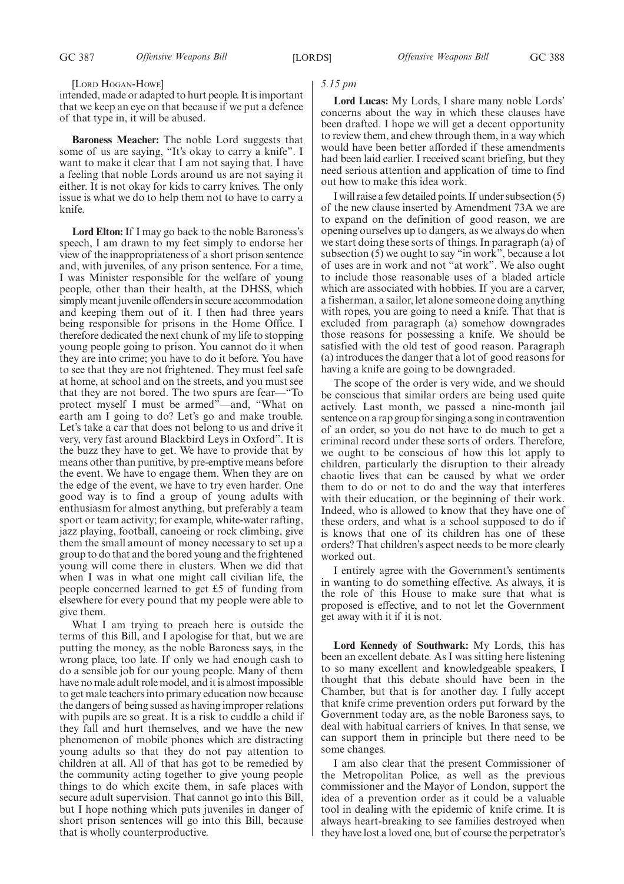[Lord Hogan-Howe]

intended, made or adapted to hurt people. It is important that we keep an eye on that because if we put a defence of that type in, it will be abused.

**Baroness Meacher:** The noble Lord suggests that some of us are saying, "It's okay to carry a knife". I want to make it clear that I am not saying that. I have a feeling that noble Lords around us are not saying it either. It is not okay for kids to carry knives. The only issue is what we do to help them not to have to carry a knife.

**Lord Elton:** If I may go back to the noble Baroness's speech, I am drawn to my feet simply to endorse her view of the inappropriateness of a short prison sentence and, with juveniles, of any prison sentence. For a time, I was Minister responsible for the welfare of young people, other than their health, at the DHSS, which simply meant juvenile offenders in secure accommodation and keeping them out of it. I then had three years being responsible for prisons in the Home Office. I therefore dedicated the next chunk of my life to stopping young people going to prison. You cannot do it when they are into crime; you have to do it before. You have to see that they are not frightened. They must feel safe at home, at school and on the streets, and you must see that they are not bored. The two spurs are fear—"To protect myself I must be armed"—and, "What on earth am I going to do? Let's go and make trouble. Let's take a car that does not belong to us and drive it very, very fast around Blackbird Leys in Oxford". It is the buzz they have to get. We have to provide that by means other than punitive, by pre-emptive means before the event. We have to engage them. When they are on the edge of the event, we have to try even harder. One good way is to find a group of young adults with enthusiasm for almost anything, but preferably a team sport or team activity; for example, white-water rafting, jazz playing, football, canoeing or rock climbing, give them the small amount of money necessary to set up a group to do that and the bored young and the frightened young will come there in clusters. When we did that when I was in what one might call civilian life, the people concerned learned to get £5 of funding from elsewhere for every pound that my people were able to give them.

What I am trying to preach here is outside the terms of this Bill, and I apologise for that, but we are putting the money, as the noble Baroness says, in the wrong place, too late. If only we had enough cash to do a sensible job for our young people. Many of them have no male adult role model, and it is almost impossible to get male teachers into primary education now because the dangers of being sussed as having improper relations with pupils are so great. It is a risk to cuddle a child if they fall and hurt themselves, and we have the new phenomenon of mobile phones which are distracting young adults so that they do not pay attention to children at all. All of that has got to be remedied by the community acting together to give young people things to do which excite them, in safe places with secure adult supervision. That cannot go into this Bill, but I hope nothing which puts juveniles in danger of short prison sentences will go into this Bill, because that is wholly counterproductive.

*5.15 pm*

**Lord Lucas:** My Lords, I share many noble Lords' concerns about the way in which these clauses have been drafted. I hope we will get a decent opportunity to review them, and chew through them, in a way which would have been better afforded if these amendments had been laid earlier. I received scant briefing, but they need serious attention and application of time to find out how to make this idea work.

I will raise a few detailed points. If under subsection (5) of the new clause inserted by Amendment 73A we are to expand on the definition of good reason, we are opening ourselves up to dangers, as we always do when we start doing these sorts of things. In paragraph (a) of subsection (5) we ought to say "in work", because a lot of uses are in work and not "at work". We also ought to include those reasonable uses of a bladed article which are associated with hobbies. If you are a carver, a fisherman, a sailor, let alone someone doing anything with ropes, you are going to need a knife. That that is excluded from paragraph (a) somehow downgrades those reasons for possessing a knife. We should be satisfied with the old test of good reason. Paragraph (a) introduces the danger that a lot of good reasons for having a knife are going to be downgraded.

The scope of the order is very wide, and we should be conscious that similar orders are being used quite actively. Last month, we passed a nine-month jail sentence on a rap group for singing a song in contravention of an order, so you do not have to do much to get a criminal record under these sorts of orders. Therefore, we ought to be conscious of how this lot apply to children, particularly the disruption to their already chaotic lives that can be caused by what we order them to do or not to do and the way that interferes with their education, or the beginning of their work. Indeed, who is allowed to know that they have one of these orders, and what is a school supposed to do if is knows that one of its children has one of these orders? That children's aspect needs to be more clearly worked out.

I entirely agree with the Government's sentiments in wanting to do something effective. As always, it is the role of this House to make sure that what is proposed is effective, and to not let the Government get away with it if it is not.

**Lord Kennedy of Southwark:** My Lords, this has been an excellent debate. As I was sitting here listening to so many excellent and knowledgeable speakers, I thought that this debate should have been in the Chamber, but that is for another day. I fully accept that knife crime prevention orders put forward by the Government today are, as the noble Baroness says, to deal with habitual carriers of knives. In that sense, we can support them in principle but there need to be some changes.

I am also clear that the present Commissioner of the Metropolitan Police, as well as the previous commissioner and the Mayor of London, support the idea of a prevention order as it could be a valuable tool in dealing with the epidemic of knife crime. It is always heart-breaking to see families destroyed when they have lost a loved one, but of course the perpetrator's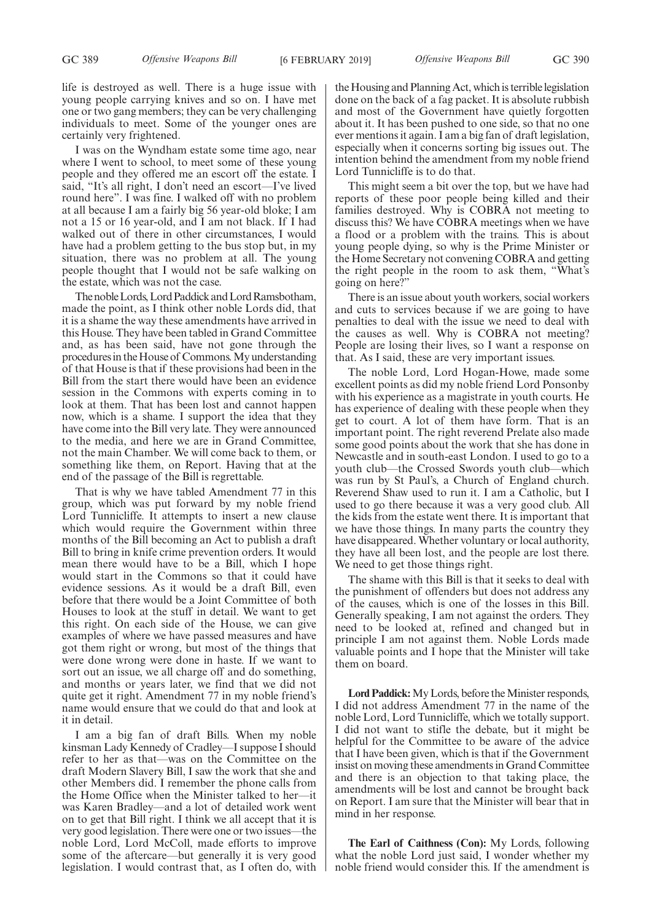life is destroyed as well. There is a huge issue with young people carrying knives and so on. I have met one or two gang members; they can be very challenging individuals to meet. Some of the younger ones are certainly very frightened.

I was on the Wyndham estate some time ago, near where I went to school, to meet some of these young people and they offered me an escort off the estate. I said, "It's all right, I don't need an escort—I've lived round here". I was fine. I walked off with no problem at all because I am a fairly big 56 year-old bloke; I am not a 15 or 16 year-old, and I am not black. If I had walked out of there in other circumstances, I would have had a problem getting to the bus stop but, in my situation, there was no problem at all. The young people thought that I would not be safe walking on the estate, which was not the case.

The noble Lords, Lord Paddick and Lord Ramsbotham, made the point, as I think other noble Lords did, that it is a shame the way these amendments have arrived in this House. They have been tabled in Grand Committee and, as has been said, have not gone through the procedures in the House of Commons. My understanding of that House is that if these provisions had been in the Bill from the start there would have been an evidence session in the Commons with experts coming in to look at them. That has been lost and cannot happen now, which is a shame. I support the idea that they have come into the Bill very late. They were announced to the media, and here we are in Grand Committee, not the main Chamber. We will come back to them, or something like them, on Report. Having that at the end of the passage of the Bill is regrettable.

That is why we have tabled Amendment 77 in this group, which was put forward by my noble friend Lord Tunnicliffe. It attempts to insert a new clause which would require the Government within three months of the Bill becoming an Act to publish a draft Bill to bring in knife crime prevention orders. It would mean there would have to be a Bill, which I hope would start in the Commons so that it could have evidence sessions. As it would be a draft Bill, even before that there would be a Joint Committee of both Houses to look at the stuff in detail. We want to get this right. On each side of the House, we can give examples of where we have passed measures and have got them right or wrong, but most of the things that were done wrong were done in haste. If we want to sort out an issue, we all charge off and do something, and months or years later, we find that we did not quite get it right. Amendment 77 in my noble friend's name would ensure that we could do that and look at it in detail.

I am a big fan of draft Bills. When my noble kinsman Lady Kennedy of Cradley—I suppose I should refer to her as that—was on the Committee on the draft Modern Slavery Bill, I saw the work that she and other Members did. I remember the phone calls from the Home Office when the Minister talked to her—it was Karen Bradley—and a lot of detailed work went on to get that Bill right. I think we all accept that it is very good legislation. There were one or two issues—the noble Lord, Lord McColl, made efforts to improve some of the aftercare—but generally it is very good legislation. I would contrast that, as I often do, with the Housing and Planning Act, which is terrible legislation done on the back of a fag packet. It is absolute rubbish and most of the Government have quietly forgotten about it. It has been pushed to one side, so that no one ever mentions it again. I am a big fan of draft legislation, especially when it concerns sorting big issues out. The intention behind the amendment from my noble friend Lord Tunnicliffe is to do that.

This might seem a bit over the top, but we have had reports of these poor people being killed and their families destroyed. Why is COBRA not meeting to discuss this? We have COBRA meetings when we have a flood or a problem with the trains. This is about young people dying, so why is the Prime Minister or the Home Secretary not convening COBRA and getting the right people in the room to ask them, "What's going on here?"

There is an issue about youth workers, social workers and cuts to services because if we are going to have penalties to deal with the issue we need to deal with the causes as well. Why is COBRA not meeting? People are losing their lives, so I want a response on that. As I said, these are very important issues.

The noble Lord, Lord Hogan-Howe, made some excellent points as did my noble friend Lord Ponsonby with his experience as a magistrate in youth courts. He has experience of dealing with these people when they get to court. A lot of them have form. That is an important point. The right reverend Prelate also made some good points about the work that she has done in Newcastle and in south-east London. I used to go to a youth club—the Crossed Swords youth club—which was run by St Paul's, a Church of England church. Reverend Shaw used to run it. I am a Catholic, but I used to go there because it was a very good club. All the kids from the estate went there. It is important that we have those things. In many parts the country they have disappeared. Whether voluntary or local authority, they have all been lost, and the people are lost there. We need to get those things right.

The shame with this Bill is that it seeks to deal with the punishment of offenders but does not address any of the causes, which is one of the losses in this Bill. Generally speaking, I am not against the orders. They need to be looked at, refined and changed but in principle I am not against them. Noble Lords made valuable points and I hope that the Minister will take them on board.

**Lord Paddick:** My Lords, before the Minister responds, I did not address Amendment 77 in the name of the noble Lord, Lord Tunnicliffe, which we totally support. I did not want to stifle the debate, but it might be helpful for the Committee to be aware of the advice that I have been given, which is that if the Government insist on moving these amendments in Grand Committee and there is an objection to that taking place, the amendments will be lost and cannot be brought back on Report. I am sure that the Minister will bear that in mind in her response.

**The Earl of Caithness (Con):** My Lords, following what the noble Lord just said, I wonder whether my noble friend would consider this. If the amendment is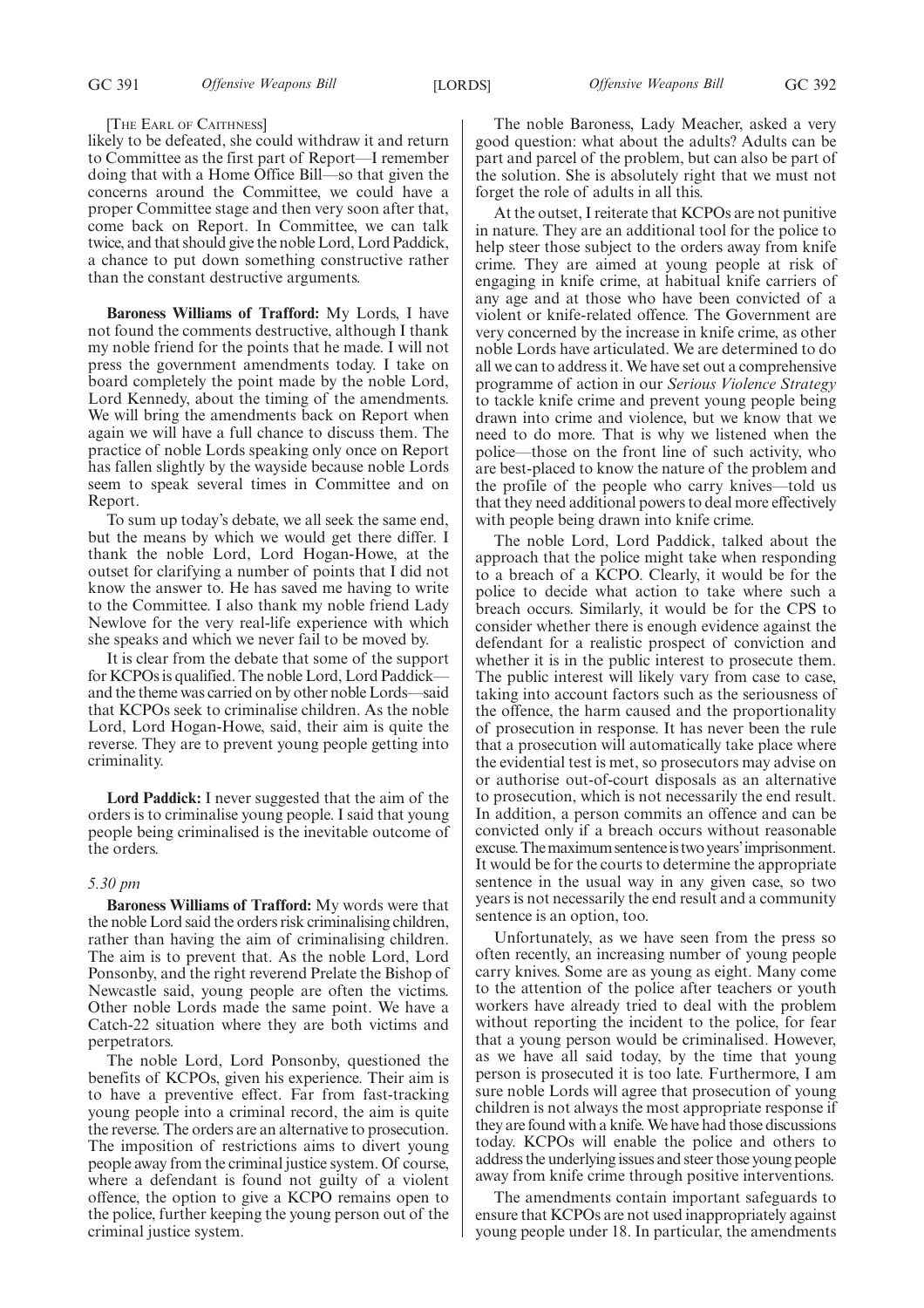[The Earl of Caithness]

likely to be defeated, she could withdraw it and return to Committee as the first part of Report—I remember doing that with a Home Office Bill—so that given the concerns around the Committee, we could have a proper Committee stage and then very soon after that, come back on Report. In Committee, we can talk twice, and that should give the noble Lord, Lord Paddick, a chance to put down something constructive rather than the constant destructive arguments.

**Baroness Williams of Trafford:** My Lords, I have not found the comments destructive, although I thank my noble friend for the points that he made. I will not press the government amendments today. I take on board completely the point made by the noble Lord, Lord Kennedy, about the timing of the amendments. We will bring the amendments back on Report when again we will have a full chance to discuss them. The practice of noble Lords speaking only once on Report has fallen slightly by the wayside because noble Lords seem to speak several times in Committee and on Report.

To sum up today's debate, we all seek the same end, but the means by which we would get there differ. I thank the noble Lord, Lord Hogan-Howe, at the outset for clarifying a number of points that I did not know the answer to. He has saved me having to write to the Committee. I also thank my noble friend Lady Newlove for the very real-life experience with which she speaks and which we never fail to be moved by.

It is clear from the debate that some of the support for KCPOs is qualified. The noble Lord, Lord Paddick—and the theme was carried on by other noble Lords—said that KCPOs seek to criminalise children. As the noble Lord, Lord Hogan-Howe, said, their aim is quite the reverse. They are to prevent young people getting into criminality.

**Lord Paddick:** I never suggested that the aim of the orders is to criminalise young people. I said that young people being criminalised is the inevitable outcome of the orders.

*5.30 pm*

**Baroness Williams of Trafford:** My words were that the noble Lord said the orders risk criminalising children, rather than having the aim of criminalising children. The aim is to prevent that. As the noble Lord, Lord Ponsonby, and the right reverend Prelate the Bishop of Newcastle said, young people are often the victims. Other noble Lords made the same point. We have a Catch-22 situation where they are both victims and perpetrators.

The noble Lord, Lord Ponsonby, questioned the benefits of KCPOs, given his experience. Their aim is to have a preventive effect. Far from fast-tracking young people into a criminal record, the aim is quite the reverse. The orders are an alternative to prosecution. The imposition of restrictions aims to divert young people away from the criminal justice system. Of course, where a defendant is found not guilty of a violent offence, the option to give a KCPO remains open to the police, further keeping the young person out of the criminal justice system.

The noble Baroness, Lady Meacher, asked a very good question: what about the adults? Adults can be part and parcel of the problem, but can also be part of the solution. She is absolutely right that we must not forget the role of adults in all this.

At the outset, I reiterate that KCPOs are not punitive in nature. They are an additional tool for the police to help steer those subject to the orders away from knife crime. They are aimed at young people at risk of engaging in knife crime, at habitual knife carriers of any age and at those who have been convicted of a violent or knife-related offence. The Government are very concerned by the increase in knife crime, as other noble Lords have articulated. We are determined to do all we can to address it. We have set out a comprehensive programme of action in our *Serious Violence Strategy* to tackle knife crime and prevent young people being drawn into crime and violence, but we know that we need to do more. That is why we listened when the police—those on the front line of such activity, who are best-placed to know the nature of the problem and the profile of the people who carry knives—told us that they need additional powers to deal more effectively with people being drawn into knife crime.

The noble Lord, Lord Paddick, talked about the approach that the police might take when responding to a breach of a KCPO. Clearly, it would be for the police to decide what action to take where such a breach occurs. Similarly, it would be for the CPS to consider whether there is enough evidence against the defendant for a realistic prospect of conviction and whether it is in the public interest to prosecute them. The public interest will likely vary from case to case, taking into account factors such as the seriousness of the offence, the harm caused and the proportionality of prosecution in response. It has never been the rule that a prosecution will automatically take place where the evidential test is met, so prosecutors may advise on or authorise out-of-court disposals as an alternative to prosecution, which is not necessarily the end result. In addition, a person commits an offence and can be convicted only if a breach occurs without reasonable excuse. The maximum sentence is two years' imprisonment. It would be for the courts to determine the appropriate sentence in the usual way in any given case, so two years is not necessarily the end result and a community sentence is an option, too.

Unfortunately, as we have seen from the press so often recently, an increasing number of young people carry knives. Some are as young as eight. Many come to the attention of the police after teachers or youth workers have already tried to deal with the problem without reporting the incident to the police, for fear that a young person would be criminalised. However, as we have all said today, by the time that young person is prosecuted it is too late. Furthermore, I am sure noble Lords will agree that prosecution of young children is not always the most appropriate response if they are found with a knife. We have had those discussions today. KCPOs will enable the police and others to address the underlying issues and steer those young people away from knife crime through positive interventions.

The amendments contain important safeguards to ensure that KCPOs are not used inappropriately against young people under 18. In particular, the amendments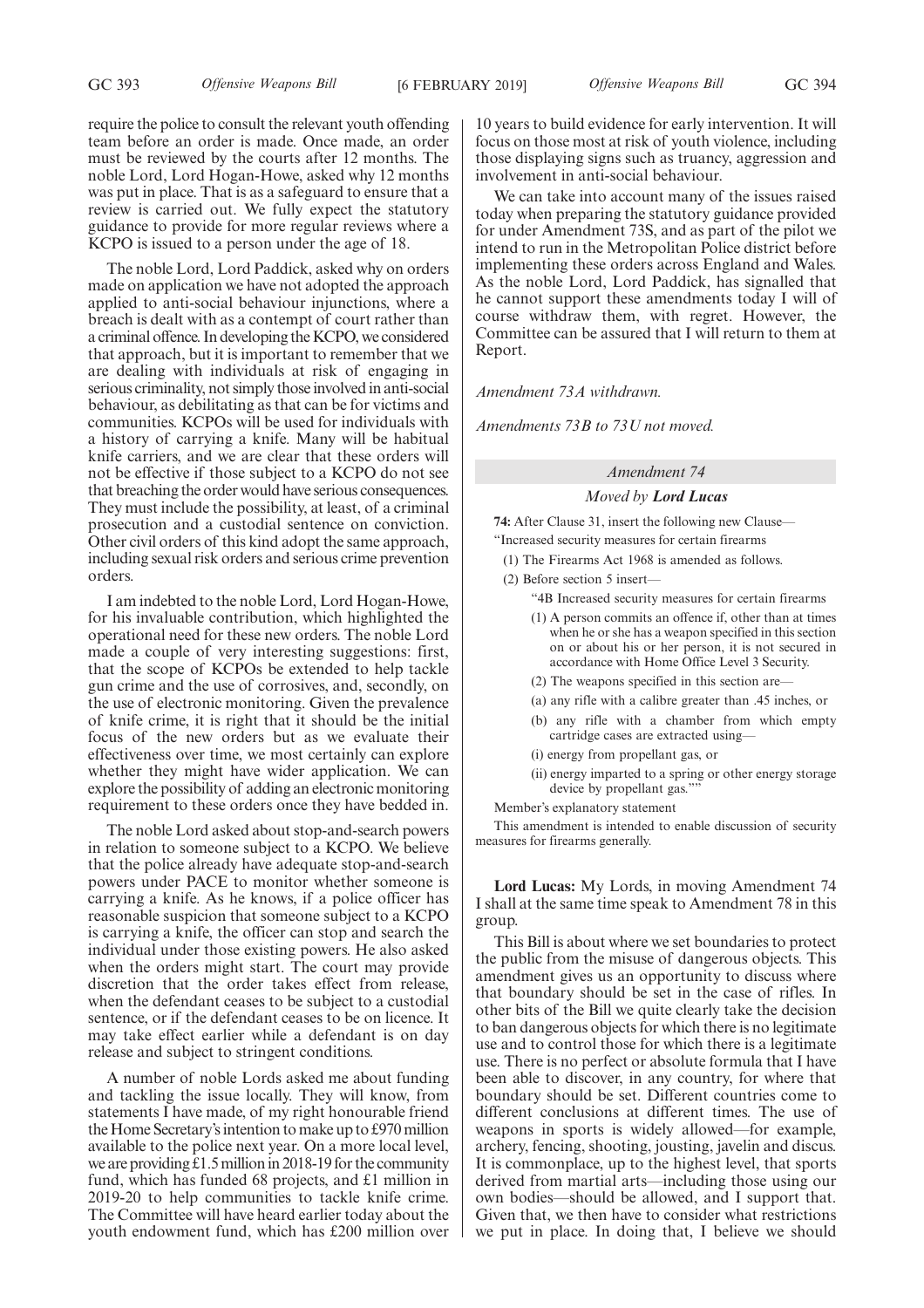require the police to consult the relevant youth offending team before an order is made. Once made, an order must be reviewed by the courts after 12 months. The noble Lord, Lord Hogan-Howe, asked why 12 months was put in place. That is as a safeguard to ensure that a review is carried out. We fully expect the statutory guidance to provide for more regular reviews where a KCPO is issued to a person under the age of 18.

The noble Lord, Lord Paddick, asked why on orders made on application we have not adopted the approach applied to anti-social behaviour injunctions, where a breach is dealt with as a contempt of court rather than a criminal offence. In developing the KCPO, we considered that approach, but it is important to remember that we are dealing with individuals at risk of engaging in serious criminality, not simply those involved in anti-social behaviour, as debilitating as that can be for victims and communities. KCPOs will be used for individuals with a history of carrying a knife. Many will be habitual knife carriers, and we are clear that these orders will not be effective if those subject to a KCPO do not see that breaching the order would have serious consequences. They must include the possibility, at least, of a criminal prosecution and a custodial sentence on conviction. Other civil orders of this kind adopt the same approach, including sexual risk orders and serious crime prevention orders.

I am indebted to the noble Lord, Lord Hogan-Howe, for his invaluable contribution, which highlighted the operational need for these new orders. The noble Lord made a couple of very interesting suggestions: first, that the scope of KCPOs be extended to help tackle gun crime and the use of corrosives, and, secondly, on the use of electronic monitoring. Given the prevalence of knife crime, it is right that it should be the initial focus of the new orders but as we evaluate their effectiveness over time, we most certainly can explore whether they might have wider application. We can explore the possibility of adding an electronic monitoring requirement to these orders once they have bedded in.

The noble Lord asked about stop-and-search powers in relation to someone subject to a KCPO. We believe that the police already have adequate stop-and-search powers under PACE to monitor whether someone is carrying a knife. As he knows, if a police officer has reasonable suspicion that someone subject to a KCPO is carrying a knife, the officer can stop and search the individual under those existing powers. He also asked when the orders might start. The court may provide discretion that the order takes effect from release, when the defendant ceases to be subject to a custodial sentence, or if the defendant ceases to be on licence. It may take effect earlier while a defendant is on day release and subject to stringent conditions.

A number of noble Lords asked me about funding and tackling the issue locally. They will know, from statements I have made, of my right honourable friend the Home Secretary's intention to make up to £970 million available to the police next year. On a more local level, we are providing £1.5 million in 2018-19 for the community fund, which has funded 68 projects, and £1 million in 2019-20 to help communities to tackle knife crime. The Committee will have heard earlier today about the youth endowment fund, which has £200 million over 10 years to build evidence for early intervention. It will focus on those most at risk of youth violence, including those displaying signs such as truancy, aggression and involvement in anti-social behaviour.

We can take into account many of the issues raised today when preparing the statutory guidance provided for under Amendment 73S, and as part of the pilot we intend to run in the Metropolitan Police district before implementing these orders across England and Wales. As the noble Lord, Lord Paddick, has signalled that he cannot support these amendments today I will of course withdraw them, with regret. However, the Committee can be assured that I will return to them at Report.

*Amendment 73A withdrawn.*

*Amendments 73B to 73U not moved.*

## *Amendment 74*

### *Moved by* ***Lord Lucas***

**74:** After Clause 31, insert the following new Clause—

"Increased security measures for certain firearms

(1) The Firearms Act 1968 is amended as follows.

(2) Before section 5 insert—

"4B Increased security measures for certain firearms

(1) A person commits an offence if, other than at times when he or she has a weapon specified in this section on or about his or her person, it is not secured in accordance with Home Office Level 3 Security.

(2) The weapons specified in this section are—

(a) any rifle with a calibre greater than .45 inches, or

(b) any rifle with a chamber from which empty cartridge cases are extracted using—

(i) energy from propellant gas, or

(ii) energy imparted to a spring or other energy storage device by propellant gas.""

Member's explanatory statement

This amendment is intended to enable discussion of security measures for firearms generally.

**Lord Lucas:** My Lords, in moving Amendment 74 I shall at the same time speak to Amendment 78 in this group.

This Bill is about where we set boundaries to protect the public from the misuse of dangerous objects. This amendment gives us an opportunity to discuss where that boundary should be set in the case of rifles. In other bits of the Bill we quite clearly take the decision to ban dangerous objects for which there is no legitimate use and to control those for which there is a legitimate use. There is no perfect or absolute formula that I have been able to discover, in any country, for where that boundary should be set. Different countries come to different conclusions at different times. The use of weapons in sports is widely allowed—for example, archery, fencing, shooting, jousting, javelin and discus. It is commonplace, up to the highest level, that sports derived from martial arts—including those using our own bodies—should be allowed, and I support that. Given that, we then have to consider what restrictions we put in place. In doing that, I believe we should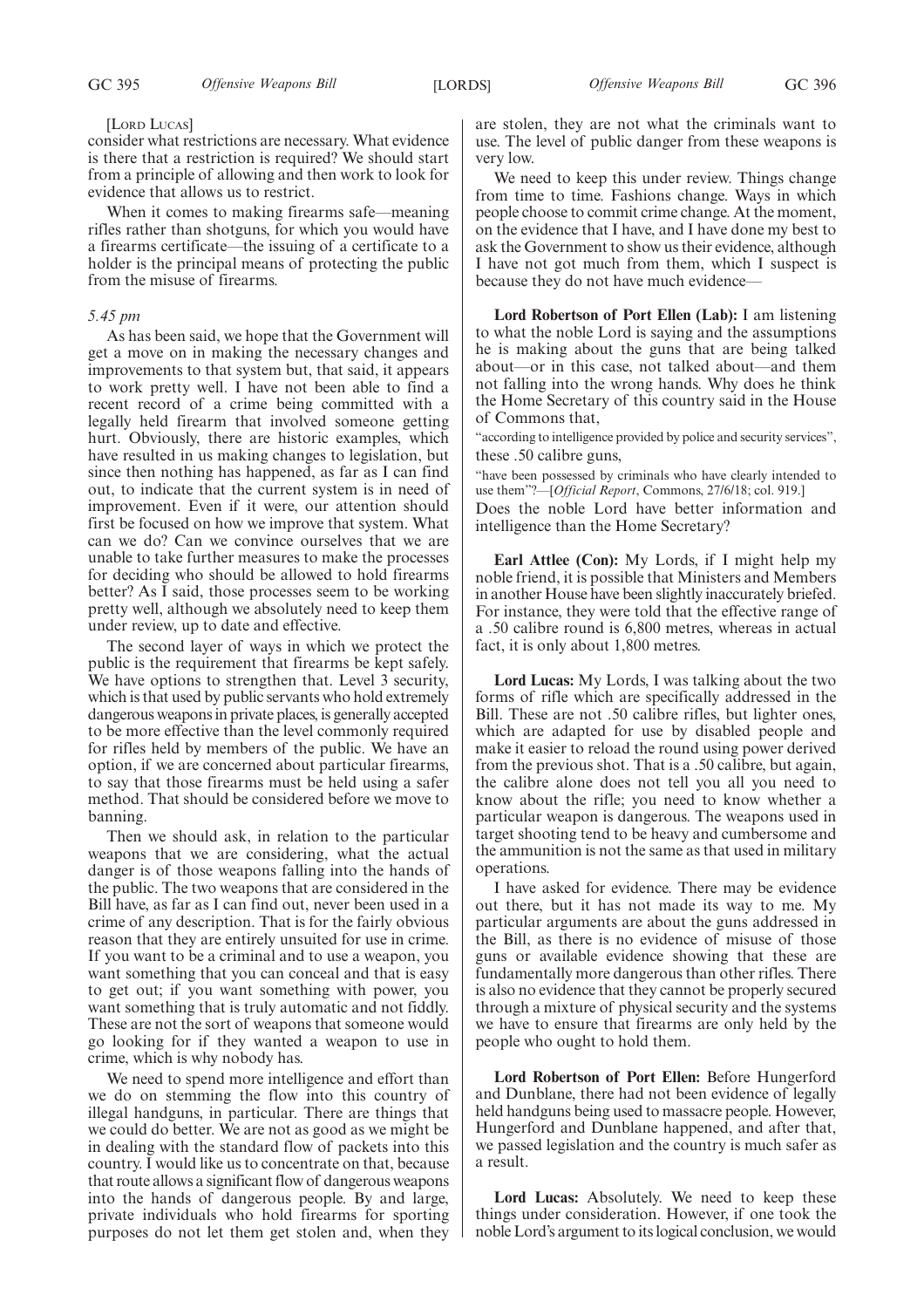[Lord Lucas]

consider what restrictions are necessary. What evidence is there that a restriction is required? We should start from a principle of allowing and then work to look for evidence that allows us to restrict.

When it comes to making firearms safe—meaning rifles rather than shotguns, for which you would have a firearms certificate—the issuing of a certificate to a holder is the principal means of protecting the public from the misuse of firearms.

*5.45 pm*

As has been said, we hope that the Government will get a move on in making the necessary changes and improvements to that system but, that said, it appears to work pretty well. I have not been able to find a recent record of a crime being committed with a legally held firearm that involved someone getting hurt. Obviously, there are historic examples, which have resulted in us making changes to legislation, but since then nothing has happened, as far as I can find out, to indicate that the current system is in need of improvement. Even if it were, our attention should first be focused on how we improve that system. What can we do? Can we convince ourselves that we are unable to take further measures to make the processes for deciding who should be allowed to hold firearms better? As I said, those processes seem to be working pretty well, although we absolutely need to keep them under review, up to date and effective.

The second layer of ways in which we protect the public is the requirement that firearms be kept safely. We have options to strengthen that. Level 3 security, which is that used by public servants who hold extremely dangerous weapons in private places, is generally accepted to be more effective than the level commonly required for rifles held by members of the public. We have an option, if we are concerned about particular firearms, to say that those firearms must be held using a safer method. That should be considered before we move to banning.

Then we should ask, in relation to the particular weapons that we are considering, what the actual danger is of those weapons falling into the hands of the public. The two weapons that are considered in the Bill have, as far as I can find out, never been used in a crime of any description. That is for the fairly obvious reason that they are entirely unsuited for use in crime. If you want to be a criminal and to use a weapon, you want something that you can conceal and that is easy to get out; if you want something with power, you want something that is truly automatic and not fiddly. These are not the sort of weapons that someone would go looking for if they wanted a weapon to use in crime, which is why nobody has.

We need to spend more intelligence and effort than we do on stemming the flow into this country of illegal handguns, in particular. There are things that we could do better. We are not as good as we might be in dealing with the standard flow of packets into this country. I would like us to concentrate on that, because that route allows a significant flow of dangerous weapons into the hands of dangerous people. By and large, private individuals who hold firearms for sporting purposes do not let them get stolen and, when they are stolen, they are not what the criminals want to use. The level of public danger from these weapons is very low.

We need to keep this under review. Things change from time to time. Fashions change. Ways in which people choose to commit crime change. At the moment, on the evidence that I have, and I have done my best to ask the Government to show us their evidence, although I have not got much from them, which I suspect is because they do not have much evidence—

**Lord Robertson of Port Ellen (Lab):** I am listening to what the noble Lord is saying and the assumptions he is making about the guns that are being talked about—or in this case, not talked about—and them not falling into the wrong hands. Why does he think the Home Secretary of this country said in the House of Commons that,

"according to intelligence provided by police and security services",

these .50 calibre guns,

"have been possessed by criminals who have clearly intended to use them"?—[*Official Report*, Commons, 27/6/18; col. 919.]

Does the noble Lord have better information and intelligence than the Home Secretary?

**Earl Attlee (Con):** My Lords, if I might help my noble friend, it is possible that Ministers and Members in another House have been slightly inaccurately briefed. For instance, they were told that the effective range of a .50 calibre round is 6,800 metres, whereas in actual fact, it is only about 1,800 metres.

**Lord Lucas:** My Lords, I was talking about the two forms of rifle which are specifically addressed in the Bill. These are not .50 calibre rifles, but lighter ones, which are adapted for use by disabled people and make it easier to reload the round using power derived from the previous shot. That is a .50 calibre, but again, the calibre alone does not tell you all you need to know about the rifle; you need to know whether a particular weapon is dangerous. The weapons used in target shooting tend to be heavy and cumbersome and the ammunition is not the same as that used in military operations.

I have asked for evidence. There may be evidence out there, but it has not made its way to me. My particular arguments are about the guns addressed in the Bill, as there is no evidence of misuse of those guns or available evidence showing that these are fundamentally more dangerous than other rifles. There is also no evidence that they cannot be properly secured through a mixture of physical security and the systems we have to ensure that firearms are only held by the people who ought to hold them.

**Lord Robertson of Port Ellen:** Before Hungerford and Dunblane, there had not been evidence of legally held handguns being used to massacre people. However, Hungerford and Dunblane happened, and after that, we passed legislation and the country is much safer as a result.

**Lord Lucas:** Absolutely. We need to keep these things under consideration. However, if one took the noble Lord's argument to its logical conclusion, we would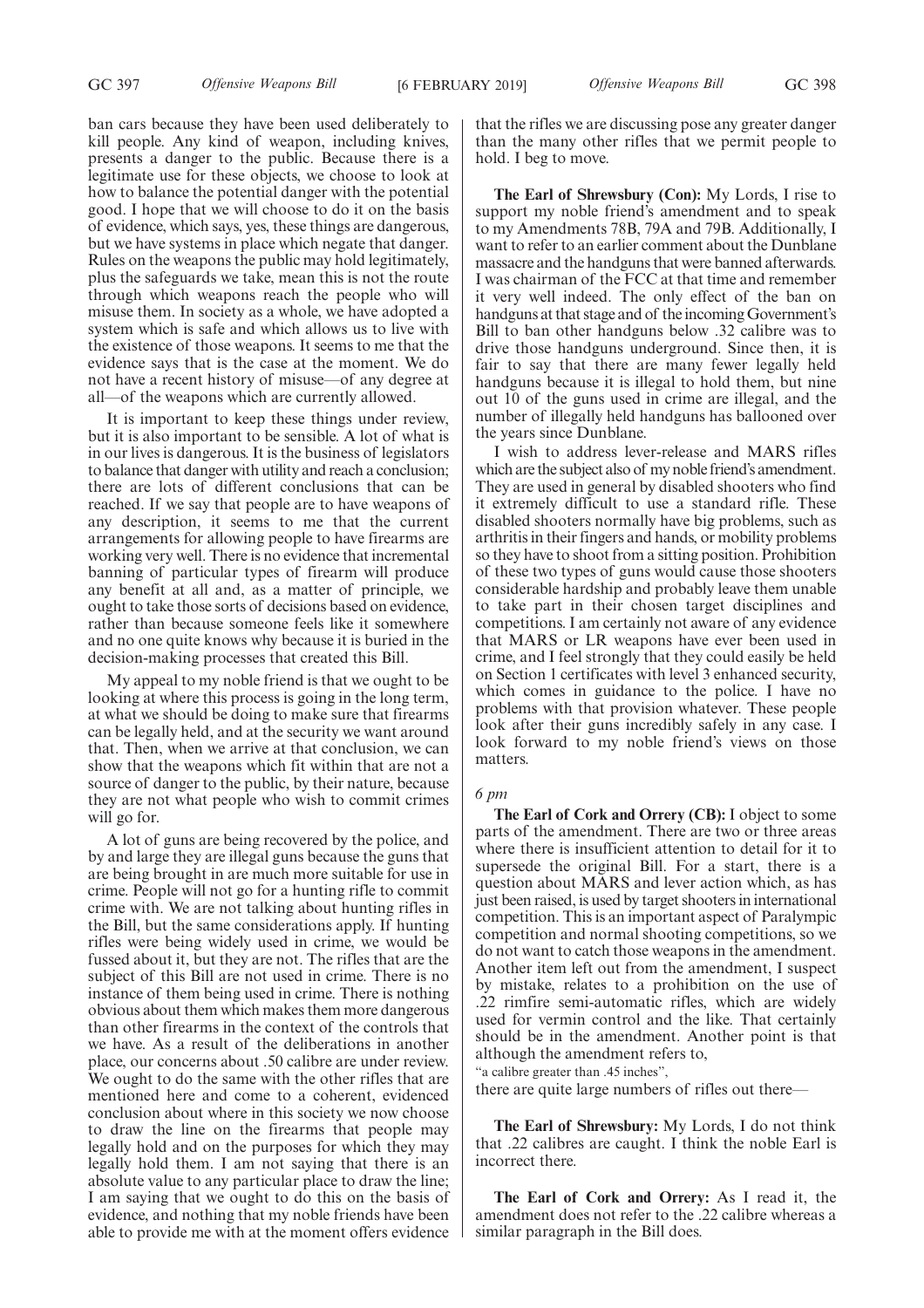ban cars because they have been used deliberately to kill people. Any kind of weapon, including knives, presents a danger to the public. Because there is a legitimate use for these objects, we choose to look at how to balance the potential danger with the potential good. I hope that we will choose to do it on the basis of evidence, which says, yes, these things are dangerous, but we have systems in place which negate that danger. Rules on the weapons the public may hold legitimately, plus the safeguards we take, mean this is not the route through which weapons reach the people who will misuse them. In society as a whole, we have adopted a system which is safe and which allows us to live with the existence of those weapons. It seems to me that the evidence says that is the case at the moment. We do not have a recent history of misuse—of any degree at all—of the weapons which are currently allowed.

It is important to keep these things under review, but it is also important to be sensible. A lot of what is in our lives is dangerous. It is the business of legislators to balance that danger with utility and reach a conclusion; there are lots of different conclusions that can be reached. If we say that people are to have weapons of any description, it seems to me that the current arrangements for allowing people to have firearms are working very well. There is no evidence that incremental banning of particular types of firearm will produce any benefit at all and, as a matter of principle, we ought to take those sorts of decisions based on evidence, rather than because someone feels like it somewhere and no one quite knows why because it is buried in the decision-making processes that created this Bill.

My appeal to my noble friend is that we ought to be looking at where this process is going in the long term, at what we should be doing to make sure that firearms can be legally held, and at the security we want around that. Then, when we arrive at that conclusion, we can show that the weapons which fit within that are not a source of danger to the public, by their nature, because they are not what people who wish to commit crimes will go for.

A lot of guns are being recovered by the police, and by and large they are illegal guns because the guns that are being brought in are much more suitable for use in crime. People will not go for a hunting rifle to commit crime with. We are not talking about hunting rifles in the Bill, but the same considerations apply. If hunting rifles were being widely used in crime, we would be fussed about it, but they are not. The rifles that are the subject of this Bill are not used in crime. There is no instance of them being used in crime. There is nothing obvious about them which makes them more dangerous than other firearms in the context of the controls that we have. As a result of the deliberations in another place, our concerns about .50 calibre are under review. We ought to do the same with the other rifles that are mentioned here and come to a coherent, evidenced conclusion about where in this society we now choose to draw the line on the firearms that people may legally hold and on the purposes for which they may legally hold them. I am not saying that there is an absolute value to any particular place to draw the line; I am saying that we ought to do this on the basis of evidence, and nothing that my noble friends have been able to provide me with at the moment offers evidence that the rifles we are discussing pose any greater danger than the many other rifles that we permit people to hold. I beg to move.

**The Earl of Shrewsbury (Con):** My Lords, I rise to support my noble friend's amendment and to speak to my Amendments 78B, 79A and 79B. Additionally, I want to refer to an earlier comment about the Dunblane massacre and the handguns that were banned afterwards. I was chairman of the FCC at that time and remember it very well indeed. The only effect of the ban on handguns at that stage and of the incoming Government's Bill to ban other handguns below .32 calibre was to drive those handguns underground. Since then, it is fair to say that there are many fewer legally held handguns because it is illegal to hold them, but nine out 10 of the guns used in crime are illegal, and the number of illegally held handguns has ballooned over the years since Dunblane.

I wish to address lever-release and MARS rifles which are the subject also of my noble friend's amendment. They are used in general by disabled shooters who find it extremely difficult to use a standard rifle. These disabled shooters normally have big problems, such as arthritis in their fingers and hands, or mobility problems so they have to shoot from a sitting position. Prohibition of these two types of guns would cause those shooters considerable hardship and probably leave them unable to take part in their chosen target disciplines and competitions. I am certainly not aware of any evidence that MARS or LR weapons have ever been used in crime, and I feel strongly that they could easily be held on Section 1 certificates with level 3 enhanced security, which comes in guidance to the police. I have no problems with that provision whatever. These people look after their guns incredibly safely in any case. I look forward to my noble friend's views on those matters.

*6 pm*

**The Earl of Cork and Orrery (CB):** I object to some parts of the amendment. There are two or three areas where there is insufficient attention to detail for it to supersede the original Bill. For a start, there is a question about MARS and lever action which, as has just been raised, is used by target shooters in international competition. This is an important aspect of Paralympic competition and normal shooting competitions, so we do not want to catch those weapons in the amendment. Another item left out from the amendment, I suspect by mistake, relates to a prohibition on the use of .22 rimfire semi-automatic rifles, which are widely used for vermin control and the like. That certainly should be in the amendment. Another point is that although the amendment refers to,

"a calibre greater than .45 inches",

there are quite large numbers of rifles out there—

**The Earl of Shrewsbury:** My Lords, I do not think that .22 calibres are caught. I think the noble Earl is incorrect there.

**The Earl of Cork and Orrery:** As I read it, the amendment does not refer to the .22 calibre whereas a similar paragraph in the Bill does.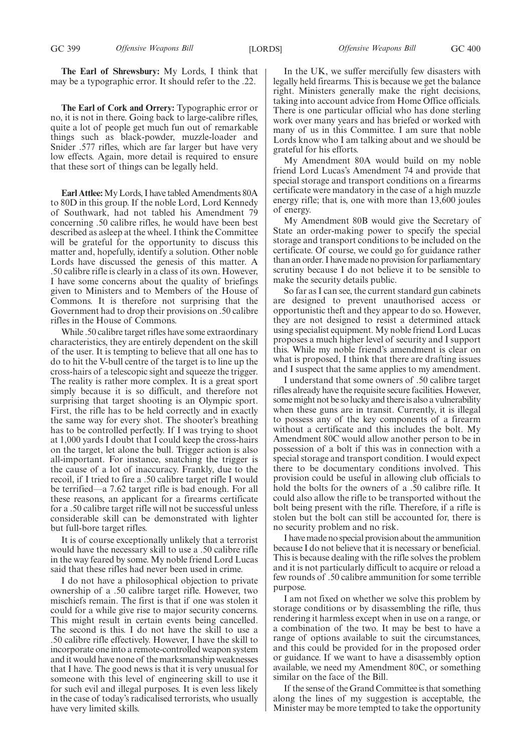**The Earl of Shrewsbury:** My Lords, I think that may be a typographic error. It should refer to the .22.

**The Earl of Cork and Orrery:** Typographic error or no, it is not in there. Going back to large-calibre rifles, quite a lot of people get much fun out of remarkable things such as black-powder, muzzle-loader and Snider .577 rifles, which are far larger but have very low effects. Again, more detail is required to ensure that these sort of things can be legally held.

**Earl Attlee:** My Lords, I have tabled Amendments 80A to 80D in this group. If the noble Lord, Lord Kennedy of Southwark, had not tabled his Amendment 79 concerning .50 calibre rifles, he would have been best described as asleep at the wheel. I think the Committee will be grateful for the opportunity to discuss this matter and, hopefully, identify a solution. Other noble Lords have discussed the genesis of this matter. A .50 calibre rifle is clearly in a class of its own. However, I have some concerns about the quality of briefings given to Ministers and to Members of the House of Commons. It is therefore not surprising that the Government had to drop their provisions on .50 calibre rifles in the House of Commons.

While .50 calibre target rifles have some extraordinary characteristics, they are entirely dependent on the skill of the user. It is tempting to believe that all one has to do to hit the V-bull centre of the target is to line up the cross-hairs of a telescopic sight and squeeze the trigger. The reality is rather more complex. It is a great sport simply because it is so difficult, and therefore not surprising that target shooting is an Olympic sport. First, the rifle has to be held correctly and in exactly the same way for every shot. The shooter's breathing has to be controlled perfectly. If I was trying to shoot at 1,000 yards I doubt that I could keep the cross-hairs on the target, let alone the bull. Trigger action is also all-important. For instance, snatching the trigger is the cause of a lot of inaccuracy. Frankly, due to the recoil, if I tried to fire a .50 calibre target rifle I would be terrified—a 7.62 target rifle is bad enough. For all these reasons, an applicant for a firearms certificate for a .50 calibre target rifle will not be successful unless considerable skill can be demonstrated with lighter but full-bore target rifles.

It is of course exceptionally unlikely that a terrorist would have the necessary skill to use a .50 calibre rifle in the way feared by some. My noble friend Lord Lucas said that these rifles had never been used in crime.

I do not have a philosophical objection to private ownership of a .50 calibre target rifle. However, two mischiefs remain. The first is that if one was stolen it could for a while give rise to major security concerns. This might result in certain events being cancelled. The second is this. I do not have the skill to use a .50 calibre rifle effectively. However, I have the skill to incorporate one into a remote-controlled weapon system and it would have none of the marksmanship weaknesses that I have. The good news is that it is very unusual for someone with this level of engineering skill to use it for such evil and illegal purposes. It is even less likely in the case of today's radicalised terrorists, who usually have very limited skills.

In the UK, we suffer mercifully few disasters with legally held firearms. This is because we get the balance right. Ministers generally make the right decisions, taking into account advice from Home Office officials. There is one particular official who has done sterling work over many years and has briefed or worked with many of us in this Committee. I am sure that noble Lords know who I am talking about and we should be grateful for his efforts.

My Amendment 80A would build on my noble friend Lord Lucas's Amendment 74 and provide that special storage and transport conditions on a firearms certificate were mandatory in the case of a high muzzle energy rifle; that is, one with more than 13,600 joules of energy.

My Amendment 80B would give the Secretary of State an order-making power to specify the special storage and transport conditions to be included on the certificate. Of course, we could go for guidance rather than an order. I have made no provision for parliamentary scrutiny because I do not believe it to be sensible to make the security details public.

So far as I can see, the current standard gun cabinets are designed to prevent unauthorised access or opportunistic theft and they appear to do so. However, they are not designed to resist a determined attack using specialist equipment. My noble friend Lord Lucas proposes a much higher level of security and I support this. While my noble friend's amendment is clear on what is proposed, I think that there are drafting issues and I suspect that the same applies to my amendment.

I understand that some owners of .50 calibre target rifles already have the requisite secure facilities. However, some might not be so lucky and there is also a vulnerability when these guns are in transit. Currently, it is illegal to possess any of the key components of a firearm without a certificate and this includes the bolt. My Amendment 80C would allow another person to be in possession of a bolt if this was in connection with a special storage and transport condition. I would expect there to be documentary conditions involved. This provision could be useful in allowing club officials to hold the bolts for the owners of a .50 calibre rifle. It could also allow the rifle to be transported without the bolt being present with the rifle. Therefore, if a rifle is stolen but the bolt can still be accounted for, there is no security problem and no risk.

I have made no special provision about the ammunition because I do not believe that it is necessary or beneficial. This is because dealing with the rifle solves the problem and it is not particularly difficult to acquire or reload a few rounds of .50 calibre ammunition for some terrible purpose.

I am not fixed on whether we solve this problem by storage conditions or by disassembling the rifle, thus rendering it harmless except when in use on a range, or a combination of the two. It may be best to have a range of options available to suit the circumstances, and this could be provided for in the proposed order or guidance. If we want to have a disassembly option available, we need my Amendment 80C, or something similar on the face of the Bill.

If the sense of the Grand Committee is that something along the lines of my suggestion is acceptable, the Minister may be more tempted to take the opportunity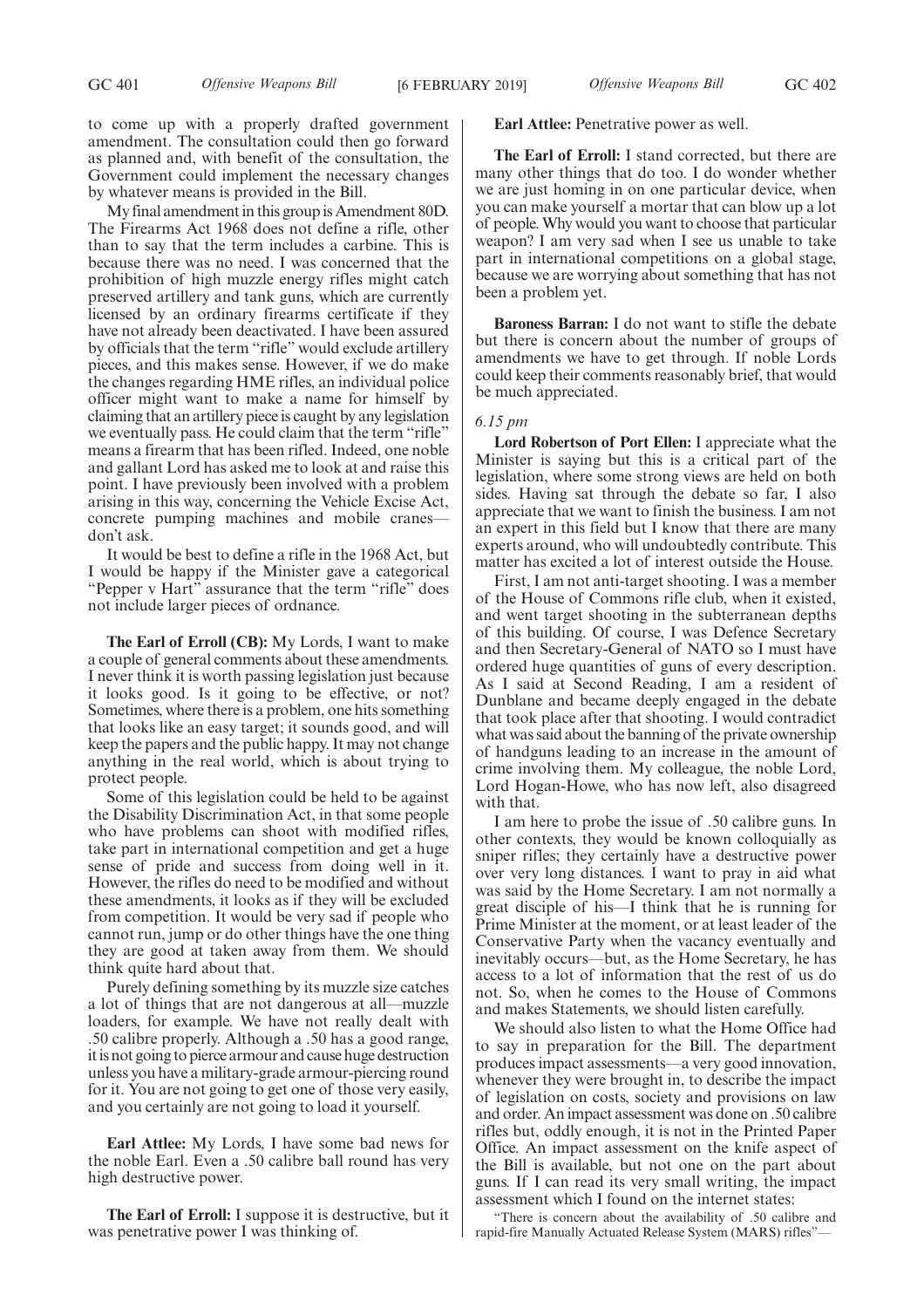to come up with a properly drafted government amendment. The consultation could then go forward as planned and, with benefit of the consultation, the Government could implement the necessary changes by whatever means is provided in the Bill.

My final amendment in this group is Amendment 80D. The Firearms Act 1968 does not define a rifle, other than to say that the term includes a carbine. This is because there was no need. I was concerned that the prohibition of high muzzle energy rifles might catch preserved artillery and tank guns, which are currently licensed by an ordinary firearms certificate if they have not already been deactivated. I have been assured by officials that the term "rifle" would exclude artillery pieces, and this makes sense. However, if we do make the changes regarding HME rifles, an individual police officer might want to make a name for himself by claiming that an artillery piece is caught by any legislation we eventually pass. He could claim that the term "rifle" means a firearm that has been rifled. Indeed, one noble and gallant Lord has asked me to look at and raise this point. I have previously been involved with a problem arising in this way, concerning the Vehicle Excise Act, concrete pumping machines and mobile cranes—don't ask.

It would be best to define a rifle in the 1968 Act, but I would be happy if the Minister gave a categorical "Pepper v Hart" assurance that the term "rifle" does not include larger pieces of ordnance.

**The Earl of Erroll (CB):** My Lords, I want to make a couple of general comments about these amendments. I never think it is worth passing legislation just because it looks good. Is it going to be effective, or not? Sometimes, where there is a problem, one hits something that looks like an easy target; it sounds good, and will keep the papers and the public happy. It may not change anything in the real world, which is about trying to protect people.

Some of this legislation could be held to be against the Disability Discrimination Act, in that some people who have problems can shoot with modified rifles, take part in international competition and get a huge sense of pride and success from doing well in it. However, the rifles do need to be modified and without these amendments, it looks as if they will be excluded from competition. It would be very sad if people who cannot run, jump or do other things have the one thing they are good at taken away from them. We should think quite hard about that.

Purely defining something by its muzzle size catches a lot of things that are not dangerous at all—muzzle loaders, for example. We have not really dealt with .50 calibre properly. Although a .50 has a good range, it is not going to pierce armour and cause huge destruction unless you have a military-grade armour-piercing round for it. You are not going to get one of those very easily, and you certainly are not going to load it yourself.

**Earl Attlee:** My Lords, I have some bad news for the noble Earl. Even a .50 calibre ball round has very high destructive power.

**The Earl of Erroll:** I suppose it is destructive, but it was penetrative power I was thinking of.

**Earl Attlee:** Penetrative power as well.

**The Earl of Erroll:** I stand corrected, but there are many other things that do too. I do wonder whether we are just homing in on one particular device, when you can make yourself a mortar that can blow up a lot of people. Why would you want to choose that particular weapon? I am very sad when I see us unable to take part in international competitions on a global stage, because we are worrying about something that has not been a problem yet.

**Baroness Barran:** I do not want to stifle the debate but there is concern about the number of groups of amendments we have to get through. If noble Lords could keep their comments reasonably brief, that would be much appreciated.

*6.15 pm*

**Lord Robertson of Port Ellen:** I appreciate what the Minister is saying but this is a critical part of the legislation, where some strong views are held on both sides. Having sat through the debate so far, I also appreciate that we want to finish the business. I am not an expert in this field but I know that there are many experts around, who will undoubtedly contribute. This matter has excited a lot of interest outside the House.

First, I am not anti-target shooting. I was a member of the House of Commons rifle club, when it existed, and went target shooting in the subterranean depths of this building. Of course, I was Defence Secretary and then Secretary-General of NATO so I must have ordered huge quantities of guns of every description. As I said at Second Reading, I am a resident of Dunblane and became deeply engaged in the debate that took place after that shooting. I would contradict what was said about the banning of the private ownership of handguns leading to an increase in the amount of crime involving them. My colleague, the noble Lord, Lord Hogan-Howe, who has now left, also disagreed with that.

I am here to probe the issue of .50 calibre guns. In other contexts, they would be known colloquially as sniper rifles; they certainly have a destructive power over very long distances. I want to pray in aid what was said by the Home Secretary. I am not normally a great disciple of his—I think that he is running for Prime Minister at the moment, or at least leader of the Conservative Party when the vacancy eventually and inevitably occurs—but, as the Home Secretary, he has access to a lot of information that the rest of us do not. So, when he comes to the House of Commons and makes Statements, we should listen carefully.

We should also listen to what the Home Office had to say in preparation for the Bill. The department produces impact assessments—a very good innovation, whenever they were brought in, to describe the impact of legislation on costs, society and provisions on law and order. An impact assessment was done on .50 calibre rifles but, oddly enough, it is not in the Printed Paper Office. An impact assessment on the knife aspect of the Bill is available, but not one on the part about guns. If I can read its very small writing, the impact assessment which I found on the internet states:

"There is concern about the availability of .50 calibre and rapid-fire Manually Actuated Release System (MARS) rifles"—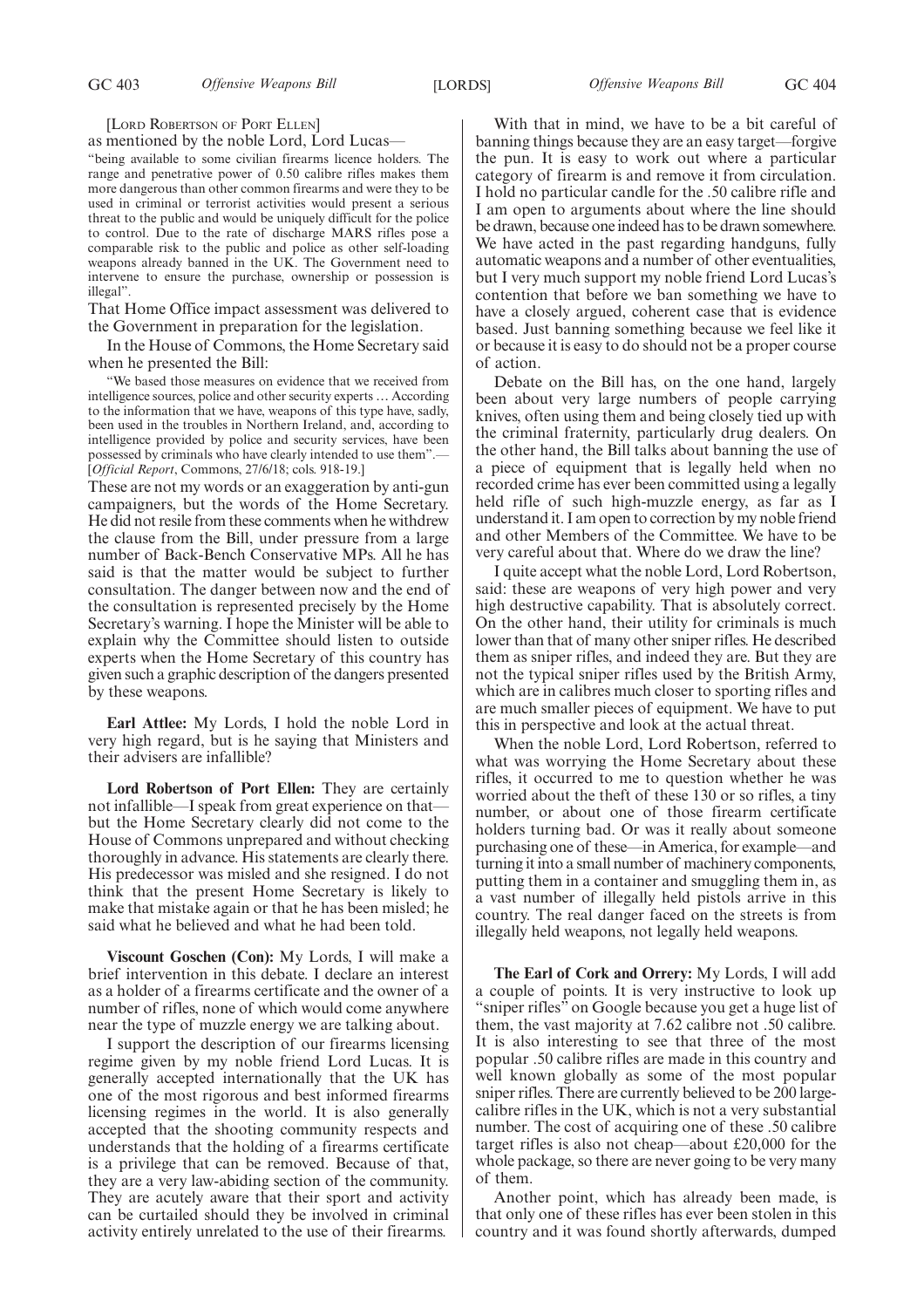[LORD ROBERTSON OF PORT ELLEN]

as mentioned by the noble Lord, Lord Lucas—

> "being available to some civilian firearms licence holders. The range and penetrative power of 0.50 calibre rifles makes them more dangerous than other common firearms and were they to be used in criminal or terrorist activities would present a serious threat to the public and would be uniquely difficult for the police to control. Due to the rate of discharge MARS rifles pose a comparable risk to the public and police as other self-loading weapons already banned in the UK. The Government need to intervene to ensure the purchase, ownership or possession is illegal".

That Home Office impact assessment was delivered to the Government in preparation for the legislation.

In the House of Commons, the Home Secretary said when he presented the Bill:

> "We based those measures on evidence that we received from intelligence sources, police and other security experts … According to the information that we have, weapons of this type have, sadly, been used in the troubles in Northern Ireland, and, according to intelligence provided by police and security services, have been possessed by criminals who have clearly intended to use them".—[*Official Report*, Commons, 27/6/18; cols. 918-19.]

These are not my words or an exaggeration by anti-gun campaigners, but the words of the Home Secretary. He did not resile from these comments when he withdrew the clause from the Bill, under pressure from a large number of Back-Bench Conservative MPs. All he has said is that the matter would be subject to further consultation. The danger between now and the end of the consultation is represented precisely by the Home Secretary's warning. I hope the Minister will be able to explain why the Committee should listen to outside experts when the Home Secretary of this country has given such a graphic description of the dangers presented by these weapons.

**Earl Attlee:** My Lords, I hold the noble Lord in very high regard, but is he saying that Ministers and their advisers are infallible?

**Lord Robertson of Port Ellen:** They are certainly not infallible—I speak from great experience on that—but the Home Secretary clearly did not come to the House of Commons unprepared and without checking thoroughly in advance. His statements are clearly there. His predecessor was misled and she resigned. I do not think that the present Home Secretary is likely to make that mistake again or that he has been misled; he said what he believed and what he had been told.

**Viscount Goschen (Con):** My Lords, I will make a brief intervention in this debate. I declare an interest as a holder of a firearms certificate and the owner of a number of rifles, none of which would come anywhere near the type of muzzle energy we are talking about.

I support the description of our firearms licensing regime given by my noble friend Lord Lucas. It is generally accepted internationally that the UK has one of the most rigorous and best informed firearms licensing regimes in the world. It is also generally accepted that the shooting community respects and understands that the holding of a firearms certificate is a privilege that can be removed. Because of that, they are a very law-abiding section of the community. They are acutely aware that their sport and activity can be curtailed should they be involved in criminal activity entirely unrelated to the use of their firearms.

With that in mind, we have to be a bit careful of banning things because they are an easy target—forgive the pun. It is easy to work out where a particular category of firearm is and remove it from circulation. I hold no particular candle for the .50 calibre rifle and I am open to arguments about where the line should be drawn, because one indeed has to be drawn somewhere. We have acted in the past regarding handguns, fully automatic weapons and a number of other eventualities, but I very much support my noble friend Lord Lucas's contention that before we ban something we have to have a closely argued, coherent case that is evidence based. Just banning something because we feel like it or because it is easy to do should not be a proper course of action.

Debate on the Bill has, on the one hand, largely been about very large numbers of people carrying knives, often using them and being closely tied up with the criminal fraternity, particularly drug dealers. On the other hand, the Bill talks about banning the use of a piece of equipment that is legally held when no recorded crime has ever been committed using a legally held rifle of such high-muzzle energy, as far as I understand it. I am open to correction by my noble friend and other Members of the Committee. We have to be very careful about that. Where do we draw the line?

I quite accept what the noble Lord, Lord Robertson, said: these are weapons of very high power and very high destructive capability. That is absolutely correct. On the other hand, their utility for criminals is much lower than that of many other sniper rifles. He described them as sniper rifles, and indeed they are. But they are not the typical sniper rifles used by the British Army, which are in calibres much closer to sporting rifles and are much smaller pieces of equipment. We have to put this in perspective and look at the actual threat.

When the noble Lord, Lord Robertson, referred to what was worrying the Home Secretary about these rifles, it occurred to me to question whether he was worried about the theft of these 130 or so rifles, a tiny number, or about one of those firearm certificate holders turning bad. Or was it really about someone purchasing one of these—in America, for example—and turning it into a small number of machinery components, putting them in a container and smuggling them in, as a vast number of illegally held pistols arrive in this country. The real danger faced on the streets is from illegally held weapons, not legally held weapons.

**The Earl of Cork and Orrery:** My Lords, I will add a couple of points. It is very instructive to look up "sniper rifles" on Google because you get a huge list of them, the vast majority at 7.62 calibre not .50 calibre. It is also interesting to see that three of the most popular .50 calibre rifles are made in this country and well known globally as some of the most popular sniper rifles. There are currently believed to be 200 large-calibre rifles in the UK, which is not a very substantial number. The cost of acquiring one of these .50 calibre target rifles is also not cheap—about £20,000 for the whole package, so there are never going to be very many of them.

Another point, which has already been made, is that only one of these rifles has ever been stolen in this country and it was found shortly afterwards, dumped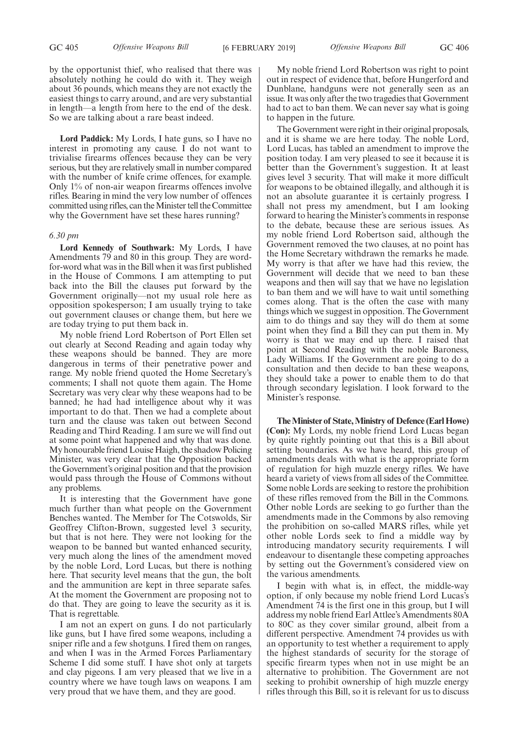by the opportunist thief, who realised that there was absolutely nothing he could do with it. They weigh about 36 pounds, which means they are not exactly the easiest things to carry around, and are very substantial in length—a length from here to the end of the desk. So we are talking about a rare beast indeed.

**Lord Paddick:** My Lords, I hate guns, so I have no interest in promoting any cause. I do not want to trivialise firearms offences because they can be very serious, but they are relatively small in number compared with the number of knife crime offences, for example. Only 1% of non-air weapon firearms offences involve rifles. Bearing in mind the very low number of offences committed using rifles, can the Minister tell the Committee why the Government have set these hares running?

*6.30 pm*

**Lord Kennedy of Southwark:** My Lords, I have Amendments 79 and 80 in this group. They are word-for-word what was in the Bill when it was first published in the House of Commons. I am attempting to put back into the Bill the clauses put forward by the Government originally—not my usual role here as opposition spokesperson; I am usually trying to take out government clauses or change them, but here we are today trying to put them back in.

My noble friend Lord Robertson of Port Ellen set out clearly at Second Reading and again today why these weapons should be banned. They are more dangerous in terms of their penetrative power and range. My noble friend quoted the Home Secretary's comments; I shall not quote them again. The Home Secretary was very clear why these weapons had to be banned; he had had intelligence about why it was important to do that. Then we had a complete about turn and the clause was taken out between Second Reading and Third Reading. I am sure we will find out at some point what happened and why that was done. My honourable friend Louise Haigh, the shadow Policing Minister, was very clear that the Opposition backed the Government's original position and that the provision would pass through the House of Commons without any problems.

It is interesting that the Government have gone much further than what people on the Government Benches wanted. The Member for The Cotswolds, Sir Geoffrey Clifton-Brown, suggested level 3 security, but that is not here. They were not looking for the weapon to be banned but wanted enhanced security, very much along the lines of the amendment moved by the noble Lord, Lord Lucas, but there is nothing here. That security level means that the gun, the bolt and the ammunition are kept in three separate safes. At the moment the Government are proposing not to do that. They are going to leave the security as it is. That is regrettable.

I am not an expert on guns. I do not particularly like guns, but I have fired some weapons, including a sniper rifle and a few shotguns. I fired them on ranges, and when I was in the Armed Forces Parliamentary Scheme I did some stuff. I have shot only at targets and clay pigeons. I am very pleased that we live in a country where we have tough laws on weapons. I am very proud that we have them, and they are good.

My noble friend Lord Robertson was right to point out in respect of evidence that, before Hungerford and Dunblane, handguns were not generally seen as an issue. It was only after the two tragedies that Government had to act to ban them. We can never say what is going to happen in the future.

The Government were right in their original proposals, and it is shame we are here today. The noble Lord, Lord Lucas, has tabled an amendment to improve the position today. I am very pleased to see it because it is better than the Government's suggestion. It at least gives level 3 security. That will make it more difficult for weapons to be obtained illegally, and although it is not an absolute guarantee it is certainly progress. I shall not press my amendment, but I am looking forward to hearing the Minister's comments in response to the debate, because these are serious issues. As my noble friend Lord Robertson said, although the Government removed the two clauses, at no point has the Home Secretary withdrawn the remarks he made. My worry is that after we have had this review, the Government will decide that we need to ban these weapons and then will say that we have no legislation to ban them and we will have to wait until something comes along. That is the often the case with many things which we suggest in opposition. The Government aim to do things and say they will do them at some point when they find a Bill they can put them in. My worry is that we may end up there. I raised that point at Second Reading with the noble Baroness, Lady Williams. If the Government are going to do a consultation and then decide to ban these weapons, they should take a power to enable them to do that through secondary legislation. I look forward to the Minister's response.

**The Minister of State, Ministry of Defence (Earl Howe) (Con):** My Lords, my noble friend Lord Lucas began by quite rightly pointing out that this is a Bill about setting boundaries. As we have heard, this group of amendments deals with what is the appropriate form of regulation for high muzzle energy rifles. We have heard a variety of views from all sides of the Committee. Some noble Lords are seeking to restore the prohibition of these rifles removed from the Bill in the Commons. Other noble Lords are seeking to go further than the amendments made in the Commons by also removing the prohibition on so-called MARS rifles, while yet other noble Lords seek to find a middle way by introducing mandatory security requirements. I will endeavour to disentangle these competing approaches by setting out the Government's considered view on the various amendments.

I begin with what is, in effect, the middle-way option, if only because my noble friend Lord Lucas's Amendment 74 is the first one in this group, but I will address my noble friend Earl Attlee's Amendments 80A to 80C as they cover similar ground, albeit from a different perspective. Amendment 74 provides us with an opportunity to test whether a requirement to apply the highest standards of security for the storage of specific firearm types when not in use might be an alternative to prohibition. The Government are not seeking to prohibit ownership of high muzzle energy rifles through this Bill, so it is relevant for us to discuss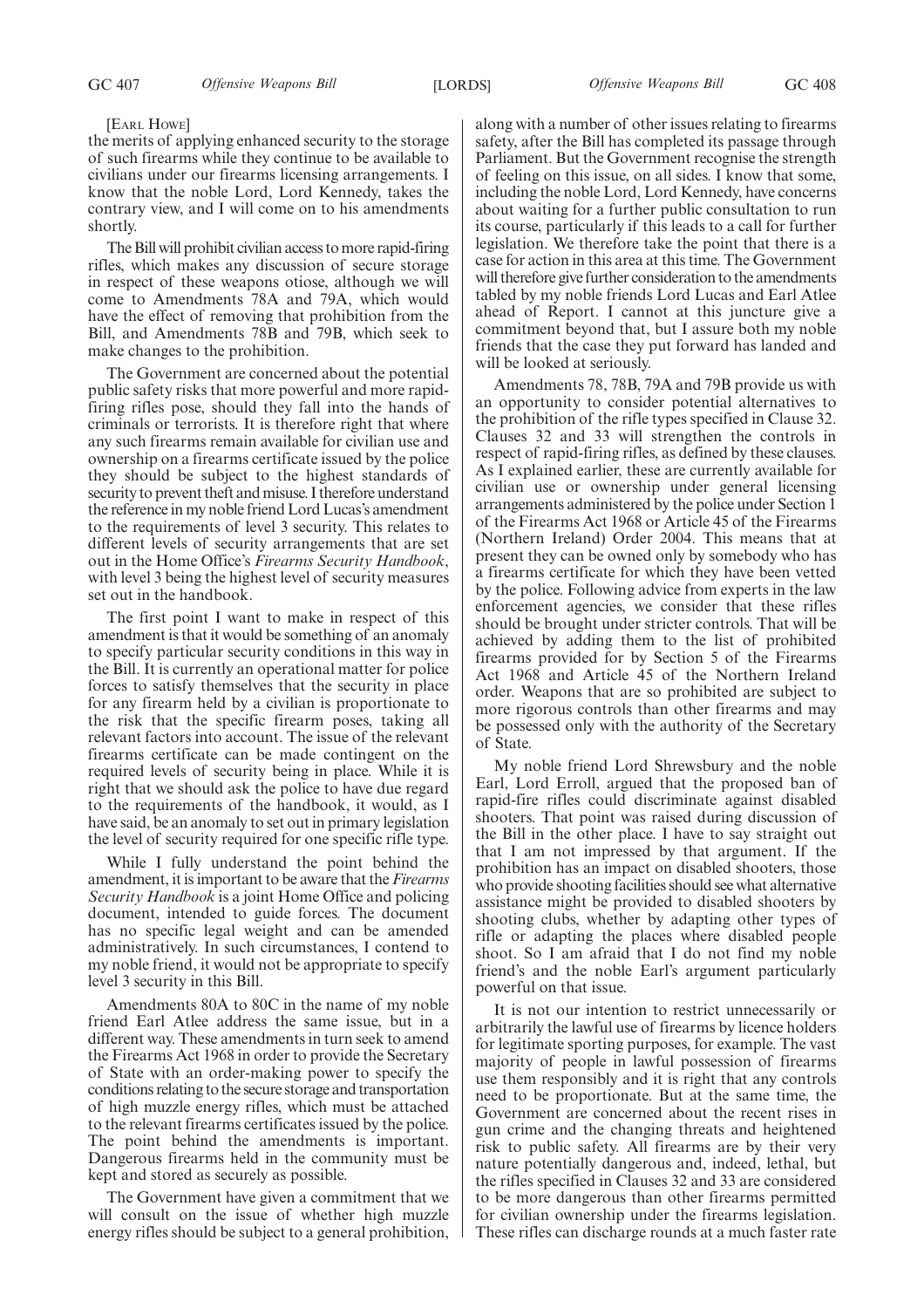[EARL HOWE]

the merits of applying enhanced security to the storage of such firearms while they continue to be available to civilians under our firearms licensing arrangements. I know that the noble Lord, Lord Kennedy, takes the contrary view, and I will come on to his amendments shortly.

The Bill will prohibit civilian access to more rapid-firing rifles, which makes any discussion of secure storage in respect of these weapons otiose, although we will come to Amendments 78A and 79A, which would have the effect of removing that prohibition from the Bill, and Amendments 78B and 79B, which seek to make changes to the prohibition.

The Government are concerned about the potential public safety risks that more powerful and more rapid-firing rifles pose, should they fall into the hands of criminals or terrorists. It is therefore right that where any such firearms remain available for civilian use and ownership on a firearms certificate issued by the police they should be subject to the highest standards of security to prevent theft and misuse. I therefore understand the reference in my noble friend Lord Lucas's amendment to the requirements of level 3 security. This relates to different levels of security arrangements that are set out in the Home Office's *Firearms Security Handbook*, with level 3 being the highest level of security measures set out in the handbook.

The first point I want to make in respect of this amendment is that it would be something of an anomaly to specify particular security conditions in this way in the Bill. It is currently an operational matter for police forces to satisfy themselves that the security in place for any firearm held by a civilian is proportionate to the risk that the specific firearm poses, taking all relevant factors into account. The issue of the relevant firearms certificate can be made contingent on the required levels of security being in place. While it is right that we should ask the police to have due regard to the requirements of the handbook, it would, as I have said, be an anomaly to set out in primary legislation the level of security required for one specific rifle type.

While I fully understand the point behind the amendment, it is important to be aware that the *Firearms Security Handbook* is a joint Home Office and policing document, intended to guide forces. The document has no specific legal weight and can be amended administratively. In such circumstances, I contend to my noble friend, it would not be appropriate to specify level 3 security in this Bill.

Amendments 80A to 80C in the name of my noble friend Earl Attlee address the same issue, but in a different way. These amendments in turn seek to amend the Firearms Act 1968 in order to provide the Secretary of State with an order-making power to specify the conditions relating to the secure storage and transportation of high muzzle energy rifles, which must be attached to the relevant firearms certificates issued by the police. The point behind the amendments is important. Dangerous firearms held in the community must be kept and stored as securely as possible.

The Government have given a commitment that we will consult on the issue of whether high muzzle energy rifles should be subject to a general prohibition, along with a number of other issues relating to firearms safety, after the Bill has completed its passage through Parliament. But the Government recognise the strength of feeling on this issue, on all sides. I know that some, including the noble Lord, Lord Kennedy, have concerns about waiting for a further public consultation to run its course, particularly if this leads to a call for further legislation. We therefore take the point that there is a case for action in this area at this time. The Government will therefore give further consideration to the amendments tabled by my noble friends Lord Lucas and Earl Atlee ahead of Report. I cannot at this juncture give a commitment beyond that, but I assure both my noble friends that the case they put forward has landed and will be looked at seriously.

Amendments 78, 78B, 79A and 79B provide us with an opportunity to consider potential alternatives to the prohibition of the rifle types specified in Clause 32. Clauses 32 and 33 will strengthen the controls in respect of rapid-firing rifles, as defined by these clauses. As I explained earlier, these are currently available for civilian use or ownership under general licensing arrangements administered by the police under Section 1 of the Firearms Act 1968 or Article 45 of the Firearms (Northern Ireland) Order 2004. This means that at present they can be owned only by somebody who has a firearms certificate for which they have been vetted by the police. Following advice from experts in the law enforcement agencies, we consider that these rifles should be brought under stricter controls. That will be achieved by adding them to the list of prohibited firearms provided for by Section 5 of the Firearms Act 1968 and Article 45 of the Northern Ireland order. Weapons that are so prohibited are subject to more rigorous controls than other firearms and may be possessed only with the authority of the Secretary of State.

My noble friend Lord Shrewsbury and the noble Earl, Lord Erroll, argued that the proposed ban of rapid-fire rifles could discriminate against disabled shooters. That point was raised during discussion of the Bill in the other place. I have to say straight out that I am not impressed by that argument. If the prohibition has an impact on disabled shooters, those who provide shooting facilities should see what alternative assistance might be provided to disabled shooters by shooting clubs, whether by adapting other types of rifle or adapting the places where disabled people shoot. So I am afraid that I do not find my noble friend's and the noble Earl's argument particularly powerful on that issue.

It is not our intention to restrict unnecessarily or arbitrarily the lawful use of firearms by licence holders for legitimate sporting purposes, for example. The vast majority of people in lawful possession of firearms use them responsibly and it is right that any controls need to be proportionate. But at the same time, the Government are concerned about the recent rises in gun crime and the changing threats and heightened risk to public safety. All firearms are by their very nature potentially dangerous and, indeed, lethal, but the rifles specified in Clauses 32 and 33 are considered to be more dangerous than other firearms permitted for civilian ownership under the firearms legislation. These rifles can discharge rounds at a much faster rate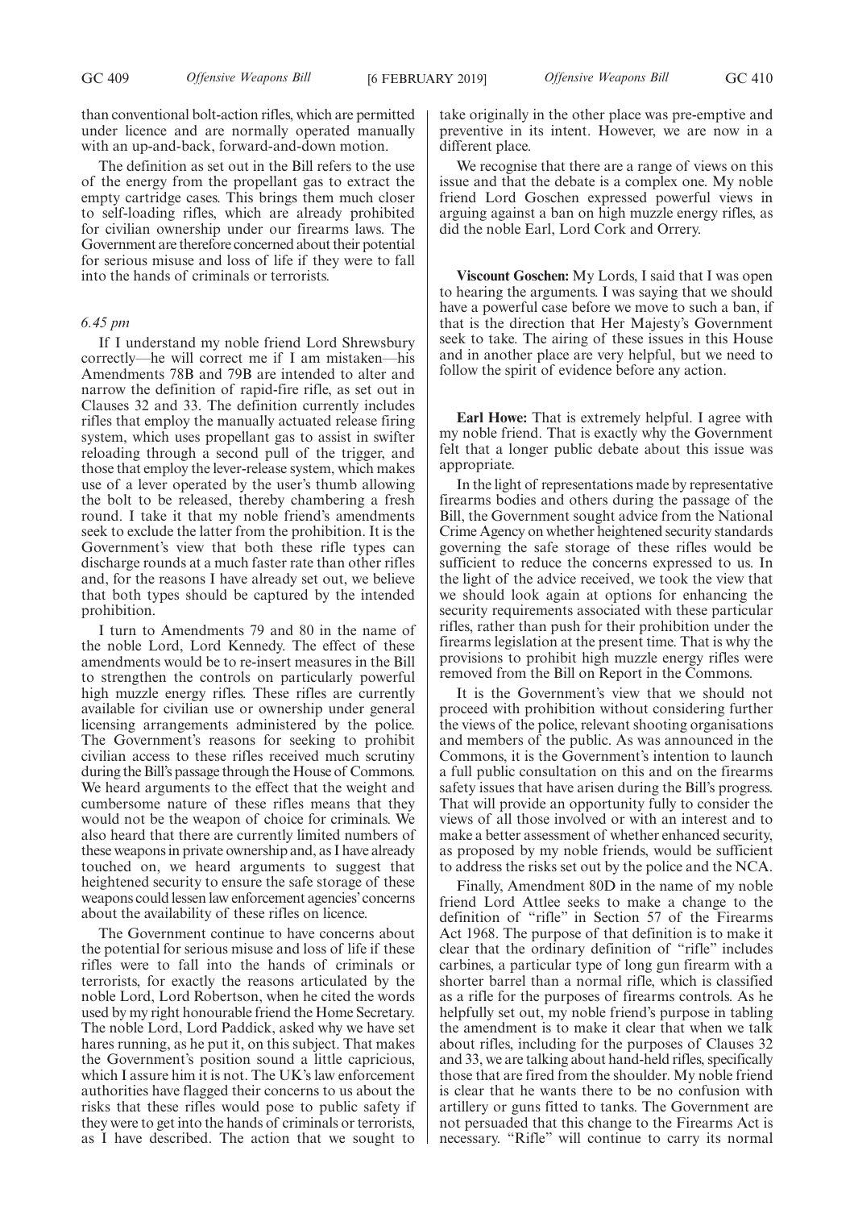than conventional bolt-action rifles, which are permitted under licence and are normally operated manually with an up-and-back, forward-and-down motion.

The definition as set out in the Bill refers to the use of the energy from the propellant gas to extract the empty cartridge cases. This brings them much closer to self-loading rifles, which are already prohibited for civilian ownership under our firearms laws. The Government are therefore concerned about their potential for serious misuse and loss of life if they were to fall into the hands of criminals or terrorists.

*6.45 pm*

If I understand my noble friend Lord Shrewsbury correctly—he will correct me if I am mistaken—his Amendments 78B and 79B are intended to alter and narrow the definition of rapid-fire rifle, as set out in Clauses 32 and 33. The definition currently includes rifles that employ the manually actuated release firing system, which uses propellant gas to assist in swifter reloading through a second pull of the trigger, and those that employ the lever-release system, which makes use of a lever operated by the user's thumb allowing the bolt to be released, thereby chambering a fresh round. I take it that my noble friend's amendments seek to exclude the latter from the prohibition. It is the Government's view that both these rifle types can discharge rounds at a much faster rate than other rifles and, for the reasons I have already set out, we believe that both types should be captured by the intended prohibition.

I turn to Amendments 79 and 80 in the name of the noble Lord, Lord Kennedy. The effect of these amendments would be to re-insert measures in the Bill to strengthen the controls on particularly powerful high muzzle energy rifles. These rifles are currently available for civilian use or ownership under general licensing arrangements administered by the police. The Government's reasons for seeking to prohibit civilian access to these rifles received much scrutiny during the Bill's passage through the House of Commons. We heard arguments to the effect that the weight and cumbersome nature of these rifles means that they would not be the weapon of choice for criminals. We also heard that there are currently limited numbers of these weapons in private ownership and, as I have already touched on, we heard arguments to suggest that heightened security to ensure the safe storage of these weapons could lessen law enforcement agencies' concerns about the availability of these rifles on licence.

The Government continue to have concerns about the potential for serious misuse and loss of life if these rifles were to fall into the hands of criminals or terrorists, for exactly the reasons articulated by the noble Lord, Lord Robertson, when he cited the words used by my right honourable friend the Home Secretary. The noble Lord, Lord Paddick, asked why we have set hares running, as he put it, on this subject. That makes the Government's position sound a little capricious, which I assure him it is not. The UK's law enforcement authorities have flagged their concerns to us about the risks that these rifles would pose to public safety if they were to get into the hands of criminals or terrorists, as I have described. The action that we sought to take originally in the other place was pre-emptive and preventive in its intent. However, we are now in a different place.

We recognise that there are a range of views on this issue and that the debate is a complex one. My noble friend Lord Goschen expressed powerful views in arguing against a ban on high muzzle energy rifles, as did the noble Earl, Lord Cork and Orrery.

**Viscount Goschen:** My Lords, I said that I was open to hearing the arguments. I was saying that we should have a powerful case before we move to such a ban, if that is the direction that Her Majesty's Government seek to take. The airing of these issues in this House and in another place are very helpful, but we need to follow the spirit of evidence before any action.

**Earl Howe:** That is extremely helpful. I agree with my noble friend. That is exactly why the Government felt that a longer public debate about this issue was appropriate.

In the light of representations made by representative firearms bodies and others during the passage of the Bill, the Government sought advice from the National Crime Agency on whether heightened security standards governing the safe storage of these rifles would be sufficient to reduce the concerns expressed to us. In the light of the advice received, we took the view that we should look again at options for enhancing the security requirements associated with these particular rifles, rather than push for their prohibition under the firearms legislation at the present time. That is why the provisions to prohibit high muzzle energy rifles were removed from the Bill on Report in the Commons.

It is the Government's view that we should not proceed with prohibition without considering further the views of the police, relevant shooting organisations and members of the public. As was announced in the Commons, it is the Government's intention to launch a full public consultation on this and on the firearms safety issues that have arisen during the Bill's progress. That will provide an opportunity fully to consider the views of all those involved or with an interest and to make a better assessment of whether enhanced security, as proposed by my noble friends, would be sufficient to address the risks set out by the police and the NCA.

Finally, Amendment 80D in the name of my noble friend Lord Attlee seeks to make a change to the definition of "rifle" in Section 57 of the Firearms Act 1968. The purpose of that definition is to make it clear that the ordinary definition of "rifle" includes carbines, a particular type of long gun firearm with a shorter barrel than a normal rifle, which is classified as a rifle for the purposes of firearms controls. As he helpfully set out, my noble friend's purpose in tabling the amendment is to make it clear that when we talk about rifles, including for the purposes of Clauses 32 and 33, we are talking about hand-held rifles, specifically those that are fired from the shoulder. My noble friend is clear that he wants there to be no confusion with artillery or guns fitted to tanks. The Government are not persuaded that this change to the Firearms Act is necessary. "Rifle" will continue to carry its normal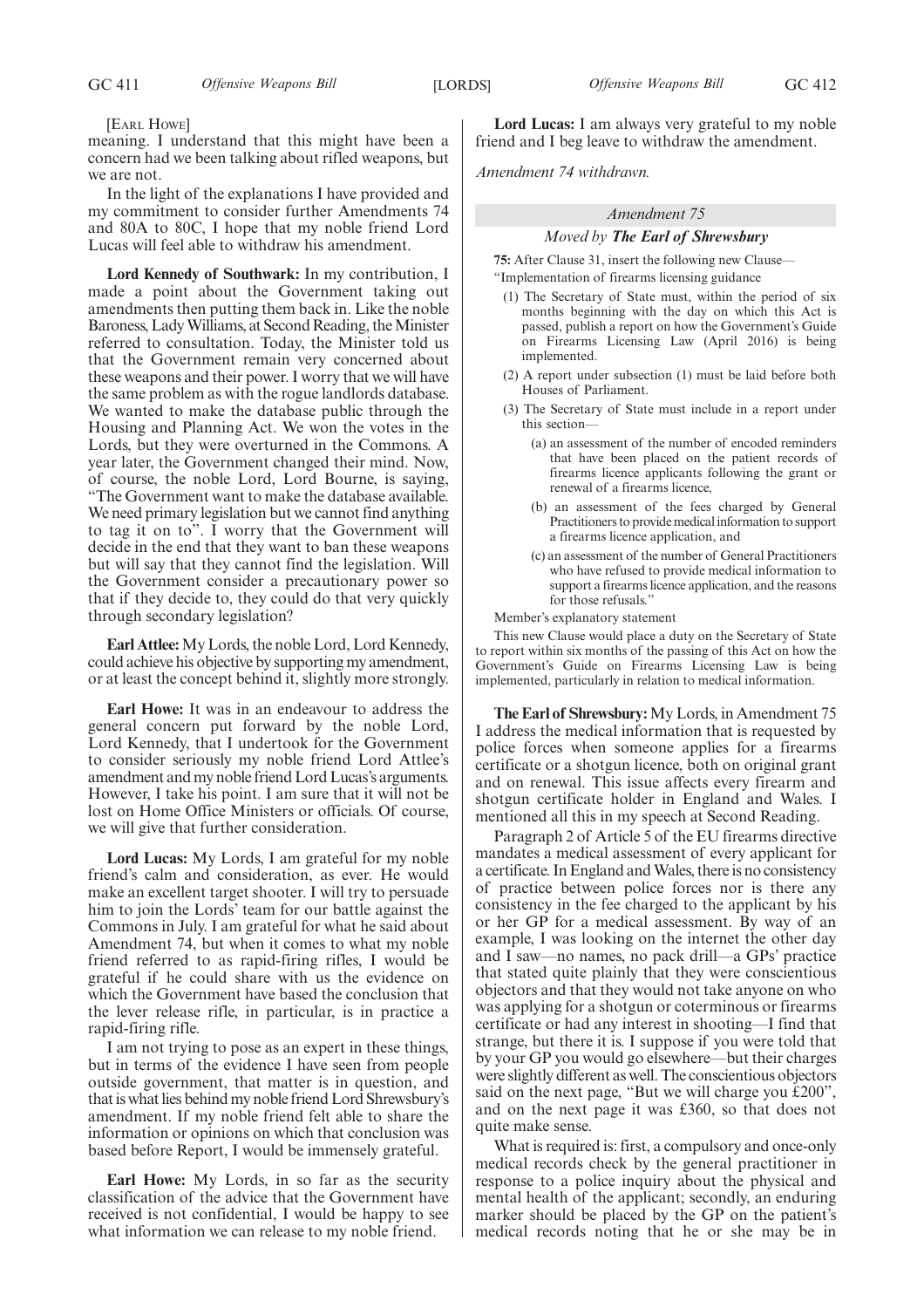[Earl Howe]

meaning. I understand that this might have been a concern had we been talking about rifled weapons, but we are not.

In the light of the explanations I have provided and my commitment to consider further Amendments 74 and 80A to 80C, I hope that my noble friend Lord Lucas will feel able to withdraw his amendment.

**Lord Kennedy of Southwark:** In my contribution, I made a point about the Government taking out amendments then putting them back in. Like the noble Baroness, Lady Williams, at Second Reading, the Minister referred to consultation. Today, the Minister told us that the Government remain very concerned about these weapons and their power. I worry that we will have the same problem as with the rogue landlords database. We wanted to make the database public through the Housing and Planning Act. We won the votes in the Lords, but they were overturned in the Commons. A year later, the Government changed their mind. Now, of course, the noble Lord, Lord Bourne, is saying, "The Government want to make the database available. We need primary legislation but we cannot find anything to tag it on to". I worry that the Government will decide in the end that they want to ban these weapons but will say that they cannot find the legislation. Will the Government consider a precautionary power so that if they decide to, they could do that very quickly through secondary legislation?

**Earl Attlee:** My Lords, the noble Lord, Lord Kennedy, could achieve his objective by supporting my amendment, or at least the concept behind it, slightly more strongly.

**Earl Howe:** It was in an endeavour to address the general concern put forward by the noble Lord, Lord Kennedy, that I undertook for the Government to consider seriously my noble friend Lord Attlee's amendment and my noble friend Lord Lucas's arguments. However, I take his point. I am sure that it will not be lost on Home Office Ministers or officials. Of course, we will give that further consideration.

**Lord Lucas:** My Lords, I am grateful for my noble friend's calm and consideration, as ever. He would make an excellent target shooter. I will try to persuade him to join the Lords' team for our battle against the Commons in July. I am grateful for what he said about Amendment 74, but when it comes to what my noble friend referred to as rapid-firing rifles, I would be grateful if he could share with us the evidence on which the Government have based the conclusion that the lever release rifle, in particular, is in practice a rapid-firing rifle.

I am not trying to pose as an expert in these things, but in terms of the evidence I have seen from people outside government, that matter is in question, and that is what lies behind my noble friend Lord Shrewsbury's amendment. If my noble friend felt able to share the information or opinions on which that conclusion was based before Report, I would be immensely grateful.

**Earl Howe:** My Lords, in so far as the security classification of the advice that the Government have received is not confidential, I would be happy to see what information we can release to my noble friend.

**Lord Lucas:** I am always very grateful to my noble friend and I beg leave to withdraw the amendment.

*Amendment 74 withdrawn.*

*Amendment 75*

*Moved by* ***The Earl of Shrewsbury***

**75:** After Clause 31, insert the following new Clause—

"Implementation of firearms licensing guidance

(1) The Secretary of State must, within the period of six months beginning with the day on which this Act is passed, publish a report on how the Government's Guide on Firearms Licensing Law (April 2016) is being implemented.

(2) A report under subsection (1) must be laid before both Houses of Parliament.

(3) The Secretary of State must include in a report under this section—

(a) an assessment of the number of encoded reminders that have been placed on the patient records of firearms licence applicants following the grant or renewal of a firearms licence,

(b) an assessment of the fees charged by General Practitioners to provide medical information to support a firearms licence application, and

(c) an assessment of the number of General Practitioners who have refused to provide medical information to support a firearms licence application, and the reasons for those refusals."

Member's explanatory statement

This new Clause would place a duty on the Secretary of State to report within six months of the passing of this Act on how the Government's Guide on Firearms Licensing Law is being implemented, particularly in relation to medical information.

**The Earl of Shrewsbury:** My Lords, in Amendment 75 I address the medical information that is requested by police forces when someone applies for a firearms certificate or a shotgun licence, both on original grant and on renewal. This issue affects every firearm and shotgun certificate holder in England and Wales. I mentioned all this in my speech at Second Reading.

Paragraph 2 of Article 5 of the EU firearms directive mandates a medical assessment of every applicant for a certificate. In England and Wales, there is no consistency of practice between police forces nor is there any consistency in the fee charged to the applicant by his or her GP for a medical assessment. By way of an example, I was looking on the internet the other day and I saw—no names, no pack drill—a GPs' practice that stated quite plainly that they were conscientious objectors and that they would not take anyone on who was applying for a shotgun or coterminous or firearms certificate or had any interest in shooting—I find that strange, but there it is. I suppose if you were told that by your GP you would go elsewhere—but their charges were slightly different as well. The conscientious objectors said on the next page, "But we will charge you £200", and on the next page it was £360, so that does not quite make sense.

What is required is: first, a compulsory and once-only medical records check by the general practitioner in response to a police inquiry about the physical and mental health of the applicant; secondly, an enduring marker should be placed by the GP on the patient's medical records noting that he or she may be in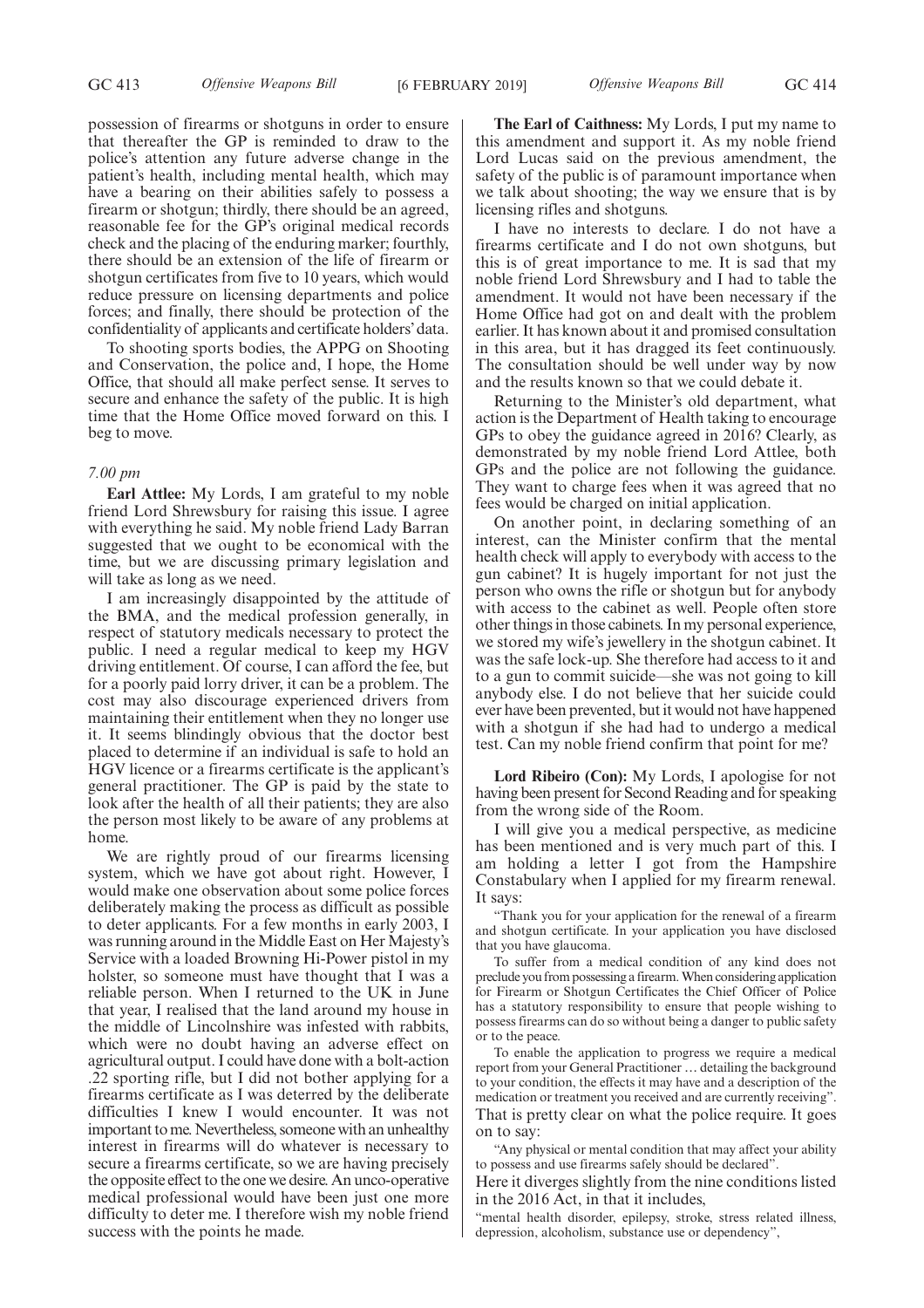possession of firearms or shotguns in order to ensure that thereafter the GP is reminded to draw to the police's attention any future adverse change in the patient's health, including mental health, which may have a bearing on their abilities safely to possess a firearm or shotgun; thirdly, there should be an agreed, reasonable fee for the GP's original medical records check and the placing of the enduring marker; fourthly, there should be an extension of the life of firearm or shotgun certificates from five to 10 years, which would reduce pressure on licensing departments and police forces; and finally, there should be protection of the confidentiality of applicants and certificate holders' data.

To shooting sports bodies, the APPG on Shooting and Conservation, the police and, I hope, the Home Office, that should all make perfect sense. It serves to secure and enhance the safety of the public. It is high time that the Home Office moved forward on this. I beg to move.

*7.00 pm*

**Earl Attlee:** My Lords, I am grateful to my noble friend Lord Shrewsbury for raising this issue. I agree with everything he said. My noble friend Lady Barran suggested that we ought to be economical with the time, but we are discussing primary legislation and will take as long as we need.

I am increasingly disappointed by the attitude of the BMA, and the medical profession generally, in respect of statutory medicals necessary to protect the public. I need a regular medical to keep my HGV driving entitlement. Of course, I can afford the fee, but for a poorly paid lorry driver, it can be a problem. The cost may also discourage experienced drivers from maintaining their entitlement when they no longer use it. It seems blindingly obvious that the doctor best placed to determine if an individual is safe to hold an HGV licence or a firearms certificate is the applicant's general practitioner. The GP is paid by the state to look after the health of all their patients; they are also the person most likely to be aware of any problems at home.

We are rightly proud of our firearms licensing system, which we have got about right. However, I would make one observation about some police forces deliberately making the process as difficult as possible to deter applicants. For a few months in early 2003, I was running around in the Middle East on Her Majesty's Service with a loaded Browning Hi-Power pistol in my holster, so someone must have thought that I was a reliable person. When I returned to the UK in June that year, I realised that the land around my house in the middle of Lincolnshire was infested with rabbits, which were no doubt having an adverse effect on agricultural output. I could have done with a bolt-action .22 sporting rifle, but I did not bother applying for a firearms certificate as I was deterred by the deliberate difficulties I knew I would encounter. It was not important to me. Nevertheless, someone with an unhealthy interest in firearms will do whatever is necessary to secure a firearms certificate, so we are having precisely the opposite effect to the one we desire. An unco-operative medical professional would have been just one more difficulty to deter me. I therefore wish my noble friend success with the points he made.

**The Earl of Caithness:** My Lords, I put my name to this amendment and support it. As my noble friend Lord Lucas said on the previous amendment, the safety of the public is of paramount importance when we talk about shooting; the way we ensure that is by licensing rifles and shotguns.

I have no interests to declare. I do not have a firearms certificate and I do not own shotguns, but this is of great importance to me. It is sad that my noble friend Lord Shrewsbury and I had to table the amendment. It would not have been necessary if the Home Office had got on and dealt with the problem earlier. It has known about it and promised consultation in this area, but it has dragged its feet continuously. The consultation should be well under way by now and the results known so that we could debate it.

Returning to the Minister's old department, what action is the Department of Health taking to encourage GPs to obey the guidance agreed in 2016? Clearly, as demonstrated by my noble friend Lord Attlee, both GPs and the police are not following the guidance. They want to charge fees when it was agreed that no fees would be charged on initial application.

On another point, in declaring something of an interest, can the Minister confirm that the mental health check will apply to everybody with access to the gun cabinet? It is hugely important for not just the person who owns the rifle or shotgun but for anybody with access to the cabinet as well. People often store other things in those cabinets. In my personal experience, we stored my wife's jewellery in the shotgun cabinet. It was the safe lock-up. She therefore had access to it and to a gun to commit suicide—she was not going to kill anybody else. I do not believe that her suicide could ever have been prevented, but it would not have happened with a shotgun if she had had to undergo a medical test. Can my noble friend confirm that point for me?

**Lord Ribeiro (Con):** My Lords, I apologise for not having been present for Second Reading and for speaking from the wrong side of the Room.

I will give you a medical perspective, as medicine has been mentioned and is very much part of this. I am holding a letter I got from the Hampshire Constabulary when I applied for my firearm renewal. It says:

"Thank you for your application for the renewal of a firearm and shotgun certificate. In your application you have disclosed that you have glaucoma.

To suffer from a medical condition of any kind does not preclude you from possessing a firearm. When considering application for Firearm or Shotgun Certificates the Chief Officer of Police has a statutory responsibility to ensure that people wishing to possess firearms can do so without being a danger to public safety or to the peace.

To enable the application to progress we require a medical report from your General Practitioner … detailing the background to your condition, the effects it may have and a description of the medication or treatment you received and are currently receiving".

That is pretty clear on what the police require. It goes on to say:

"Any physical or mental condition that may affect your ability to possess and use firearms safely should be declared".

Here it diverges slightly from the nine conditions listed in the 2016 Act, in that it includes,

"mental health disorder, epilepsy, stroke, stress related illness, depression, alcoholism, substance use or dependency",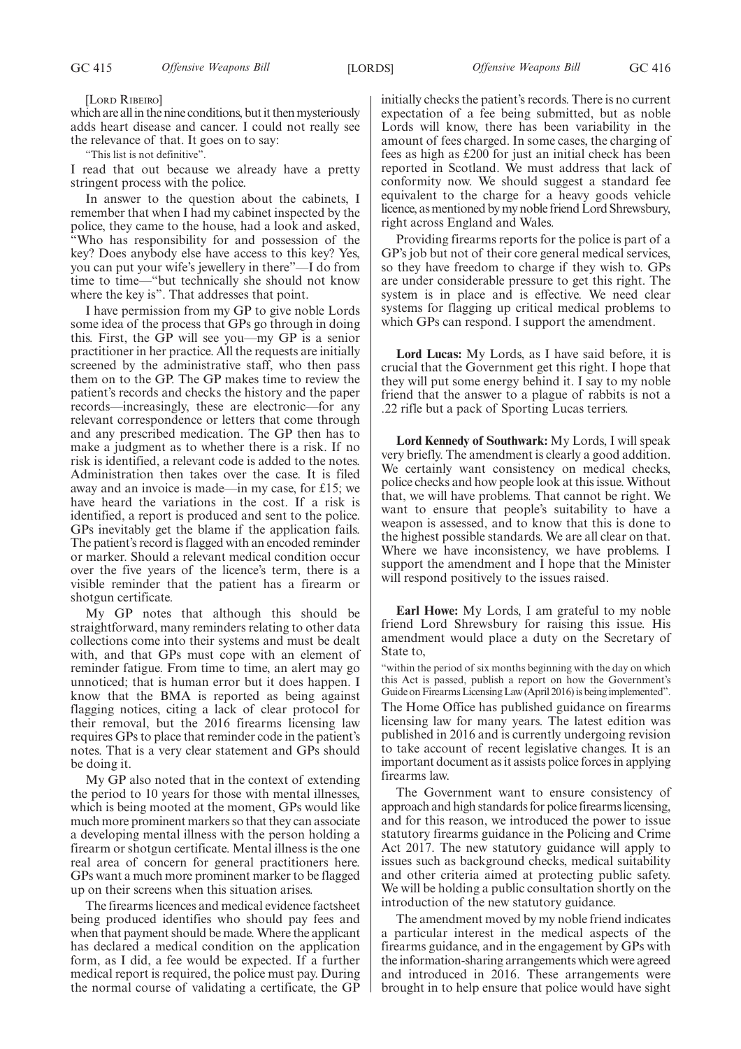[LORD RIBEIRO]

which are all in the nine conditions, but it then mysteriously adds heart disease and cancer. I could not really see the relevance of that. It goes on to say:

"This list is not definitive".

I read that out because we already have a pretty stringent process with the police.

In answer to the question about the cabinets, I remember that when I had my cabinet inspected by the police, they came to the house, had a look and asked, "Who has responsibility for and possession of the key? Does anybody else have access to this key? Yes, you can put your wife's jewellery in there"—I do from time to time—"but technically she should not know where the key is". That addresses that point.

I have permission from my GP to give noble Lords some idea of the process that GPs go through in doing this. First, the GP will see you—my GP is a senior practitioner in her practice. All the requests are initially screened by the administrative staff, who then pass them on to the GP. The GP makes time to review the patient's records and checks the history and the paper records—increasingly, these are electronic—for any relevant correspondence or letters that come through and any prescribed medication. The GP then has to make a judgment as to whether there is a risk. If no risk is identified, a relevant code is added to the notes. Administration then takes over the case. It is filed away and an invoice is made—in my case, for £15; we have heard the variations in the cost. If a risk is identified, a report is produced and sent to the police. GPs inevitably get the blame if the application fails. The patient's record is flagged with an encoded reminder or marker. Should a relevant medical condition occur over the five years of the licence's term, there is a visible reminder that the patient has a firearm or shotgun certificate.

My GP notes that although this should be straightforward, many reminders relating to other data collections come into their systems and must be dealt with, and that GPs must cope with an element of reminder fatigue. From time to time, an alert may go unnoticed; that is human error but it does happen. I know that the BMA is reported as being against flagging notices, citing a lack of clear protocol for their removal, but the 2016 firearms licensing law requires GPs to place that reminder code in the patient's notes. That is a very clear statement and GPs should be doing it.

My GP also noted that in the context of extending the period to 10 years for those with mental illnesses, which is being mooted at the moment, GPs would like much more prominent markers so that they can associate a developing mental illness with the person holding a firearm or shotgun certificate. Mental illness is the one real area of concern for general practitioners here. GPs want a much more prominent marker to be flagged up on their screens when this situation arises.

The firearms licences and medical evidence factsheet being produced identifies who should pay fees and when that payment should be made. Where the applicant has declared a medical condition on the application form, as I did, a fee would be expected. If a further medical report is required, the police must pay. During the normal course of validating a certificate, the GP initially checks the patient's records. There is no current expectation of a fee being submitted, but as noble Lords will know, there has been variability in the amount of fees charged. In some cases, the charging of fees as high as £200 for just an initial check has been reported in Scotland. We must address that lack of conformity now. We should suggest a standard fee equivalent to the charge for a heavy goods vehicle licence, as mentioned by my noble friend Lord Shrewsbury, right across England and Wales.

Providing firearms reports for the police is part of a GP's job but not of their core general medical services, so they have freedom to charge if they wish to. GPs are under considerable pressure to get this right. The system is in place and is effective. We need clear systems for flagging up critical medical problems to which GPs can respond. I support the amendment.

**Lord Lucas:** My Lords, as I have said before, it is crucial that the Government get this right. I hope that they will put some energy behind it. I say to my noble friend that the answer to a plague of rabbits is not a .22 rifle but a pack of Sporting Lucas terriers.

**Lord Kennedy of Southwark:** My Lords, I will speak very briefly. The amendment is clearly a good addition. We certainly want consistency on medical checks, police checks and how people look at this issue. Without that, we will have problems. That cannot be right. We want to ensure that people's suitability to have a weapon is assessed, and to know that this is done to the highest possible standards. We are all clear on that. Where we have inconsistency, we have problems. I support the amendment and I hope that the Minister will respond positively to the issues raised.

**Earl Howe:** My Lords, I am grateful to my noble friend Lord Shrewsbury for raising this issue. His amendment would place a duty on the Secretary of State to,

"within the period of six months beginning with the day on which this Act is passed, publish a report on how the Government's Guide on Firearms Licensing Law (April 2016) is being implemented".

The Home Office has published guidance on firearms licensing law for many years. The latest edition was published in 2016 and is currently undergoing revision to take account of recent legislative changes. It is an important document as it assists police forces in applying firearms law.

The Government want to ensure consistency of approach and high standards for police firearms licensing, and for this reason, we introduced the power to issue statutory firearms guidance in the Policing and Crime Act 2017. The new statutory guidance will apply to issues such as background checks, medical suitability and other criteria aimed at protecting public safety. We will be holding a public consultation shortly on the introduction of the new statutory guidance.

The amendment moved by my noble friend indicates a particular interest in the medical aspects of the firearms guidance, and in the engagement by GPs with the information-sharing arrangements which were agreed and introduced in 2016. These arrangements were brought in to help ensure that police would have sight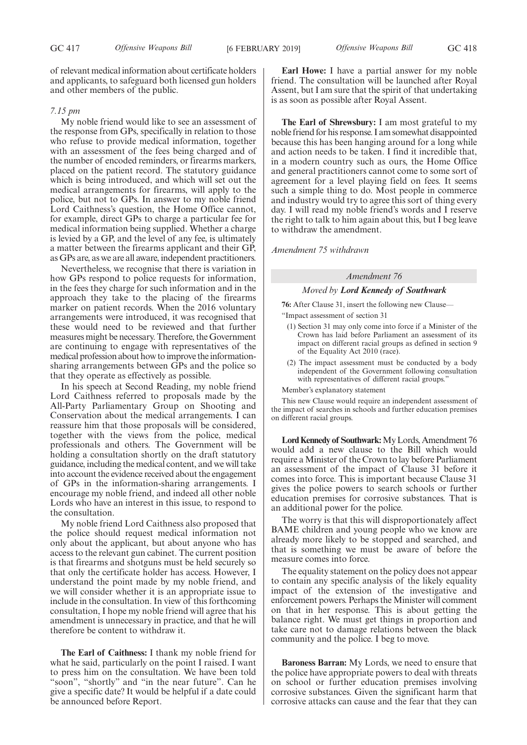of relevant medical information about certificate holders and applicants, to safeguard both licensed gun holders and other members of the public.

*7.15 pm*

My noble friend would like to see an assessment of the response from GPs, specifically in relation to those who refuse to provide medical information, together with an assessment of the fees being charged and of the number of encoded reminders, or firearms markers, placed on the patient record. The statutory guidance which is being introduced, and which will set out the medical arrangements for firearms, will apply to the police, but not to GPs. In answer to my noble friend Lord Caithness's question, the Home Office cannot, for example, direct GPs to charge a particular fee for medical information being supplied. Whether a charge is levied by a GP, and the level of any fee, is ultimately a matter between the firearms applicant and their GP, as GPs are, as we are all aware, independent practitioners.

Nevertheless, we recognise that there is variation in how GPs respond to police requests for information, in the fees they charge for such information and in the approach they take to the placing of the firearms marker on patient records. When the 2016 voluntary arrangements were introduced, it was recognised that these would need to be reviewed and that further measures might be necessary. Therefore, the Government are continuing to engage with representatives of the medical profession about how to improve the information-sharing arrangements between GPs and the police so that they operate as effectively as possible.

In his speech at Second Reading, my noble friend Lord Caithness referred to proposals made by the All-Party Parliamentary Group on Shooting and Conservation about the medical arrangements. I can reassure him that those proposals will be considered, together with the views from the police, medical professionals and others. The Government will be holding a consultation shortly on the draft statutory guidance, including the medical content, and we will take into account the evidence received about the engagement of GPs in the information-sharing arrangements. I encourage my noble friend, and indeed all other noble Lords who have an interest in this issue, to respond to the consultation.

My noble friend Lord Caithness also proposed that the police should request medical information not only about the applicant, but about anyone who has access to the relevant gun cabinet. The current position is that firearms and shotguns must be held securely so that only the certificate holder has access. I understand the point made by my noble friend, and we will consider whether it is an appropriate issue to include in the consultation. In view of this forthcoming consultation, I hope my noble friend will agree that his amendment is unnecessary in practice, and that he will therefore be content to withdraw it.

**The Earl of Caithness:** I thank my noble friend for what he said, particularly on the point I raised. I want to press him on the consultation. We have been told "soon", "shortly" and "in the near future". Can he give a specific date? It would be helpful if a date could be announced before Report.

**Earl Howe:** I have a partial answer for my noble friend. The consultation will be launched after Royal Assent, but I am sure that the spirit of that undertaking is as soon as possible after Royal Assent.

**The Earl of Shrewsbury:** I am most grateful to my noble friend for his response. I am somewhat disappointed because this has been hanging around for a long while and action needs to be taken. I find it incredible that, in a modern country such as ours, the Home Office and general practitioners cannot come to some sort of agreement for a level playing field on fees. It seems such a simple thing to do. Most people in commerce and industry would try to agree this sort of thing every day. I will read my noble friend's words and I reserve the right to talk to him again about this, but I beg leave to withdraw the amendment.

*Amendment 75 withdrawn*

*Amendment 76*

*Moved by* ***Lord Kennedy of Southwark***

**76:** After Clause 31, insert the following new Clause—

"Impact assessment of section 31

(1) Section 31 may only come into force if a Minister of the Crown has laid before Parliament an assessment of its impact on different racial groups as defined in section 9 of the Equality Act 2010 (race).

(2) The impact assessment must be conducted by a body independent of the Government following consultation with representatives of different racial groups."

Member's explanatory statement

This new Clause would require an independent assessment of the impact of searches in schools and further education premises on different racial groups.

**Lord Kennedy of Southwark:** My Lords, Amendment 76 would add a new clause to the Bill which would require a Minister of the Crown to lay before Parliament an assessment of the impact of Clause 31 before it comes into force. This is important because Clause 31 gives the police powers to search schools or further education premises for corrosive substances. That is an additional power for the police.

The worry is that this will disproportionately affect BAME children and young people who we know are already more likely to be stopped and searched, and that is something we must be aware of before the measure comes into force.

The equality statement on the policy does not appear to contain any specific analysis of the likely equality impact of the extension of the investigative and enforcement powers. Perhaps the Minister will comment on that in her response. This is about getting the balance right. We must get things in proportion and take care not to damage relations between the black community and the police. I beg to move.

**Baroness Barran:** My Lords, we need to ensure that the police have appropriate powers to deal with threats on school or further education premises involving corrosive substances. Given the significant harm that corrosive attacks can cause and the fear that they can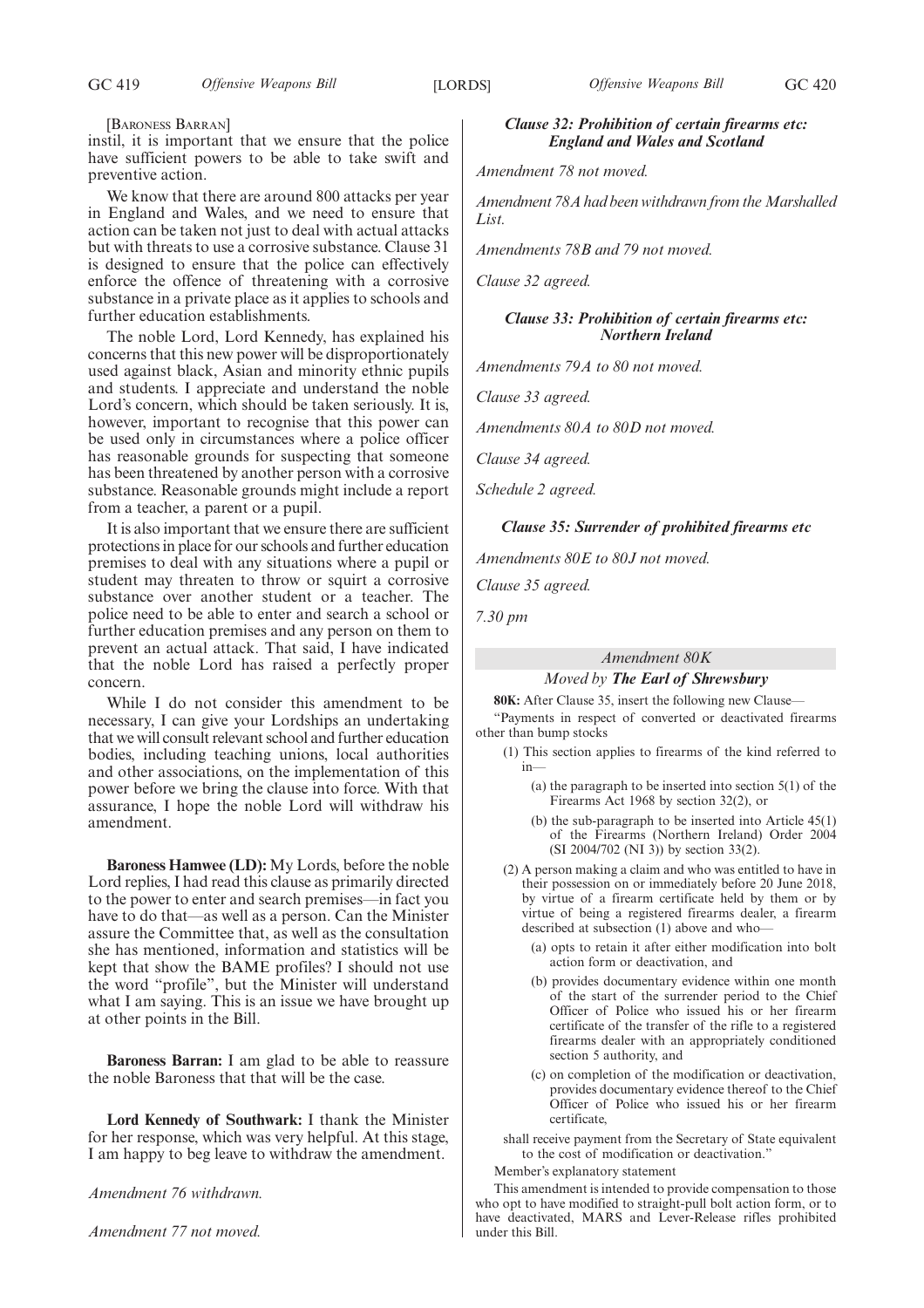[Baroness Barran]

instil, it is important that we ensure that the police have sufficient powers to be able to take swift and preventive action.

We know that there are around 800 attacks per year in England and Wales, and we need to ensure that action can be taken not just to deal with actual attacks but with threats to use a corrosive substance. Clause 31 is designed to ensure that the police can effectively enforce the offence of threatening with a corrosive substance in a private place as it applies to schools and further education establishments.

The noble Lord, Lord Kennedy, has explained his concerns that this new power will be disproportionately used against black, Asian and minority ethnic pupils and students. I appreciate and understand the noble Lord's concern, which should be taken seriously. It is, however, important to recognise that this power can be used only in circumstances where a police officer has reasonable grounds for suspecting that someone has been threatened by another person with a corrosive substance. Reasonable grounds might include a report from a teacher, a parent or a pupil.

It is also important that we ensure there are sufficient protections in place for our schools and further education premises to deal with any situations where a pupil or student may threaten to throw or squirt a corrosive substance over another student or a teacher. The police need to be able to enter and search a school or further education premises and any person on them to prevent an actual attack. That said, I have indicated that the noble Lord has raised a perfectly proper concern.

While I do not consider this amendment to be necessary, I can give your Lordships an undertaking that we will consult relevant school and further education bodies, including teaching unions, local authorities and other associations, on the implementation of this power before we bring the clause into force. With that assurance, I hope the noble Lord will withdraw his amendment.

**Baroness Hamwee (LD):** My Lords, before the noble Lord replies, I had read this clause as primarily directed to the power to enter and search premises—in fact you have to do that—as well as a person. Can the Minister assure the Committee that, as well as the consultation she has mentioned, information and statistics will be kept that show the BAME profiles? I should not use the word "profile", but the Minister will understand what I am saying. This is an issue we have brought up at other points in the Bill.

**Baroness Barran:** I am glad to be able to reassure the noble Baroness that that will be the case.

**Lord Kennedy of Southwark:** I thank the Minister for her response, which was very helpful. At this stage, I am happy to beg leave to withdraw the amendment.

*Amendment 76 withdrawn.*

*Amendment 77 not moved.*

### *Clause 32: Prohibition of certain firearms etc: England and Wales and Scotland*

*Amendment 78 not moved.*

*Amendment 78A had been withdrawn from the Marshalled List.*

*Amendments 78B and 79 not moved.*

*Clause 32 agreed.*

### *Clause 33: Prohibition of certain firearms etc: Northern Ireland*

*Amendments 79A to 80 not moved.*

*Clause 33 agreed.*

*Amendments 80A to 80D not moved.*

*Clause 34 agreed.*

*Schedule 2 agreed.*

### *Clause 35: Surrender of prohibited firearms etc*

*Amendments 80E to 80J not moved.*

*Clause 35 agreed.*

*7.30 pm*

### *Amendment 80K*

*Moved by* ***The Earl of Shrewsbury***

**80K:** After Clause 35, insert the following new Clause—

"Payments in respect of converted or deactivated firearms other than bump stocks

(1) This section applies to firearms of the kind referred to in—

(a) the paragraph to be inserted into section 5(1) of the Firearms Act 1968 by section 32(2), or

(b) the sub-paragraph to be inserted into Article 45(1) of the Firearms (Northern Ireland) Order 2004 (SI 2004/702 (NI 3)) by section 33(2).

(2) A person making a claim and who was entitled to have in their possession on or immediately before 20 June 2018, by virtue of a firearm certificate held by them or by virtue of being a registered firearms dealer, a firearm described at subsection (1) above and who—

(a) opts to retain it after either modification into bolt action form or deactivation, and

(b) provides documentary evidence within one month of the start of the surrender period to the Chief Officer of Police who issued his or her firearm certificate of the transfer of the rifle to a registered firearms dealer with an appropriately conditioned section 5 authority, and

(c) on completion of the modification or deactivation, provides documentary evidence thereof to the Chief Officer of Police who issued his or her firearm certificate,

shall receive payment from the Secretary of State equivalent to the cost of modification or deactivation."

Member's explanatory statement

This amendment is intended to provide compensation to those who opt to have modified to straight-pull bolt action form, or to have deactivated, MARS and Lever-Release rifles prohibited under this Bill.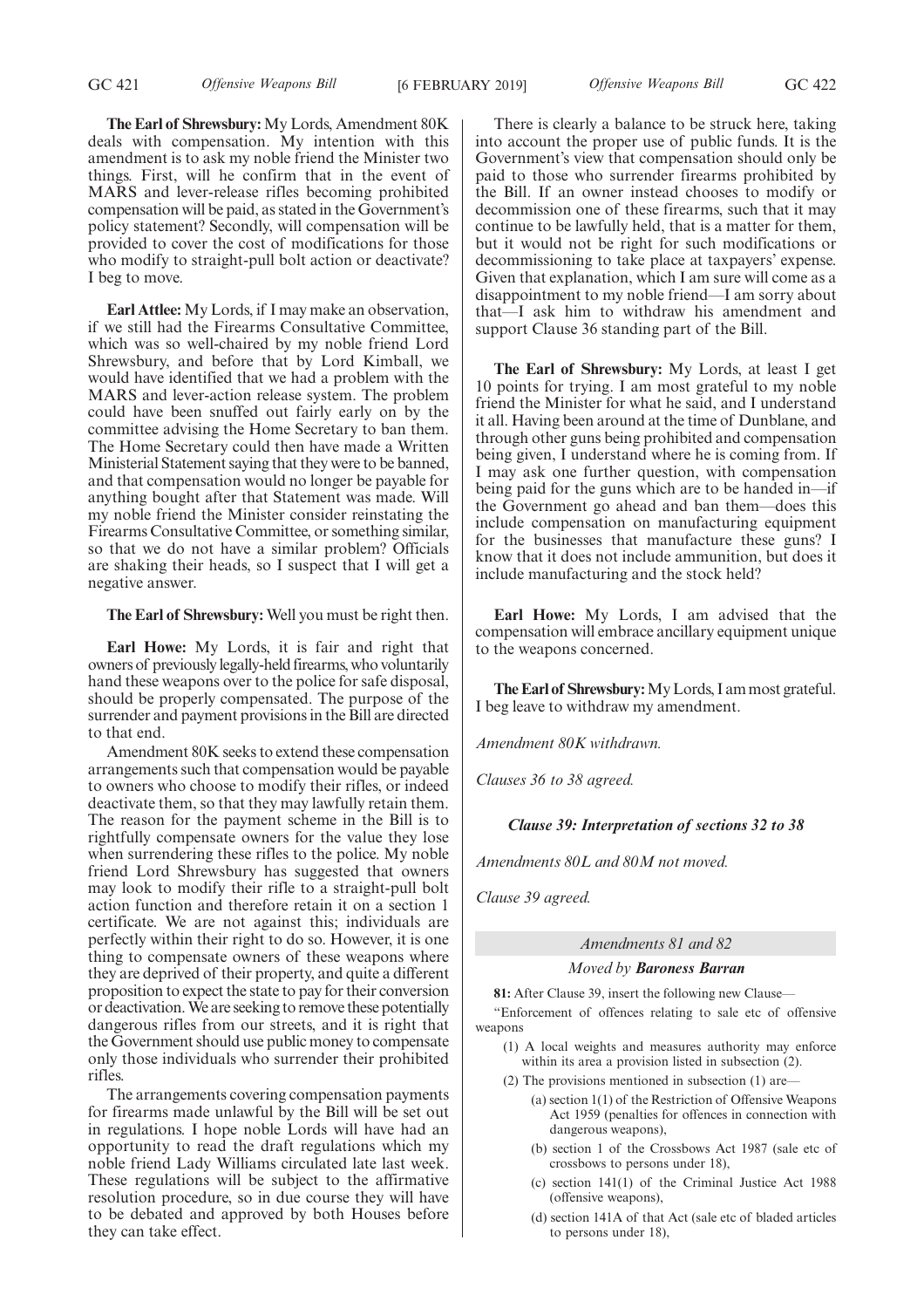**The Earl of Shrewsbury:** My Lords, Amendment 80K deals with compensation. My intention with this amendment is to ask my noble friend the Minister two things. First, will he confirm that in the event of MARS and lever-release rifles becoming prohibited compensation will be paid, as stated in the Government's policy statement? Secondly, will compensation will be provided to cover the cost of modifications for those who modify to straight-pull bolt action or deactivate? I beg to move.

**Earl Attlee:** My Lords, if I may make an observation, if we still had the Firearms Consultative Committee, which was so well-chaired by my noble friend Lord Shrewsbury, and before that by Lord Kimball, we would have identified that we had a problem with the MARS and lever-action release system. The problem could have been snuffed out fairly early on by the committee advising the Home Secretary to ban them. The Home Secretary could then have made a Written Ministerial Statement saying that they were to be banned, and that compensation would no longer be payable for anything bought after that Statement was made. Will my noble friend the Minister consider reinstating the Firearms Consultative Committee, or something similar, so that we do not have a similar problem? Officials are shaking their heads, so I suspect that I will get a negative answer.

**The Earl of Shrewsbury:** Well you must be right then.

**Earl Howe:** My Lords, it is fair and right that owners of previously legally-held firearms, who voluntarily hand these weapons over to the police for safe disposal, should be properly compensated. The purpose of the surrender and payment provisions in the Bill are directed to that end.

Amendment 80K seeks to extend these compensation arrangements such that compensation would be payable to owners who choose to modify their rifles, or indeed deactivate them, so that they may lawfully retain them. The reason for the payment scheme in the Bill is to rightfully compensate owners for the value they lose when surrendering these rifles to the police. My noble friend Lord Shrewsbury has suggested that owners may look to modify their rifle to a straight-pull bolt action function and therefore retain it on a section 1 certificate. We are not against this; individuals are perfectly within their right to do so. However, it is one thing to compensate owners of these weapons where they are deprived of their property, and quite a different proposition to expect the state to pay for their conversion or deactivation. We are seeking to remove these potentially dangerous rifles from our streets, and it is right that the Government should use public money to compensate only those individuals who surrender their prohibited rifles.

The arrangements covering compensation payments for firearms made unlawful by the Bill will be set out in regulations. I hope noble Lords will have had an opportunity to read the draft regulations which my noble friend Lady Williams circulated late last week. These regulations will be subject to the affirmative resolution procedure, so in due course they will have to be debated and approved by both Houses before they can take effect.

There is clearly a balance to be struck here, taking into account the proper use of public funds. It is the Government's view that compensation should only be paid to those who surrender firearms prohibited by the Bill. If an owner instead chooses to modify or decommission one of these firearms, such that it may continue to be lawfully held, that is a matter for them, but it would not be right for such modifications or decommissioning to take place at taxpayers' expense. Given that explanation, which I am sure will come as a disappointment to my noble friend—I am sorry about that—I ask him to withdraw his amendment and support Clause 36 standing part of the Bill.

**The Earl of Shrewsbury:** My Lords, at least I get 10 points for trying. I am most grateful to my noble friend the Minister for what he said, and I understand it all. Having been around at the time of Dunblane, and through other guns being prohibited and compensation being given, I understand where he is coming from. If I may ask one further question, with compensation being paid for the guns which are to be handed in—if the Government go ahead and ban them—does this include compensation on manufacturing equipment for the businesses that manufacture these guns? I know that it does not include ammunition, but does it include manufacturing and the stock held?

**Earl Howe:** My Lords, I am advised that the compensation will embrace ancillary equipment unique to the weapons concerned.

**The Earl of Shrewsbury:** My Lords, I am most grateful. I beg leave to withdraw my amendment.

*Amendment 80K withdrawn.*

*Clauses 36 to 38 agreed.*

***Clause 39: Interpretation of sections 32 to 38***

*Amendments 80L and 80M not moved.*

*Clause 39 agreed.*

*Amendments 81 and 82*

*Moved by* ***Baroness Barran***

**81:** After Clause 39, insert the following new Clause—

"Enforcement of offences relating to sale etc of offensive weapons

(1) A local weights and measures authority may enforce within its area a provision listed in subsection (2).

(2) The provisions mentioned in subsection (1) are—

(a) section 1(1) of the Restriction of Offensive Weapons Act 1959 (penalties for offences in connection with dangerous weapons),

(b) section 1 of the Crossbows Act 1987 (sale etc of crossbows to persons under 18),

(c) section 141(1) of the Criminal Justice Act 1988 (offensive weapons),

(d) section 141A of that Act (sale etc of bladed articles to persons under 18),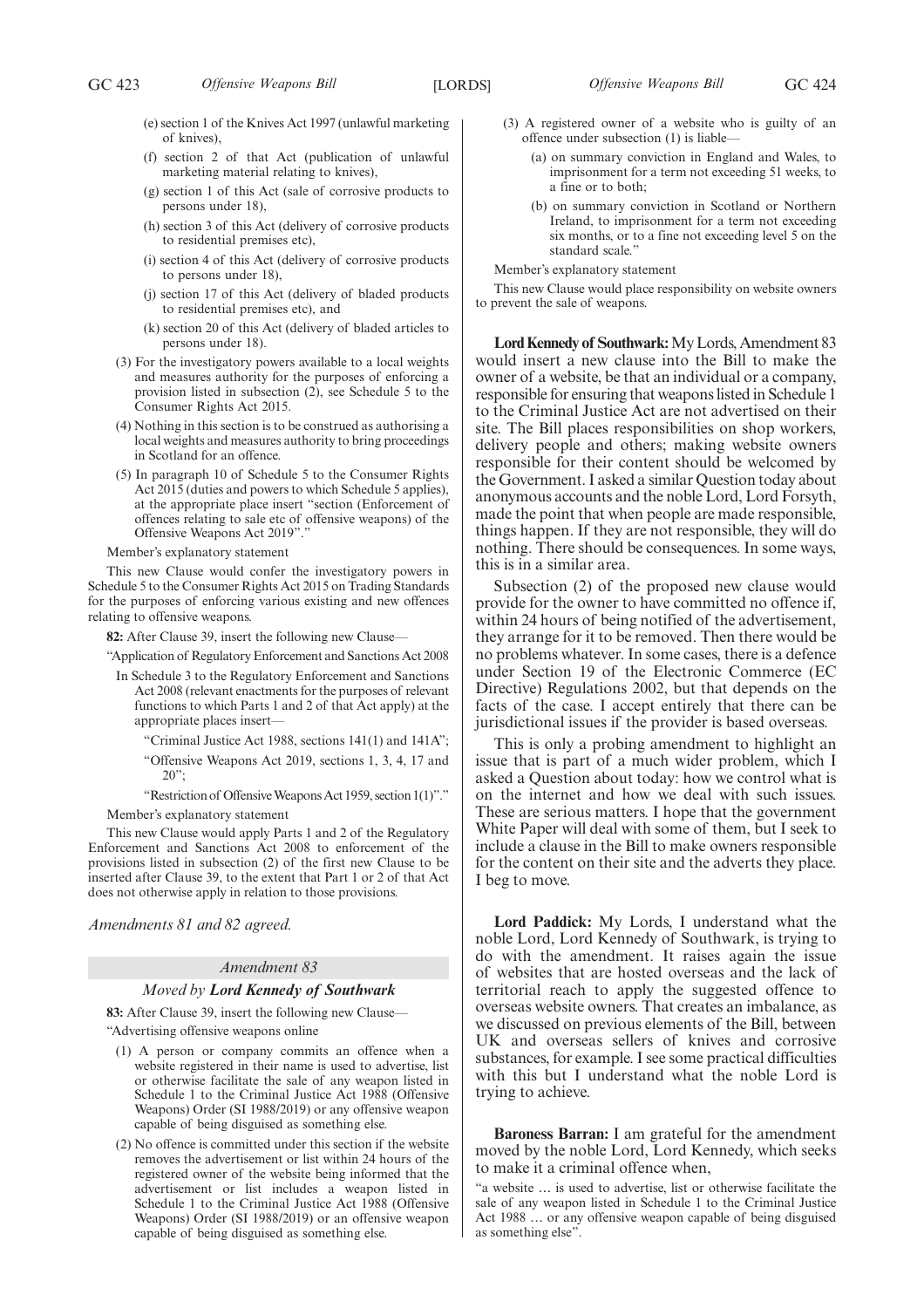(e) section 1 of the Knives Act 1997 (unlawful marketing of knives),

(f) section 2 of that Act (publication of unlawful marketing material relating to knives),

(g) section 1 of this Act (sale of corrosive products to persons under 18),

(h) section 3 of this Act (delivery of corrosive products to residential premises etc),

(i) section 4 of this Act (delivery of corrosive products to persons under 18),

(j) section 17 of this Act (delivery of bladed products to residential premises etc), and

(k) section 20 of this Act (delivery of bladed articles to persons under 18).

(3) For the investigatory powers available to a local weights and measures authority for the purposes of enforcing a provision listed in subsection (2), see Schedule 5 to the Consumer Rights Act 2015.

(4) Nothing in this section is to be construed as authorising a local weights and measures authority to bring proceedings in Scotland for an offence.

(5) In paragraph 10 of Schedule 5 to the Consumer Rights Act 2015 (duties and powers to which Schedule 5 applies), at the appropriate place insert "section (Enforcement of offences relating to sale etc of offensive weapons) of the Offensive Weapons Act 2019"."

Member's explanatory statement

This new Clause would confer the investigatory powers in Schedule 5 to the Consumer Rights Act 2015 on Trading Standards for the purposes of enforcing various existing and new offences relating to offensive weapons.

**82:** After Clause 39, insert the following new Clause—

"Application of Regulatory Enforcement and Sanctions Act 2008

In Schedule 3 to the Regulatory Enforcement and Sanctions Act 2008 (relevant enactments for the purposes of relevant functions to which Parts 1 and 2 of that Act apply) at the appropriate places insert—

"Criminal Justice Act 1988, sections 141(1) and 141A";

"Offensive Weapons Act 2019, sections 1, 3, 4, 17 and 20";

"Restriction of Offensive Weapons Act 1959, section 1(1)"."

Member's explanatory statement

This new Clause would apply Parts 1 and 2 of the Regulatory Enforcement and Sanctions Act 2008 to enforcement of the provisions listed in subsection (2) of the first new Clause to be inserted after Clause 39, to the extent that Part 1 or 2 of that Act does not otherwise apply in relation to those provisions.

*Amendments 81 and 82 agreed.*

## *Amendment 83*

### *Moved by **Lord Kennedy of Southwark***

**83:** After Clause 39, insert the following new Clause—

"Advertising offensive weapons online

(1) A person or company commits an offence when a website registered in their name is used to advertise, list or otherwise facilitate the sale of any weapon listed in Schedule 1 to the Criminal Justice Act 1988 (Offensive Weapons) Order (SI 1988/2019) or any offensive weapon capable of being disguised as something else.

(2) No offence is committed under this section if the website removes the advertisement or list within 24 hours of the registered owner of the website being informed that the advertisement or list includes a weapon listed in Schedule 1 to the Criminal Justice Act 1988 (Offensive Weapons) Order (SI 1988/2019) or an offensive weapon capable of being disguised as something else.

(3) A registered owner of a website who is guilty of an offence under subsection (1) is liable—

(a) on summary conviction in England and Wales, to imprisonment for a term not exceeding 51 weeks, to a fine or to both;

(b) on summary conviction in Scotland or Northern Ireland, to imprisonment for a term not exceeding six months, or to a fine not exceeding level 5 on the standard scale."

Member's explanatory statement

This new Clause would place responsibility on website owners to prevent the sale of weapons.

**Lord Kennedy of Southwark:** My Lords, Amendment 83 would insert a new clause into the Bill to make the owner of a website, be that an individual or a company, responsible for ensuring that weapons listed in Schedule 1 to the Criminal Justice Act are not advertised on their site. The Bill places responsibilities on shop workers, delivery people and others; making website owners responsible for their content should be welcomed by the Government. I asked a similar Question today about anonymous accounts and the noble Lord, Lord Forsyth, made the point that when people are made responsible, things happen. If they are not responsible, they will do nothing. There should be consequences. In some ways, this is in a similar area.

Subsection (2) of the proposed new clause would provide for the owner to have committed no offence if, within 24 hours of being notified of the advertisement, they arrange for it to be removed. Then there would be no problems whatever. In some cases, there is a defence under Section 19 of the Electronic Commerce (EC Directive) Regulations 2002, but that depends on the facts of the case. I accept entirely that there can be jurisdictional issues if the provider is based overseas.

This is only a probing amendment to highlight an issue that is part of a much wider problem, which I asked a Question about today: how we control what is on the internet and how we deal with such issues. These are serious matters. I hope that the government White Paper will deal with some of them, but I seek to include a clause in the Bill to make owners responsible for the content on their site and the adverts they place. I beg to move.

**Lord Paddick:** My Lords, I understand what the noble Lord, Lord Kennedy of Southwark, is trying to do with the amendment. It raises again the issue of websites that are hosted overseas and the lack of territorial reach to apply the suggested offence to overseas website owners. That creates an imbalance, as we discussed on previous elements of the Bill, between UK and overseas sellers of knives and corrosive substances, for example. I see some practical difficulties with this but I understand what the noble Lord is trying to achieve.

**Baroness Barran:** I am grateful for the amendment moved by the noble Lord, Lord Kennedy, which seeks to make it a criminal offence when,

"a website … is used to advertise, list or otherwise facilitate the sale of any weapon listed in Schedule 1 to the Criminal Justice Act 1988 … or any offensive weapon capable of being disguised as something else".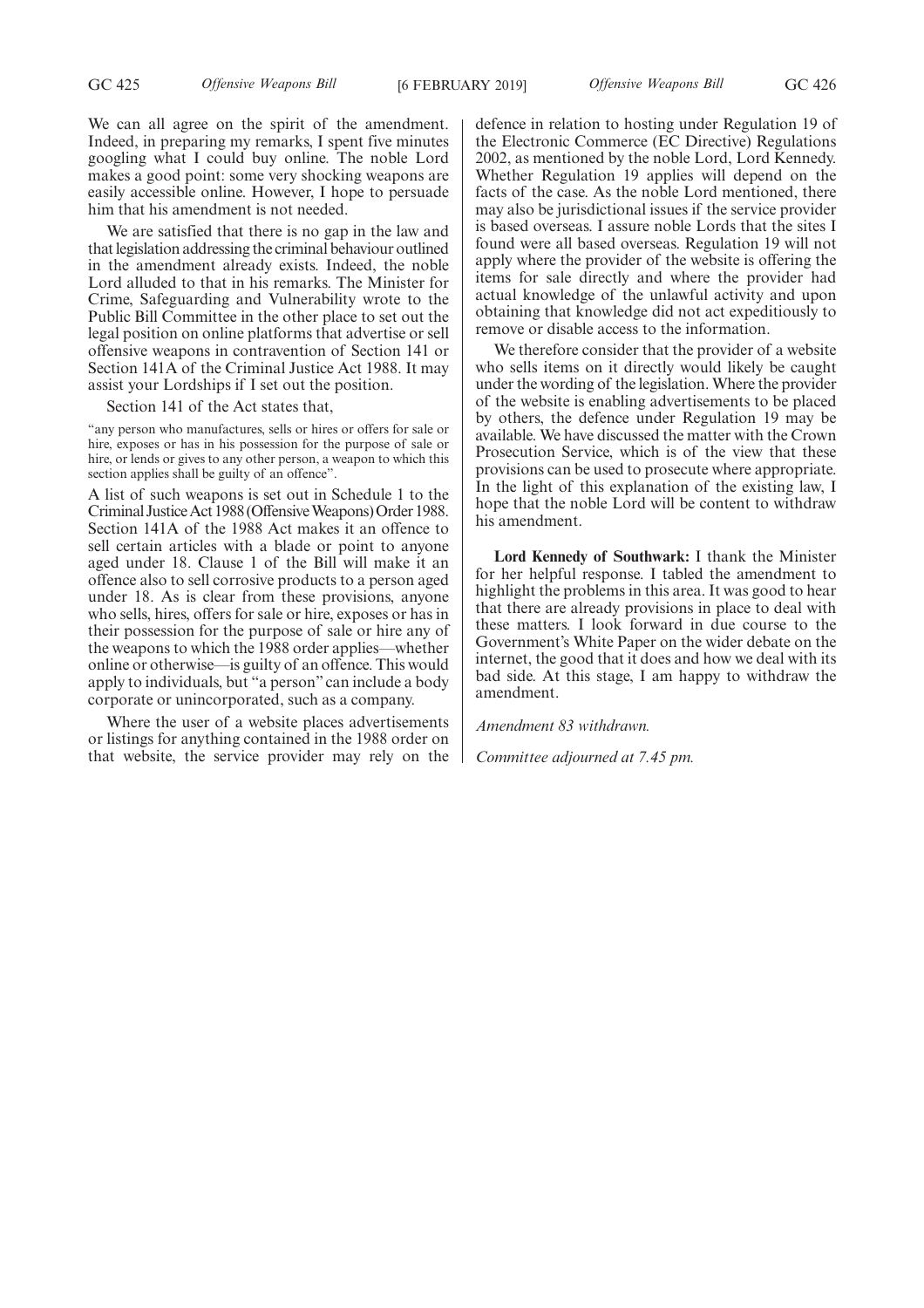We can all agree on the spirit of the amendment. Indeed, in preparing my remarks, I spent five minutes googling what I could buy online. The noble Lord makes a good point: some very shocking weapons are easily accessible online. However, I hope to persuade him that his amendment is not needed.

We are satisfied that there is no gap in the law and that legislation addressing the criminal behaviour outlined in the amendment already exists. Indeed, the noble Lord alluded to that in his remarks. The Minister for Crime, Safeguarding and Vulnerability wrote to the Public Bill Committee in the other place to set out the legal position on online platforms that advertise or sell offensive weapons in contravention of Section 141 or Section 141A of the Criminal Justice Act 1988. It may assist your Lordships if I set out the position.

Section 141 of the Act states that,

"any person who manufactures, sells or hires or offers for sale or hire, exposes or has in his possession for the purpose of sale or hire, or lends or gives to any other person, a weapon to which this section applies shall be guilty of an offence".

A list of such weapons is set out in Schedule 1 to the Criminal Justice Act 1988 (Offensive Weapons) Order 1988. Section 141A of the 1988 Act makes it an offence to sell certain articles with a blade or point to anyone aged under 18. Clause 1 of the Bill will make it an offence also to sell corrosive products to a person aged under 18. As is clear from these provisions, anyone who sells, hires, offers for sale or hire, exposes or has in their possession for the purpose of sale or hire any of the weapons to which the 1988 order applies—whether online or otherwise—is guilty of an offence. This would apply to individuals, but "a person" can include a body corporate or unincorporated, such as a company.

Where the user of a website places advertisements or listings for anything contained in the 1988 order on that website, the service provider may rely on the defence in relation to hosting under Regulation 19 of the Electronic Commerce (EC Directive) Regulations 2002, as mentioned by the noble Lord, Lord Kennedy. Whether Regulation 19 applies will depend on the facts of the case. As the noble Lord mentioned, there may also be jurisdictional issues if the service provider is based overseas. I assure noble Lords that the sites I found were all based overseas. Regulation 19 will not apply where the provider of the website is offering the items for sale directly and where the provider had actual knowledge of the unlawful activity and upon obtaining that knowledge did not act expeditiously to remove or disable access to the information.

We therefore consider that the provider of a website who sells items on it directly would likely be caught under the wording of the legislation. Where the provider of the website is enabling advertisements to be placed by others, the defence under Regulation 19 may be available. We have discussed the matter with the Crown Prosecution Service, which is of the view that these provisions can be used to prosecute where appropriate. In the light of this explanation of the existing law, I hope that the noble Lord will be content to withdraw his amendment.

**Lord Kennedy of Southwark:** I thank the Minister for her helpful response. I tabled the amendment to highlight the problems in this area. It was good to hear that there are already provisions in place to deal with these matters. I look forward in due course to the Government's White Paper on the wider debate on the internet, the good that it does and how we deal with its bad side. At this stage, I am happy to withdraw the amendment.

*Amendment 83 withdrawn.*

*Committee adjourned at 7.45 pm.*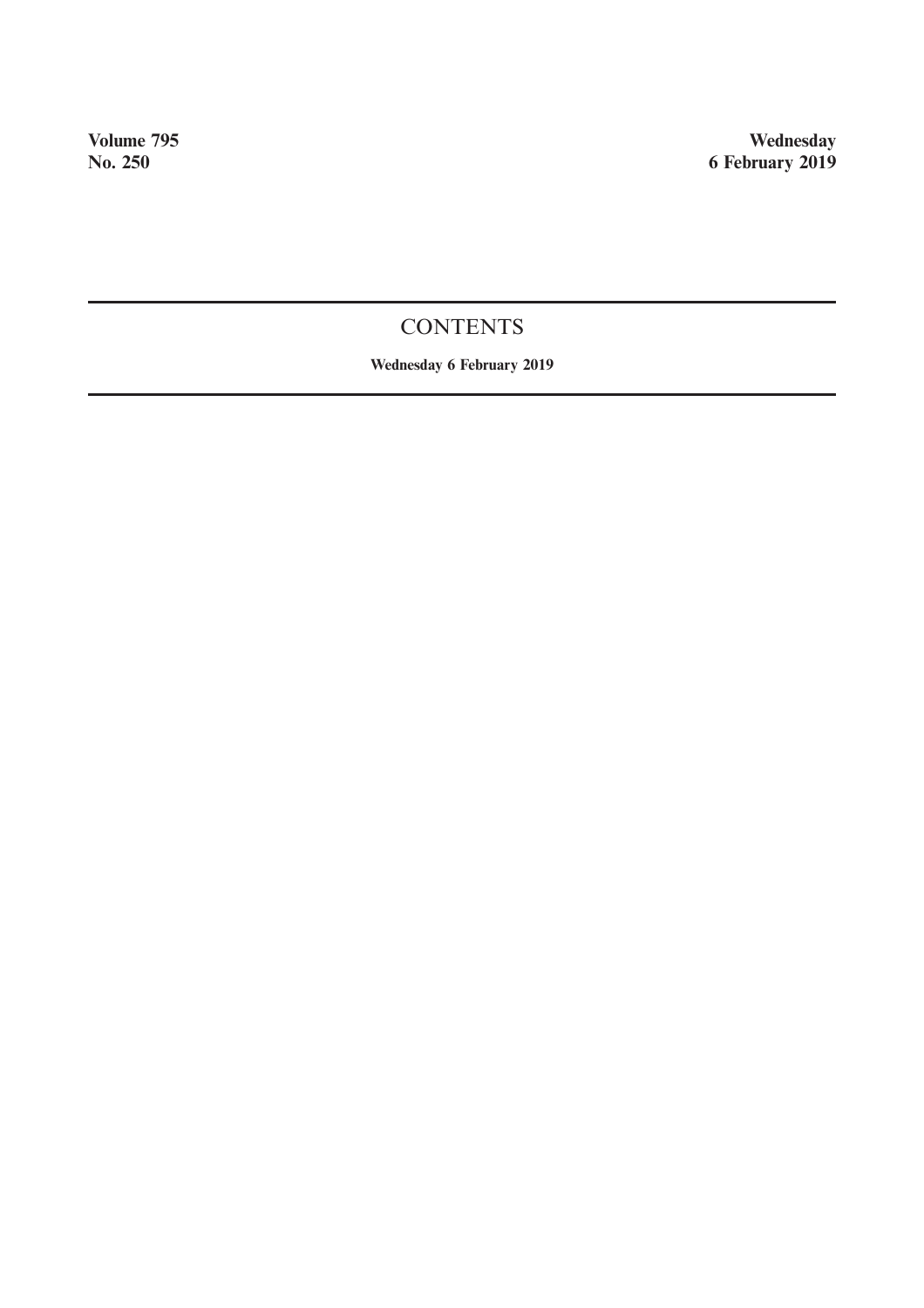**Volume 795**
**No. 250**

**Wednesday**
**6 February 2019**

## CONTENTS

**Wednesday 6 February 2019**